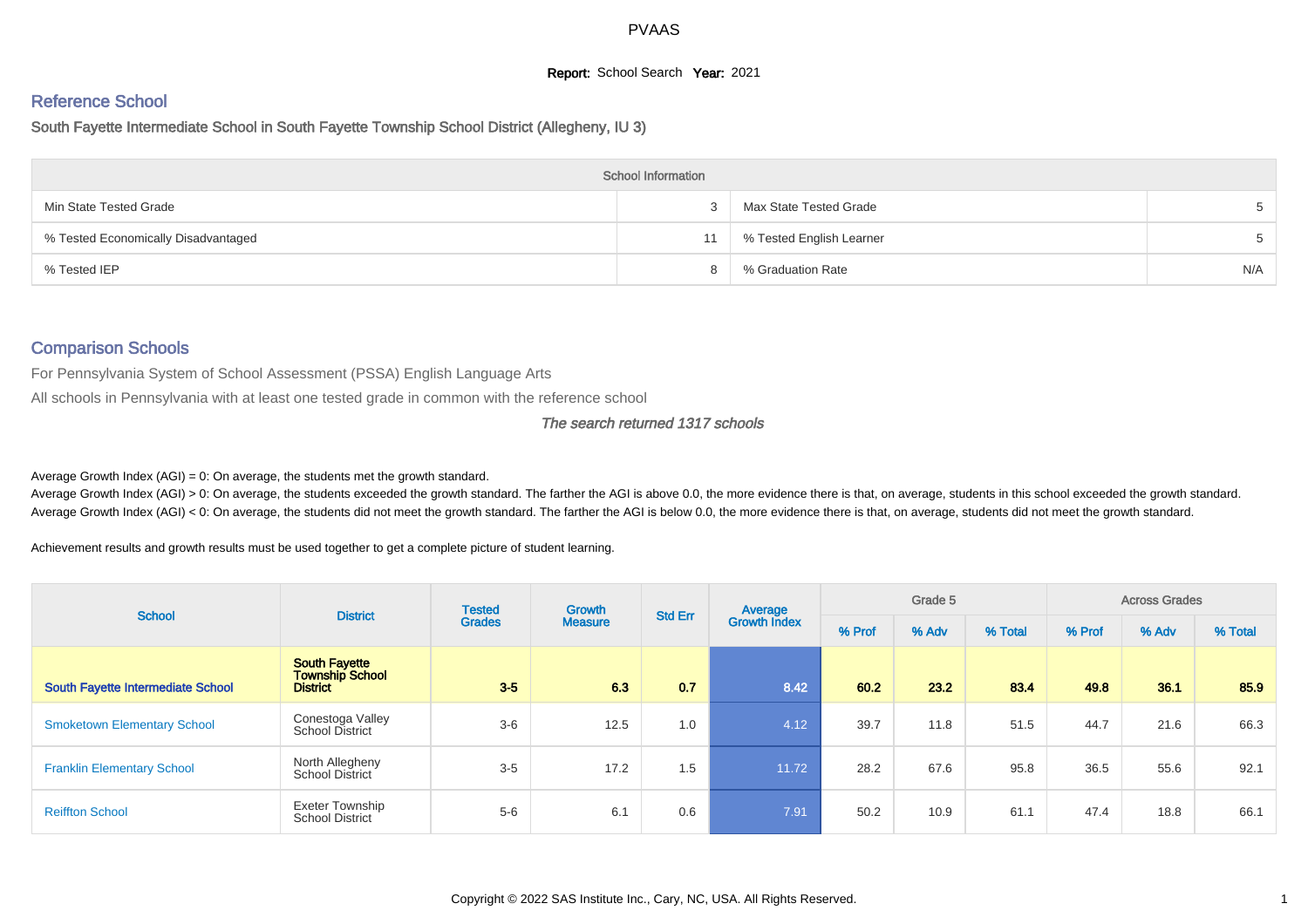# PVAAS

**Report:** School Search **Year:** 2021

## Reference School

### South Fayette Intermediate School in South Fayette Township School District (Allegheny, IU 3)

| School Information | | | |
|---|---|---|---|
| Min State Tested Grade | 3 | Max State Tested Grade | 5 |
| % Tested Economically Disadvantaged | 11 | % Tested English Learner | 5 |
| % Tested IEP | 8 | % Graduation Rate | N/A |

## Comparison Schools

For Pennsylvania System of School Assessment (PSSA) English Language Arts

All schools in Pennsylvania with at least one tested grade in common with the reference school

*The search returned 1317 schools*

Average Growth Index (AGI) = 0: On average, the students met the growth standard.
Average Growth Index (AGI) > 0: On average, the students exceeded the growth standard. The farther the AGI is above 0.0, the more evidence there is that, on average, students in this school exceeded the growth standard.
Average Growth Index (AGI) < 0: On average, the students did not meet the growth standard. The farther the AGI is below 0.0, the more evidence there is that, on average, students did not meet the growth standard.

Achievement results and growth results must be used together to get a complete picture of student learning.

| School | District | Tested Grades | Growth Measure | Std Err | Average Growth Index | Grade 5 | | | Across Grades | | |
|---|---|---|---|---|---|---|---|---|---|---|---|
| | | | | | | % Prof | % Adv | % Total | % Prof | % Adv | % Total |
| **South Fayette Intermediate School** | **South Fayette Township School District** | **3-5** | **6.3** | **0.7** | **8.42** | **60.2** | **23.2** | **83.4** | **49.8** | **36.1** | **85.9** |
| Smoketown Elementary School | Conestoga Valley School District | 3-6 | 12.5 | 1.0 | 4.12 | 39.7 | 11.8 | 51.5 | 44.7 | 21.6 | 66.3 |
| Franklin Elementary School | North Allegheny School District | 3-5 | 17.2 | 1.5 | 11.72 | 28.2 | 67.6 | 95.8 | 36.5 | 55.6 | 92.1 |
| Reiffton School | Exeter Township School District | 5-6 | 6.1 | 0.6 | 7.91 | 50.2 | 10.9 | 61.1 | 47.4 | 18.8 | 66.1 |

Copyright © 2022 SAS Institute Inc., Cary, NC, USA. All Rights Reserved.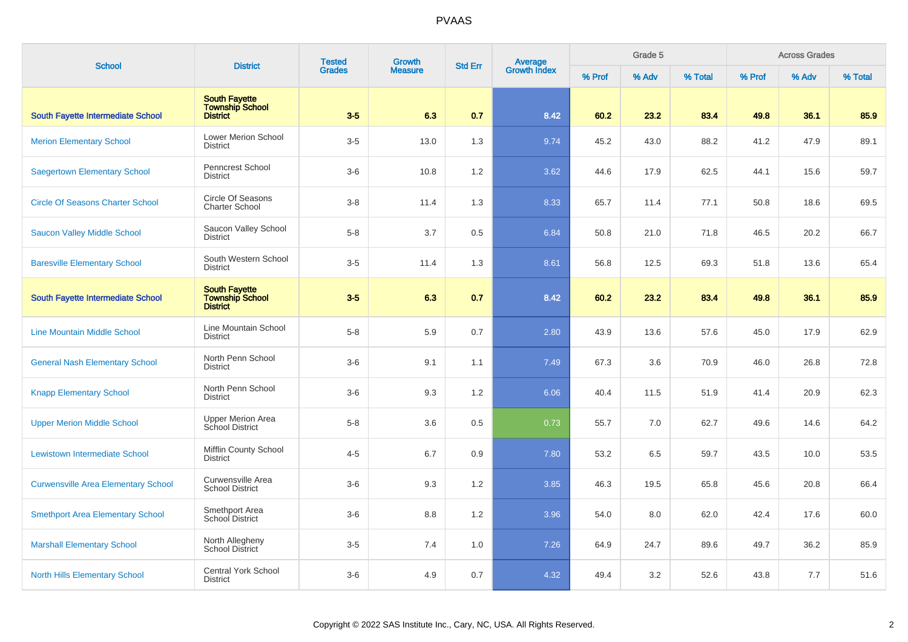| School | District | Tested Grades | Growth Measure | Std Err | Average Growth Index | Grade 5 | | | Across Grades | | |
|---|---|---|---|---|---|---|---|---|---|---|---|
| | | | | | | % Prof | % Adv | % Total | % Prof | % Adv | % Total |
| **South Fayette Intermediate School** | **South Fayette Township School District** | **3-5** | **6.3** | **0.7** | **8.42** | **60.2** | **23.2** | **83.4** | **49.8** | **36.1** | **85.9** |
| Merion Elementary School | Lower Merion School District | 3-5 | 13.0 | 1.3 | 9.74 | 45.2 | 43.0 | 88.2 | 41.2 | 47.9 | 89.1 |
| Saegertown Elementary School | Penncrest School District | 3-6 | 10.8 | 1.2 | 3.62 | 44.6 | 17.9 | 62.5 | 44.1 | 15.6 | 59.7 |
| Circle Of Seasons Charter School | Circle Of Seasons Charter School | 3-8 | 11.4 | 1.3 | 8.33 | 65.7 | 11.4 | 77.1 | 50.8 | 18.6 | 69.5 |
| Saucon Valley Middle School | Saucon Valley School District | 5-8 | 3.7 | 0.5 | 6.84 | 50.8 | 21.0 | 71.8 | 46.5 | 20.2 | 66.7 |
| Baresville Elementary School | South Western School District | 3-5 | 11.4 | 1.3 | 8.61 | 56.8 | 12.5 | 69.3 | 51.8 | 13.6 | 65.4 |
| **South Fayette Intermediate School** | **South Fayette Township School District** | **3-5** | **6.3** | **0.7** | **8.42** | **60.2** | **23.2** | **83.4** | **49.8** | **36.1** | **85.9** |
| Line Mountain Middle School | Line Mountain School District | 5-8 | 5.9 | 0.7 | 2.80 | 43.9 | 13.6 | 57.6 | 45.0 | 17.9 | 62.9 |
| General Nash Elementary School | North Penn School District | 3-6 | 9.1 | 1.1 | 7.49 | 67.3 | 3.6 | 70.9 | 46.0 | 26.8 | 72.8 |
| Knapp Elementary School | North Penn School District | 3-6 | 9.3 | 1.2 | 6.06 | 40.4 | 11.5 | 51.9 | 41.4 | 20.9 | 62.3 |
| Upper Merion Middle School | Upper Merion Area School District | 5-8 | 3.6 | 0.5 | 0.73 | 55.7 | 7.0 | 62.7 | 49.6 | 14.6 | 64.2 |
| Lewistown Intermediate School | Mifflin County School District | 4-5 | 6.7 | 0.9 | 7.80 | 53.2 | 6.5 | 59.7 | 43.5 | 10.0 | 53.5 |
| Curwensville Area Elementary School | Curwensville Area School District | 3-6 | 9.3 | 1.2 | 3.85 | 46.3 | 19.5 | 65.8 | 45.6 | 20.8 | 66.4 |
| Smethport Area Elementary School | Smethport Area School District | 3-6 | 8.8 | 1.2 | 3.96 | 54.0 | 8.0 | 62.0 | 42.4 | 17.6 | 60.0 |
| Marshall Elementary School | North Allegheny School District | 3-5 | 7.4 | 1.0 | 7.26 | 64.9 | 24.7 | 89.6 | 49.7 | 36.2 | 85.9 |
| North Hills Elementary School | Central York School District | 3-6 | 4.9 | 0.7 | 4.32 | 49.4 | 3.2 | 52.6 | 43.8 | 7.7 | 51.6 |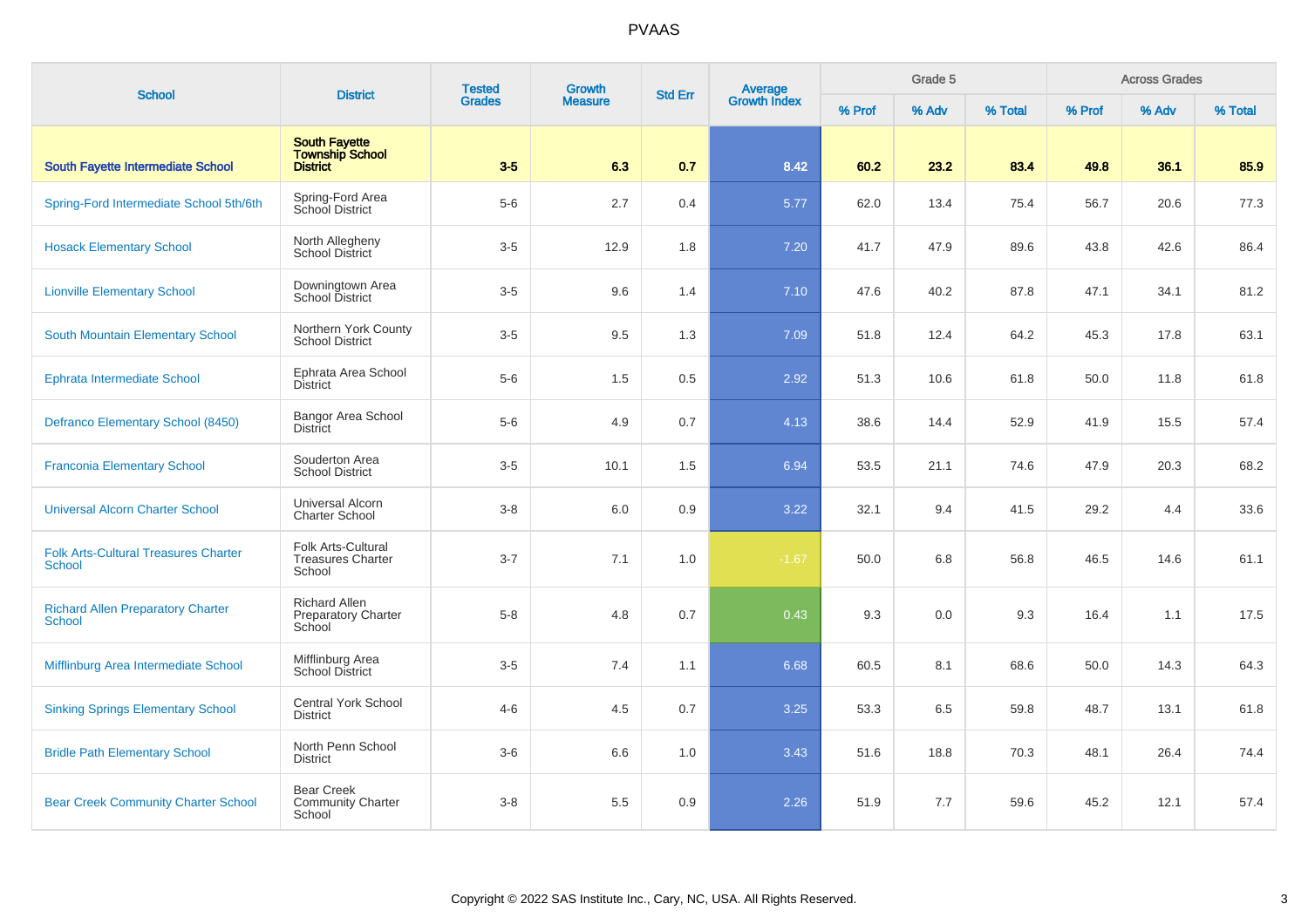# PVAAS

| School | District | Tested Grades | Growth Measure | Std Err | Average Growth Index | Grade 5 | | | Across Grades | | |
|---|---|---|---|---|---|---|---|---|---|---|---|
| | | | | | | % Prof | % Adv | % Total | % Prof | % Adv | % Total |
| **South Fayette Intermediate School** | **South Fayette Township School District** | **3-5** | **6.3** | **0.7** | **8.42** | **60.2** | **23.2** | **83.4** | **49.8** | **36.1** | **85.9** |
| Spring-Ford Intermediate School 5th/6th | Spring-Ford Area School District | 5-6 | 2.7 | 0.4 | 5.77 | 62.0 | 13.4 | 75.4 | 56.7 | 20.6 | 77.3 |
| Hosack Elementary School | North Allegheny School District | 3-5 | 12.9 | 1.8 | 7.20 | 41.7 | 47.9 | 89.6 | 43.8 | 42.6 | 86.4 |
| Lionville Elementary School | Downingtown Area School District | 3-5 | 9.6 | 1.4 | 7.10 | 47.6 | 40.2 | 87.8 | 47.1 | 34.1 | 81.2 |
| South Mountain Elementary School | Northern York County School District | 3-5 | 9.5 | 1.3 | 7.09 | 51.8 | 12.4 | 64.2 | 45.3 | 17.8 | 63.1 |
| Ephrata Intermediate School | Ephrata Area School District | 5-6 | 1.5 | 0.5 | 2.92 | 51.3 | 10.6 | 61.8 | 50.0 | 11.8 | 61.8 |
| Defranco Elementary School (8450) | Bangor Area School District | 5-6 | 4.9 | 0.7 | 4.13 | 38.6 | 14.4 | 52.9 | 41.9 | 15.5 | 57.4 |
| Franconia Elementary School | Souderton Area School District | 3-5 | 10.1 | 1.5 | 6.94 | 53.5 | 21.1 | 74.6 | 47.9 | 20.3 | 68.2 |
| Universal Alcorn Charter School | Universal Alcorn Charter School | 3-8 | 6.0 | 0.9 | 3.22 | 32.1 | 9.4 | 41.5 | 29.2 | 4.4 | 33.6 |
| Folk Arts-Cultural Treasures Charter School | Folk Arts-Cultural Treasures Charter School | 3-7 | 7.1 | 1.0 | -1.67 | 50.0 | 6.8 | 56.8 | 46.5 | 14.6 | 61.1 |
| Richard Allen Preparatory Charter School | Richard Allen Preparatory Charter School | 5-8 | 4.8 | 0.7 | 0.43 | 9.3 | 0.0 | 9.3 | 16.4 | 1.1 | 17.5 |
| Mifflinburg Area Intermediate School | Mifflinburg Area School District | 3-5 | 7.4 | 1.1 | 6.68 | 60.5 | 8.1 | 68.6 | 50.0 | 14.3 | 64.3 |
| Sinking Springs Elementary School | Central York School District | 4-6 | 4.5 | 0.7 | 3.25 | 53.3 | 6.5 | 59.8 | 48.7 | 13.1 | 61.8 |
| Bridle Path Elementary School | North Penn School District | 3-6 | 6.6 | 1.0 | 3.43 | 51.6 | 18.8 | 70.3 | 48.1 | 26.4 | 74.4 |
| Bear Creek Community Charter School | Bear Creek Community Charter School | 3-8 | 5.5 | 0.9 | 2.26 | 51.9 | 7.7 | 59.6 | 45.2 | 12.1 | 57.4 |

Copyright © 2022 SAS Institute Inc., Cary, NC, USA. All Rights Reserved.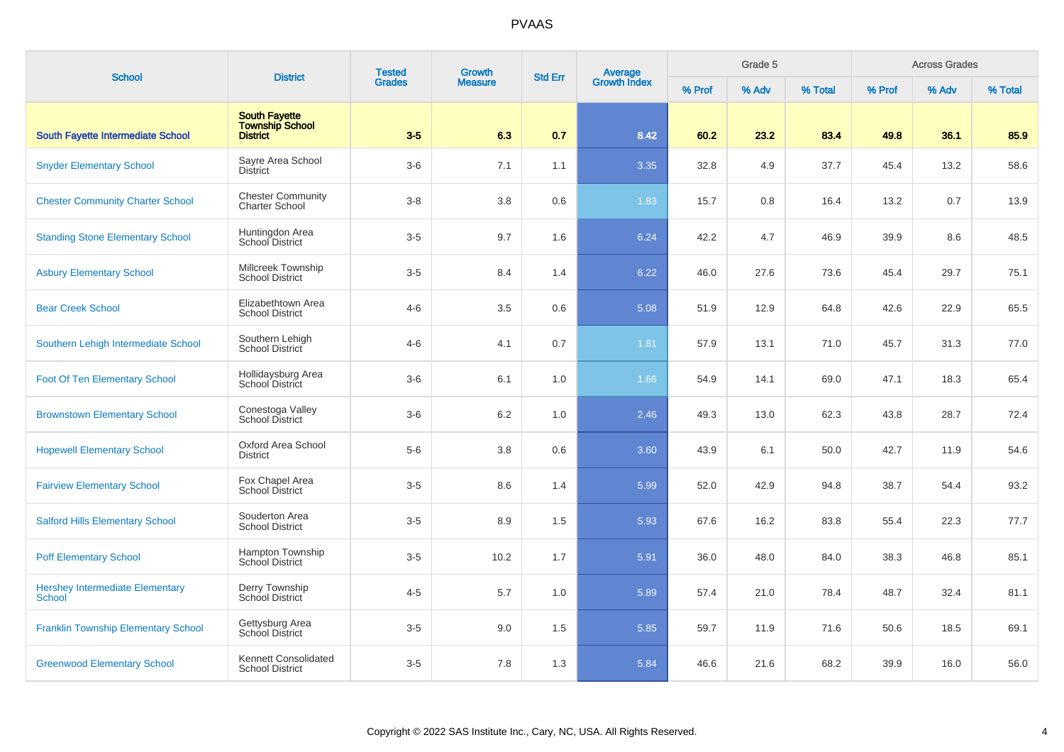# PVAAS

| School | District | Tested Grades | Growth Measure | Std Err | Average Growth Index | Grade 5 | | | Across Grades | | |
|---|---|---|---|---|---|---|---|---|---|---|---|
| | | | | | | % Prof | % Adv | % Total | % Prof | % Adv | % Total |
| **South Fayette Intermediate School** | **South Fayette Township School District** | **3-5** | **6.3** | **0.7** | **8.42** | **60.2** | **23.2** | **83.4** | **49.8** | **36.1** | **85.9** |
| Snyder Elementary School | Sayre Area School District | 3-6 | 7.1 | 1.1 | 3.35 | 32.8 | 4.9 | 37.7 | 45.4 | 13.2 | 58.6 |
| Chester Community Charter School | Chester Community Charter School | 3-8 | 3.8 | 0.6 | 1.83 | 15.7 | 0.8 | 16.4 | 13.2 | 0.7 | 13.9 |
| Standing Stone Elementary School | Huntingdon Area School District | 3-5 | 9.7 | 1.6 | 6.24 | 42.2 | 4.7 | 46.9 | 39.9 | 8.6 | 48.5 |
| Asbury Elementary School | Millcreek Township School District | 3-5 | 8.4 | 1.4 | 6.22 | 46.0 | 27.6 | 73.6 | 45.4 | 29.7 | 75.1 |
| Bear Creek School | Elizabethtown Area School District | 4-6 | 3.5 | 0.6 | 5.08 | 51.9 | 12.9 | 64.8 | 42.6 | 22.9 | 65.5 |
| Southern Lehigh Intermediate School | Southern Lehigh School District | 4-6 | 4.1 | 0.7 | 1.81 | 57.9 | 13.1 | 71.0 | 45.7 | 31.3 | 77.0 |
| Foot Of Ten Elementary School | Hollidaysburg Area School District | 3-6 | 6.1 | 1.0 | 1.66 | 54.9 | 14.1 | 69.0 | 47.1 | 18.3 | 65.4 |
| Brownstown Elementary School | Conestoga Valley School District | 3-6 | 6.2 | 1.0 | 2.46 | 49.3 | 13.0 | 62.3 | 43.8 | 28.7 | 72.4 |
| Hopewell Elementary School | Oxford Area School District | 5-6 | 3.8 | 0.6 | 3.60 | 43.9 | 6.1 | 50.0 | 42.7 | 11.9 | 54.6 |
| Fairview Elementary School | Fox Chapel Area School District | 3-5 | 8.6 | 1.4 | 5.99 | 52.0 | 42.9 | 94.8 | 38.7 | 54.4 | 93.2 |
| Salford Hills Elementary School | Souderton Area School District | 3-5 | 8.9 | 1.5 | 5.93 | 67.6 | 16.2 | 83.8 | 55.4 | 22.3 | 77.7 |
| Poff Elementary School | Hampton Township School District | 3-5 | 10.2 | 1.7 | 5.91 | 36.0 | 48.0 | 84.0 | 38.3 | 46.8 | 85.1 |
| Hershey Intermediate Elementary School | Derry Township School District | 4-5 | 5.7 | 1.0 | 5.89 | 57.4 | 21.0 | 78.4 | 48.7 | 32.4 | 81.1 |
| Franklin Township Elementary School | Gettysburg Area School District | 3-5 | 9.0 | 1.5 | 5.85 | 59.7 | 11.9 | 71.6 | 50.6 | 18.5 | 69.1 |
| Greenwood Elementary School | Kennett Consolidated School District | 3-5 | 7.8 | 1.3 | 5.84 | 46.6 | 21.6 | 68.2 | 39.9 | 16.0 | 56.0 |

Copyright © 2022 SAS Institute Inc., Cary, NC, USA. All Rights Reserved.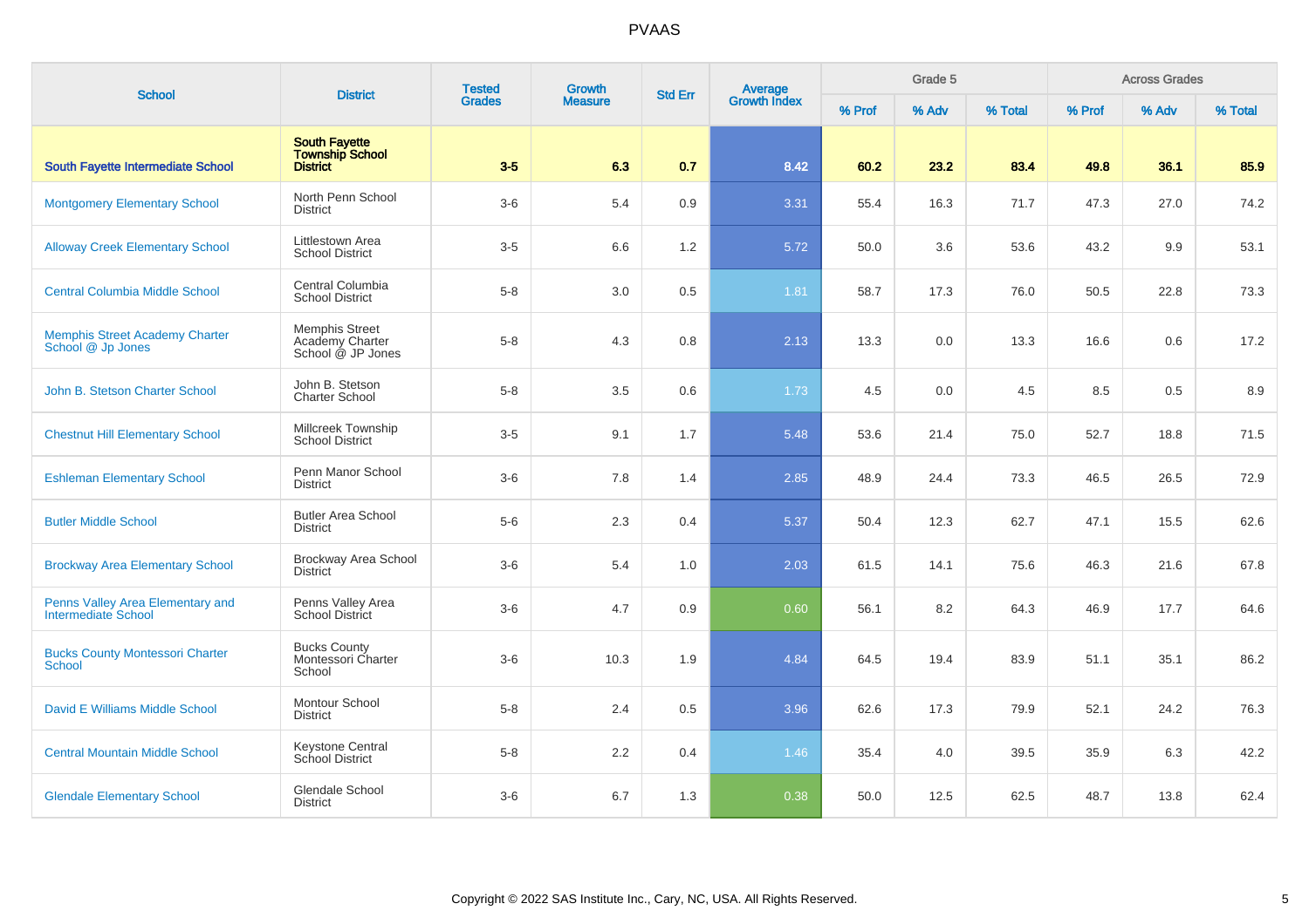# PVAAS

| School | District | Tested Grades | Growth Measure | Std Err | Average Growth Index | Grade 5 | | | Across Grades | | |
|---|---|---|---|---|---|---|---|---|---|---|---|
| | | | | | | % Prof | % Adv | % Total | % Prof | % Adv | % Total |
| **South Fayette Intermediate School** | **South Fayette Township School District** | **3-5** | **6.3** | **0.7** | **8.42** | **60.2** | **23.2** | **83.4** | **49.8** | **36.1** | **85.9** |
| Montgomery Elementary School | North Penn School District | 3-6 | 5.4 | 0.9 | 3.31 | 55.4 | 16.3 | 71.7 | 47.3 | 27.0 | 74.2 |
| Alloway Creek Elementary School | Littlestown Area School District | 3-5 | 6.6 | 1.2 | 5.72 | 50.0 | 3.6 | 53.6 | 43.2 | 9.9 | 53.1 |
| Central Columbia Middle School | Central Columbia School District | 5-8 | 3.0 | 0.5 | 1.81 | 58.7 | 17.3 | 76.0 | 50.5 | 22.8 | 73.3 |
| Memphis Street Academy Charter School @ Jp Jones | Memphis Street Academy Charter School @ JP Jones | 5-8 | 4.3 | 0.8 | 2.13 | 13.3 | 0.0 | 13.3 | 16.6 | 0.6 | 17.2 |
| John B. Stetson Charter School | John B. Stetson Charter School | 5-8 | 3.5 | 0.6 | 1.73 | 4.5 | 0.0 | 4.5 | 8.5 | 0.5 | 8.9 |
| Chestnut Hill Elementary School | Millcreek Township School District | 3-5 | 9.1 | 1.7 | 5.48 | 53.6 | 21.4 | 75.0 | 52.7 | 18.8 | 71.5 |
| Eshleman Elementary School | Penn Manor School District | 3-6 | 7.8 | 1.4 | 2.85 | 48.9 | 24.4 | 73.3 | 46.5 | 26.5 | 72.9 |
| Butler Middle School | Butler Area School District | 5-6 | 2.3 | 0.4 | 5.37 | 50.4 | 12.3 | 62.7 | 47.1 | 15.5 | 62.6 |
| Brockway Area Elementary School | Brockway Area School District | 3-6 | 5.4 | 1.0 | 2.03 | 61.5 | 14.1 | 75.6 | 46.3 | 21.6 | 67.8 |
| Penns Valley Area Elementary and Intermediate School | Penns Valley Area School District | 3-6 | 4.7 | 0.9 | 0.60 | 56.1 | 8.2 | 64.3 | 46.9 | 17.7 | 64.6 |
| Bucks County Montessori Charter School | Bucks County Montessori Charter School | 3-6 | 10.3 | 1.9 | 4.84 | 64.5 | 19.4 | 83.9 | 51.1 | 35.1 | 86.2 |
| David E Williams Middle School | Montour School District | 5-8 | 2.4 | 0.5 | 3.96 | 62.6 | 17.3 | 79.9 | 52.1 | 24.2 | 76.3 |
| Central Mountain Middle School | Keystone Central School District | 5-8 | 2.2 | 0.4 | 1.46 | 35.4 | 4.0 | 39.5 | 35.9 | 6.3 | 42.2 |
| Glendale Elementary School | Glendale School District | 3-6 | 6.7 | 1.3 | 0.38 | 50.0 | 12.5 | 62.5 | 48.7 | 13.8 | 62.4 |

Copyright © 2022 SAS Institute Inc., Cary, NC, USA. All Rights Reserved.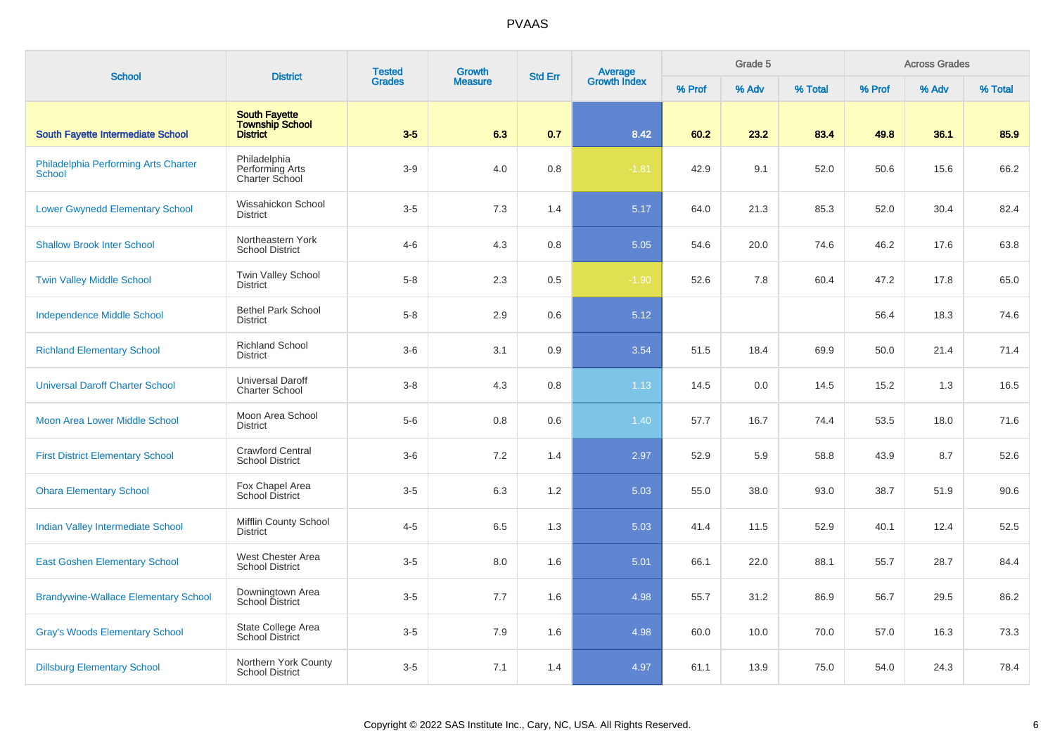# PVAAS

| School | District | Tested Grades | Growth Measure | Std Err | Average Growth Index | Grade 5 | | | Across Grades | | |
|---|---|---|---|---|---|---|---|---|---|---|---|
| | | | | | | % Prof | % Adv | % Total | % Prof | % Adv | % Total |
| **South Fayette Intermediate School** | **South Fayette Township School District** | **3-5** | **6.3** | **0.7** | **8.42** | **60.2** | **23.2** | **83.4** | **49.8** | **36.1** | **85.9** |
| Philadelphia Performing Arts Charter School | Philadelphia Performing Arts Charter School | 3-9 | 4.0 | 0.8 | -1.81 | 42.9 | 9.1 | 52.0 | 50.6 | 15.6 | 66.2 |
| Lower Gwynedd Elementary School | Wissahickon School District | 3-5 | 7.3 | 1.4 | 5.17 | 64.0 | 21.3 | 85.3 | 52.0 | 30.4 | 82.4 |
| Shallow Brook Inter School | Northeastern York School District | 4-6 | 4.3 | 0.8 | 5.05 | 54.6 | 20.0 | 74.6 | 46.2 | 17.6 | 63.8 |
| Twin Valley Middle School | Twin Valley School District | 5-8 | 2.3 | 0.5 | -1.90 | 52.6 | 7.8 | 60.4 | 47.2 | 17.8 | 65.0 |
| Independence Middle School | Bethel Park School District | 5-8 | 2.9 | 0.6 | 5.12 | | | | 56.4 | 18.3 | 74.6 |
| Richland Elementary School | Richland School District | 3-6 | 3.1 | 0.9 | 3.54 | 51.5 | 18.4 | 69.9 | 50.0 | 21.4 | 71.4 |
| Universal Daroff Charter School | Universal Daroff Charter School | 3-8 | 4.3 | 0.8 | 1.13 | 14.5 | 0.0 | 14.5 | 15.2 | 1.3 | 16.5 |
| Moon Area Lower Middle School | Moon Area School District | 5-6 | 0.8 | 0.6 | 1.40 | 57.7 | 16.7 | 74.4 | 53.5 | 18.0 | 71.6 |
| First District Elementary School | Crawford Central School District | 3-6 | 7.2 | 1.4 | 2.97 | 52.9 | 5.9 | 58.8 | 43.9 | 8.7 | 52.6 |
| Ohara Elementary School | Fox Chapel Area School District | 3-5 | 6.3 | 1.2 | 5.03 | 55.0 | 38.0 | 93.0 | 38.7 | 51.9 | 90.6 |
| Indian Valley Intermediate School | Mifflin County School District | 4-5 | 6.5 | 1.3 | 5.03 | 41.4 | 11.5 | 52.9 | 40.1 | 12.4 | 52.5 |
| East Goshen Elementary School | West Chester Area School District | 3-5 | 8.0 | 1.6 | 5.01 | 66.1 | 22.0 | 88.1 | 55.7 | 28.7 | 84.4 |
| Brandywine-Wallace Elementary School | Downingtown Area School District | 3-5 | 7.7 | 1.6 | 4.98 | 55.7 | 31.2 | 86.9 | 56.7 | 29.5 | 86.2 |
| Gray's Woods Elementary School | State College Area School District | 3-5 | 7.9 | 1.6 | 4.98 | 60.0 | 10.0 | 70.0 | 57.0 | 16.3 | 73.3 |
| Dillsburg Elementary School | Northern York County School District | 3-5 | 7.1 | 1.4 | 4.97 | 61.1 | 13.9 | 75.0 | 54.0 | 24.3 | 78.4 |

Copyright © 2022 SAS Institute Inc., Cary, NC, USA. All Rights Reserved.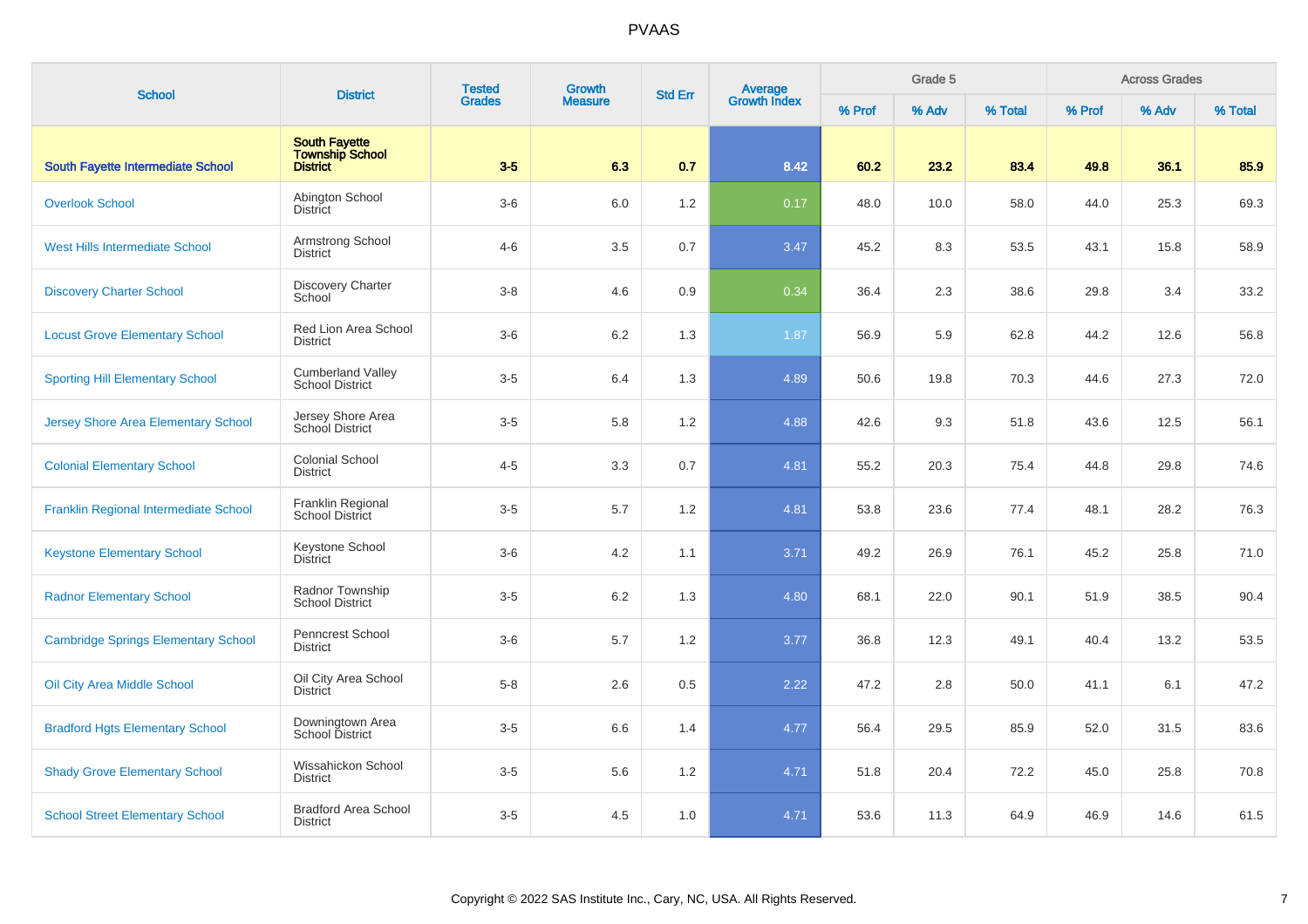# PVAAS

| School | District | Tested Grades | Growth Measure | Std Err | Average Growth Index | Grade 5 | | | Across Grades | | |
|---|---|---|---|---|---|---|---|---|---|---|---|
| | | | | | | % Prof | % Adv | % Total | % Prof | % Adv | % Total |
| **South Fayette Intermediate School** | **South Fayette Township School District** | **3-5** | **6.3** | **0.7** | **8.42** | **60.2** | **23.2** | **83.4** | **49.8** | **36.1** | **85.9** |
| Overlook School | Abington School District | 3-6 | 6.0 | 1.2 | 0.17 | 48.0 | 10.0 | 58.0 | 44.0 | 25.3 | 69.3 |
| West Hills Intermediate School | Armstrong School District | 4-6 | 3.5 | 0.7 | 3.47 | 45.2 | 8.3 | 53.5 | 43.1 | 15.8 | 58.9 |
| Discovery Charter School | Discovery Charter School | 3-8 | 4.6 | 0.9 | 0.34 | 36.4 | 2.3 | 38.6 | 29.8 | 3.4 | 33.2 |
| Locust Grove Elementary School | Red Lion Area School District | 3-6 | 6.2 | 1.3 | 1.87 | 56.9 | 5.9 | 62.8 | 44.2 | 12.6 | 56.8 |
| Sporting Hill Elementary School | Cumberland Valley School District | 3-5 | 6.4 | 1.3 | 4.89 | 50.6 | 19.8 | 70.3 | 44.6 | 27.3 | 72.0 |
| Jersey Shore Area Elementary School | Jersey Shore Area School District | 3-5 | 5.8 | 1.2 | 4.88 | 42.6 | 9.3 | 51.8 | 43.6 | 12.5 | 56.1 |
| Colonial Elementary School | Colonial School District | 4-5 | 3.3 | 0.7 | 4.81 | 55.2 | 20.3 | 75.4 | 44.8 | 29.8 | 74.6 |
| Franklin Regional Intermediate School | Franklin Regional School District | 3-5 | 5.7 | 1.2 | 4.81 | 53.8 | 23.6 | 77.4 | 48.1 | 28.2 | 76.3 |
| Keystone Elementary School | Keystone School District | 3-6 | 4.2 | 1.1 | 3.71 | 49.2 | 26.9 | 76.1 | 45.2 | 25.8 | 71.0 |
| Radnor Elementary School | Radnor Township School District | 3-5 | 6.2 | 1.3 | 4.80 | 68.1 | 22.0 | 90.1 | 51.9 | 38.5 | 90.4 |
| Cambridge Springs Elementary School | Penncrest School District | 3-6 | 5.7 | 1.2 | 3.77 | 36.8 | 12.3 | 49.1 | 40.4 | 13.2 | 53.5 |
| Oil City Area Middle School | Oil City Area School District | 5-8 | 2.6 | 0.5 | 2.22 | 47.2 | 2.8 | 50.0 | 41.1 | 6.1 | 47.2 |
| Bradford Hgts Elementary School | Downingtown Area School District | 3-5 | 6.6 | 1.4 | 4.77 | 56.4 | 29.5 | 85.9 | 52.0 | 31.5 | 83.6 |
| Shady Grove Elementary School | Wissahickon School District | 3-5 | 5.6 | 1.2 | 4.71 | 51.8 | 20.4 | 72.2 | 45.0 | 25.8 | 70.8 |
| School Street Elementary School | Bradford Area School District | 3-5 | 4.5 | 1.0 | 4.71 | 53.6 | 11.3 | 64.9 | 46.9 | 14.6 | 61.5 |

Copyright © 2022 SAS Institute Inc., Cary, NC, USA. All Rights Reserved.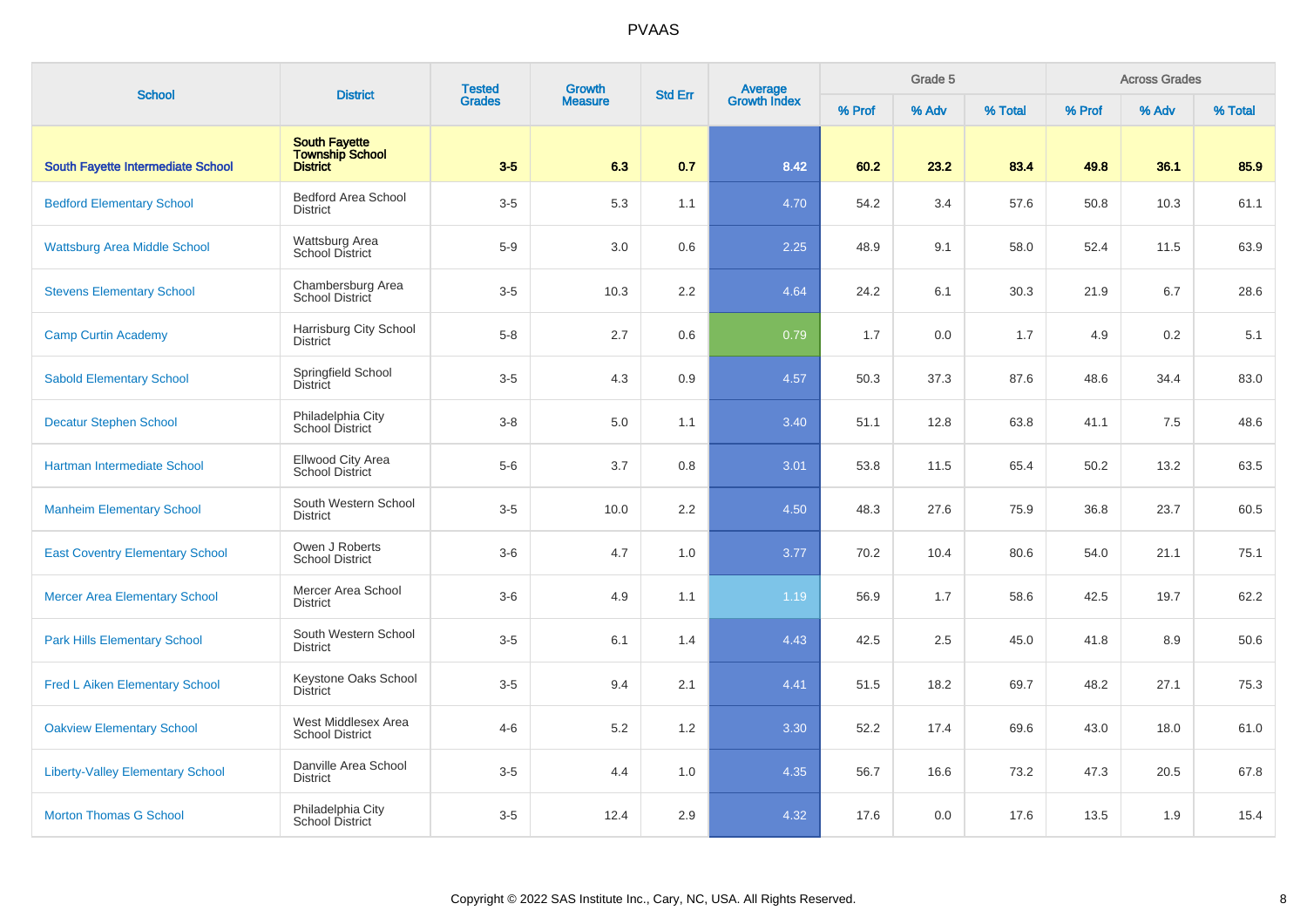# PVAAS

| School | District | Tested Grades | Growth Measure | Std Err | Average Growth Index | Grade 5 | | | Across Grades | | |
|---|---|---|---|---|---|---|---|---|---|---|---|
| | | | | | | % Prof | % Adv | % Total | % Prof | % Adv | % Total |
| **South Fayette Intermediate School** | **South Fayette Township School District** | **3-5** | **6.3** | **0.7** | **8.42** | **60.2** | **23.2** | **83.4** | **49.8** | **36.1** | **85.9** |
| Bedford Elementary School | Bedford Area School District | 3-5 | 5.3 | 1.1 | 4.70 | 54.2 | 3.4 | 57.6 | 50.8 | 10.3 | 61.1 |
| Wattsburg Area Middle School | Wattsburg Area School District | 5-9 | 3.0 | 0.6 | 2.25 | 48.9 | 9.1 | 58.0 | 52.4 | 11.5 | 63.9 |
| Stevens Elementary School | Chambersburg Area School District | 3-5 | 10.3 | 2.2 | 4.64 | 24.2 | 6.1 | 30.3 | 21.9 | 6.7 | 28.6 |
| Camp Curtin Academy | Harrisburg City School District | 5-8 | 2.7 | 0.6 | 0.79 | 1.7 | 0.0 | 1.7 | 4.9 | 0.2 | 5.1 |
| Sabold Elementary School | Springfield School District | 3-5 | 4.3 | 0.9 | 4.57 | 50.3 | 37.3 | 87.6 | 48.6 | 34.4 | 83.0 |
| Decatur Stephen School | Philadelphia City School District | 3-8 | 5.0 | 1.1 | 3.40 | 51.1 | 12.8 | 63.8 | 41.1 | 7.5 | 48.6 |
| Hartman Intermediate School | Ellwood City Area School District | 5-6 | 3.7 | 0.8 | 3.01 | 53.8 | 11.5 | 65.4 | 50.2 | 13.2 | 63.5 |
| Manheim Elementary School | South Western School District | 3-5 | 10.0 | 2.2 | 4.50 | 48.3 | 27.6 | 75.9 | 36.8 | 23.7 | 60.5 |
| East Coventry Elementary School | Owen J Roberts School District | 3-6 | 4.7 | 1.0 | 3.77 | 70.2 | 10.4 | 80.6 | 54.0 | 21.1 | 75.1 |
| Mercer Area Elementary School | Mercer Area School District | 3-6 | 4.9 | 1.1 | 1.19 | 56.9 | 1.7 | 58.6 | 42.5 | 19.7 | 62.2 |
| Park Hills Elementary School | South Western School District | 3-5 | 6.1 | 1.4 | 4.43 | 42.5 | 2.5 | 45.0 | 41.8 | 8.9 | 50.6 |
| Fred L Aiken Elementary School | Keystone Oaks School District | 3-5 | 9.4 | 2.1 | 4.41 | 51.5 | 18.2 | 69.7 | 48.2 | 27.1 | 75.3 |
| Oakview Elementary School | West Middlesex Area School District | 4-6 | 5.2 | 1.2 | 3.30 | 52.2 | 17.4 | 69.6 | 43.0 | 18.0 | 61.0 |
| Liberty-Valley Elementary School | Danville Area School District | 3-5 | 4.4 | 1.0 | 4.35 | 56.7 | 16.6 | 73.2 | 47.3 | 20.5 | 67.8 |
| Morton Thomas G School | Philadelphia City School District | 3-5 | 12.4 | 2.9 | 4.32 | 17.6 | 0.0 | 17.6 | 13.5 | 1.9 | 15.4 |

Copyright © 2022 SAS Institute Inc., Cary, NC, USA. All Rights Reserved.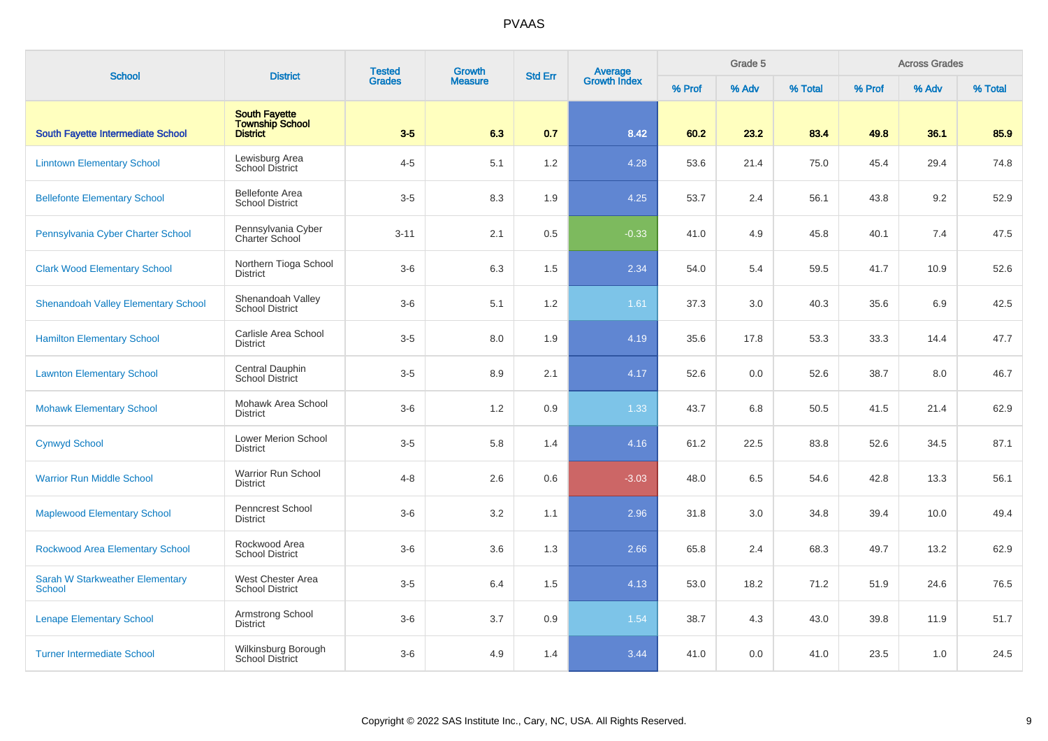# PVAAS

| School | District | Tested Grades | Growth Measure | Std Err | Average Growth Index | Grade 5 | | | Across Grades | | |
|---|---|---|---|---|---|---|---|---|---|---|---|
| | | | | | | % Prof | % Adv | % Total | % Prof | % Adv | % Total |
| **South Fayette Intermediate School** | **South Fayette Township School District** | **3-5** | **6.3** | **0.7** | **8.42** | **60.2** | **23.2** | **83.4** | **49.8** | **36.1** | **85.9** |
| Linntown Elementary School | Lewisburg Area School District | 4-5 | 5.1 | 1.2 | 4.28 | 53.6 | 21.4 | 75.0 | 45.4 | 29.4 | 74.8 |
| Bellefonte Elementary School | Bellefonte Area School District | 3-5 | 8.3 | 1.9 | 4.25 | 53.7 | 2.4 | 56.1 | 43.8 | 9.2 | 52.9 |
| Pennsylvania Cyber Charter School | Pennsylvania Cyber Charter School | 3-11 | 2.1 | 0.5 | -0.33 | 41.0 | 4.9 | 45.8 | 40.1 | 7.4 | 47.5 |
| Clark Wood Elementary School | Northern Tioga School District | 3-6 | 6.3 | 1.5 | 2.34 | 54.0 | 5.4 | 59.5 | 41.7 | 10.9 | 52.6 |
| Shenandoah Valley Elementary School | Shenandoah Valley School District | 3-6 | 5.1 | 1.2 | 1.61 | 37.3 | 3.0 | 40.3 | 35.6 | 6.9 | 42.5 |
| Hamilton Elementary School | Carlisle Area School District | 3-5 | 8.0 | 1.9 | 4.19 | 35.6 | 17.8 | 53.3 | 33.3 | 14.4 | 47.7 |
| Lawnton Elementary School | Central Dauphin School District | 3-5 | 8.9 | 2.1 | 4.17 | 52.6 | 0.0 | 52.6 | 38.7 | 8.0 | 46.7 |
| Mohawk Elementary School | Mohawk Area School District | 3-6 | 1.2 | 0.9 | 1.33 | 43.7 | 6.8 | 50.5 | 41.5 | 21.4 | 62.9 |
| Cynwyd School | Lower Merion School District | 3-5 | 5.8 | 1.4 | 4.16 | 61.2 | 22.5 | 83.8 | 52.6 | 34.5 | 87.1 |
| Warrior Run Middle School | Warrior Run School District | 4-8 | 2.6 | 0.6 | -3.03 | 48.0 | 6.5 | 54.6 | 42.8 | 13.3 | 56.1 |
| Maplewood Elementary School | Penncrest School District | 3-6 | 3.2 | 1.1 | 2.96 | 31.8 | 3.0 | 34.8 | 39.4 | 10.0 | 49.4 |
| Rockwood Area Elementary School | Rockwood Area School District | 3-6 | 3.6 | 1.3 | 2.66 | 65.8 | 2.4 | 68.3 | 49.7 | 13.2 | 62.9 |
| Sarah W Starkweather Elementary School | West Chester Area School District | 3-5 | 6.4 | 1.5 | 4.13 | 53.0 | 18.2 | 71.2 | 51.9 | 24.6 | 76.5 |
| Lenape Elementary School | Armstrong School District | 3-6 | 3.7 | 0.9 | 1.54 | 38.7 | 4.3 | 43.0 | 39.8 | 11.9 | 51.7 |
| Turner Intermediate School | Wilkinsburg Borough School District | 3-6 | 4.9 | 1.4 | 3.44 | 41.0 | 0.0 | 41.0 | 23.5 | 1.0 | 24.5 |

Copyright © 2022 SAS Institute Inc., Cary, NC, USA. All Rights Reserved.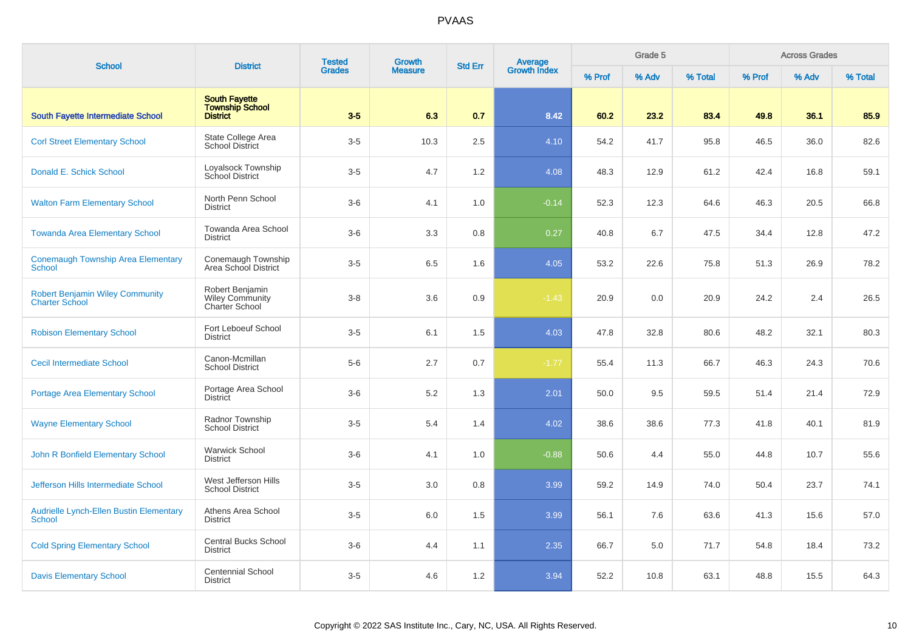# PVAAS

| School | District | Tested Grades | Growth Measure | Std Err | Average Growth Index | Grade 5 | | | Across Grades | | |
|---|---|---|---|---|---|---|---|---|---|---|---|
| | | | | | | % Prof | % Adv | % Total | % Prof | % Adv | % Total |
| **South Fayette Intermediate School** | **South Fayette Township School District** | **3-5** | **6.3** | **0.7** | **8.42** | **60.2** | **23.2** | **83.4** | **49.8** | **36.1** | **85.9** |
| Corl Street Elementary School | State College Area School District | 3-5 | 10.3 | 2.5 | 4.10 | 54.2 | 41.7 | 95.8 | 46.5 | 36.0 | 82.6 |
| Donald E. Schick School | Loyalsock Township School District | 3-5 | 4.7 | 1.2 | 4.08 | 48.3 | 12.9 | 61.2 | 42.4 | 16.8 | 59.1 |
| Walton Farm Elementary School | North Penn School District | 3-6 | 4.1 | 1.0 | -0.14 | 52.3 | 12.3 | 64.6 | 46.3 | 20.5 | 66.8 |
| Towanda Area Elementary School | Towanda Area School District | 3-6 | 3.3 | 0.8 | 0.27 | 40.8 | 6.7 | 47.5 | 34.4 | 12.8 | 47.2 |
| Conemaugh Township Area Elementary School | Conemaugh Township Area School District | 3-5 | 6.5 | 1.6 | 4.05 | 53.2 | 22.6 | 75.8 | 51.3 | 26.9 | 78.2 |
| Robert Benjamin Wiley Community Charter School | Robert Benjamin Wiley Community Charter School | 3-8 | 3.6 | 0.9 | -1.43 | 20.9 | 0.0 | 20.9 | 24.2 | 2.4 | 26.5 |
| Robison Elementary School | Fort Leboeuf School District | 3-5 | 6.1 | 1.5 | 4.03 | 47.8 | 32.8 | 80.6 | 48.2 | 32.1 | 80.3 |
| Cecil Intermediate School | Canon-Mcmillan School District | 5-6 | 2.7 | 0.7 | -1.77 | 55.4 | 11.3 | 66.7 | 46.3 | 24.3 | 70.6 |
| Portage Area Elementary School | Portage Area School District | 3-6 | 5.2 | 1.3 | 2.01 | 50.0 | 9.5 | 59.5 | 51.4 | 21.4 | 72.9 |
| Wayne Elementary School | Radnor Township School District | 3-5 | 5.4 | 1.4 | 4.02 | 38.6 | 38.6 | 77.3 | 41.8 | 40.1 | 81.9 |
| John R Bonfield Elementary School | Warwick School District | 3-6 | 4.1 | 1.0 | -0.88 | 50.6 | 4.4 | 55.0 | 44.8 | 10.7 | 55.6 |
| Jefferson Hills Intermediate School | West Jefferson Hills School District | 3-5 | 3.0 | 0.8 | 3.99 | 59.2 | 14.9 | 74.0 | 50.4 | 23.7 | 74.1 |
| Audrielle Lynch-Ellen Bustin Elementary School | Athens Area School District | 3-5 | 6.0 | 1.5 | 3.99 | 56.1 | 7.6 | 63.6 | 41.3 | 15.6 | 57.0 |
| Cold Spring Elementary School | Central Bucks School District | 3-6 | 4.4 | 1.1 | 2.35 | 66.7 | 5.0 | 71.7 | 54.8 | 18.4 | 73.2 |
| Davis Elementary School | Centennial School District | 3-5 | 4.6 | 1.2 | 3.94 | 52.2 | 10.8 | 63.1 | 48.8 | 15.5 | 64.3 |

Copyright © 2022 SAS Institute Inc., Cary, NC, USA. All Rights Reserved.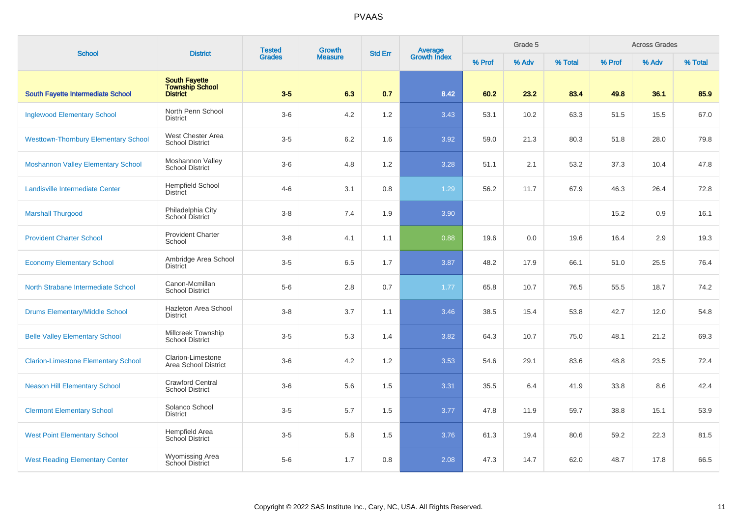# PVAAS

| School | District | Tested Grades | Growth Measure | Std Err | Average Growth Index | Grade 5 | | | Across Grades | | |
|---|---|---|---|---|---|---|---|---|---|---|---|
| | | | | | | % Prof | % Adv | % Total | % Prof | % Adv | % Total |
| **South Fayette Intermediate School** | **South Fayette Township School District** | **3-5** | **6.3** | **0.7** | **8.42** | **60.2** | **23.2** | **83.4** | **49.8** | **36.1** | **85.9** |
| Inglewood Elementary School | North Penn School District | 3-6 | 4.2 | 1.2 | 3.43 | 53.1 | 10.2 | 63.3 | 51.5 | 15.5 | 67.0 |
| Westtown-Thornbury Elementary School | West Chester Area School District | 3-5 | 6.2 | 1.6 | 3.92 | 59.0 | 21.3 | 80.3 | 51.8 | 28.0 | 79.8 |
| Moshannon Valley Elementary School | Moshannon Valley School District | 3-6 | 4.8 | 1.2 | 3.28 | 51.1 | 2.1 | 53.2 | 37.3 | 10.4 | 47.8 |
| Landisville Intermediate Center | Hempfield School District | 4-6 | 3.1 | 0.8 | 1.29 | 56.2 | 11.7 | 67.9 | 46.3 | 26.4 | 72.8 |
| Marshall Thurgood | Philadelphia City School District | 3-8 | 7.4 | 1.9 | 3.90 | | | | 15.2 | 0.9 | 16.1 |
| Provident Charter School | Provident Charter School | 3-8 | 4.1 | 1.1 | 0.88 | 19.6 | 0.0 | 19.6 | 16.4 | 2.9 | 19.3 |
| Economy Elementary School | Ambridge Area School District | 3-5 | 6.5 | 1.7 | 3.87 | 48.2 | 17.9 | 66.1 | 51.0 | 25.5 | 76.4 |
| North Strabane Intermediate School | Canon-Mcmillan School District | 5-6 | 2.8 | 0.7 | 1.77 | 65.8 | 10.7 | 76.5 | 55.5 | 18.7 | 74.2 |
| Drums Elementary/Middle School | Hazleton Area School District | 3-8 | 3.7 | 1.1 | 3.46 | 38.5 | 15.4 | 53.8 | 42.7 | 12.0 | 54.8 |
| Belle Valley Elementary School | Millcreek Township School District | 3-5 | 5.3 | 1.4 | 3.82 | 64.3 | 10.7 | 75.0 | 48.1 | 21.2 | 69.3 |
| Clarion-Limestone Elementary School | Clarion-Limestone Area School District | 3-6 | 4.2 | 1.2 | 3.53 | 54.6 | 29.1 | 83.6 | 48.8 | 23.5 | 72.4 |
| Neason Hill Elementary School | Crawford Central School District | 3-6 | 5.6 | 1.5 | 3.31 | 35.5 | 6.4 | 41.9 | 33.8 | 8.6 | 42.4 |
| Clermont Elementary School | Solanco School District | 3-5 | 5.7 | 1.5 | 3.77 | 47.8 | 11.9 | 59.7 | 38.8 | 15.1 | 53.9 |
| West Point Elementary School | Hempfield Area School District | 3-5 | 5.8 | 1.5 | 3.76 | 61.3 | 19.4 | 80.6 | 59.2 | 22.3 | 81.5 |
| West Reading Elementary Center | Wyomissing Area School District | 5-6 | 1.7 | 0.8 | 2.08 | 47.3 | 14.7 | 62.0 | 48.7 | 17.8 | 66.5 |

Copyright © 2022 SAS Institute Inc., Cary, NC, USA. All Rights Reserved.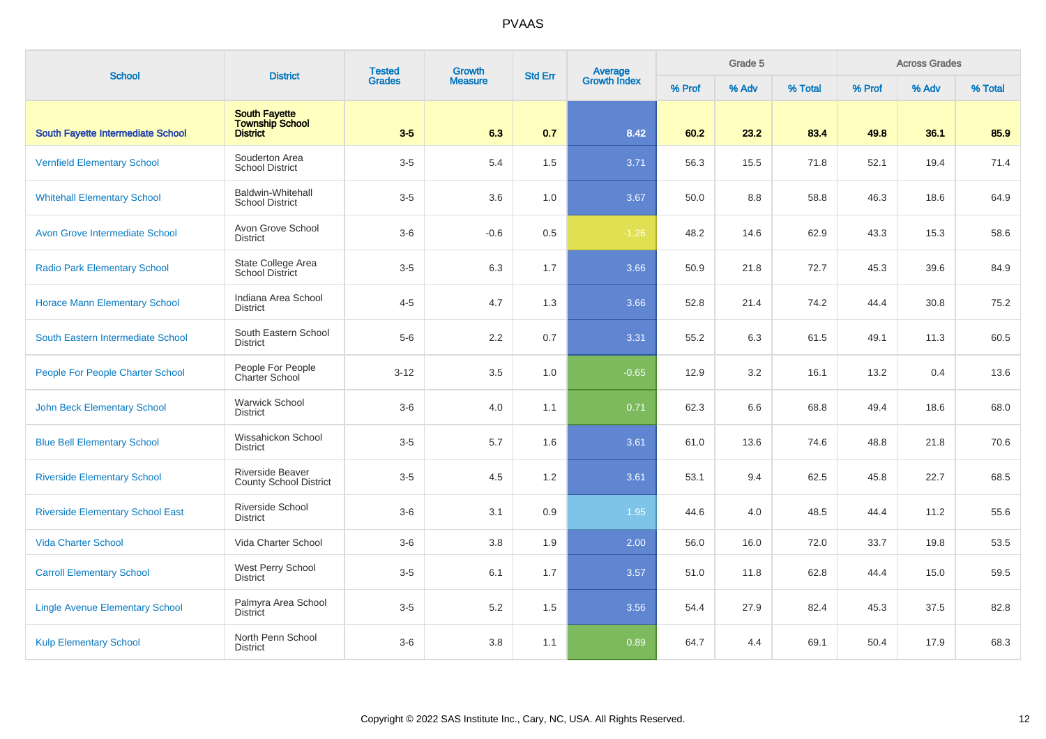| School | District | Tested Grades | Growth Measure | Std Err | Average Growth Index | Grade 5 | | | Across Grades | | |
|---|---|---|---|---|---|---|---|---|---|---|---|
| | | | | | | % Prof | % Adv | % Total | % Prof | % Adv | % Total |
| **South Fayette Intermediate School** | **South Fayette Township School District** | **3-5** | **6.3** | **0.7** | **8.42** | **60.2** | **23.2** | **83.4** | **49.8** | **36.1** | **85.9** |
| Vernfield Elementary School | Souderton Area School District | 3-5 | 5.4 | 1.5 | 3.71 | 56.3 | 15.5 | 71.8 | 52.1 | 19.4 | 71.4 |
| Whitehall Elementary School | Baldwin-Whitehall School District | 3-5 | 3.6 | 1.0 | 3.67 | 50.0 | 8.8 | 58.8 | 46.3 | 18.6 | 64.9 |
| Avon Grove Intermediate School | Avon Grove School District | 3-6 | -0.6 | 0.5 | -1.26 | 48.2 | 14.6 | 62.9 | 43.3 | 15.3 | 58.6 |
| Radio Park Elementary School | State College Area School District | 3-5 | 6.3 | 1.7 | 3.66 | 50.9 | 21.8 | 72.7 | 45.3 | 39.6 | 84.9 |
| Horace Mann Elementary School | Indiana Area School District | 4-5 | 4.7 | 1.3 | 3.66 | 52.8 | 21.4 | 74.2 | 44.4 | 30.8 | 75.2 |
| South Eastern Intermediate School | South Eastern School District | 5-6 | 2.2 | 0.7 | 3.31 | 55.2 | 6.3 | 61.5 | 49.1 | 11.3 | 60.5 |
| People For People Charter School | People For People Charter School | 3-12 | 3.5 | 1.0 | -0.65 | 12.9 | 3.2 | 16.1 | 13.2 | 0.4 | 13.6 |
| John Beck Elementary School | Warwick School District | 3-6 | 4.0 | 1.1 | 0.71 | 62.3 | 6.6 | 68.8 | 49.4 | 18.6 | 68.0 |
| Blue Bell Elementary School | Wissahickon School District | 3-5 | 5.7 | 1.6 | 3.61 | 61.0 | 13.6 | 74.6 | 48.8 | 21.8 | 70.6 |
| Riverside Elementary School | Riverside Beaver County School District | 3-5 | 4.5 | 1.2 | 3.61 | 53.1 | 9.4 | 62.5 | 45.8 | 22.7 | 68.5 |
| Riverside Elementary School East | Riverside School District | 3-6 | 3.1 | 0.9 | 1.95 | 44.6 | 4.0 | 48.5 | 44.4 | 11.2 | 55.6 |
| Vida Charter School | Vida Charter School | 3-6 | 3.8 | 1.9 | 2.00 | 56.0 | 16.0 | 72.0 | 33.7 | 19.8 | 53.5 |
| Carroll Elementary School | West Perry School District | 3-5 | 6.1 | 1.7 | 3.57 | 51.0 | 11.8 | 62.8 | 44.4 | 15.0 | 59.5 |
| Lingle Avenue Elementary School | Palmyra Area School District | 3-5 | 5.2 | 1.5 | 3.56 | 54.4 | 27.9 | 82.4 | 45.3 | 37.5 | 82.8 |
| Kulp Elementary School | North Penn School District | 3-6 | 3.8 | 1.1 | 0.89 | 64.7 | 4.4 | 69.1 | 50.4 | 17.9 | 68.3 |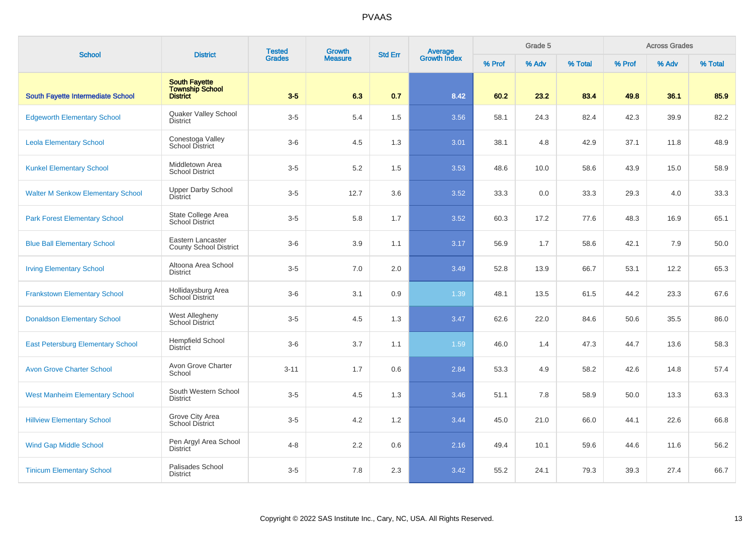| School | District | Tested Grades | Growth Measure | Std Err | Average Growth Index | Grade 5 | | | Across Grades | | |
|---|---|---|---|---|---|---|---|---|---|---|---|
| | | | | | | % Prof | % Adv | % Total | % Prof | % Adv | % Total |
| **South Fayette Intermediate School** | **South Fayette Township School District** | **3-5** | **6.3** | **0.7** | **8.42** | **60.2** | **23.2** | **83.4** | **49.8** | **36.1** | **85.9** |
| Edgeworth Elementary School | Quaker Valley School District | 3-5 | 5.4 | 1.5 | 3.56 | 58.1 | 24.3 | 82.4 | 42.3 | 39.9 | 82.2 |
| Leola Elementary School | Conestoga Valley School District | 3-6 | 4.5 | 1.3 | 3.01 | 38.1 | 4.8 | 42.9 | 37.1 | 11.8 | 48.9 |
| Kunkel Elementary School | Middletown Area School District | 3-5 | 5.2 | 1.5 | 3.53 | 48.6 | 10.0 | 58.6 | 43.9 | 15.0 | 58.9 |
| Walter M Senkow Elementary School | Upper Darby School District | 3-5 | 12.7 | 3.6 | 3.52 | 33.3 | 0.0 | 33.3 | 29.3 | 4.0 | 33.3 |
| Park Forest Elementary School | State College Area School District | 3-5 | 5.8 | 1.7 | 3.52 | 60.3 | 17.2 | 77.6 | 48.3 | 16.9 | 65.1 |
| Blue Ball Elementary School | Eastern Lancaster County School District | 3-6 | 3.9 | 1.1 | 3.17 | 56.9 | 1.7 | 58.6 | 42.1 | 7.9 | 50.0 |
| Irving Elementary School | Altoona Area School District | 3-5 | 7.0 | 2.0 | 3.49 | 52.8 | 13.9 | 66.7 | 53.1 | 12.2 | 65.3 |
| Frankstown Elementary School | Hollidaysburg Area School District | 3-6 | 3.1 | 0.9 | 1.39 | 48.1 | 13.5 | 61.5 | 44.2 | 23.3 | 67.6 |
| Donaldson Elementary School | West Allegheny School District | 3-5 | 4.5 | 1.3 | 3.47 | 62.6 | 22.0 | 84.6 | 50.6 | 35.5 | 86.0 |
| East Petersburg Elementary School | Hempfield School District | 3-6 | 3.7 | 1.1 | 1.59 | 46.0 | 1.4 | 47.3 | 44.7 | 13.6 | 58.3 |
| Avon Grove Charter School | Avon Grove Charter School | 3-11 | 1.7 | 0.6 | 2.84 | 53.3 | 4.9 | 58.2 | 42.6 | 14.8 | 57.4 |
| West Manheim Elementary School | South Western School District | 3-5 | 4.5 | 1.3 | 3.46 | 51.1 | 7.8 | 58.9 | 50.0 | 13.3 | 63.3 |
| Hillview Elementary School | Grove City Area School District | 3-5 | 4.2 | 1.2 | 3.44 | 45.0 | 21.0 | 66.0 | 44.1 | 22.6 | 66.8 |
| Wind Gap Middle School | Pen Argyl Area School District | 4-8 | 2.2 | 0.6 | 2.16 | 49.4 | 10.1 | 59.6 | 44.6 | 11.6 | 56.2 |
| Tinicum Elementary School | Palisades School District | 3-5 | 7.8 | 2.3 | 3.42 | 55.2 | 24.1 | 79.3 | 39.3 | 27.4 | 66.7 |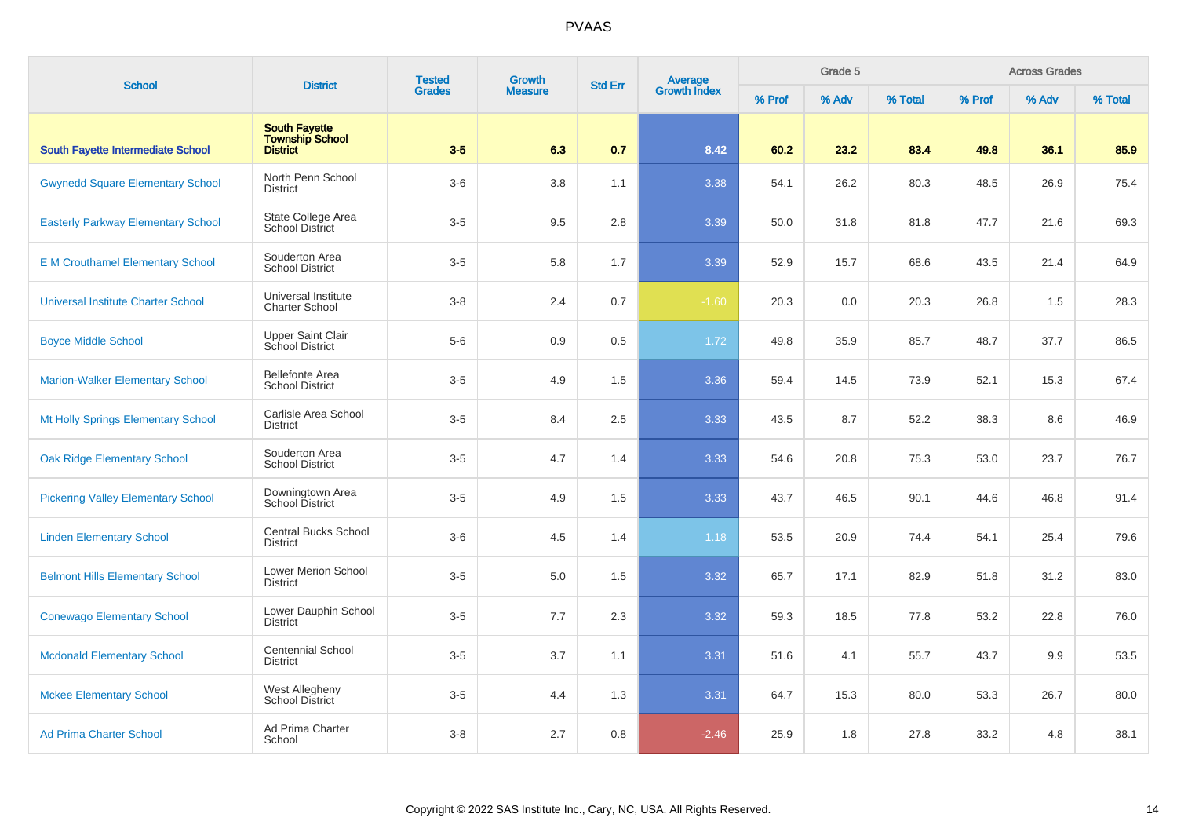# PVAAS

| School | District | Tested Grades | Growth Measure | Std Err | Average Growth Index | Grade 5 | | | Across Grades | | |
|---|---|---|---|---|---|---|---|---|---|---|---|
| | | | | | | % Prof | % Adv | % Total | % Prof | % Adv | % Total |
| **South Fayette Intermediate School** | **South Fayette Township School District** | **3-5** | **6.3** | **0.7** | **8.42** | **60.2** | **23.2** | **83.4** | **49.8** | **36.1** | **85.9** |
| Gwynedd Square Elementary School | North Penn School District | 3-6 | 3.8 | 1.1 | 3.38 | 54.1 | 26.2 | 80.3 | 48.5 | 26.9 | 75.4 |
| Easterly Parkway Elementary School | State College Area School District | 3-5 | 9.5 | 2.8 | 3.39 | 50.0 | 31.8 | 81.8 | 47.7 | 21.6 | 69.3 |
| E M Crouthamel Elementary School | Souderton Area School District | 3-5 | 5.8 | 1.7 | 3.39 | 52.9 | 15.7 | 68.6 | 43.5 | 21.4 | 64.9 |
| Universal Institute Charter School | Universal Institute Charter School | 3-8 | 2.4 | 0.7 | -1.60 | 20.3 | 0.0 | 20.3 | 26.8 | 1.5 | 28.3 |
| Boyce Middle School | Upper Saint Clair School District | 5-6 | 0.9 | 0.5 | 1.72 | 49.8 | 35.9 | 85.7 | 48.7 | 37.7 | 86.5 |
| Marion-Walker Elementary School | Bellefonte Area School District | 3-5 | 4.9 | 1.5 | 3.36 | 59.4 | 14.5 | 73.9 | 52.1 | 15.3 | 67.4 |
| Mt Holly Springs Elementary School | Carlisle Area School District | 3-5 | 8.4 | 2.5 | 3.33 | 43.5 | 8.7 | 52.2 | 38.3 | 8.6 | 46.9 |
| Oak Ridge Elementary School | Souderton Area School District | 3-5 | 4.7 | 1.4 | 3.33 | 54.6 | 20.8 | 75.3 | 53.0 | 23.7 | 76.7 |
| Pickering Valley Elementary School | Downingtown Area School District | 3-5 | 4.9 | 1.5 | 3.33 | 43.7 | 46.5 | 90.1 | 44.6 | 46.8 | 91.4 |
| Linden Elementary School | Central Bucks School District | 3-6 | 4.5 | 1.4 | 1.18 | 53.5 | 20.9 | 74.4 | 54.1 | 25.4 | 79.6 |
| Belmont Hills Elementary School | Lower Merion School District | 3-5 | 5.0 | 1.5 | 3.32 | 65.7 | 17.1 | 82.9 | 51.8 | 31.2 | 83.0 |
| Conewago Elementary School | Lower Dauphin School District | 3-5 | 7.7 | 2.3 | 3.32 | 59.3 | 18.5 | 77.8 | 53.2 | 22.8 | 76.0 |
| Mcdonald Elementary School | Centennial School District | 3-5 | 3.7 | 1.1 | 3.31 | 51.6 | 4.1 | 55.7 | 43.7 | 9.9 | 53.5 |
| Mckee Elementary School | West Allegheny School District | 3-5 | 4.4 | 1.3 | 3.31 | 64.7 | 15.3 | 80.0 | 53.3 | 26.7 | 80.0 |
| Ad Prima Charter School | Ad Prima Charter School | 3-8 | 2.7 | 0.8 | -2.46 | 25.9 | 1.8 | 27.8 | 33.2 | 4.8 | 38.1 |

Copyright © 2022 SAS Institute Inc., Cary, NC, USA. All Rights Reserved.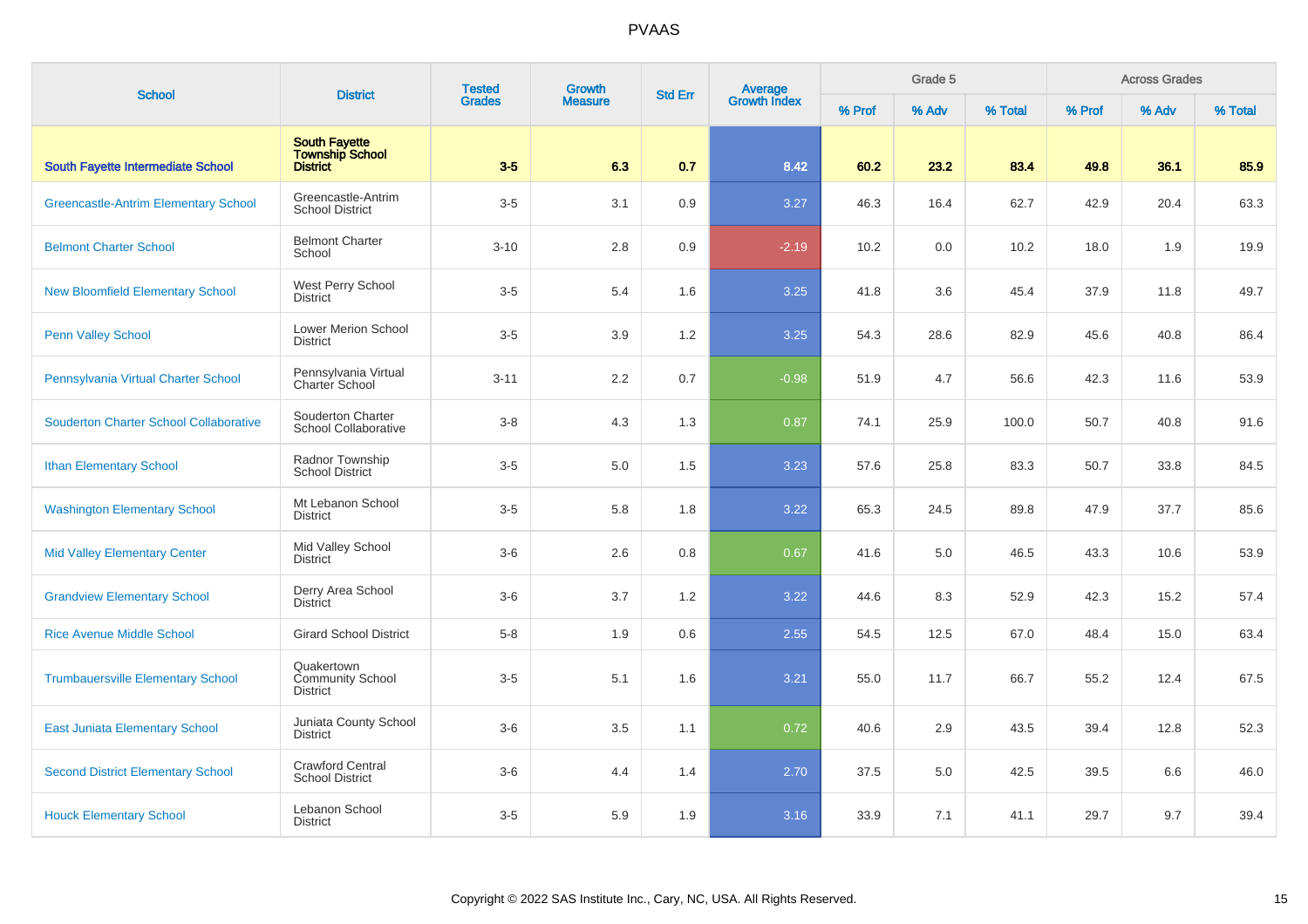# PVAAS

| School | District | Tested Grades | Growth Measure | Std Err | Average Growth Index | Grade 5 | | | Across Grades | | |
|---|---|---|---|---|---|---|---|---|---|---|---|
| | | | | | | % Prof | % Adv | % Total | % Prof | % Adv | % Total |
| **South Fayette Intermediate School** | **South Fayette Township School District** | **3-5** | **6.3** | **0.7** | **8.42** | **60.2** | **23.2** | **83.4** | **49.8** | **36.1** | **85.9** |
| Greencastle-Antrim Elementary School | Greencastle-Antrim School District | 3-5 | 3.1 | 0.9 | 3.27 | 46.3 | 16.4 | 62.7 | 42.9 | 20.4 | 63.3 |
| Belmont Charter School | Belmont Charter School | 3-10 | 2.8 | 0.9 | -2.19 | 10.2 | 0.0 | 10.2 | 18.0 | 1.9 | 19.9 |
| New Bloomfield Elementary School | West Perry School District | 3-5 | 5.4 | 1.6 | 3.25 | 41.8 | 3.6 | 45.4 | 37.9 | 11.8 | 49.7 |
| Penn Valley School | Lower Merion School District | 3-5 | 3.9 | 1.2 | 3.25 | 54.3 | 28.6 | 82.9 | 45.6 | 40.8 | 86.4 |
| Pennsylvania Virtual Charter School | Pennsylvania Virtual Charter School | 3-11 | 2.2 | 0.7 | -0.98 | 51.9 | 4.7 | 56.6 | 42.3 | 11.6 | 53.9 |
| Souderton Charter School Collaborative | Souderton Charter School Collaborative | 3-8 | 4.3 | 1.3 | 0.87 | 74.1 | 25.9 | 100.0 | 50.7 | 40.8 | 91.6 |
| Ithan Elementary School | Radnor Township School District | 3-5 | 5.0 | 1.5 | 3.23 | 57.6 | 25.8 | 83.3 | 50.7 | 33.8 | 84.5 |
| Washington Elementary School | Mt Lebanon School District | 3-5 | 5.8 | 1.8 | 3.22 | 65.3 | 24.5 | 89.8 | 47.9 | 37.7 | 85.6 |
| Mid Valley Elementary Center | Mid Valley School District | 3-6 | 2.6 | 0.8 | 0.67 | 41.6 | 5.0 | 46.5 | 43.3 | 10.6 | 53.9 |
| Grandview Elementary School | Derry Area School District | 3-6 | 3.7 | 1.2 | 3.22 | 44.6 | 8.3 | 52.9 | 42.3 | 15.2 | 57.4 |
| Rice Avenue Middle School | Girard School District | 5-8 | 1.9 | 0.6 | 2.55 | 54.5 | 12.5 | 67.0 | 48.4 | 15.0 | 63.4 |
| Trumbauersville Elementary School | Quakertown Community School District | 3-5 | 5.1 | 1.6 | 3.21 | 55.0 | 11.7 | 66.7 | 55.2 | 12.4 | 67.5 |
| East Juniata Elementary School | Juniata County School District | 3-6 | 3.5 | 1.1 | 0.72 | 40.6 | 2.9 | 43.5 | 39.4 | 12.8 | 52.3 |
| Second District Elementary School | Crawford Central School District | 3-6 | 4.4 | 1.4 | 2.70 | 37.5 | 5.0 | 42.5 | 39.5 | 6.6 | 46.0 |
| Houck Elementary School | Lebanon School District | 3-5 | 5.9 | 1.9 | 3.16 | 33.9 | 7.1 | 41.1 | 29.7 | 9.7 | 39.4 |

Copyright © 2022 SAS Institute Inc., Cary, NC, USA. All Rights Reserved.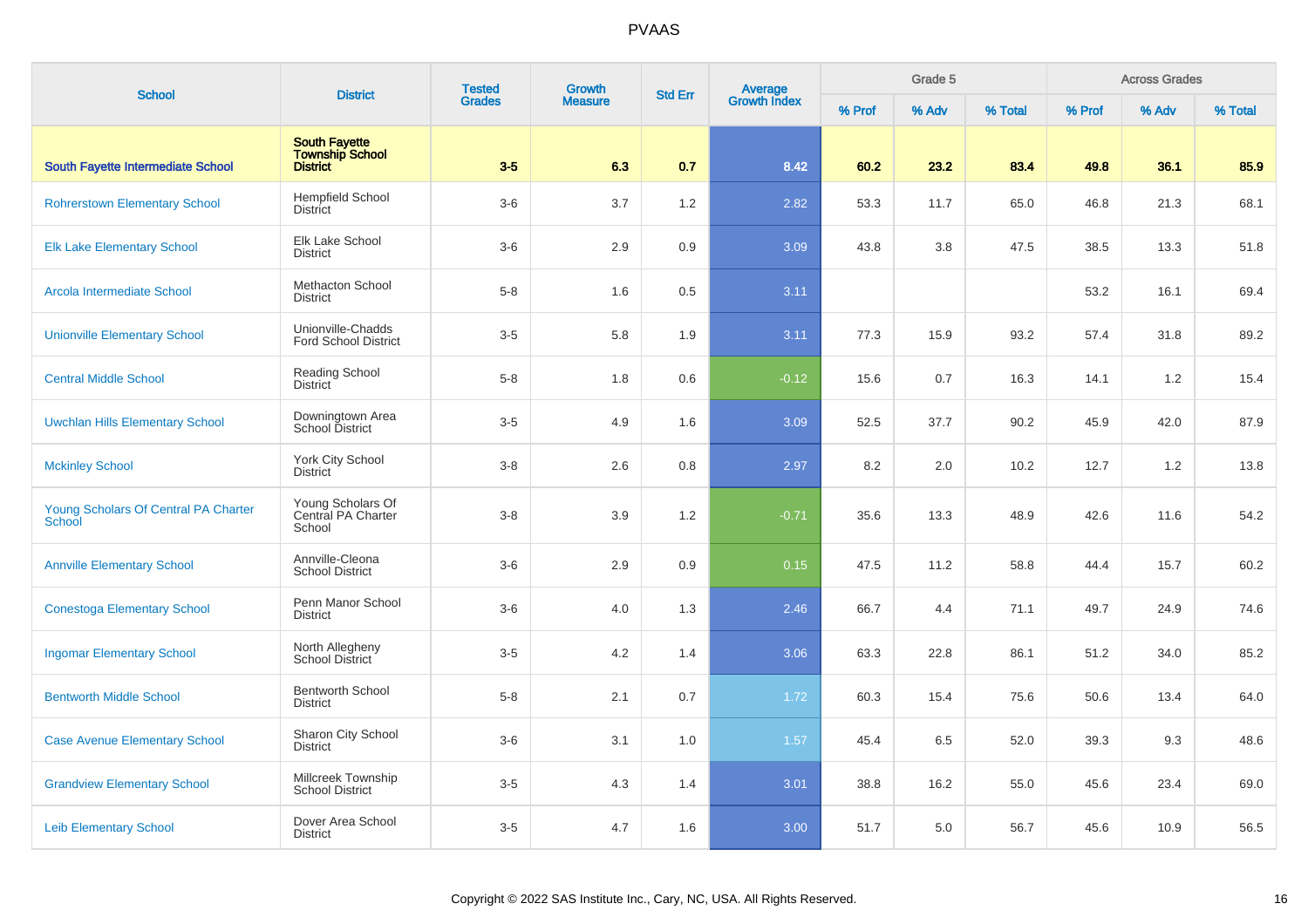# PVAAS

| School | District | Tested Grades | Growth Measure | Std Err | Average Growth Index | Grade 5 | | | Across Grades | | |
|---|---|---|---|---|---|---|---|---|---|---|---|
| | | | | | | % Prof | % Adv | % Total | % Prof | % Adv | % Total |
| **South Fayette Intermediate School** | **South Fayette Township School District** | **3-5** | **6.3** | **0.7** | **8.42** | **60.2** | **23.2** | **83.4** | **49.8** | **36.1** | **85.9** |
| Rohrerstown Elementary School | Hempfield School District | 3-6 | 3.7 | 1.2 | 2.82 | 53.3 | 11.7 | 65.0 | 46.8 | 21.3 | 68.1 |
| Elk Lake Elementary School | Elk Lake School District | 3-6 | 2.9 | 0.9 | 3.09 | 43.8 | 3.8 | 47.5 | 38.5 | 13.3 | 51.8 |
| Arcola Intermediate School | Methacton School District | 5-8 | 1.6 | 0.5 | 3.11 | | | | 53.2 | 16.1 | 69.4 |
| Unionville Elementary School | Unionville-Chadds Ford School District | 3-5 | 5.8 | 1.9 | 3.11 | 77.3 | 15.9 | 93.2 | 57.4 | 31.8 | 89.2 |
| Central Middle School | Reading School District | 5-8 | 1.8 | 0.6 | -0.12 | 15.6 | 0.7 | 16.3 | 14.1 | 1.2 | 15.4 |
| Uwchlan Hills Elementary School | Downingtown Area School District | 3-5 | 4.9 | 1.6 | 3.09 | 52.5 | 37.7 | 90.2 | 45.9 | 42.0 | 87.9 |
| Mckinley School | York City School District | 3-8 | 2.6 | 0.8 | 2.97 | 8.2 | 2.0 | 10.2 | 12.7 | 1.2 | 13.8 |
| Young Scholars Of Central PA Charter School | Young Scholars Of Central PA Charter School | 3-8 | 3.9 | 1.2 | -0.71 | 35.6 | 13.3 | 48.9 | 42.6 | 11.6 | 54.2 |
| Annville Elementary School | Annville-Cleona School District | 3-6 | 2.9 | 0.9 | 0.15 | 47.5 | 11.2 | 58.8 | 44.4 | 15.7 | 60.2 |
| Conestoga Elementary School | Penn Manor School District | 3-6 | 4.0 | 1.3 | 2.46 | 66.7 | 4.4 | 71.1 | 49.7 | 24.9 | 74.6 |
| Ingomar Elementary School | North Allegheny School District | 3-5 | 4.2 | 1.4 | 3.06 | 63.3 | 22.8 | 86.1 | 51.2 | 34.0 | 85.2 |
| Bentworth Middle School | Bentworth School District | 5-8 | 2.1 | 0.7 | 1.72 | 60.3 | 15.4 | 75.6 | 50.6 | 13.4 | 64.0 |
| Case Avenue Elementary School | Sharon City School District | 3-6 | 3.1 | 1.0 | 1.57 | 45.4 | 6.5 | 52.0 | 39.3 | 9.3 | 48.6 |
| Grandview Elementary School | Millcreek Township School District | 3-5 | 4.3 | 1.4 | 3.01 | 38.8 | 16.2 | 55.0 | 45.6 | 23.4 | 69.0 |
| Leib Elementary School | Dover Area School District | 3-5 | 4.7 | 1.6 | 3.00 | 51.7 | 5.0 | 56.7 | 45.6 | 10.9 | 56.5 |

Copyright © 2022 SAS Institute Inc., Cary, NC, USA. All Rights Reserved.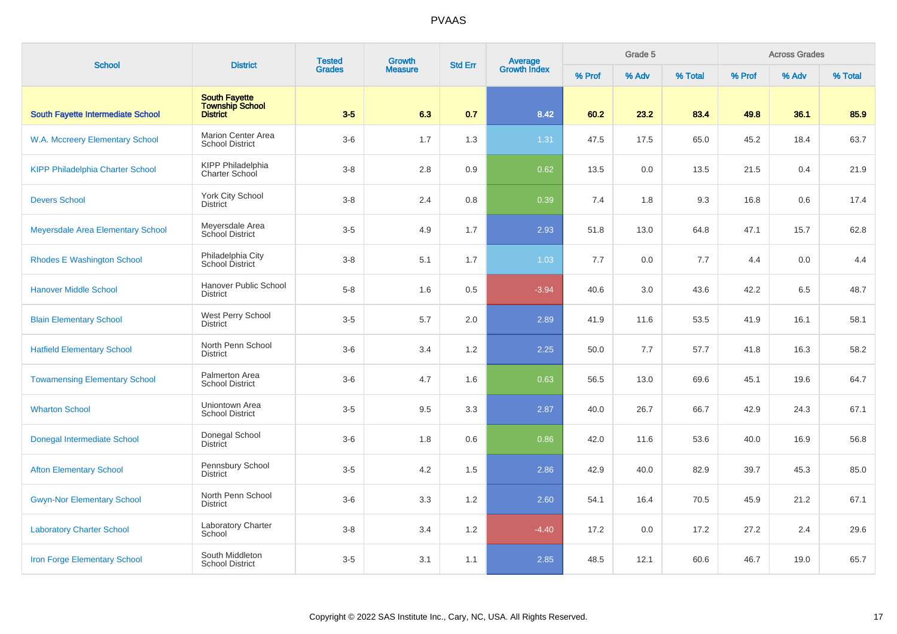# PVAAS

| School | District | Tested Grades | Growth Measure | Std Err | Average Growth Index | Grade 5 | | | Across Grades | | |
|---|---|---|---|---|---|---|---|---|---|---|---|
| | | | | | | % Prof | % Adv | % Total | % Prof | % Adv | % Total |
| **South Fayette Intermediate School** | **South Fayette Township School District** | **3-5** | **6.3** | **0.7** | **8.42** | **60.2** | **23.2** | **83.4** | **49.8** | **36.1** | **85.9** |
| W.A. Mccreery Elementary School | Marion Center Area School District | 3-6 | 1.7 | 1.3 | 1.31 | 47.5 | 17.5 | 65.0 | 45.2 | 18.4 | 63.7 |
| KIPP Philadelphia Charter School | KIPP Philadelphia Charter School | 3-8 | 2.8 | 0.9 | 0.62 | 13.5 | 0.0 | 13.5 | 21.5 | 0.4 | 21.9 |
| Devers School | York City School District | 3-8 | 2.4 | 0.8 | 0.39 | 7.4 | 1.8 | 9.3 | 16.8 | 0.6 | 17.4 |
| Meyersdale Area Elementary School | Meyersdale Area School District | 3-5 | 4.9 | 1.7 | 2.93 | 51.8 | 13.0 | 64.8 | 47.1 | 15.7 | 62.8 |
| Rhodes E Washington School | Philadelphia City School District | 3-8 | 5.1 | 1.7 | 1.03 | 7.7 | 0.0 | 7.7 | 4.4 | 0.0 | 4.4 |
| Hanover Middle School | Hanover Public School District | 5-8 | 1.6 | 0.5 | -3.94 | 40.6 | 3.0 | 43.6 | 42.2 | 6.5 | 48.7 |
| Blain Elementary School | West Perry School District | 3-5 | 5.7 | 2.0 | 2.89 | 41.9 | 11.6 | 53.5 | 41.9 | 16.1 | 58.1 |
| Hatfield Elementary School | North Penn School District | 3-6 | 3.4 | 1.2 | 2.25 | 50.0 | 7.7 | 57.7 | 41.8 | 16.3 | 58.2 |
| Towamensing Elementary School | Palmerton Area School District | 3-6 | 4.7 | 1.6 | 0.63 | 56.5 | 13.0 | 69.6 | 45.1 | 19.6 | 64.7 |
| Wharton School | Uniontown Area School District | 3-5 | 9.5 | 3.3 | 2.87 | 40.0 | 26.7 | 66.7 | 42.9 | 24.3 | 67.1 |
| Donegal Intermediate School | Donegal School District | 3-6 | 1.8 | 0.6 | 0.86 | 42.0 | 11.6 | 53.6 | 40.0 | 16.9 | 56.8 |
| Afton Elementary School | Pennsbury School District | 3-5 | 4.2 | 1.5 | 2.86 | 42.9 | 40.0 | 82.9 | 39.7 | 45.3 | 85.0 |
| Gwyn-Nor Elementary School | North Penn School District | 3-6 | 3.3 | 1.2 | 2.60 | 54.1 | 16.4 | 70.5 | 45.9 | 21.2 | 67.1 |
| Laboratory Charter School | Laboratory Charter School | 3-8 | 3.4 | 1.2 | -4.40 | 17.2 | 0.0 | 17.2 | 27.2 | 2.4 | 29.6 |
| Iron Forge Elementary School | South Middleton School District | 3-5 | 3.1 | 1.1 | 2.85 | 48.5 | 12.1 | 60.6 | 46.7 | 19.0 | 65.7 |

Copyright © 2022 SAS Institute Inc., Cary, NC, USA. All Rights Reserved.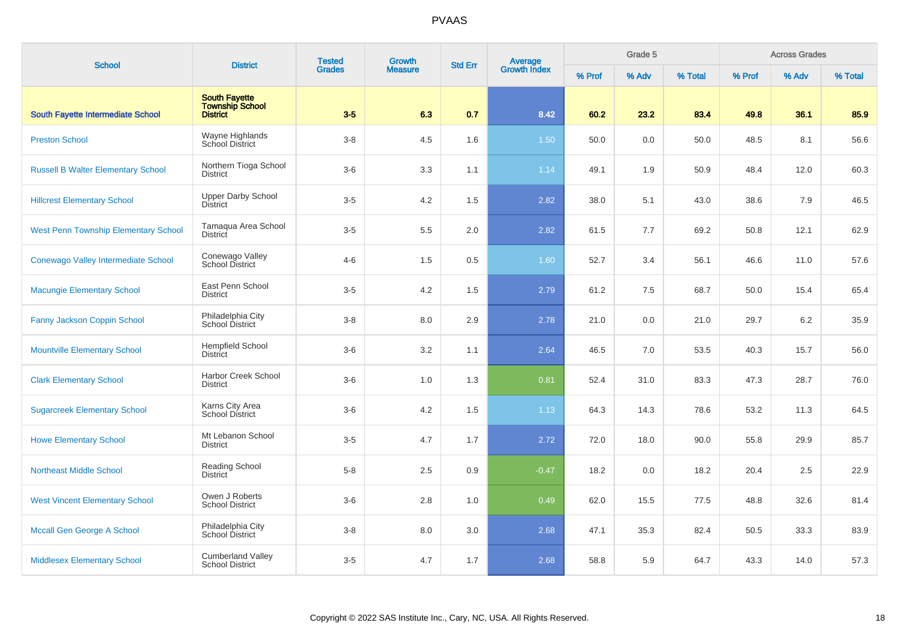# PVAAS

| School | District | Tested Grades | Growth Measure | Std Err | Average Growth Index | Grade 5 | | | Across Grades | | |
|---|---|---|---|---|---|---|---|---|---|---|---|
| | | | | | | % Prof | % Adv | % Total | % Prof | % Adv | % Total |
| **South Fayette Intermediate School** | **South Fayette Township School District** | **3-5** | **6.3** | **0.7** | **8.42** | **60.2** | **23.2** | **83.4** | **49.8** | **36.1** | **85.9** |
| Preston School | Wayne Highlands School District | 3-8 | 4.5 | 1.6 | 1.50 | 50.0 | 0.0 | 50.0 | 48.5 | 8.1 | 56.6 |
| Russell B Walter Elementary School | Northern Tioga School District | 3-6 | 3.3 | 1.1 | 1.14 | 49.1 | 1.9 | 50.9 | 48.4 | 12.0 | 60.3 |
| Hillcrest Elementary School | Upper Darby School District | 3-5 | 4.2 | 1.5 | 2.82 | 38.0 | 5.1 | 43.0 | 38.6 | 7.9 | 46.5 |
| West Penn Township Elementary School | Tamaqua Area School District | 3-5 | 5.5 | 2.0 | 2.82 | 61.5 | 7.7 | 69.2 | 50.8 | 12.1 | 62.9 |
| Conewago Valley Intermediate School | Conewago Valley School District | 4-6 | 1.5 | 0.5 | 1.60 | 52.7 | 3.4 | 56.1 | 46.6 | 11.0 | 57.6 |
| Macungie Elementary School | East Penn School District | 3-5 | 4.2 | 1.5 | 2.79 | 61.2 | 7.5 | 68.7 | 50.0 | 15.4 | 65.4 |
| Fanny Jackson Coppin School | Philadelphia City School District | 3-8 | 8.0 | 2.9 | 2.78 | 21.0 | 0.0 | 21.0 | 29.7 | 6.2 | 35.9 |
| Mountville Elementary School | Hempfield School District | 3-6 | 3.2 | 1.1 | 2.64 | 46.5 | 7.0 | 53.5 | 40.3 | 15.7 | 56.0 |
| Clark Elementary School | Harbor Creek School District | 3-6 | 1.0 | 1.3 | 0.81 | 52.4 | 31.0 | 83.3 | 47.3 | 28.7 | 76.0 |
| Sugarcreek Elementary School | Karns City Area School District | 3-6 | 4.2 | 1.5 | 1.13 | 64.3 | 14.3 | 78.6 | 53.2 | 11.3 | 64.5 |
| Howe Elementary School | Mt Lebanon School District | 3-5 | 4.7 | 1.7 | 2.72 | 72.0 | 18.0 | 90.0 | 55.8 | 29.9 | 85.7 |
| Northeast Middle School | Reading School District | 5-8 | 2.5 | 0.9 | -0.47 | 18.2 | 0.0 | 18.2 | 20.4 | 2.5 | 22.9 |
| West Vincent Elementary School | Owen J Roberts School District | 3-6 | 2.8 | 1.0 | 0.49 | 62.0 | 15.5 | 77.5 | 48.8 | 32.6 | 81.4 |
| Mccall Gen George A School | Philadelphia City School District | 3-8 | 8.0 | 3.0 | 2.68 | 47.1 | 35.3 | 82.4 | 50.5 | 33.3 | 83.9 |
| Middlesex Elementary School | Cumberland Valley School District | 3-5 | 4.7 | 1.7 | 2.68 | 58.8 | 5.9 | 64.7 | 43.3 | 14.0 | 57.3 |

Copyright © 2022 SAS Institute Inc., Cary, NC, USA. All Rights Reserved.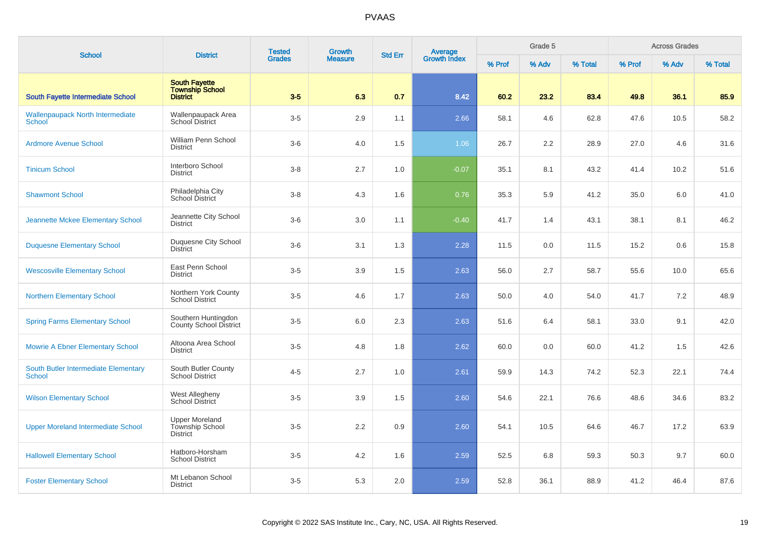# PVAAS

| School | District | Tested Grades | Growth Measure | Std Err | Average Growth Index | Grade 5 | | | Across Grades | | |
|---|---|---|---|---|---|---|---|---|---|---|---|
| | | | | | | % Prof | % Adv | % Total | % Prof | % Adv | % Total |
| **South Fayette Intermediate School** | **South Fayette Township School District** | **3-5** | **6.3** | **0.7** | **8.42** | **60.2** | **23.2** | **83.4** | **49.8** | **36.1** | **85.9** |
| Wallenpaupack North Intermediate School | Wallenpaupack Area School District | 3-5 | 2.9 | 1.1 | 2.66 | 58.1 | 4.6 | 62.8 | 47.6 | 10.5 | 58.2 |
| Ardmore Avenue School | William Penn School District | 3-6 | 4.0 | 1.5 | 1.06 | 26.7 | 2.2 | 28.9 | 27.0 | 4.6 | 31.6 |
| Tinicum School | Interboro School District | 3-8 | 2.7 | 1.0 | -0.07 | 35.1 | 8.1 | 43.2 | 41.4 | 10.2 | 51.6 |
| Shawmont School | Philadelphia City School District | 3-8 | 4.3 | 1.6 | 0.76 | 35.3 | 5.9 | 41.2 | 35.0 | 6.0 | 41.0 |
| Jeannette Mckee Elementary School | Jeannette City School District | 3-6 | 3.0 | 1.1 | -0.40 | 41.7 | 1.4 | 43.1 | 38.1 | 8.1 | 46.2 |
| Duquesne Elementary School | Duquesne City School District | 3-6 | 3.1 | 1.3 | 2.28 | 11.5 | 0.0 | 11.5 | 15.2 | 0.6 | 15.8 |
| Wescosville Elementary School | East Penn School District | 3-5 | 3.9 | 1.5 | 2.63 | 56.0 | 2.7 | 58.7 | 55.6 | 10.0 | 65.6 |
| Northern Elementary School | Northern York County School District | 3-5 | 4.6 | 1.7 | 2.63 | 50.0 | 4.0 | 54.0 | 41.7 | 7.2 | 48.9 |
| Spring Farms Elementary School | Southern Huntingdon County School District | 3-5 | 6.0 | 2.3 | 2.63 | 51.6 | 6.4 | 58.1 | 33.0 | 9.1 | 42.0 |
| Mowrie A Ebner Elementary School | Altoona Area School District | 3-5 | 4.8 | 1.8 | 2.62 | 60.0 | 0.0 | 60.0 | 41.2 | 1.5 | 42.6 |
| South Butler Intermediate Elementary School | South Butler County School District | 4-5 | 2.7 | 1.0 | 2.61 | 59.9 | 14.3 | 74.2 | 52.3 | 22.1 | 74.4 |
| Wilson Elementary School | West Allegheny School District | 3-5 | 3.9 | 1.5 | 2.60 | 54.6 | 22.1 | 76.6 | 48.6 | 34.6 | 83.2 |
| Upper Moreland Intermediate School | Upper Moreland Township School District | 3-5 | 2.2 | 0.9 | 2.60 | 54.1 | 10.5 | 64.6 | 46.7 | 17.2 | 63.9 |
| Hallowell Elementary School | Hatboro-Horsham School District | 3-5 | 4.2 | 1.6 | 2.59 | 52.5 | 6.8 | 59.3 | 50.3 | 9.7 | 60.0 |
| Foster Elementary School | Mt Lebanon School District | 3-5 | 5.3 | 2.0 | 2.59 | 52.8 | 36.1 | 88.9 | 41.2 | 46.4 | 87.6 |

Copyright © 2022 SAS Institute Inc., Cary, NC, USA. All Rights Reserved.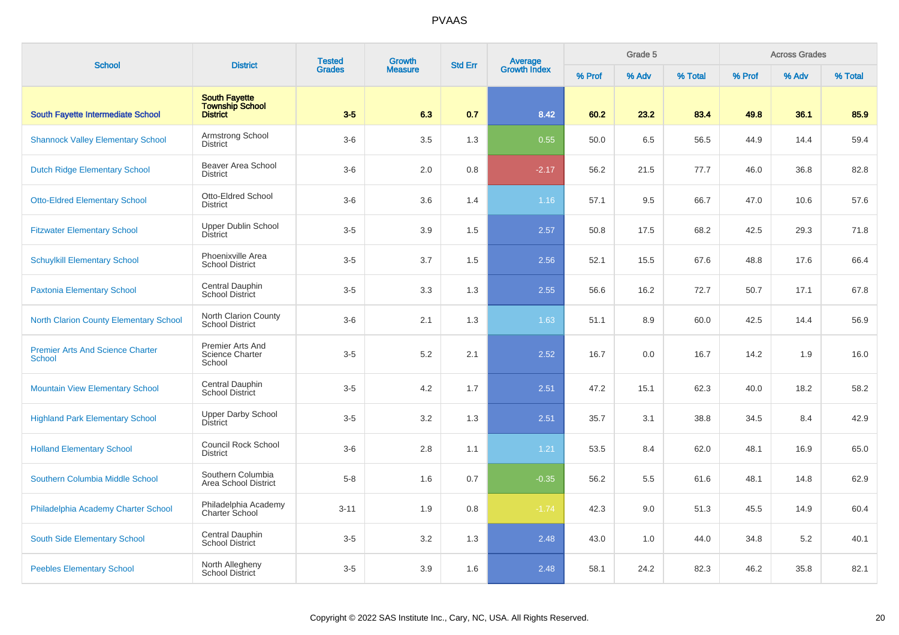# PVAAS

| School | District | Tested Grades | Growth Measure | Std Err | Average Growth Index | Grade 5 | | | Across Grades | | |
|---|---|---|---|---|---|---|---|---|---|---|---|
| | | | | | | % Prof | % Adv | % Total | % Prof | % Adv | % Total |
| **South Fayette Intermediate School** | **South Fayette Township School District** | **3-5** | **6.3** | **0.7** | **8.42** | **60.2** | **23.2** | **83.4** | **49.8** | **36.1** | **85.9** |
| Shannock Valley Elementary School | Armstrong School District | 3-6 | 3.5 | 1.3 | 0.55 | 50.0 | 6.5 | 56.5 | 44.9 | 14.4 | 59.4 |
| Dutch Ridge Elementary School | Beaver Area School District | 3-6 | 2.0 | 0.8 | -2.17 | 56.2 | 21.5 | 77.7 | 46.0 | 36.8 | 82.8 |
| Otto-Eldred Elementary School | Otto-Eldred School District | 3-6 | 3.6 | 1.4 | 1.16 | 57.1 | 9.5 | 66.7 | 47.0 | 10.6 | 57.6 |
| Fitzwater Elementary School | Upper Dublin School District | 3-5 | 3.9 | 1.5 | 2.57 | 50.8 | 17.5 | 68.2 | 42.5 | 29.3 | 71.8 |
| Schuylkill Elementary School | Phoenixville Area School District | 3-5 | 3.7 | 1.5 | 2.56 | 52.1 | 15.5 | 67.6 | 48.8 | 17.6 | 66.4 |
| Paxtonia Elementary School | Central Dauphin School District | 3-5 | 3.3 | 1.3 | 2.55 | 56.6 | 16.2 | 72.7 | 50.7 | 17.1 | 67.8 |
| North Clarion County Elementary School | North Clarion County School District | 3-6 | 2.1 | 1.3 | 1.63 | 51.1 | 8.9 | 60.0 | 42.5 | 14.4 | 56.9 |
| Premier Arts And Science Charter School | Premier Arts And Science Charter School | 3-5 | 5.2 | 2.1 | 2.52 | 16.7 | 0.0 | 16.7 | 14.2 | 1.9 | 16.0 |
| Mountain View Elementary School | Central Dauphin School District | 3-5 | 4.2 | 1.7 | 2.51 | 47.2 | 15.1 | 62.3 | 40.0 | 18.2 | 58.2 |
| Highland Park Elementary School | Upper Darby School District | 3-5 | 3.2 | 1.3 | 2.51 | 35.7 | 3.1 | 38.8 | 34.5 | 8.4 | 42.9 |
| Holland Elementary School | Council Rock School District | 3-6 | 2.8 | 1.1 | 1.21 | 53.5 | 8.4 | 62.0 | 48.1 | 16.9 | 65.0 |
| Southern Columbia Middle School | Southern Columbia Area School District | 5-8 | 1.6 | 0.7 | -0.35 | 56.2 | 5.5 | 61.6 | 48.1 | 14.8 | 62.9 |
| Philadelphia Academy Charter School | Philadelphia Academy Charter School | 3-11 | 1.9 | 0.8 | -1.74 | 42.3 | 9.0 | 51.3 | 45.5 | 14.9 | 60.4 |
| South Side Elementary School | Central Dauphin School District | 3-5 | 3.2 | 1.3 | 2.48 | 43.0 | 1.0 | 44.0 | 34.8 | 5.2 | 40.1 |
| Peebles Elementary School | North Allegheny School District | 3-5 | 3.9 | 1.6 | 2.48 | 58.1 | 24.2 | 82.3 | 46.2 | 35.8 | 82.1 |

Copyright © 2022 SAS Institute Inc., Cary, NC, USA. All Rights Reserved.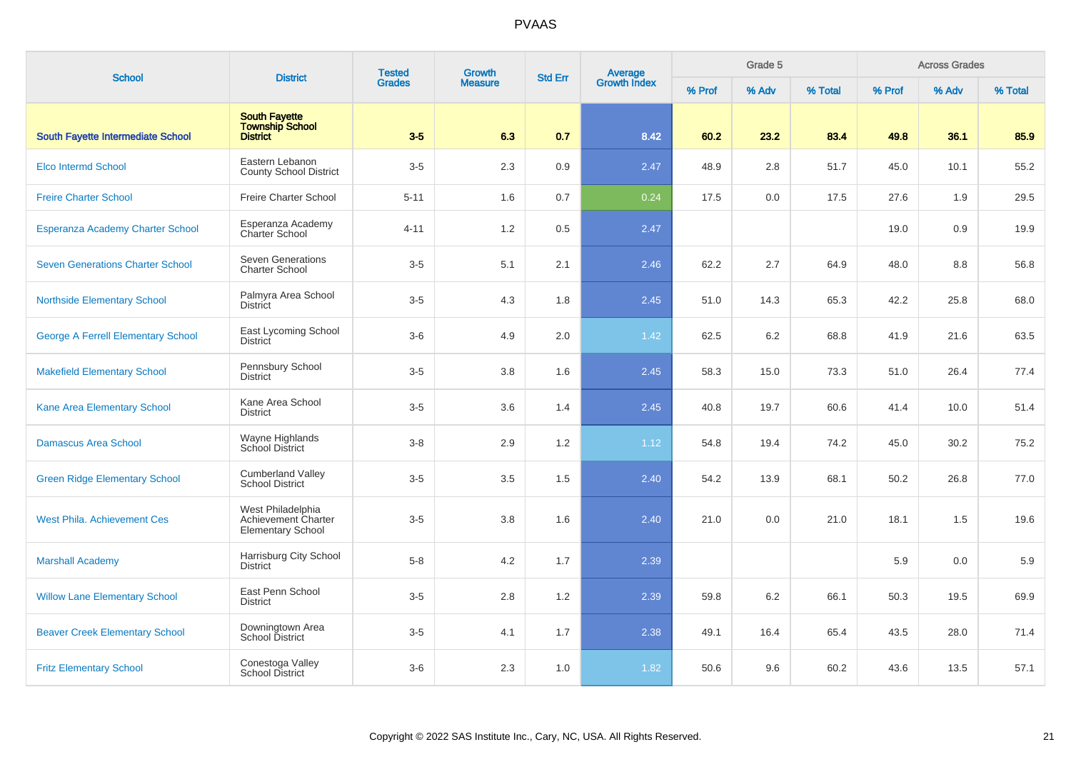# PVAAS

| School | District | Tested Grades | Growth Measure | Std Err | Average Growth Index | Grade 5 | | | Across Grades | | |
|---|---|---|---|---|---|---|---|---|---|---|---|
| | | | | | | % Prof | % Adv | % Total | % Prof | % Adv | % Total |
| **South Fayette Intermediate School** | **South Fayette Township School District** | **3-5** | **6.3** | **0.7** | **8.42** | **60.2** | **23.2** | **83.4** | **49.8** | **36.1** | **85.9** |
| Elco Intermd School | Eastern Lebanon County School District | 3-5 | 2.3 | 0.9 | 2.47 | 48.9 | 2.8 | 51.7 | 45.0 | 10.1 | 55.2 |
| Freire Charter School | Freire Charter School | 5-11 | 1.6 | 0.7 | 0.24 | 17.5 | 0.0 | 17.5 | 27.6 | 1.9 | 29.5 |
| Esperanza Academy Charter School | Esperanza Academy Charter School | 4-11 | 1.2 | 0.5 | 2.47 | | | | 19.0 | 0.9 | 19.9 |
| Seven Generations Charter School | Seven Generations Charter School | 3-5 | 5.1 | 2.1 | 2.46 | 62.2 | 2.7 | 64.9 | 48.0 | 8.8 | 56.8 |
| Northside Elementary School | Palmyra Area School District | 3-5 | 4.3 | 1.8 | 2.45 | 51.0 | 14.3 | 65.3 | 42.2 | 25.8 | 68.0 |
| George A Ferrell Elementary School | East Lycoming School District | 3-6 | 4.9 | 2.0 | 1.42 | 62.5 | 6.2 | 68.8 | 41.9 | 21.6 | 63.5 |
| Makefield Elementary School | Pennsbury School District | 3-5 | 3.8 | 1.6 | 2.45 | 58.3 | 15.0 | 73.3 | 51.0 | 26.4 | 77.4 |
| Kane Area Elementary School | Kane Area School District | 3-5 | 3.6 | 1.4 | 2.45 | 40.8 | 19.7 | 60.6 | 41.4 | 10.0 | 51.4 |
| Damascus Area School | Wayne Highlands School District | 3-8 | 2.9 | 1.2 | 1.12 | 54.8 | 19.4 | 74.2 | 45.0 | 30.2 | 75.2 |
| Green Ridge Elementary School | Cumberland Valley School District | 3-5 | 3.5 | 1.5 | 2.40 | 54.2 | 13.9 | 68.1 | 50.2 | 26.8 | 77.0 |
| West Phila. Achievement Ces | West Philadelphia Achievement Charter Elementary School | 3-5 | 3.8 | 1.6 | 2.40 | 21.0 | 0.0 | 21.0 | 18.1 | 1.5 | 19.6 |
| Marshall Academy | Harrisburg City School District | 5-8 | 4.2 | 1.7 | 2.39 | | | | 5.9 | 0.0 | 5.9 |
| Willow Lane Elementary School | East Penn School District | 3-5 | 2.8 | 1.2 | 2.39 | 59.8 | 6.2 | 66.1 | 50.3 | 19.5 | 69.9 |
| Beaver Creek Elementary School | Downingtown Area School District | 3-5 | 4.1 | 1.7 | 2.38 | 49.1 | 16.4 | 65.4 | 43.5 | 28.0 | 71.4 |
| Fritz Elementary School | Conestoga Valley School District | 3-6 | 2.3 | 1.0 | 1.82 | 50.6 | 9.6 | 60.2 | 43.6 | 13.5 | 57.1 |

Copyright © 2022 SAS Institute Inc., Cary, NC, USA. All Rights Reserved.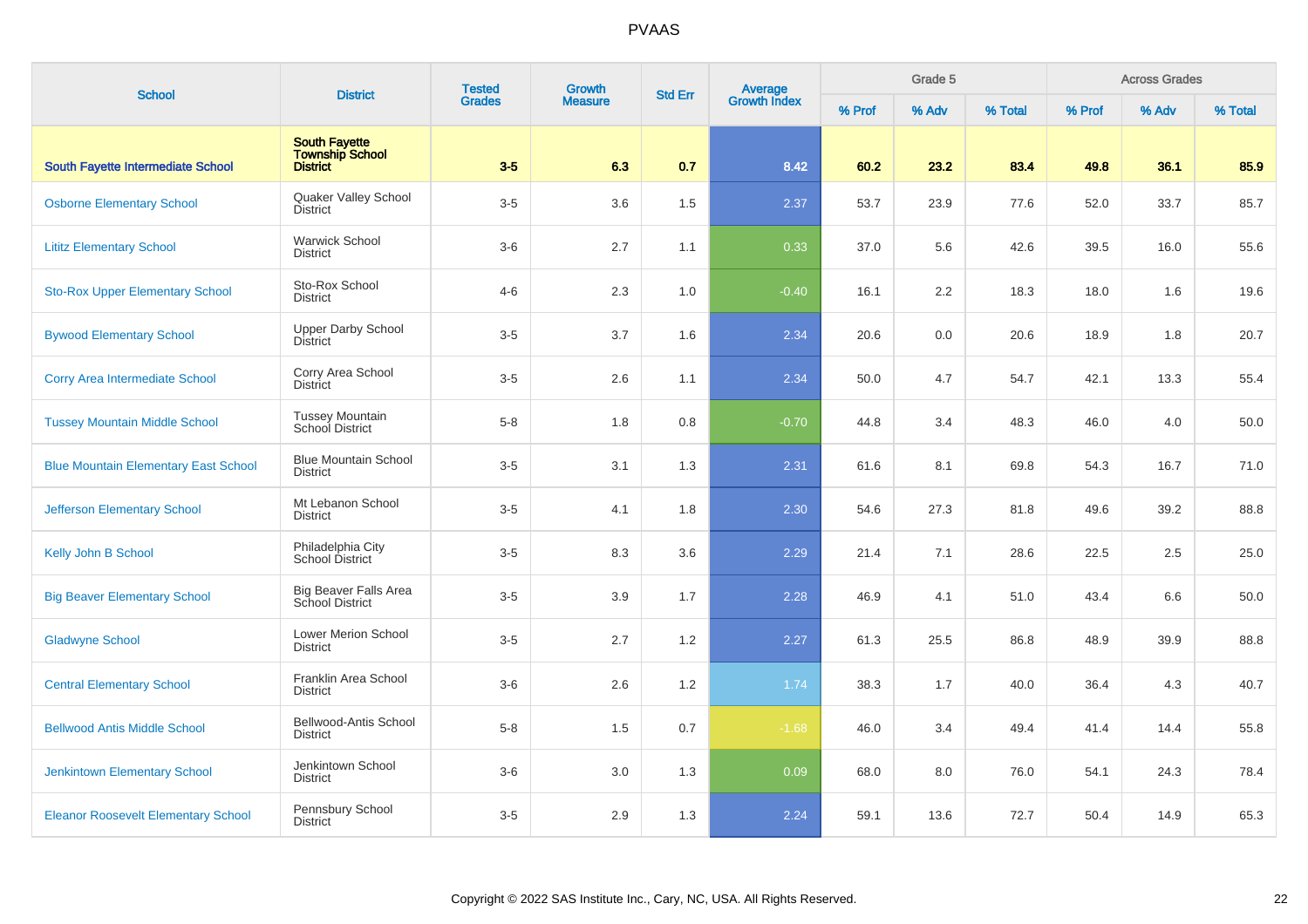# PVAAS

| School | District | Tested Grades | Growth Measure | Std Err | Average Growth Index | Grade 5 | | | Across Grades | | |
|---|---|---|---|---|---|---|---|---|---|---|---|
| | | | | | | % Prof | % Adv | % Total | % Prof | % Adv | % Total |
| **South Fayette Intermediate School** | **South Fayette Township School District** | **3-5** | **6.3** | **0.7** | **8.42** | **60.2** | **23.2** | **83.4** | **49.8** | **36.1** | **85.9** |
| Osborne Elementary School | Quaker Valley School District | 3-5 | 3.6 | 1.5 | 2.37 | 53.7 | 23.9 | 77.6 | 52.0 | 33.7 | 85.7 |
| Lititz Elementary School | Warwick School District | 3-6 | 2.7 | 1.1 | 0.33 | 37.0 | 5.6 | 42.6 | 39.5 | 16.0 | 55.6 |
| Sto-Rox Upper Elementary School | Sto-Rox School District | 4-6 | 2.3 | 1.0 | -0.40 | 16.1 | 2.2 | 18.3 | 18.0 | 1.6 | 19.6 |
| Bywood Elementary School | Upper Darby School District | 3-5 | 3.7 | 1.6 | 2.34 | 20.6 | 0.0 | 20.6 | 18.9 | 1.8 | 20.7 |
| Corry Area Intermediate School | Corry Area School District | 3-5 | 2.6 | 1.1 | 2.34 | 50.0 | 4.7 | 54.7 | 42.1 | 13.3 | 55.4 |
| Tussey Mountain Middle School | Tussey Mountain School District | 5-8 | 1.8 | 0.8 | -0.70 | 44.8 | 3.4 | 48.3 | 46.0 | 4.0 | 50.0 |
| Blue Mountain Elementary East School | Blue Mountain School District | 3-5 | 3.1 | 1.3 | 2.31 | 61.6 | 8.1 | 69.8 | 54.3 | 16.7 | 71.0 |
| Jefferson Elementary School | Mt Lebanon School District | 3-5 | 4.1 | 1.8 | 2.30 | 54.6 | 27.3 | 81.8 | 49.6 | 39.2 | 88.8 |
| Kelly John B School | Philadelphia City School District | 3-5 | 8.3 | 3.6 | 2.29 | 21.4 | 7.1 | 28.6 | 22.5 | 2.5 | 25.0 |
| Big Beaver Elementary School | Big Beaver Falls Area School District | 3-5 | 3.9 | 1.7 | 2.28 | 46.9 | 4.1 | 51.0 | 43.4 | 6.6 | 50.0 |
| Gladwyne School | Lower Merion School District | 3-5 | 2.7 | 1.2 | 2.27 | 61.3 | 25.5 | 86.8 | 48.9 | 39.9 | 88.8 |
| Central Elementary School | Franklin Area School District | 3-6 | 2.6 | 1.2 | 1.74 | 38.3 | 1.7 | 40.0 | 36.4 | 4.3 | 40.7 |
| Bellwood Antis Middle School | Bellwood-Antis School District | 5-8 | 1.5 | 0.7 | -1.68 | 46.0 | 3.4 | 49.4 | 41.4 | 14.4 | 55.8 |
| Jenkintown Elementary School | Jenkintown School District | 3-6 | 3.0 | 1.3 | 0.09 | 68.0 | 8.0 | 76.0 | 54.1 | 24.3 | 78.4 |
| Eleanor Roosevelt Elementary School | Pennsbury School District | 3-5 | 2.9 | 1.3 | 2.24 | 59.1 | 13.6 | 72.7 | 50.4 | 14.9 | 65.3 |

Copyright © 2022 SAS Institute Inc., Cary, NC, USA. All Rights Reserved.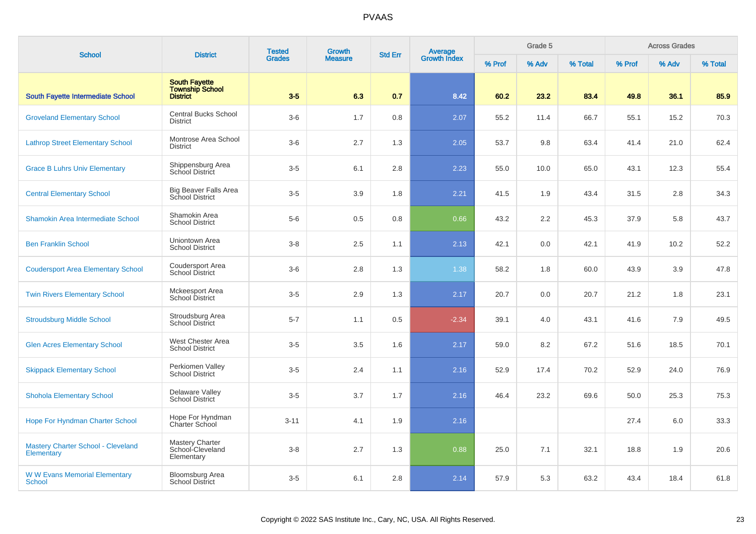# PVAAS

| School | District | Tested Grades | Growth Measure | Std Err | Average Growth Index | Grade 5 | | | Across Grades | | |
|---|---|---|---|---|---|---|---|---|---|---|---|
| | | | | | | % Prof | % Adv | % Total | % Prof | % Adv | % Total |
| **South Fayette Intermediate School** | **South Fayette Township School District** | **3-5** | **6.3** | **0.7** | **8.42** | **60.2** | **23.2** | **83.4** | **49.8** | **36.1** | **85.9** |
| Groveland Elementary School | Central Bucks School District | 3-6 | 1.7 | 0.8 | 2.07 | 55.2 | 11.4 | 66.7 | 55.1 | 15.2 | 70.3 |
| Lathrop Street Elementary School | Montrose Area School District | 3-6 | 2.7 | 1.3 | 2.05 | 53.7 | 9.8 | 63.4 | 41.4 | 21.0 | 62.4 |
| Grace B Luhrs Univ Elementary | Shippensburg Area School District | 3-5 | 6.1 | 2.8 | 2.23 | 55.0 | 10.0 | 65.0 | 43.1 | 12.3 | 55.4 |
| Central Elementary School | Big Beaver Falls Area School District | 3-5 | 3.9 | 1.8 | 2.21 | 41.5 | 1.9 | 43.4 | 31.5 | 2.8 | 34.3 |
| Shamokin Area Intermediate School | Shamokin Area School District | 5-6 | 0.5 | 0.8 | 0.66 | 43.2 | 2.2 | 45.3 | 37.9 | 5.8 | 43.7 |
| Ben Franklin School | Uniontown Area School District | 3-8 | 2.5 | 1.1 | 2.13 | 42.1 | 0.0 | 42.1 | 41.9 | 10.2 | 52.2 |
| Coudersport Area Elementary School | Coudersport Area School District | 3-6 | 2.8 | 1.3 | 1.38 | 58.2 | 1.8 | 60.0 | 43.9 | 3.9 | 47.8 |
| Twin Rivers Elementary School | Mckeesport Area School District | 3-5 | 2.9 | 1.3 | 2.17 | 20.7 | 0.0 | 20.7 | 21.2 | 1.8 | 23.1 |
| Stroudsburg Middle School | Stroudsburg Area School District | 5-7 | 1.1 | 0.5 | -2.34 | 39.1 | 4.0 | 43.1 | 41.6 | 7.9 | 49.5 |
| Glen Acres Elementary School | West Chester Area School District | 3-5 | 3.5 | 1.6 | 2.17 | 59.0 | 8.2 | 67.2 | 51.6 | 18.5 | 70.1 |
| Skippack Elementary School | Perkiomen Valley School District | 3-5 | 2.4 | 1.1 | 2.16 | 52.9 | 17.4 | 70.2 | 52.9 | 24.0 | 76.9 |
| Shohola Elementary School | Delaware Valley School District | 3-5 | 3.7 | 1.7 | 2.16 | 46.4 | 23.2 | 69.6 | 50.0 | 25.3 | 75.3 |
| Hope For Hyndman Charter School | Hope For Hyndman Charter School | 3-11 | 4.1 | 1.9 | 2.16 | | | | 27.4 | 6.0 | 33.3 |
| Mastery Charter School - Cleveland Elementary | Mastery Charter School-Cleveland Elementary | 3-8 | 2.7 | 1.3 | 0.88 | 25.0 | 7.1 | 32.1 | 18.8 | 1.9 | 20.6 |
| W W Evans Memorial Elementary School | Bloomsburg Area School District | 3-5 | 6.1 | 2.8 | 2.14 | 57.9 | 5.3 | 63.2 | 43.4 | 18.4 | 61.8 |

Copyright © 2022 SAS Institute Inc., Cary, NC, USA. All Rights Reserved.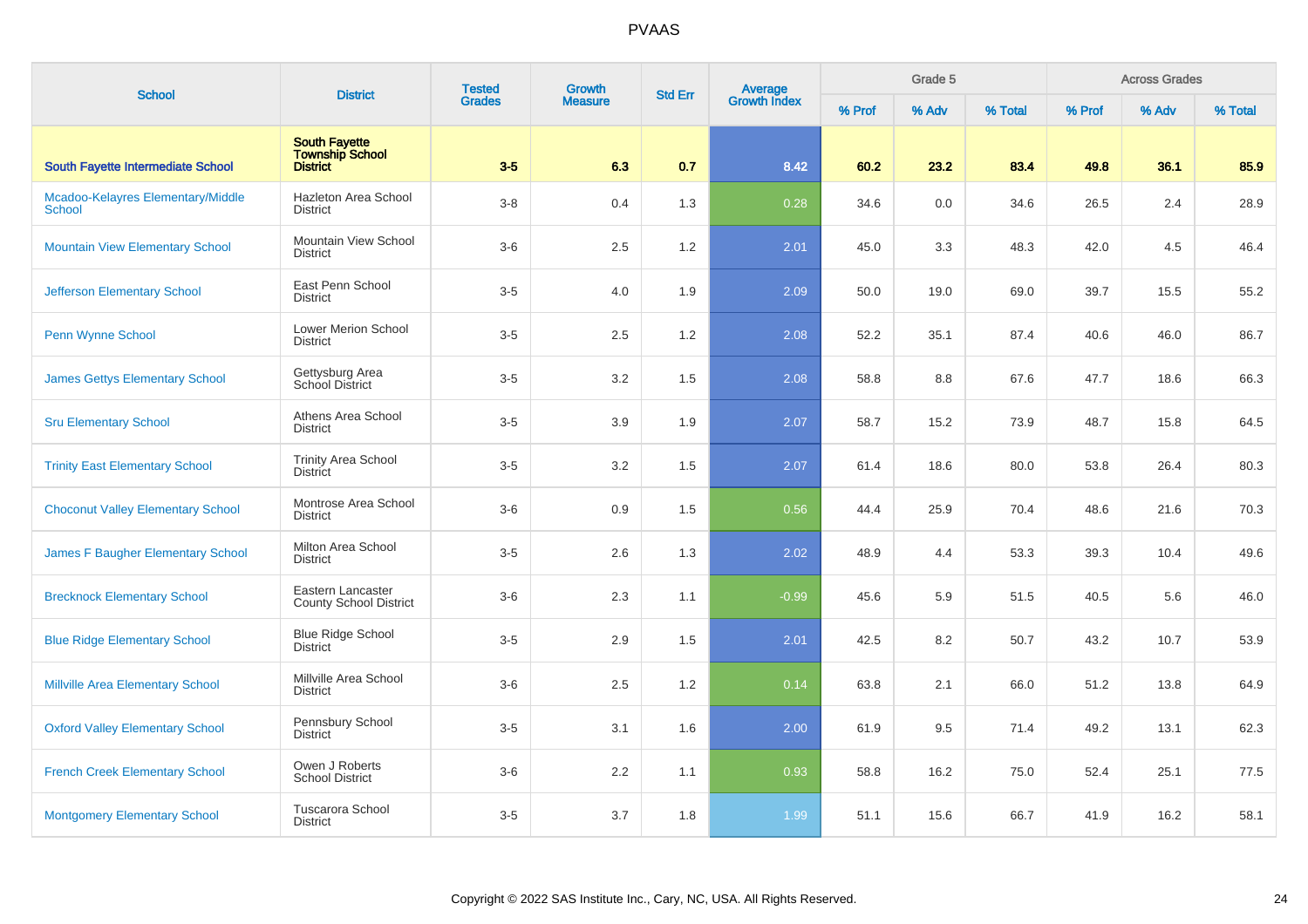## PVAAS

| School | District | Tested Grades | Growth Measure | Std Err | Average Growth Index | Grade 5 | | | Across Grades | | |
|---|---|---|---|---|---|---|---|---|---|---|---|
| | | | | | | % Prof | % Adv | % Total | % Prof | % Adv | % Total |
| **South Fayette Intermediate School** | **South Fayette Township School District** | **3-5** | **6.3** | **0.7** | **8.42** | **60.2** | **23.2** | **83.4** | **49.8** | **36.1** | **85.9** |
| Mcadoo-Kelayres Elementary/Middle School | Hazleton Area School District | 3-8 | 0.4 | 1.3 | 0.28 | 34.6 | 0.0 | 34.6 | 26.5 | 2.4 | 28.9 |
| Mountain View Elementary School | Mountain View School District | 3-6 | 2.5 | 1.2 | 2.01 | 45.0 | 3.3 | 48.3 | 42.0 | 4.5 | 46.4 |
| Jefferson Elementary School | East Penn School District | 3-5 | 4.0 | 1.9 | 2.09 | 50.0 | 19.0 | 69.0 | 39.7 | 15.5 | 55.2 |
| Penn Wynne School | Lower Merion School District | 3-5 | 2.5 | 1.2 | 2.08 | 52.2 | 35.1 | 87.4 | 40.6 | 46.0 | 86.7 |
| James Gettys Elementary School | Gettysburg Area School District | 3-5 | 3.2 | 1.5 | 2.08 | 58.8 | 8.8 | 67.6 | 47.7 | 18.6 | 66.3 |
| Sru Elementary School | Athens Area School District | 3-5 | 3.9 | 1.9 | 2.07 | 58.7 | 15.2 | 73.9 | 48.7 | 15.8 | 64.5 |
| Trinity East Elementary School | Trinity Area School District | 3-5 | 3.2 | 1.5 | 2.07 | 61.4 | 18.6 | 80.0 | 53.8 | 26.4 | 80.3 |
| Choconut Valley Elementary School | Montrose Area School District | 3-6 | 0.9 | 1.5 | 0.56 | 44.4 | 25.9 | 70.4 | 48.6 | 21.6 | 70.3 |
| James F Baugher Elementary School | Milton Area School District | 3-5 | 2.6 | 1.3 | 2.02 | 48.9 | 4.4 | 53.3 | 39.3 | 10.4 | 49.6 |
| Brecknock Elementary School | Eastern Lancaster County School District | 3-6 | 2.3 | 1.1 | -0.99 | 45.6 | 5.9 | 51.5 | 40.5 | 5.6 | 46.0 |
| Blue Ridge Elementary School | Blue Ridge School District | 3-5 | 2.9 | 1.5 | 2.01 | 42.5 | 8.2 | 50.7 | 43.2 | 10.7 | 53.9 |
| Millville Area Elementary School | Millville Area School District | 3-6 | 2.5 | 1.2 | 0.14 | 63.8 | 2.1 | 66.0 | 51.2 | 13.8 | 64.9 |
| Oxford Valley Elementary School | Pennsbury School District | 3-5 | 3.1 | 1.6 | 2.00 | 61.9 | 9.5 | 71.4 | 49.2 | 13.1 | 62.3 |
| French Creek Elementary School | Owen J Roberts School District | 3-6 | 2.2 | 1.1 | 0.93 | 58.8 | 16.2 | 75.0 | 52.4 | 25.1 | 77.5 |
| Montgomery Elementary School | Tuscarora School District | 3-5 | 3.7 | 1.8 | 1.99 | 51.1 | 15.6 | 66.7 | 41.9 | 16.2 | 58.1 |

Copyright © 2022 SAS Institute Inc., Cary, NC, USA. All Rights Reserved.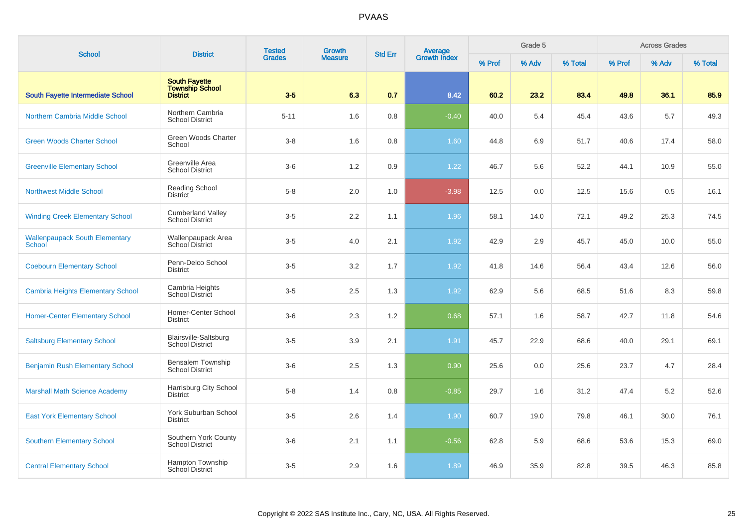# PVAAS

| School | District | Tested Grades | Growth Measure | Std Err | Average Growth Index | Grade 5 | | | Across Grades | | |
|---|---|---|---|---|---|---|---|---|---|---|---|
| | | | | | | % Prof | % Adv | % Total | % Prof | % Adv | % Total |
| **South Fayette Intermediate School** | **South Fayette Township School District** | **3-5** | **6.3** | **0.7** | **8.42** | **60.2** | **23.2** | **83.4** | **49.8** | **36.1** | **85.9** |
| Northern Cambria Middle School | Northern Cambria School District | 5-11 | 1.6 | 0.8 | -0.40 | 40.0 | 5.4 | 45.4 | 43.6 | 5.7 | 49.3 |
| Green Woods Charter School | Green Woods Charter School | 3-8 | 1.6 | 0.8 | 1.60 | 44.8 | 6.9 | 51.7 | 40.6 | 17.4 | 58.0 |
| Greenville Elementary School | Greenville Area School District | 3-6 | 1.2 | 0.9 | 1.22 | 46.7 | 5.6 | 52.2 | 44.1 | 10.9 | 55.0 |
| Northwest Middle School | Reading School District | 5-8 | 2.0 | 1.0 | -3.98 | 12.5 | 0.0 | 12.5 | 15.6 | 0.5 | 16.1 |
| Winding Creek Elementary School | Cumberland Valley School District | 3-5 | 2.2 | 1.1 | 1.96 | 58.1 | 14.0 | 72.1 | 49.2 | 25.3 | 74.5 |
| Wallenpaupack South Elementary School | Wallenpaupack Area School District | 3-5 | 4.0 | 2.1 | 1.92 | 42.9 | 2.9 | 45.7 | 45.0 | 10.0 | 55.0 |
| Coebourn Elementary School | Penn-Delco School District | 3-5 | 3.2 | 1.7 | 1.92 | 41.8 | 14.6 | 56.4 | 43.4 | 12.6 | 56.0 |
| Cambria Heights Elementary School | Cambria Heights School District | 3-5 | 2.5 | 1.3 | 1.92 | 62.9 | 5.6 | 68.5 | 51.6 | 8.3 | 59.8 |
| Homer-Center Elementary School | Homer-Center School District | 3-6 | 2.3 | 1.2 | 0.68 | 57.1 | 1.6 | 58.7 | 42.7 | 11.8 | 54.6 |
| Saltsburg Elementary School | Blairsville-Saltsburg School District | 3-5 | 3.9 | 2.1 | 1.91 | 45.7 | 22.9 | 68.6 | 40.0 | 29.1 | 69.1 |
| Benjamin Rush Elementary School | Bensalem Township School District | 3-6 | 2.5 | 1.3 | 0.90 | 25.6 | 0.0 | 25.6 | 23.7 | 4.7 | 28.4 |
| Marshall Math Science Academy | Harrisburg City School District | 5-8 | 1.4 | 0.8 | -0.85 | 29.7 | 1.6 | 31.2 | 47.4 | 5.2 | 52.6 |
| East York Elementary School | York Suburban School District | 3-5 | 2.6 | 1.4 | 1.90 | 60.7 | 19.0 | 79.8 | 46.1 | 30.0 | 76.1 |
| Southern Elementary School | Southern York County School District | 3-6 | 2.1 | 1.1 | -0.56 | 62.8 | 5.9 | 68.6 | 53.6 | 15.3 | 69.0 |
| Central Elementary School | Hampton Township School District | 3-5 | 2.9 | 1.6 | 1.89 | 46.9 | 35.9 | 82.8 | 39.5 | 46.3 | 85.8 |

Copyright © 2022 SAS Institute Inc., Cary, NC, USA. All Rights Reserved.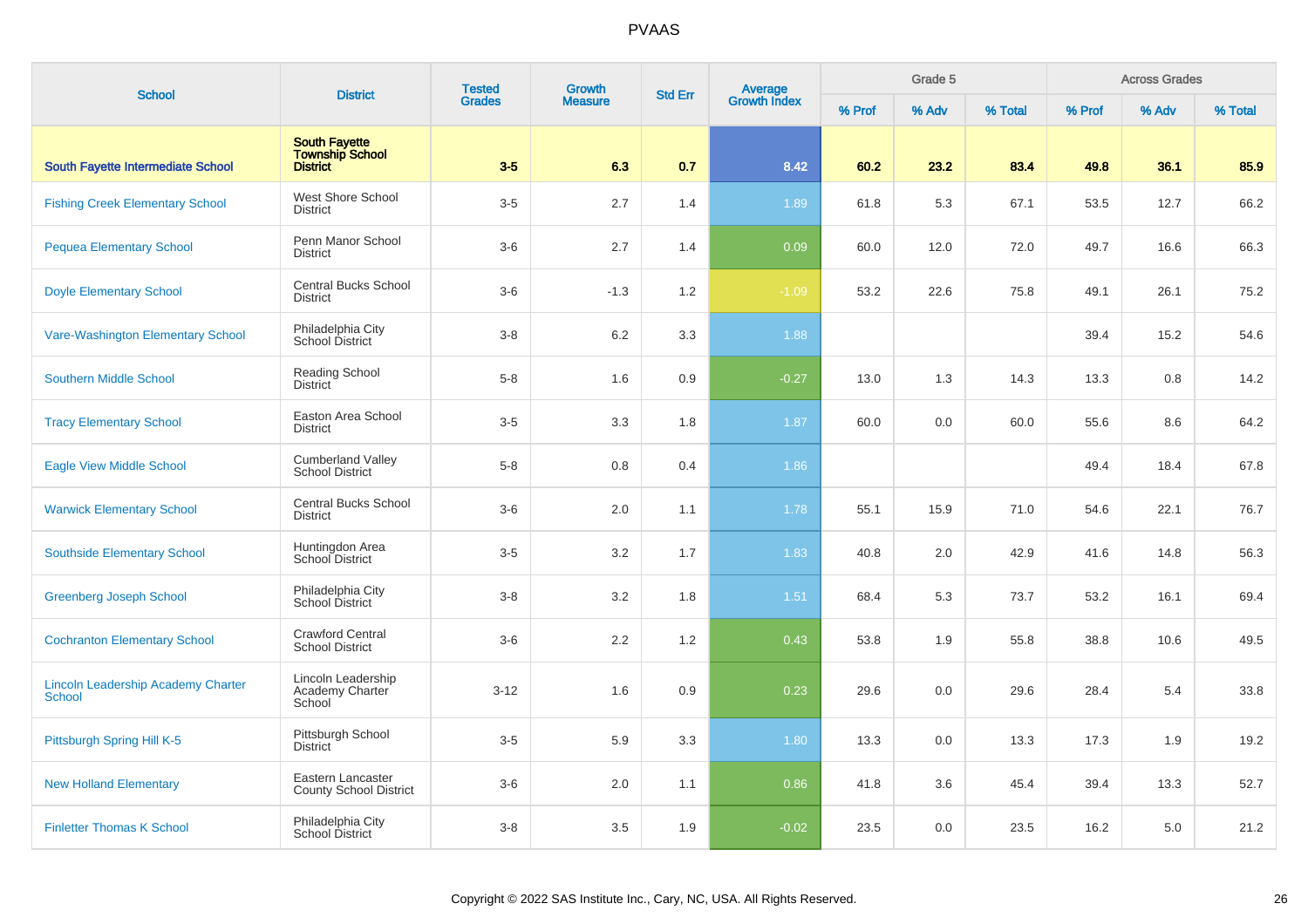| School | District | Tested Grades | Growth Measure | Std Err | Average Growth Index | Grade 5 | | | Across Grades | | |
|---|---|---|---|---|---|---|---|---|---|---|---|
| | | | | | | % Prof | % Adv | % Total | % Prof | % Adv | % Total |
| **South Fayette Intermediate School** | **South Fayette Township School District** | **3-5** | **6.3** | **0.7** | **8.42** | **60.2** | **23.2** | **83.4** | **49.8** | **36.1** | **85.9** |
| Fishing Creek Elementary School | West Shore School District | 3-5 | 2.7 | 1.4 | 1.89 | 61.8 | 5.3 | 67.1 | 53.5 | 12.7 | 66.2 |
| Pequea Elementary School | Penn Manor School District | 3-6 | 2.7 | 1.4 | 0.09 | 60.0 | 12.0 | 72.0 | 49.7 | 16.6 | 66.3 |
| Doyle Elementary School | Central Bucks School District | 3-6 | -1.3 | 1.2 | -1.09 | 53.2 | 22.6 | 75.8 | 49.1 | 26.1 | 75.2 |
| Vare-Washington Elementary School | Philadelphia City School District | 3-8 | 6.2 | 3.3 | 1.88 | | | | 39.4 | 15.2 | 54.6 |
| Southern Middle School | Reading School District | 5-8 | 1.6 | 0.9 | -0.27 | 13.0 | 1.3 | 14.3 | 13.3 | 0.8 | 14.2 |
| Tracy Elementary School | Easton Area School District | 3-5 | 3.3 | 1.8 | 1.87 | 60.0 | 0.0 | 60.0 | 55.6 | 8.6 | 64.2 |
| Eagle View Middle School | Cumberland Valley School District | 5-8 | 0.8 | 0.4 | 1.86 | | | | 49.4 | 18.4 | 67.8 |
| Warwick Elementary School | Central Bucks School District | 3-6 | 2.0 | 1.1 | 1.78 | 55.1 | 15.9 | 71.0 | 54.6 | 22.1 | 76.7 |
| Southside Elementary School | Huntingdon Area School District | 3-5 | 3.2 | 1.7 | 1.83 | 40.8 | 2.0 | 42.9 | 41.6 | 14.8 | 56.3 |
| Greenberg Joseph School | Philadelphia City School District | 3-8 | 3.2 | 1.8 | 1.51 | 68.4 | 5.3 | 73.7 | 53.2 | 16.1 | 69.4 |
| Cochranton Elementary School | Crawford Central School District | 3-6 | 2.2 | 1.2 | 0.43 | 53.8 | 1.9 | 55.8 | 38.8 | 10.6 | 49.5 |
| Lincoln Leadership Academy Charter School | Lincoln Leadership Academy Charter School | 3-12 | 1.6 | 0.9 | 0.23 | 29.6 | 0.0 | 29.6 | 28.4 | 5.4 | 33.8 |
| Pittsburgh Spring Hill K-5 | Pittsburgh School District | 3-5 | 5.9 | 3.3 | 1.80 | 13.3 | 0.0 | 13.3 | 17.3 | 1.9 | 19.2 |
| New Holland Elementary | Eastern Lancaster County School District | 3-6 | 2.0 | 1.1 | 0.86 | 41.8 | 3.6 | 45.4 | 39.4 | 13.3 | 52.7 |
| Finletter Thomas K School | Philadelphia City School District | 3-8 | 3.5 | 1.9 | -0.02 | 23.5 | 0.0 | 23.5 | 16.2 | 5.0 | 21.2 |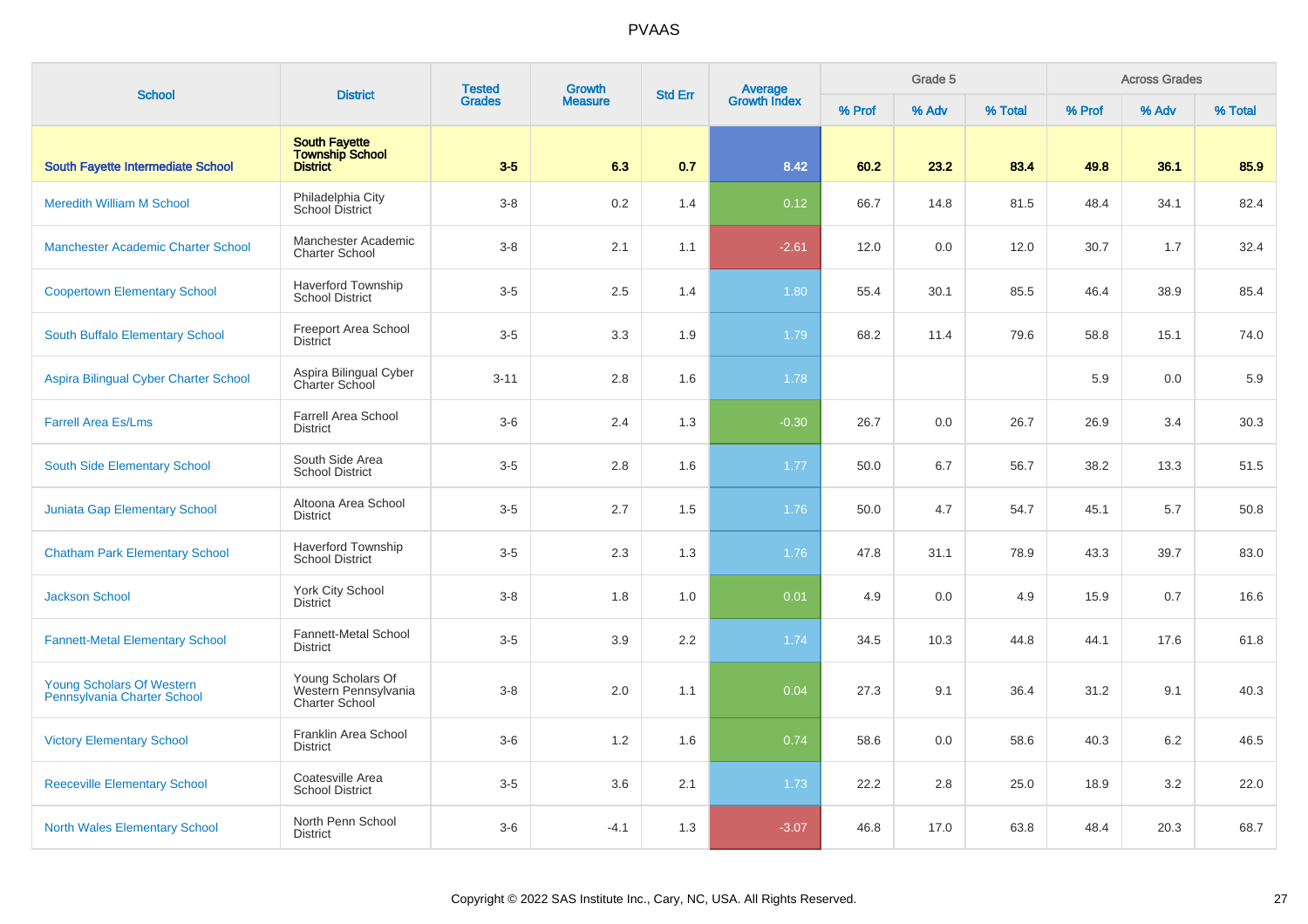| School | District | Tested Grades | Growth Measure | Std Err | Average Growth Index | Grade 5 | | | Across Grades | | |
|---|---|---|---|---|---|---|---|---|---|---|---|
| | | | | | | % Prof | % Adv | % Total | % Prof | % Adv | % Total |
| **South Fayette Intermediate School** | **South Fayette Township School District** | **3-5** | **6.3** | **0.7** | **8.42** | **60.2** | **23.2** | **83.4** | **49.8** | **36.1** | **85.9** |
| Meredith William M School | Philadelphia City School District | 3-8 | 0.2 | 1.4 | 0.12 | 66.7 | 14.8 | 81.5 | 48.4 | 34.1 | 82.4 |
| Manchester Academic Charter School | Manchester Academic Charter School | 3-8 | 2.1 | 1.1 | -2.61 | 12.0 | 0.0 | 12.0 | 30.7 | 1.7 | 32.4 |
| Coopertown Elementary School | Haverford Township School District | 3-5 | 2.5 | 1.4 | 1.80 | 55.4 | 30.1 | 85.5 | 46.4 | 38.9 | 85.4 |
| South Buffalo Elementary School | Freeport Area School District | 3-5 | 3.3 | 1.9 | 1.79 | 68.2 | 11.4 | 79.6 | 58.8 | 15.1 | 74.0 |
| Aspira Bilingual Cyber Charter School | Aspira Bilingual Cyber Charter School | 3-11 | 2.8 | 1.6 | 1.78 | | | | 5.9 | 0.0 | 5.9 |
| Farrell Area Es/Lms | Farrell Area School District | 3-6 | 2.4 | 1.3 | -0.30 | 26.7 | 0.0 | 26.7 | 26.9 | 3.4 | 30.3 |
| South Side Elementary School | South Side Area School District | 3-5 | 2.8 | 1.6 | 1.77 | 50.0 | 6.7 | 56.7 | 38.2 | 13.3 | 51.5 |
| Juniata Gap Elementary School | Altoona Area School District | 3-5 | 2.7 | 1.5 | 1.76 | 50.0 | 4.7 | 54.7 | 45.1 | 5.7 | 50.8 |
| Chatham Park Elementary School | Haverford Township School District | 3-5 | 2.3 | 1.3 | 1.76 | 47.8 | 31.1 | 78.9 | 43.3 | 39.7 | 83.0 |
| Jackson School | York City School District | 3-8 | 1.8 | 1.0 | 0.01 | 4.9 | 0.0 | 4.9 | 15.9 | 0.7 | 16.6 |
| Fannett-Metal Elementary School | Fannett-Metal School District | 3-5 | 3.9 | 2.2 | 1.74 | 34.5 | 10.3 | 44.8 | 44.1 | 17.6 | 61.8 |
| Young Scholars Of Western Pennsylvania Charter School | Young Scholars Of Western Pennsylvania Charter School | 3-8 | 2.0 | 1.1 | 0.04 | 27.3 | 9.1 | 36.4 | 31.2 | 9.1 | 40.3 |
| Victory Elementary School | Franklin Area School District | 3-6 | 1.2 | 1.6 | 0.74 | 58.6 | 0.0 | 58.6 | 40.3 | 6.2 | 46.5 |
| Reeceville Elementary School | Coatesville Area School District | 3-5 | 3.6 | 2.1 | 1.73 | 22.2 | 2.8 | 25.0 | 18.9 | 3.2 | 22.0 |
| North Wales Elementary School | North Penn School District | 3-6 | -4.1 | 1.3 | -3.07 | 46.8 | 17.0 | 63.8 | 48.4 | 20.3 | 68.7 |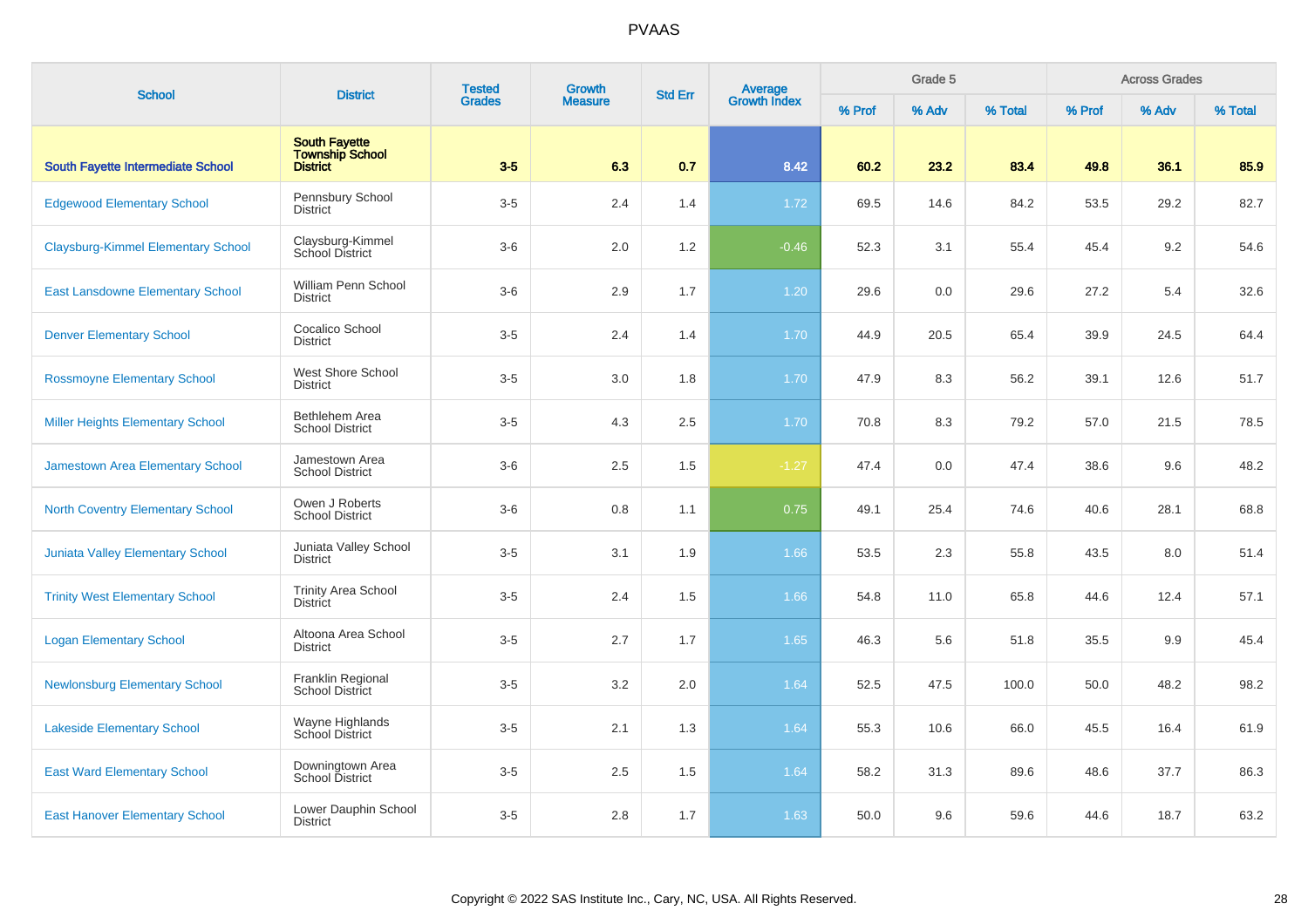# PVAAS

| School | District | Tested Grades | Growth Measure | Std Err | Average Growth Index | Grade 5 | | | Across Grades | | |
|---|---|---|---|---|---|---|---|---|---|---|---|
| | | | | | | % Prof | % Adv | % Total | % Prof | % Adv | % Total |
| **South Fayette Intermediate School** | **South Fayette Township School District** | **3-5** | **6.3** | **0.7** | **8.42** | **60.2** | **23.2** | **83.4** | **49.8** | **36.1** | **85.9** |
| Edgewood Elementary School | Pennsbury School District | 3-5 | 2.4 | 1.4 | 1.72 | 69.5 | 14.6 | 84.2 | 53.5 | 29.2 | 82.7 |
| Claysburg-Kimmel Elementary School | Claysburg-Kimmel School District | 3-6 | 2.0 | 1.2 | -0.46 | 52.3 | 3.1 | 55.4 | 45.4 | 9.2 | 54.6 |
| East Lansdowne Elementary School | William Penn School District | 3-6 | 2.9 | 1.7 | 1.20 | 29.6 | 0.0 | 29.6 | 27.2 | 5.4 | 32.6 |
| Denver Elementary School | Cocalico School District | 3-5 | 2.4 | 1.4 | 1.70 | 44.9 | 20.5 | 65.4 | 39.9 | 24.5 | 64.4 |
| Rossmoyne Elementary School | West Shore School District | 3-5 | 3.0 | 1.8 | 1.70 | 47.9 | 8.3 | 56.2 | 39.1 | 12.6 | 51.7 |
| Miller Heights Elementary School | Bethlehem Area School District | 3-5 | 4.3 | 2.5 | 1.70 | 70.8 | 8.3 | 79.2 | 57.0 | 21.5 | 78.5 |
| Jamestown Area Elementary School | Jamestown Area School District | 3-6 | 2.5 | 1.5 | -1.27 | 47.4 | 0.0 | 47.4 | 38.6 | 9.6 | 48.2 |
| North Coventry Elementary School | Owen J Roberts School District | 3-6 | 0.8 | 1.1 | 0.75 | 49.1 | 25.4 | 74.6 | 40.6 | 28.1 | 68.8 |
| Juniata Valley Elementary School | Juniata Valley School District | 3-5 | 3.1 | 1.9 | 1.66 | 53.5 | 2.3 | 55.8 | 43.5 | 8.0 | 51.4 |
| Trinity West Elementary School | Trinity Area School District | 3-5 | 2.4 | 1.5 | 1.66 | 54.8 | 11.0 | 65.8 | 44.6 | 12.4 | 57.1 |
| Logan Elementary School | Altoona Area School District | 3-5 | 2.7 | 1.7 | 1.65 | 46.3 | 5.6 | 51.8 | 35.5 | 9.9 | 45.4 |
| Newlonsburg Elementary School | Franklin Regional School District | 3-5 | 3.2 | 2.0 | 1.64 | 52.5 | 47.5 | 100.0 | 50.0 | 48.2 | 98.2 |
| Lakeside Elementary School | Wayne Highlands School District | 3-5 | 2.1 | 1.3 | 1.64 | 55.3 | 10.6 | 66.0 | 45.5 | 16.4 | 61.9 |
| East Ward Elementary School | Downingtown Area School District | 3-5 | 2.5 | 1.5 | 1.64 | 58.2 | 31.3 | 89.6 | 48.6 | 37.7 | 86.3 |
| East Hanover Elementary School | Lower Dauphin School District | 3-5 | 2.8 | 1.7 | 1.63 | 50.0 | 9.6 | 59.6 | 44.6 | 18.7 | 63.2 |

Copyright © 2022 SAS Institute Inc., Cary, NC, USA. All Rights Reserved.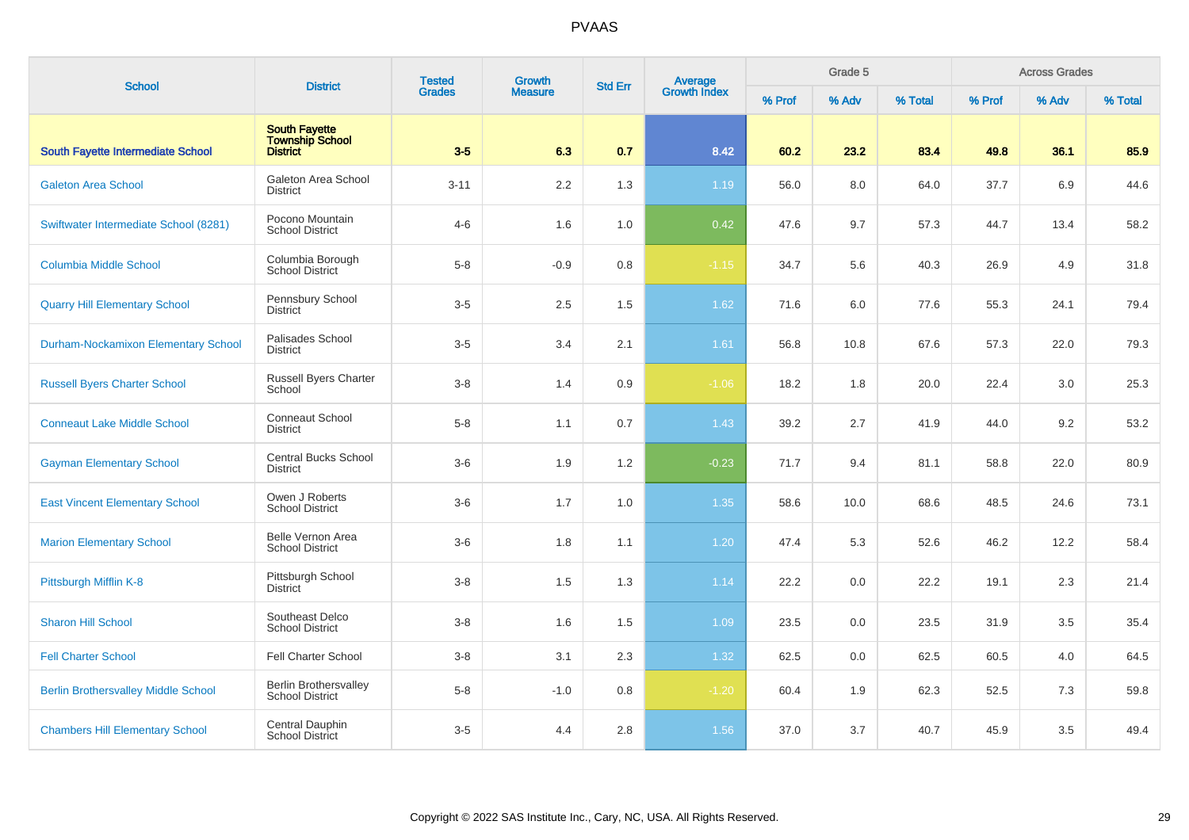# PVAAS

| School | District | Tested Grades | Growth Measure | Std Err | Average Growth Index | Grade 5 | | | Across Grades | | |
|---|---|---|---|---|---|---|---|---|---|---|---|
| | | | | | | % Prof | % Adv | % Total | % Prof | % Adv | % Total |
| **South Fayette Intermediate School** | **South Fayette Township School District** | **3-5** | **6.3** | **0.7** | **8.42** | **60.2** | **23.2** | **83.4** | **49.8** | **36.1** | **85.9** |
| Galeton Area School | Galeton Area School District | 3-11 | 2.2 | 1.3 | 1.19 | 56.0 | 8.0 | 64.0 | 37.7 | 6.9 | 44.6 |
| Swiftwater Intermediate School (8281) | Pocono Mountain School District | 4-6 | 1.6 | 1.0 | 0.42 | 47.6 | 9.7 | 57.3 | 44.7 | 13.4 | 58.2 |
| Columbia Middle School | Columbia Borough School District | 5-8 | -0.9 | 0.8 | -1.15 | 34.7 | 5.6 | 40.3 | 26.9 | 4.9 | 31.8 |
| Quarry Hill Elementary School | Pennsbury School District | 3-5 | 2.5 | 1.5 | 1.62 | 71.6 | 6.0 | 77.6 | 55.3 | 24.1 | 79.4 |
| Durham-Nockamixon Elementary School | Palisades School District | 3-5 | 3.4 | 2.1 | 1.61 | 56.8 | 10.8 | 67.6 | 57.3 | 22.0 | 79.3 |
| Russell Byers Charter School | Russell Byers Charter School | 3-8 | 1.4 | 0.9 | -1.06 | 18.2 | 1.8 | 20.0 | 22.4 | 3.0 | 25.3 |
| Conneaut Lake Middle School | Conneaut School District | 5-8 | 1.1 | 0.7 | 1.43 | 39.2 | 2.7 | 41.9 | 44.0 | 9.2 | 53.2 |
| Gayman Elementary School | Central Bucks School District | 3-6 | 1.9 | 1.2 | -0.23 | 71.7 | 9.4 | 81.1 | 58.8 | 22.0 | 80.9 |
| East Vincent Elementary School | Owen J Roberts School District | 3-6 | 1.7 | 1.0 | 1.35 | 58.6 | 10.0 | 68.6 | 48.5 | 24.6 | 73.1 |
| Marion Elementary School | Belle Vernon Area School District | 3-6 | 1.8 | 1.1 | 1.20 | 47.4 | 5.3 | 52.6 | 46.2 | 12.2 | 58.4 |
| Pittsburgh Mifflin K-8 | Pittsburgh School District | 3-8 | 1.5 | 1.3 | 1.14 | 22.2 | 0.0 | 22.2 | 19.1 | 2.3 | 21.4 |
| Sharon Hill School | Southeast Delco School District | 3-8 | 1.6 | 1.5 | 1.09 | 23.5 | 0.0 | 23.5 | 31.9 | 3.5 | 35.4 |
| Fell Charter School | Fell Charter School | 3-8 | 3.1 | 2.3 | 1.32 | 62.5 | 0.0 | 62.5 | 60.5 | 4.0 | 64.5 |
| Berlin Brothersvalley Middle School | Berlin Brothersvalley School District | 5-8 | -1.0 | 0.8 | -1.20 | 60.4 | 1.9 | 62.3 | 52.5 | 7.3 | 59.8 |
| Chambers Hill Elementary School | Central Dauphin School District | 3-5 | 4.4 | 2.8 | 1.56 | 37.0 | 3.7 | 40.7 | 45.9 | 3.5 | 49.4 |

Copyright © 2022 SAS Institute Inc., Cary, NC, USA. All Rights Reserved.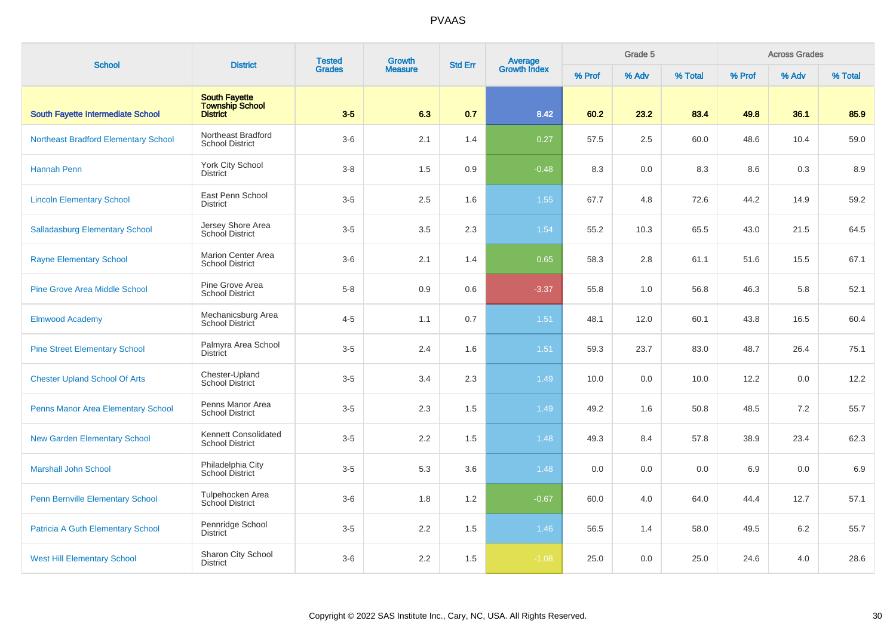PVAAS

| School | District | Tested Grades | Growth Measure | Std Err | Average Growth Index | Grade 5 | | | Across Grades | | |
|---|---|---|---|---|---|---|---|---|---|---|---|
| | | | | | | % Prof | % Adv | % Total | % Prof | % Adv | % Total |
| **South Fayette Intermediate School** | **South Fayette Township School District** | **3-5** | **6.3** | **0.7** | **8.42** | **60.2** | **23.2** | **83.4** | **49.8** | **36.1** | **85.9** |
| Northeast Bradford Elementary School | Northeast Bradford School District | 3-6 | 2.1 | 1.4 | 0.27 | 57.5 | 2.5 | 60.0 | 48.6 | 10.4 | 59.0 |
| Hannah Penn | York City School District | 3-8 | 1.5 | 0.9 | -0.48 | 8.3 | 0.0 | 8.3 | 8.6 | 0.3 | 8.9 |
| Lincoln Elementary School | East Penn School District | 3-5 | 2.5 | 1.6 | 1.55 | 67.7 | 4.8 | 72.6 | 44.2 | 14.9 | 59.2 |
| Salladasburg Elementary School | Jersey Shore Area School District | 3-5 | 3.5 | 2.3 | 1.54 | 55.2 | 10.3 | 65.5 | 43.0 | 21.5 | 64.5 |
| Rayne Elementary School | Marion Center Area School District | 3-6 | 2.1 | 1.4 | 0.65 | 58.3 | 2.8 | 61.1 | 51.6 | 15.5 | 67.1 |
| Pine Grove Area Middle School | Pine Grove Area School District | 5-8 | 0.9 | 0.6 | -3.37 | 55.8 | 1.0 | 56.8 | 46.3 | 5.8 | 52.1 |
| Elmwood Academy | Mechanicsburg Area School District | 4-5 | 1.1 | 0.7 | 1.51 | 48.1 | 12.0 | 60.1 | 43.8 | 16.5 | 60.4 |
| Pine Street Elementary School | Palmyra Area School District | 3-5 | 2.4 | 1.6 | 1.51 | 59.3 | 23.7 | 83.0 | 48.7 | 26.4 | 75.1 |
| Chester Upland School Of Arts | Chester-Upland School District | 3-5 | 3.4 | 2.3 | 1.49 | 10.0 | 0.0 | 10.0 | 12.2 | 0.0 | 12.2 |
| Penns Manor Area Elementary School | Penns Manor Area School District | 3-5 | 2.3 | 1.5 | 1.49 | 49.2 | 1.6 | 50.8 | 48.5 | 7.2 | 55.7 |
| New Garden Elementary School | Kennett Consolidated School District | 3-5 | 2.2 | 1.5 | 1.48 | 49.3 | 8.4 | 57.8 | 38.9 | 23.4 | 62.3 |
| Marshall John School | Philadelphia City School District | 3-5 | 5.3 | 3.6 | 1.48 | 0.0 | 0.0 | 0.0 | 6.9 | 0.0 | 6.9 |
| Penn Bernville Elementary School | Tulpehocken Area School District | 3-6 | 1.8 | 1.2 | -0.67 | 60.0 | 4.0 | 64.0 | 44.4 | 12.7 | 57.1 |
| Patricia A Guth Elementary School | Pennridge School District | 3-5 | 2.2 | 1.5 | 1.46 | 56.5 | 1.4 | 58.0 | 49.5 | 6.2 | 55.7 |
| West Hill Elementary School | Sharon City School District | 3-6 | 2.2 | 1.5 | -1.08 | 25.0 | 0.0 | 25.0 | 24.6 | 4.0 | 28.6 |

Copyright © 2022 SAS Institute Inc., Cary, NC, USA. All Rights Reserved.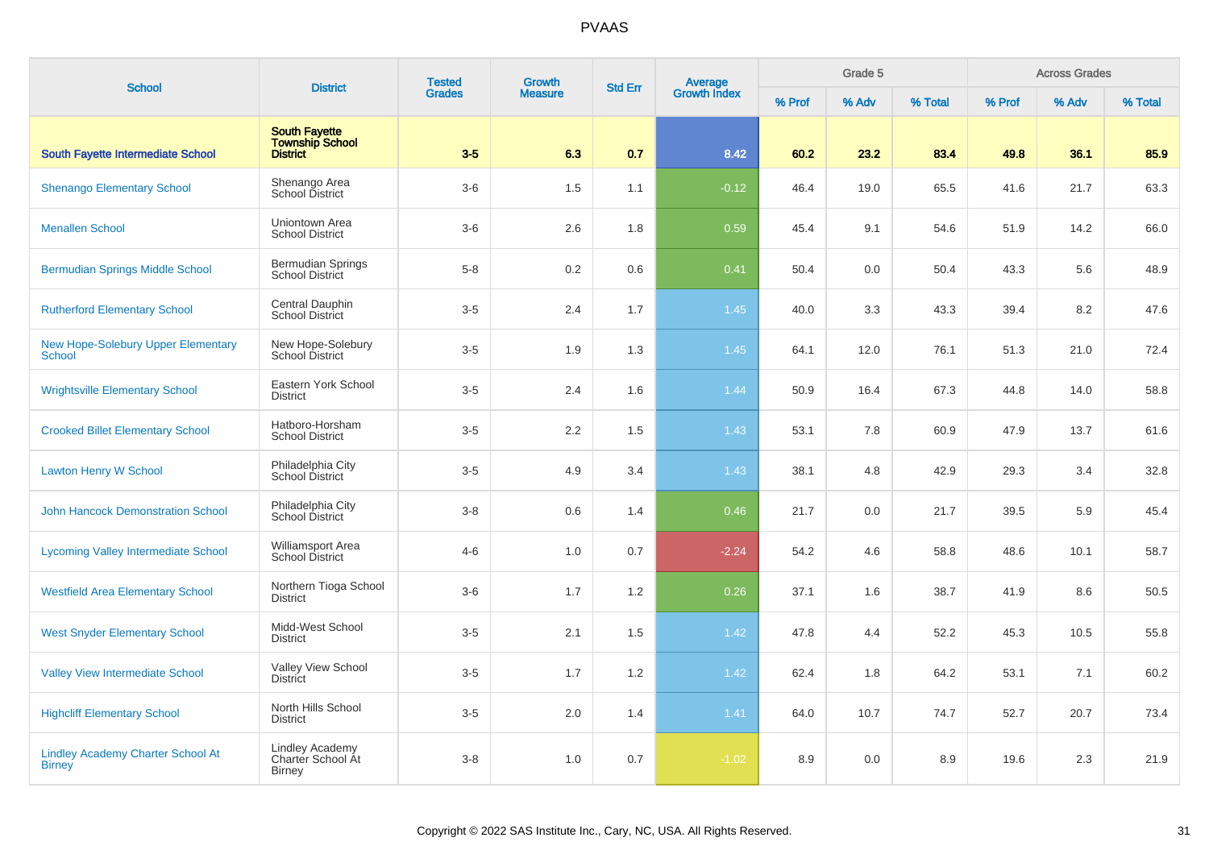# PVAAS

| School | District | Tested Grades | Growth Measure | Std Err | Average Growth Index | Grade 5 | | | Across Grades | | |
|---|---|---|---|---|---|---|---|---|---|---|---|
| | | | | | | % Prof | % Adv | % Total | % Prof | % Adv | % Total |
| **South Fayette Intermediate School** | **South Fayette Township School District** | **3-5** | **6.3** | **0.7** | **8.42** | **60.2** | **23.2** | **83.4** | **49.8** | **36.1** | **85.9** |
| Shenango Elementary School | Shenango Area School District | 3-6 | 1.5 | 1.1 | -0.12 | 46.4 | 19.0 | 65.5 | 41.6 | 21.7 | 63.3 |
| Menallen School | Uniontown Area School District | 3-6 | 2.6 | 1.8 | 0.59 | 45.4 | 9.1 | 54.6 | 51.9 | 14.2 | 66.0 |
| Bermudian Springs Middle School | Bermudian Springs School District | 5-8 | 0.2 | 0.6 | 0.41 | 50.4 | 0.0 | 50.4 | 43.3 | 5.6 | 48.9 |
| Rutherford Elementary School | Central Dauphin School District | 3-5 | 2.4 | 1.7 | 1.45 | 40.0 | 3.3 | 43.3 | 39.4 | 8.2 | 47.6 |
| New Hope-Solebury Upper Elementary School | New Hope-Solebury School District | 3-5 | 1.9 | 1.3 | 1.45 | 64.1 | 12.0 | 76.1 | 51.3 | 21.0 | 72.4 |
| Wrightsville Elementary School | Eastern York School District | 3-5 | 2.4 | 1.6 | 1.44 | 50.9 | 16.4 | 67.3 | 44.8 | 14.0 | 58.8 |
| Crooked Billet Elementary School | Hatboro-Horsham School District | 3-5 | 2.2 | 1.5 | 1.43 | 53.1 | 7.8 | 60.9 | 47.9 | 13.7 | 61.6 |
| Lawton Henry W School | Philadelphia City School District | 3-5 | 4.9 | 3.4 | 1.43 | 38.1 | 4.8 | 42.9 | 29.3 | 3.4 | 32.8 |
| John Hancock Demonstration School | Philadelphia City School District | 3-8 | 0.6 | 1.4 | 0.46 | 21.7 | 0.0 | 21.7 | 39.5 | 5.9 | 45.4 |
| Lycoming Valley Intermediate School | Williamsport Area School District | 4-6 | 1.0 | 0.7 | -2.24 | 54.2 | 4.6 | 58.8 | 48.6 | 10.1 | 58.7 |
| Westfield Area Elementary School | Northern Tioga School District | 3-6 | 1.7 | 1.2 | 0.26 | 37.1 | 1.6 | 38.7 | 41.9 | 8.6 | 50.5 |
| West Snyder Elementary School | Midd-West School District | 3-5 | 2.1 | 1.5 | 1.42 | 47.8 | 4.4 | 52.2 | 45.3 | 10.5 | 55.8 |
| Valley View Intermediate School | Valley View School District | 3-5 | 1.7 | 1.2 | 1.42 | 62.4 | 1.8 | 64.2 | 53.1 | 7.1 | 60.2 |
| Highcliff Elementary School | North Hills School District | 3-5 | 2.0 | 1.4 | 1.41 | 64.0 | 10.7 | 74.7 | 52.7 | 20.7 | 73.4 |
| Lindley Academy Charter School At Birney | Lindley Academy Charter School At Birney | 3-8 | 1.0 | 0.7 | -1.02 | 8.9 | 0.0 | 8.9 | 19.6 | 2.3 | 21.9 |

Copyright © 2022 SAS Institute Inc., Cary, NC, USA. All Rights Reserved.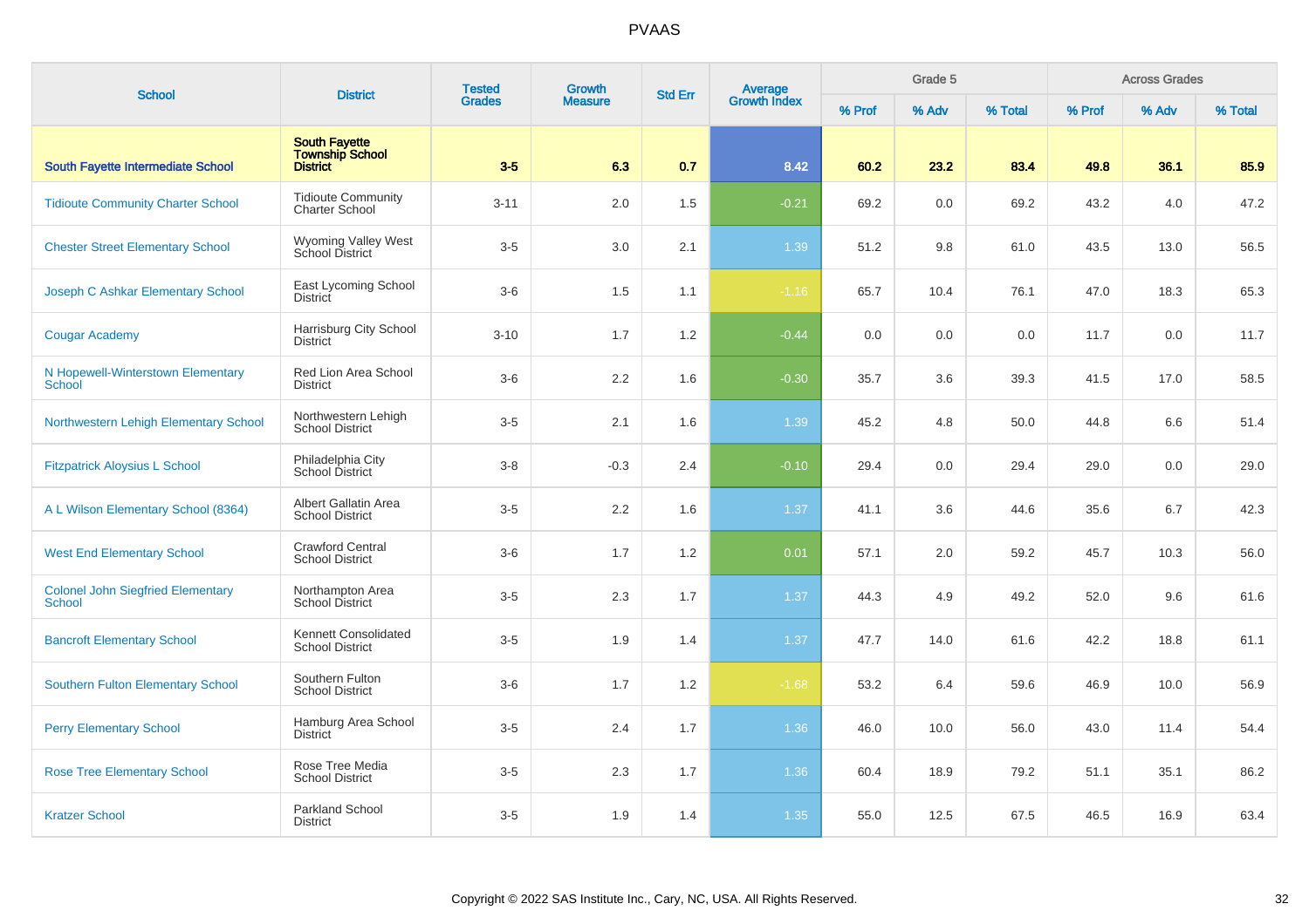PVAAS

| School | District | Tested Grades | Growth Measure | Std Err | Average Growth Index | Grade 5 | | | Across Grades | | |
|---|---|---|---|---|---|---|---|---|---|---|---|
| | | | | | | % Prof | % Adv | % Total | % Prof | % Adv | % Total |
| **South Fayette Intermediate School** | **South Fayette Township School District** | **3-5** | **6.3** | **0.7** | **8.42** | **60.2** | **23.2** | **83.4** | **49.8** | **36.1** | **85.9** |
| Tidioute Community Charter School | Tidioute Community Charter School | 3-11 | 2.0 | 1.5 | -0.21 | 69.2 | 0.0 | 69.2 | 43.2 | 4.0 | 47.2 |
| Chester Street Elementary School | Wyoming Valley West School District | 3-5 | 3.0 | 2.1 | 1.39 | 51.2 | 9.8 | 61.0 | 43.5 | 13.0 | 56.5 |
| Joseph C Ashkar Elementary School | East Lycoming School District | 3-6 | 1.5 | 1.1 | -1.16 | 65.7 | 10.4 | 76.1 | 47.0 | 18.3 | 65.3 |
| Cougar Academy | Harrisburg City School District | 3-10 | 1.7 | 1.2 | -0.44 | 0.0 | 0.0 | 0.0 | 11.7 | 0.0 | 11.7 |
| N Hopewell-Winterstown Elementary School | Red Lion Area School District | 3-6 | 2.2 | 1.6 | -0.30 | 35.7 | 3.6 | 39.3 | 41.5 | 17.0 | 58.5 |
| Northwestern Lehigh Elementary School | Northwestern Lehigh School District | 3-5 | 2.1 | 1.6 | 1.39 | 45.2 | 4.8 | 50.0 | 44.8 | 6.6 | 51.4 |
| Fitzpatrick Aloysius L School | Philadelphia City School District | 3-8 | -0.3 | 2.4 | -0.10 | 29.4 | 0.0 | 29.4 | 29.0 | 0.0 | 29.0 |
| A L Wilson Elementary School (8364) | Albert Gallatin Area School District | 3-5 | 2.2 | 1.6 | 1.37 | 41.1 | 3.6 | 44.6 | 35.6 | 6.7 | 42.3 |
| West End Elementary School | Crawford Central School District | 3-6 | 1.7 | 1.2 | 0.01 | 57.1 | 2.0 | 59.2 | 45.7 | 10.3 | 56.0 |
| Colonel John Siegfried Elementary School | Northampton Area School District | 3-5 | 2.3 | 1.7 | 1.37 | 44.3 | 4.9 | 49.2 | 52.0 | 9.6 | 61.6 |
| Bancroft Elementary School | Kennett Consolidated School District | 3-5 | 1.9 | 1.4 | 1.37 | 47.7 | 14.0 | 61.6 | 42.2 | 18.8 | 61.1 |
| Southern Fulton Elementary School | Southern Fulton School District | 3-6 | 1.7 | 1.2 | -1.68 | 53.2 | 6.4 | 59.6 | 46.9 | 10.0 | 56.9 |
| Perry Elementary School | Hamburg Area School District | 3-5 | 2.4 | 1.7 | 1.36 | 46.0 | 10.0 | 56.0 | 43.0 | 11.4 | 54.4 |
| Rose Tree Elementary School | Rose Tree Media School District | 3-5 | 2.3 | 1.7 | 1.36 | 60.4 | 18.9 | 79.2 | 51.1 | 35.1 | 86.2 |
| Kratzer School | Parkland School District | 3-5 | 1.9 | 1.4 | 1.35 | 55.0 | 12.5 | 67.5 | 46.5 | 16.9 | 63.4 |

Copyright © 2022 SAS Institute Inc., Cary, NC, USA. All Rights Reserved.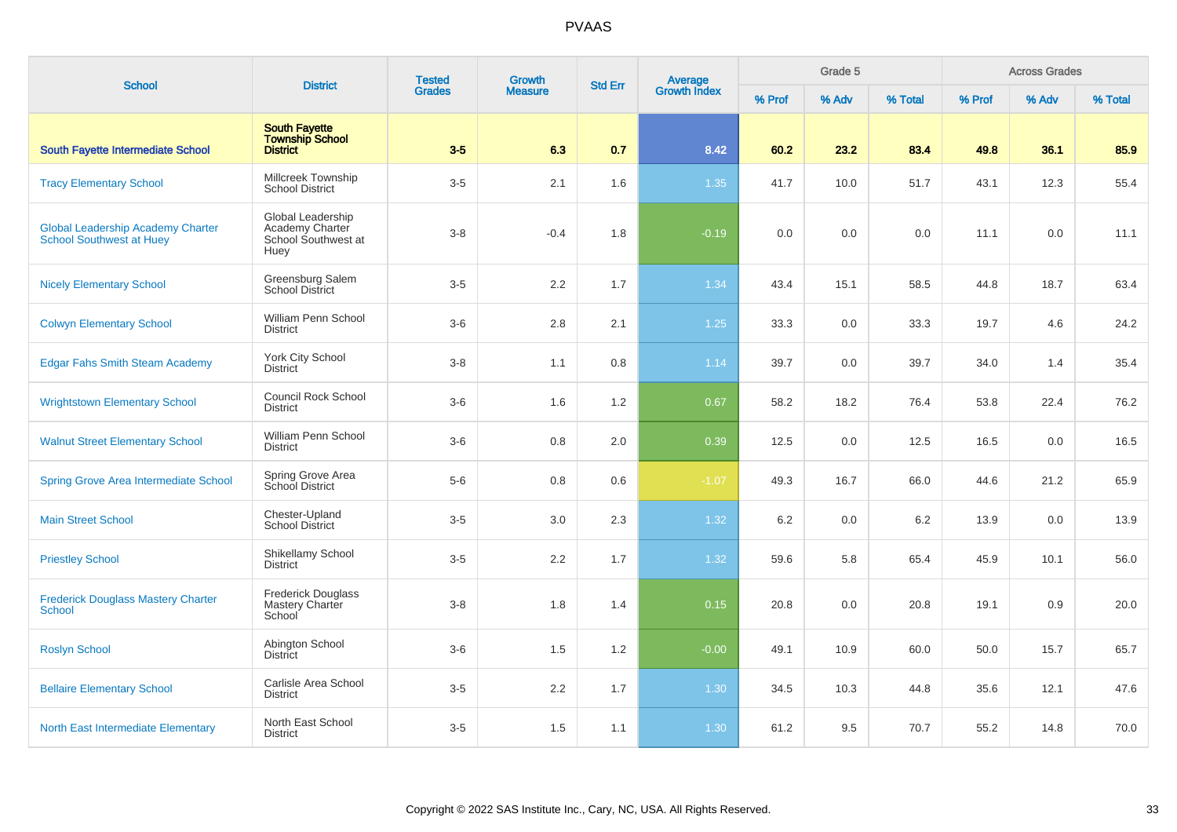# PVAAS

| School | District | Tested Grades | Growth Measure | Std Err | Average Growth Index | Grade 5 | | | Across Grades | | |
|---|---|---|---|---|---|---|---|---|---|---|---|
| | | | | | | % Prof | % Adv | % Total | % Prof | % Adv | % Total |
| **South Fayette Intermediate School** | **South Fayette Township School District** | **3-5** | **6.3** | **0.7** | **8.42** | **60.2** | **23.2** | **83.4** | **49.8** | **36.1** | **85.9** |
| Tracy Elementary School | Millcreek Township School District | 3-5 | 2.1 | 1.6 | 1.35 | 41.7 | 10.0 | 51.7 | 43.1 | 12.3 | 55.4 |
| Global Leadership Academy Charter School Southwest at Huey | Global Leadership Academy Charter School Southwest at Huey | 3-8 | -0.4 | 1.8 | -0.19 | 0.0 | 0.0 | 0.0 | 11.1 | 0.0 | 11.1 |
| Nicely Elementary School | Greensburg Salem School District | 3-5 | 2.2 | 1.7 | 1.34 | 43.4 | 15.1 | 58.5 | 44.8 | 18.7 | 63.4 |
| Colwyn Elementary School | William Penn School District | 3-6 | 2.8 | 2.1 | 1.25 | 33.3 | 0.0 | 33.3 | 19.7 | 4.6 | 24.2 |
| Edgar Fahs Smith Steam Academy | York City School District | 3-8 | 1.1 | 0.8 | 1.14 | 39.7 | 0.0 | 39.7 | 34.0 | 1.4 | 35.4 |
| Wrightstown Elementary School | Council Rock School District | 3-6 | 1.6 | 1.2 | 0.67 | 58.2 | 18.2 | 76.4 | 53.8 | 22.4 | 76.2 |
| Walnut Street Elementary School | William Penn School District | 3-6 | 0.8 | 2.0 | 0.39 | 12.5 | 0.0 | 12.5 | 16.5 | 0.0 | 16.5 |
| Spring Grove Area Intermediate School | Spring Grove Area School District | 5-6 | 0.8 | 0.6 | -1.07 | 49.3 | 16.7 | 66.0 | 44.6 | 21.2 | 65.9 |
| Main Street School | Chester-Upland School District | 3-5 | 3.0 | 2.3 | 1.32 | 6.2 | 0.0 | 6.2 | 13.9 | 0.0 | 13.9 |
| Priestley School | Shikellamy School District | 3-5 | 2.2 | 1.7 | 1.32 | 59.6 | 5.8 | 65.4 | 45.9 | 10.1 | 56.0 |
| Frederick Douglass Mastery Charter School | Frederick Douglass Mastery Charter School | 3-8 | 1.8 | 1.4 | 0.15 | 20.8 | 0.0 | 20.8 | 19.1 | 0.9 | 20.0 |
| Roslyn School | Abington School District | 3-6 | 1.5 | 1.2 | -0.00 | 49.1 | 10.9 | 60.0 | 50.0 | 15.7 | 65.7 |
| Bellaire Elementary School | Carlisle Area School District | 3-5 | 2.2 | 1.7 | 1.30 | 34.5 | 10.3 | 44.8 | 35.6 | 12.1 | 47.6 |
| North East Intermediate Elementary | North East School District | 3-5 | 1.5 | 1.1 | 1.30 | 61.2 | 9.5 | 70.7 | 55.2 | 14.8 | 70.0 |

Copyright © 2022 SAS Institute Inc., Cary, NC, USA. All Rights Reserved.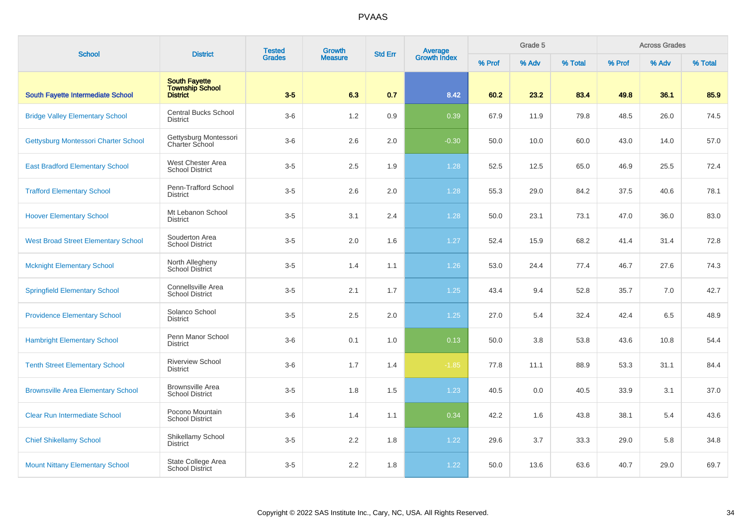# PVAAS

| School | District | Tested Grades | Growth Measure | Std Err | Average Growth Index | Grade 5 | | | Across Grades | | |
|---|---|---|---|---|---|---|---|---|---|---|---|
| | | | | | | % Prof | % Adv | % Total | % Prof | % Adv | % Total |
| **South Fayette Intermediate School** | **South Fayette Township School District** | **3-5** | **6.3** | **0.7** | **8.42** | **60.2** | **23.2** | **83.4** | **49.8** | **36.1** | **85.9** |
| Bridge Valley Elementary School | Central Bucks School District | 3-6 | 1.2 | 0.9 | 0.39 | 67.9 | 11.9 | 79.8 | 48.5 | 26.0 | 74.5 |
| Gettysburg Montessori Charter School | Gettysburg Montessori Charter School | 3-6 | 2.6 | 2.0 | -0.30 | 50.0 | 10.0 | 60.0 | 43.0 | 14.0 | 57.0 |
| East Bradford Elementary School | West Chester Area School District | 3-5 | 2.5 | 1.9 | 1.28 | 52.5 | 12.5 | 65.0 | 46.9 | 25.5 | 72.4 |
| Trafford Elementary School | Penn-Trafford School District | 3-5 | 2.6 | 2.0 | 1.28 | 55.3 | 29.0 | 84.2 | 37.5 | 40.6 | 78.1 |
| Hoover Elementary School | Mt Lebanon School District | 3-5 | 3.1 | 2.4 | 1.28 | 50.0 | 23.1 | 73.1 | 47.0 | 36.0 | 83.0 |
| West Broad Street Elementary School | Souderton Area School District | 3-5 | 2.0 | 1.6 | 1.27 | 52.4 | 15.9 | 68.2 | 41.4 | 31.4 | 72.8 |
| Mcknight Elementary School | North Allegheny School District | 3-5 | 1.4 | 1.1 | 1.26 | 53.0 | 24.4 | 77.4 | 46.7 | 27.6 | 74.3 |
| Springfield Elementary School | Connellsville Area School District | 3-5 | 2.1 | 1.7 | 1.25 | 43.4 | 9.4 | 52.8 | 35.7 | 7.0 | 42.7 |
| Providence Elementary School | Solanco School District | 3-5 | 2.5 | 2.0 | 1.25 | 27.0 | 5.4 | 32.4 | 42.4 | 6.5 | 48.9 |
| Hambright Elementary School | Penn Manor School District | 3-6 | 0.1 | 1.0 | 0.13 | 50.0 | 3.8 | 53.8 | 43.6 | 10.8 | 54.4 |
| Tenth Street Elementary School | Riverview School District | 3-6 | 1.7 | 1.4 | -1.85 | 77.8 | 11.1 | 88.9 | 53.3 | 31.1 | 84.4 |
| Brownsville Area Elementary School | Brownsville Area School District | 3-5 | 1.8 | 1.5 | 1.23 | 40.5 | 0.0 | 40.5 | 33.9 | 3.1 | 37.0 |
| Clear Run Intermediate School | Pocono Mountain School District | 3-6 | 1.4 | 1.1 | 0.34 | 42.2 | 1.6 | 43.8 | 38.1 | 5.4 | 43.6 |
| Chief Shikellamy School | Shikellamy School District | 3-5 | 2.2 | 1.8 | 1.22 | 29.6 | 3.7 | 33.3 | 29.0 | 5.8 | 34.8 |
| Mount Nittany Elementary School | State College Area School District | 3-5 | 2.2 | 1.8 | 1.22 | 50.0 | 13.6 | 63.6 | 40.7 | 29.0 | 69.7 |

Copyright © 2022 SAS Institute Inc., Cary, NC, USA. All Rights Reserved.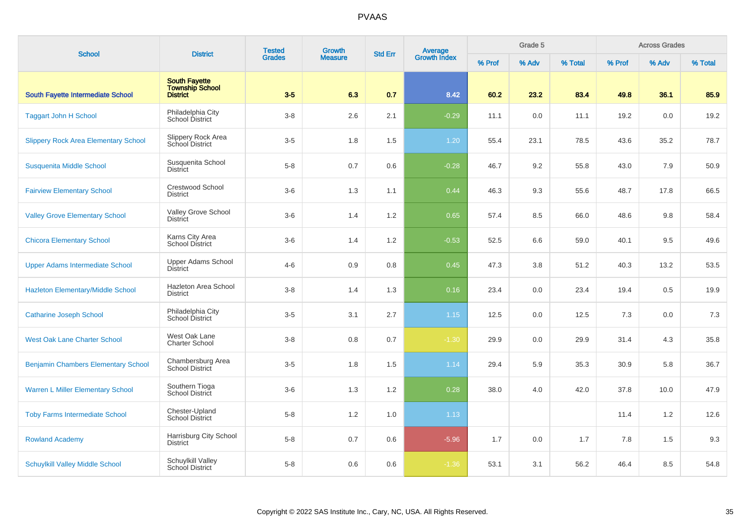# PVAAS

| School | District | Tested Grades | Growth Measure | Std Err | Average Growth Index | Grade 5 | | | Across Grades | | |
|---|---|---|---|---|---|---|---|---|---|---|---|
| | | | | | | % Prof | % Adv | % Total | % Prof | % Adv | % Total |
| **South Fayette Intermediate School** | **South Fayette Township School District** | **3-5** | **6.3** | **0.7** | **8.42** | **60.2** | **23.2** | **83.4** | **49.8** | **36.1** | **85.9** |
| Taggart John H School | Philadelphia City School District | 3-8 | 2.6 | 2.1 | -0.29 | 11.1 | 0.0 | 11.1 | 19.2 | 0.0 | 19.2 |
| Slippery Rock Area Elementary School | Slippery Rock Area School District | 3-5 | 1.8 | 1.5 | 1.20 | 55.4 | 23.1 | 78.5 | 43.6 | 35.2 | 78.7 |
| Susquenita Middle School | Susquenita School District | 5-8 | 0.7 | 0.6 | -0.28 | 46.7 | 9.2 | 55.8 | 43.0 | 7.9 | 50.9 |
| Fairview Elementary School | Crestwood School District | 3-6 | 1.3 | 1.1 | 0.44 | 46.3 | 9.3 | 55.6 | 48.7 | 17.8 | 66.5 |
| Valley Grove Elementary School | Valley Grove School District | 3-6 | 1.4 | 1.2 | 0.65 | 57.4 | 8.5 | 66.0 | 48.6 | 9.8 | 58.4 |
| Chicora Elementary School | Karns City Area School District | 3-6 | 1.4 | 1.2 | -0.53 | 52.5 | 6.6 | 59.0 | 40.1 | 9.5 | 49.6 |
| Upper Adams Intermediate School | Upper Adams School District | 4-6 | 0.9 | 0.8 | 0.45 | 47.3 | 3.8 | 51.2 | 40.3 | 13.2 | 53.5 |
| Hazleton Elementary/Middle School | Hazleton Area School District | 3-8 | 1.4 | 1.3 | 0.16 | 23.4 | 0.0 | 23.4 | 19.4 | 0.5 | 19.9 |
| Catharine Joseph School | Philadelphia City School District | 3-5 | 3.1 | 2.7 | 1.15 | 12.5 | 0.0 | 12.5 | 7.3 | 0.0 | 7.3 |
| West Oak Lane Charter School | West Oak Lane Charter School | 3-8 | 0.8 | 0.7 | -1.30 | 29.9 | 0.0 | 29.9 | 31.4 | 4.3 | 35.8 |
| Benjamin Chambers Elementary School | Chambersburg Area School District | 3-5 | 1.8 | 1.5 | 1.14 | 29.4 | 5.9 | 35.3 | 30.9 | 5.8 | 36.7 |
| Warren L Miller Elementary School | Southern Tioga School District | 3-6 | 1.3 | 1.2 | 0.28 | 38.0 | 4.0 | 42.0 | 37.8 | 10.0 | 47.9 |
| Toby Farms Intermediate School | Chester-Upland School District | 5-8 | 1.2 | 1.0 | 1.13 | | | | 11.4 | 1.2 | 12.6 |
| Rowland Academy | Harrisburg City School District | 5-8 | 0.7 | 0.6 | -5.96 | 1.7 | 0.0 | 1.7 | 7.8 | 1.5 | 9.3 |
| Schuylkill Valley Middle School | Schuylkill Valley School District | 5-8 | 0.6 | 0.6 | -1.36 | 53.1 | 3.1 | 56.2 | 46.4 | 8.5 | 54.8 |

Copyright © 2022 SAS Institute Inc., Cary, NC, USA. All Rights Reserved.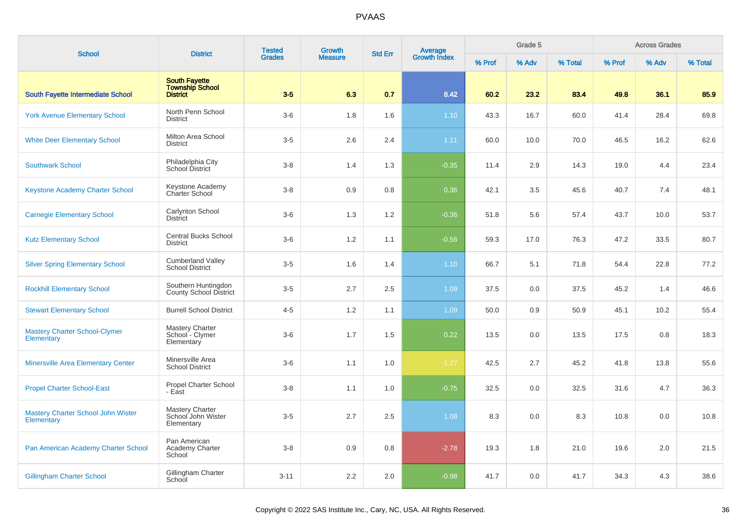| School | District | Tested Grades | Growth Measure | Std Err | Average Growth Index | Grade 5 | | | Across Grades | | |
|---|---|---|---|---|---|---|---|---|---|---|---|
| | | | | | | % Prof | % Adv | % Total | % Prof | % Adv | % Total |
| **South Fayette Intermediate School** | **South Fayette Township School District** | **3-5** | **6.3** | **0.7** | **8.42** | **60.2** | **23.2** | **83.4** | **49.8** | **36.1** | **85.9** |
| York Avenue Elementary School | North Penn School District | 3-6 | 1.8 | 1.6 | 1.10 | 43.3 | 16.7 | 60.0 | 41.4 | 28.4 | 69.8 |
| White Deer Elementary School | Milton Area School District | 3-5 | 2.6 | 2.4 | 1.11 | 60.0 | 10.0 | 70.0 | 46.5 | 16.2 | 62.6 |
| Southwark School | Philadelphia City School District | 3-8 | 1.4 | 1.3 | -0.35 | 11.4 | 2.9 | 14.3 | 19.0 | 4.4 | 23.4 |
| Keystone Academy Charter School | Keystone Academy Charter School | 3-8 | 0.9 | 0.8 | 0.36 | 42.1 | 3.5 | 45.6 | 40.7 | 7.4 | 48.1 |
| Carnegie Elementary School | Carlynton School District | 3-6 | 1.3 | 1.2 | -0.36 | 51.8 | 5.6 | 57.4 | 43.7 | 10.0 | 53.7 |
| Kutz Elementary School | Central Bucks School District | 3-6 | 1.2 | 1.1 | -0.56 | 59.3 | 17.0 | 76.3 | 47.2 | 33.5 | 80.7 |
| Silver Spring Elementary School | Cumberland Valley School District | 3-5 | 1.6 | 1.4 | 1.10 | 66.7 | 5.1 | 71.8 | 54.4 | 22.8 | 77.2 |
| Rockhill Elementary School | Southern Huntingdon County School District | 3-5 | 2.7 | 2.5 | 1.09 | 37.5 | 0.0 | 37.5 | 45.2 | 1.4 | 46.6 |
| Stewart Elementary School | Burrell School District | 4-5 | 1.2 | 1.1 | 1.09 | 50.0 | 0.9 | 50.9 | 45.1 | 10.2 | 55.4 |
| Mastery Charter School-Clymer Elementary | Mastery Charter School - Clymer Elementary | 3-6 | 1.7 | 1.5 | 0.22 | 13.5 | 0.0 | 13.5 | 17.5 | 0.8 | 18.3 |
| Minersville Area Elementary Center | Minersville Area School District | 3-6 | 1.1 | 1.0 | -1.27 | 42.5 | 2.7 | 45.2 | 41.8 | 13.8 | 55.6 |
| Propel Charter School-East | Propel Charter School - East | 3-8 | 1.1 | 1.0 | -0.75 | 32.5 | 0.0 | 32.5 | 31.6 | 4.7 | 36.3 |
| Mastery Charter School John Wister Elementary | Mastery Charter School John Wister Elementary | 3-5 | 2.7 | 2.5 | 1.08 | 8.3 | 0.0 | 8.3 | 10.8 | 0.0 | 10.8 |
| Pan American Academy Charter School | Pan American Academy Charter School | 3-8 | 0.9 | 0.8 | -2.78 | 19.3 | 1.8 | 21.0 | 19.6 | 2.0 | 21.5 |
| Gillingham Charter School | Gillingham Charter School | 3-11 | 2.2 | 2.0 | -0.98 | 41.7 | 0.0 | 41.7 | 34.3 | 4.3 | 38.6 |

Copyright © 2022 SAS Institute Inc., Cary, NC, USA. All Rights Reserved.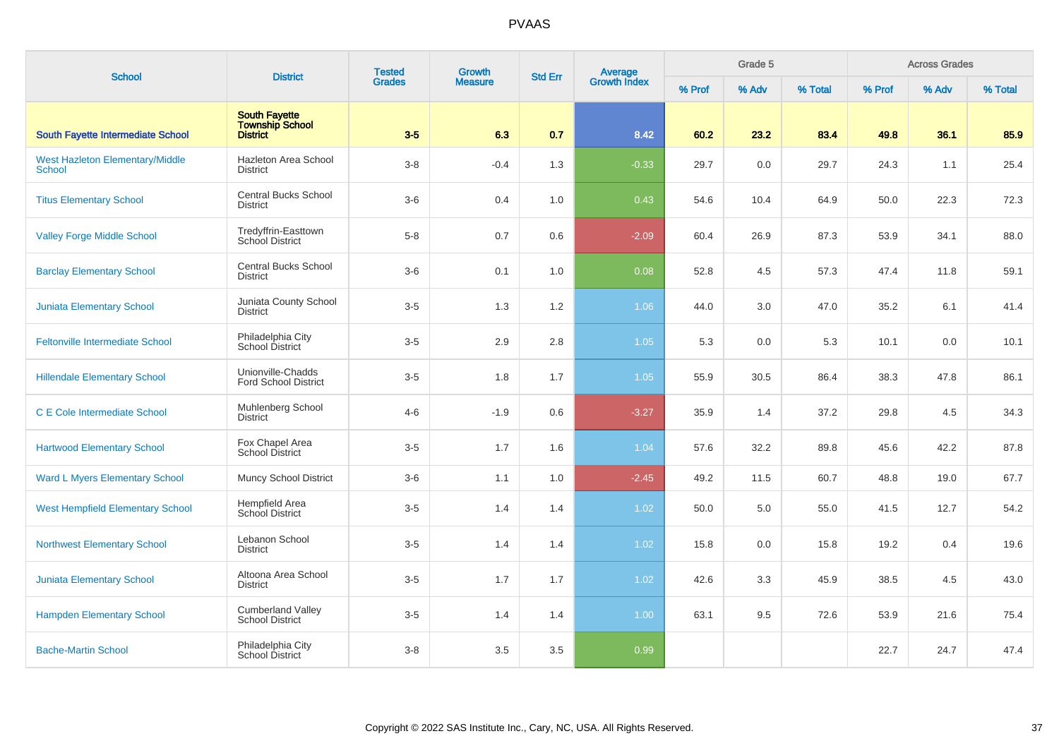# PVAAS

| School | District | Tested Grades | Growth Measure | Std Err | Average Growth Index | Grade 5 | | | Across Grades | | |
|---|---|---|---|---|---|---|---|---|---|---|---|
| | | | | | | % Prof | % Adv | % Total | % Prof | % Adv | % Total |
| **South Fayette Intermediate School** | **South Fayette Township School District** | **3-5** | **6.3** | **0.7** | **8.42** | **60.2** | **23.2** | **83.4** | **49.8** | **36.1** | **85.9** |
| West Hazleton Elementary/Middle School | Hazleton Area School District | 3-8 | -0.4 | 1.3 | -0.33 | 29.7 | 0.0 | 29.7 | 24.3 | 1.1 | 25.4 |
| Titus Elementary School | Central Bucks School District | 3-6 | 0.4 | 1.0 | 0.43 | 54.6 | 10.4 | 64.9 | 50.0 | 22.3 | 72.3 |
| Valley Forge Middle School | Tredyffrin-Easttown School District | 5-8 | 0.7 | 0.6 | -2.09 | 60.4 | 26.9 | 87.3 | 53.9 | 34.1 | 88.0 |
| Barclay Elementary School | Central Bucks School District | 3-6 | 0.1 | 1.0 | 0.08 | 52.8 | 4.5 | 57.3 | 47.4 | 11.8 | 59.1 |
| Juniata Elementary School | Juniata County School District | 3-5 | 1.3 | 1.2 | 1.06 | 44.0 | 3.0 | 47.0 | 35.2 | 6.1 | 41.4 |
| Feltonville Intermediate School | Philadelphia City School District | 3-5 | 2.9 | 2.8 | 1.05 | 5.3 | 0.0 | 5.3 | 10.1 | 0.0 | 10.1 |
| Hillendale Elementary School | Unionville-Chadds Ford School District | 3-5 | 1.8 | 1.7 | 1.05 | 55.9 | 30.5 | 86.4 | 38.3 | 47.8 | 86.1 |
| C E Cole Intermediate School | Muhlenberg School District | 4-6 | -1.9 | 0.6 | -3.27 | 35.9 | 1.4 | 37.2 | 29.8 | 4.5 | 34.3 |
| Hartwood Elementary School | Fox Chapel Area School District | 3-5 | 1.7 | 1.6 | 1.04 | 57.6 | 32.2 | 89.8 | 45.6 | 42.2 | 87.8 |
| Ward L Myers Elementary School | Muncy School District | 3-6 | 1.1 | 1.0 | -2.45 | 49.2 | 11.5 | 60.7 | 48.8 | 19.0 | 67.7 |
| West Hempfield Elementary School | Hempfield Area School District | 3-5 | 1.4 | 1.4 | 1.02 | 50.0 | 5.0 | 55.0 | 41.5 | 12.7 | 54.2 |
| Northwest Elementary School | Lebanon School District | 3-5 | 1.4 | 1.4 | 1.02 | 15.8 | 0.0 | 15.8 | 19.2 | 0.4 | 19.6 |
| Juniata Elementary School | Altoona Area School District | 3-5 | 1.7 | 1.7 | 1.02 | 42.6 | 3.3 | 45.9 | 38.5 | 4.5 | 43.0 |
| Hampden Elementary School | Cumberland Valley School District | 3-5 | 1.4 | 1.4 | 1.00 | 63.1 | 9.5 | 72.6 | 53.9 | 21.6 | 75.4 |
| Bache-Martin School | Philadelphia City School District | 3-8 | 3.5 | 3.5 | 0.99 | | | | 22.7 | 24.7 | 47.4 |

Copyright © 2022 SAS Institute Inc., Cary, NC, USA. All Rights Reserved.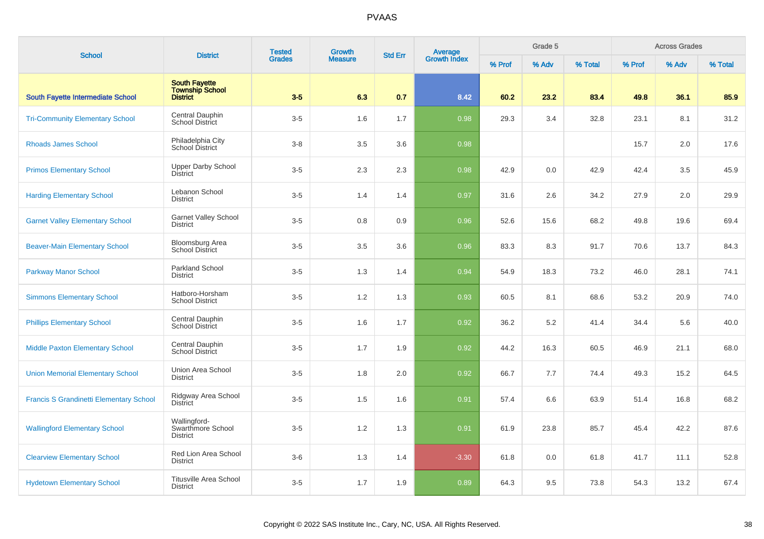| School | District | Tested Grades | Growth Measure | Std Err | Average Growth Index | Grade 5 | | | Across Grades | | |
|---|---|---|---|---|---|---|---|---|---|---|---|
| | | | | | | % Prof | % Adv | % Total | % Prof | % Adv | % Total |
| **South Fayette Intermediate School** | **South Fayette Township School District** | **3-5** | **6.3** | **0.7** | **8.42** | **60.2** | **23.2** | **83.4** | **49.8** | **36.1** | **85.9** |
| Tri-Community Elementary School | Central Dauphin School District | 3-5 | 1.6 | 1.7 | 0.98 | 29.3 | 3.4 | 32.8 | 23.1 | 8.1 | 31.2 |
| Rhoads James School | Philadelphia City School District | 3-8 | 3.5 | 3.6 | 0.98 | | | | 15.7 | 2.0 | 17.6 |
| Primos Elementary School | Upper Darby School District | 3-5 | 2.3 | 2.3 | 0.98 | 42.9 | 0.0 | 42.9 | 42.4 | 3.5 | 45.9 |
| Harding Elementary School | Lebanon School District | 3-5 | 1.4 | 1.4 | 0.97 | 31.6 | 2.6 | 34.2 | 27.9 | 2.0 | 29.9 |
| Garnet Valley Elementary School | Garnet Valley School District | 3-5 | 0.8 | 0.9 | 0.96 | 52.6 | 15.6 | 68.2 | 49.8 | 19.6 | 69.4 |
| Beaver-Main Elementary School | Bloomsburg Area School District | 3-5 | 3.5 | 3.6 | 0.96 | 83.3 | 8.3 | 91.7 | 70.6 | 13.7 | 84.3 |
| Parkway Manor School | Parkland School District | 3-5 | 1.3 | 1.4 | 0.94 | 54.9 | 18.3 | 73.2 | 46.0 | 28.1 | 74.1 |
| Simmons Elementary School | Hatboro-Horsham School District | 3-5 | 1.2 | 1.3 | 0.93 | 60.5 | 8.1 | 68.6 | 53.2 | 20.9 | 74.0 |
| Phillips Elementary School | Central Dauphin School District | 3-5 | 1.6 | 1.7 | 0.92 | 36.2 | 5.2 | 41.4 | 34.4 | 5.6 | 40.0 |
| Middle Paxton Elementary School | Central Dauphin School District | 3-5 | 1.7 | 1.9 | 0.92 | 44.2 | 16.3 | 60.5 | 46.9 | 21.1 | 68.0 |
| Union Memorial Elementary School | Union Area School District | 3-5 | 1.8 | 2.0 | 0.92 | 66.7 | 7.7 | 74.4 | 49.3 | 15.2 | 64.5 |
| Francis S Grandinetti Elementary School | Ridgway Area School District | 3-5 | 1.5 | 1.6 | 0.91 | 57.4 | 6.6 | 63.9 | 51.4 | 16.8 | 68.2 |
| Wallingford Elementary School | Wallingford-Swarthmore School District | 3-5 | 1.2 | 1.3 | 0.91 | 61.9 | 23.8 | 85.7 | 45.4 | 42.2 | 87.6 |
| Clearview Elementary School | Red Lion Area School District | 3-6 | 1.3 | 1.4 | -3.30 | 61.8 | 0.0 | 61.8 | 41.7 | 11.1 | 52.8 |
| Hydetown Elementary School | Titusville Area School District | 3-5 | 1.7 | 1.9 | 0.89 | 64.3 | 9.5 | 73.8 | 54.3 | 13.2 | 67.4 |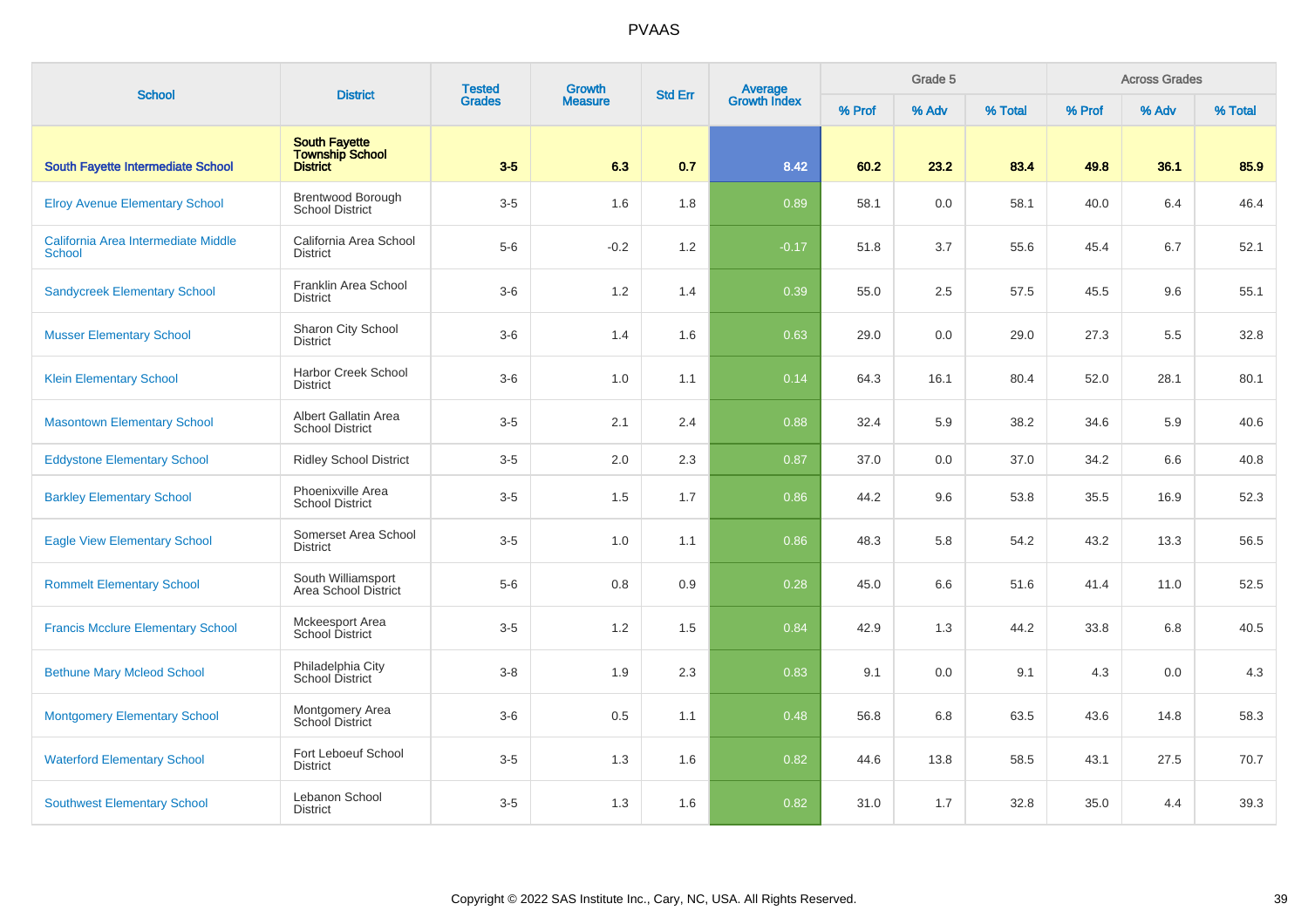# PVAAS

| School | District | Tested Grades | Growth Measure | Std Err | Average Growth Index | Grade 5 | | | Across Grades | | |
|---|---|---|---|---|---|---|---|---|---|---|---|
| | | | | | | % Prof | % Adv | % Total | % Prof | % Adv | % Total |
| **South Fayette Intermediate School** | **South Fayette Township School District** | **3-5** | **6.3** | **0.7** | **8.42** | **60.2** | **23.2** | **83.4** | **49.8** | **36.1** | **85.9** |
| Elroy Avenue Elementary School | Brentwood Borough School District | 3-5 | 1.6 | 1.8 | 0.89 | 58.1 | 0.0 | 58.1 | 40.0 | 6.4 | 46.4 |
| California Area Intermediate Middle School | California Area School District | 5-6 | -0.2 | 1.2 | -0.17 | 51.8 | 3.7 | 55.6 | 45.4 | 6.7 | 52.1 |
| Sandycreek Elementary School | Franklin Area School District | 3-6 | 1.2 | 1.4 | 0.39 | 55.0 | 2.5 | 57.5 | 45.5 | 9.6 | 55.1 |
| Musser Elementary School | Sharon City School District | 3-6 | 1.4 | 1.6 | 0.63 | 29.0 | 0.0 | 29.0 | 27.3 | 5.5 | 32.8 |
| Klein Elementary School | Harbor Creek School District | 3-6 | 1.0 | 1.1 | 0.14 | 64.3 | 16.1 | 80.4 | 52.0 | 28.1 | 80.1 |
| Masontown Elementary School | Albert Gallatin Area School District | 3-5 | 2.1 | 2.4 | 0.88 | 32.4 | 5.9 | 38.2 | 34.6 | 5.9 | 40.6 |
| Eddystone Elementary School | Ridley School District | 3-5 | 2.0 | 2.3 | 0.87 | 37.0 | 0.0 | 37.0 | 34.2 | 6.6 | 40.8 |
| Barkley Elementary School | Phoenixville Area School District | 3-5 | 1.5 | 1.7 | 0.86 | 44.2 | 9.6 | 53.8 | 35.5 | 16.9 | 52.3 |
| Eagle View Elementary School | Somerset Area School District | 3-5 | 1.0 | 1.1 | 0.86 | 48.3 | 5.8 | 54.2 | 43.2 | 13.3 | 56.5 |
| Rommelt Elementary School | South Williamsport Area School District | 5-6 | 0.8 | 0.9 | 0.28 | 45.0 | 6.6 | 51.6 | 41.4 | 11.0 | 52.5 |
| Francis Mcclure Elementary School | Mckeesport Area School District | 3-5 | 1.2 | 1.5 | 0.84 | 42.9 | 1.3 | 44.2 | 33.8 | 6.8 | 40.5 |
| Bethune Mary Mcleod School | Philadelphia City School District | 3-8 | 1.9 | 2.3 | 0.83 | 9.1 | 0.0 | 9.1 | 4.3 | 0.0 | 4.3 |
| Montgomery Elementary School | Montgomery Area School District | 3-6 | 0.5 | 1.1 | 0.48 | 56.8 | 6.8 | 63.5 | 43.6 | 14.8 | 58.3 |
| Waterford Elementary School | Fort Leboeuf School District | 3-5 | 1.3 | 1.6 | 0.82 | 44.6 | 13.8 | 58.5 | 43.1 | 27.5 | 70.7 |
| Southwest Elementary School | Lebanon School District | 3-5 | 1.3 | 1.6 | 0.82 | 31.0 | 1.7 | 32.8 | 35.0 | 4.4 | 39.3 |

Copyright © 2022 SAS Institute Inc., Cary, NC, USA. All Rights Reserved.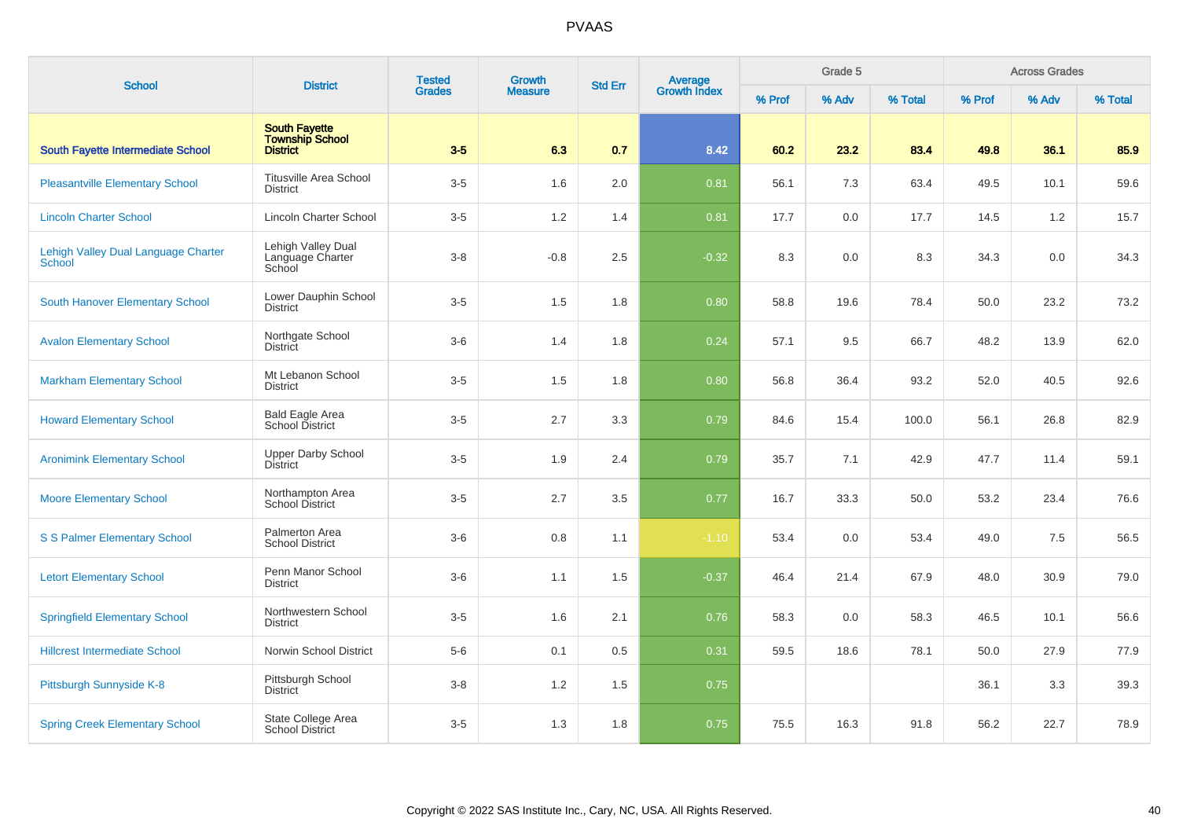# PVAAS

| School | District | Tested Grades | Growth Measure | Std Err | Average Growth Index | Grade 5 | | | Across Grades | | |
|---|---|---|---|---|---|---|---|---|---|---|---|
| | | | | | | % Prof | % Adv | % Total | % Prof | % Adv | % Total |
| **South Fayette Intermediate School** | **South Fayette Township School District** | **3-5** | **6.3** | **0.7** | **8.42** | **60.2** | **23.2** | **83.4** | **49.8** | **36.1** | **85.9** |
| Pleasantville Elementary School | Titusville Area School District | 3-5 | 1.6 | 2.0 | 0.81 | 56.1 | 7.3 | 63.4 | 49.5 | 10.1 | 59.6 |
| Lincoln Charter School | Lincoln Charter School | 3-5 | 1.2 | 1.4 | 0.81 | 17.7 | 0.0 | 17.7 | 14.5 | 1.2 | 15.7 |
| Lehigh Valley Dual Language Charter School | Lehigh Valley Dual Language Charter School | 3-8 | -0.8 | 2.5 | -0.32 | 8.3 | 0.0 | 8.3 | 34.3 | 0.0 | 34.3 |
| South Hanover Elementary School | Lower Dauphin School District | 3-5 | 1.5 | 1.8 | 0.80 | 58.8 | 19.6 | 78.4 | 50.0 | 23.2 | 73.2 |
| Avalon Elementary School | Northgate School District | 3-6 | 1.4 | 1.8 | 0.24 | 57.1 | 9.5 | 66.7 | 48.2 | 13.9 | 62.0 |
| Markham Elementary School | Mt Lebanon School District | 3-5 | 1.5 | 1.8 | 0.80 | 56.8 | 36.4 | 93.2 | 52.0 | 40.5 | 92.6 |
| Howard Elementary School | Bald Eagle Area School District | 3-5 | 2.7 | 3.3 | 0.79 | 84.6 | 15.4 | 100.0 | 56.1 | 26.8 | 82.9 |
| Aronimink Elementary School | Upper Darby School District | 3-5 | 1.9 | 2.4 | 0.79 | 35.7 | 7.1 | 42.9 | 47.7 | 11.4 | 59.1 |
| Moore Elementary School | Northampton Area School District | 3-5 | 2.7 | 3.5 | 0.77 | 16.7 | 33.3 | 50.0 | 53.2 | 23.4 | 76.6 |
| S S Palmer Elementary School | Palmerton Area School District | 3-6 | 0.8 | 1.1 | -1.10 | 53.4 | 0.0 | 53.4 | 49.0 | 7.5 | 56.5 |
| Letort Elementary School | Penn Manor School District | 3-6 | 1.1 | 1.5 | -0.37 | 46.4 | 21.4 | 67.9 | 48.0 | 30.9 | 79.0 |
| Springfield Elementary School | Northwestern School District | 3-5 | 1.6 | 2.1 | 0.76 | 58.3 | 0.0 | 58.3 | 46.5 | 10.1 | 56.6 |
| Hillcrest Intermediate School | Norwin School District | 5-6 | 0.1 | 0.5 | 0.31 | 59.5 | 18.6 | 78.1 | 50.0 | 27.9 | 77.9 |
| Pittsburgh Sunnyside K-8 | Pittsburgh School District | 3-8 | 1.2 | 1.5 | 0.75 | | | | 36.1 | 3.3 | 39.3 |
| Spring Creek Elementary School | State College Area School District | 3-5 | 1.3 | 1.8 | 0.75 | 75.5 | 16.3 | 91.8 | 56.2 | 22.7 | 78.9 |

Copyright © 2022 SAS Institute Inc., Cary, NC, USA. All Rights Reserved.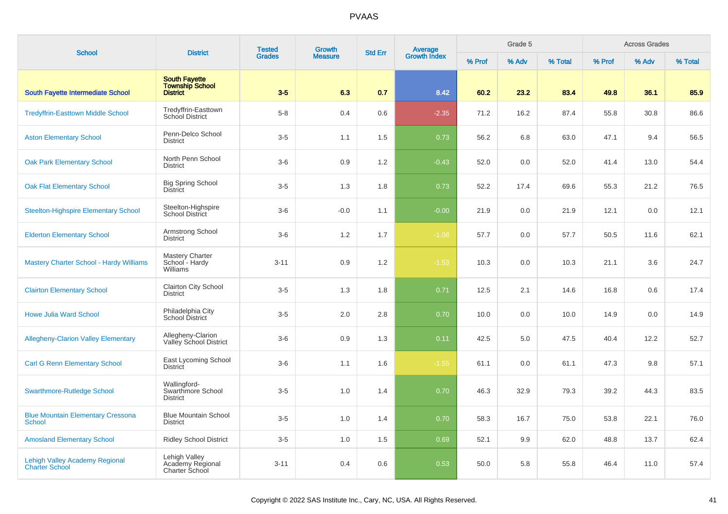# PVAAS

| School | District | Tested Grades | Growth Measure | Std Err | Average Growth Index | Grade 5 | | | Across Grades | | |
|---|---|---|---|---|---|---|---|---|---|---|---|
| | | | | | | % Prof | % Adv | % Total | % Prof | % Adv | % Total |
| **South Fayette Intermediate School** | **South Fayette Township School District** | **3-5** | **6.3** | **0.7** | **8.42** | **60.2** | **23.2** | **83.4** | **49.8** | **36.1** | **85.9** |
| Tredyffrin-Easttown Middle School | Tredyffrin-Easttown School District | 5-8 | 0.4 | 0.6 | -2.35 | 71.2 | 16.2 | 87.4 | 55.8 | 30.8 | 86.6 |
| Aston Elementary School | Penn-Delco School District | 3-5 | 1.1 | 1.5 | 0.73 | 56.2 | 6.8 | 63.0 | 47.1 | 9.4 | 56.5 |
| Oak Park Elementary School | North Penn School District | 3-6 | 0.9 | 1.2 | -0.43 | 52.0 | 0.0 | 52.0 | 41.4 | 13.0 | 54.4 |
| Oak Flat Elementary School | Big Spring School District | 3-5 | 1.3 | 1.8 | 0.73 | 52.2 | 17.4 | 69.6 | 55.3 | 21.2 | 76.5 |
| Steelton-Highspire Elementary School | Steelton-Highspire School District | 3-6 | -0.0 | 1.1 | -0.00 | 21.9 | 0.0 | 21.9 | 12.1 | 0.0 | 12.1 |
| Elderton Elementary School | Armstrong School District | 3-6 | 1.2 | 1.7 | -1.08 | 57.7 | 0.0 | 57.7 | 50.5 | 11.6 | 62.1 |
| Mastery Charter School - Hardy Williams | Mastery Charter School - Hardy Williams | 3-11 | 0.9 | 1.2 | -1.53 | 10.3 | 0.0 | 10.3 | 21.1 | 3.6 | 24.7 |
| Clairton Elementary School | Clairton City School District | 3-5 | 1.3 | 1.8 | 0.71 | 12.5 | 2.1 | 14.6 | 16.8 | 0.6 | 17.4 |
| Howe Julia Ward School | Philadelphia City School District | 3-5 | 2.0 | 2.8 | 0.70 | 10.0 | 0.0 | 10.0 | 14.9 | 0.0 | 14.9 |
| Allegheny-Clarion Valley Elementary | Allegheny-Clarion Valley School District | 3-6 | 0.9 | 1.3 | 0.11 | 42.5 | 5.0 | 47.5 | 40.4 | 12.2 | 52.7 |
| Carl G Renn Elementary School | East Lycoming School District | 3-6 | 1.1 | 1.6 | -1.55 | 61.1 | 0.0 | 61.1 | 47.3 | 9.8 | 57.1 |
| Swarthmore-Rutledge School | Wallingford-Swarthmore School District | 3-5 | 1.0 | 1.4 | 0.70 | 46.3 | 32.9 | 79.3 | 39.2 | 44.3 | 83.5 |
| Blue Mountain Elementary Cressona School | Blue Mountain School District | 3-5 | 1.0 | 1.4 | 0.70 | 58.3 | 16.7 | 75.0 | 53.8 | 22.1 | 76.0 |
| Amosland Elementary School | Ridley School District | 3-5 | 1.0 | 1.5 | 0.69 | 52.1 | 9.9 | 62.0 | 48.8 | 13.7 | 62.4 |
| Lehigh Valley Academy Regional Charter School | Lehigh Valley Academy Regional Charter School | 3-11 | 0.4 | 0.6 | 0.53 | 50.0 | 5.8 | 55.8 | 46.4 | 11.0 | 57.4 |

Copyright © 2022 SAS Institute Inc., Cary, NC, USA. All Rights Reserved.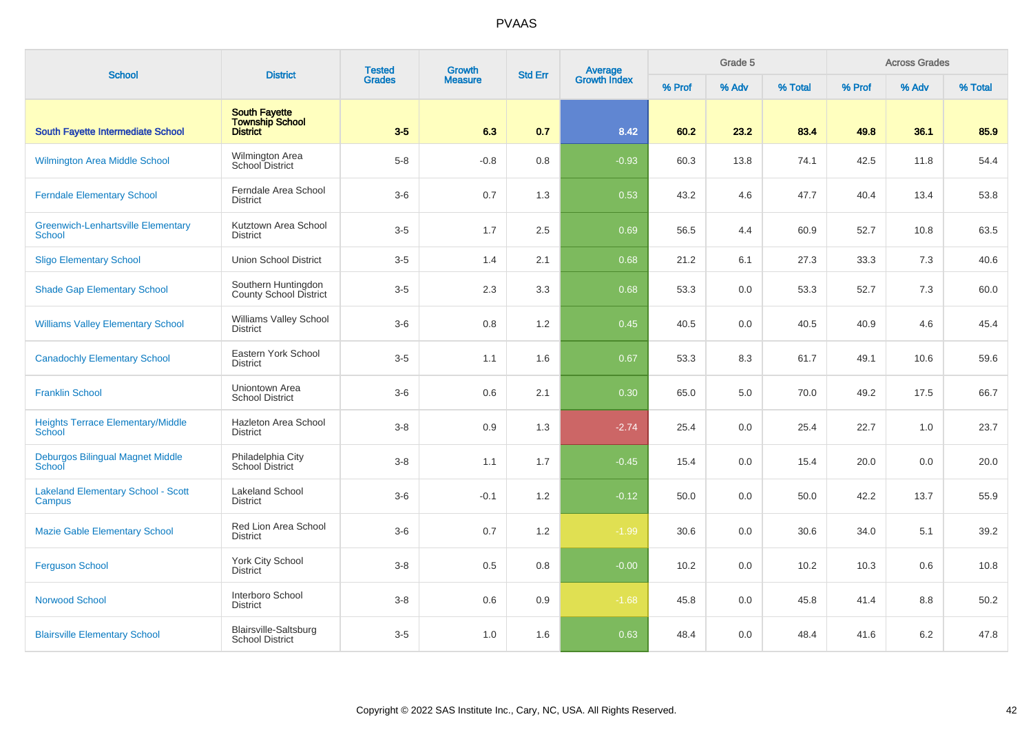# PVAAS

| School | District | Tested Grades | Growth Measure | Std Err | Average Growth Index | Grade 5 | | | Across Grades | | |
|---|---|---|---|---|---|---|---|---|---|---|---|
| | | | | | | % Prof | % Adv | % Total | % Prof | % Adv | % Total |
| **South Fayette Intermediate School** | **South Fayette Township School District** | **3-5** | **6.3** | **0.7** | **8.42** | **60.2** | **23.2** | **83.4** | **49.8** | **36.1** | **85.9** |
| Wilmington Area Middle School | Wilmington Area School District | 5-8 | -0.8 | 0.8 | -0.93 | 60.3 | 13.8 | 74.1 | 42.5 | 11.8 | 54.4 |
| Ferndale Elementary School | Ferndale Area School District | 3-6 | 0.7 | 1.3 | 0.53 | 43.2 | 4.6 | 47.7 | 40.4 | 13.4 | 53.8 |
| Greenwich-Lenhartsville Elementary School | Kutztown Area School District | 3-5 | 1.7 | 2.5 | 0.69 | 56.5 | 4.4 | 60.9 | 52.7 | 10.8 | 63.5 |
| Sligo Elementary School | Union School District | 3-5 | 1.4 | 2.1 | 0.68 | 21.2 | 6.1 | 27.3 | 33.3 | 7.3 | 40.6 |
| Shade Gap Elementary School | Southern Huntingdon County School District | 3-5 | 2.3 | 3.3 | 0.68 | 53.3 | 0.0 | 53.3 | 52.7 | 7.3 | 60.0 |
| Williams Valley Elementary School | Williams Valley School District | 3-6 | 0.8 | 1.2 | 0.45 | 40.5 | 0.0 | 40.5 | 40.9 | 4.6 | 45.4 |
| Canadochly Elementary School | Eastern York School District | 3-5 | 1.1 | 1.6 | 0.67 | 53.3 | 8.3 | 61.7 | 49.1 | 10.6 | 59.6 |
| Franklin School | Uniontown Area School District | 3-6 | 0.6 | 2.1 | 0.30 | 65.0 | 5.0 | 70.0 | 49.2 | 17.5 | 66.7 |
| Heights Terrace Elementary/Middle School | Hazleton Area School District | 3-8 | 0.9 | 1.3 | -2.74 | 25.4 | 0.0 | 25.4 | 22.7 | 1.0 | 23.7 |
| Deburgos Bilingual Magnet Middle School | Philadelphia City School District | 3-8 | 1.1 | 1.7 | -0.45 | 15.4 | 0.0 | 15.4 | 20.0 | 0.0 | 20.0 |
| Lakeland Elementary School - Scott Campus | Lakeland School District | 3-6 | -0.1 | 1.2 | -0.12 | 50.0 | 0.0 | 50.0 | 42.2 | 13.7 | 55.9 |
| Mazie Gable Elementary School | Red Lion Area School District | 3-6 | 0.7 | 1.2 | -1.99 | 30.6 | 0.0 | 30.6 | 34.0 | 5.1 | 39.2 |
| Ferguson School | York City School District | 3-8 | 0.5 | 0.8 | -0.00 | 10.2 | 0.0 | 10.2 | 10.3 | 0.6 | 10.8 |
| Norwood School | Interboro School District | 3-8 | 0.6 | 0.9 | -1.68 | 45.8 | 0.0 | 45.8 | 41.4 | 8.8 | 50.2 |
| Blairsville Elementary School | Blairsville-Saltsburg School District | 3-5 | 1.0 | 1.6 | 0.63 | 48.4 | 0.0 | 48.4 | 41.6 | 6.2 | 47.8 |

Copyright © 2022 SAS Institute Inc., Cary, NC, USA. All Rights Reserved.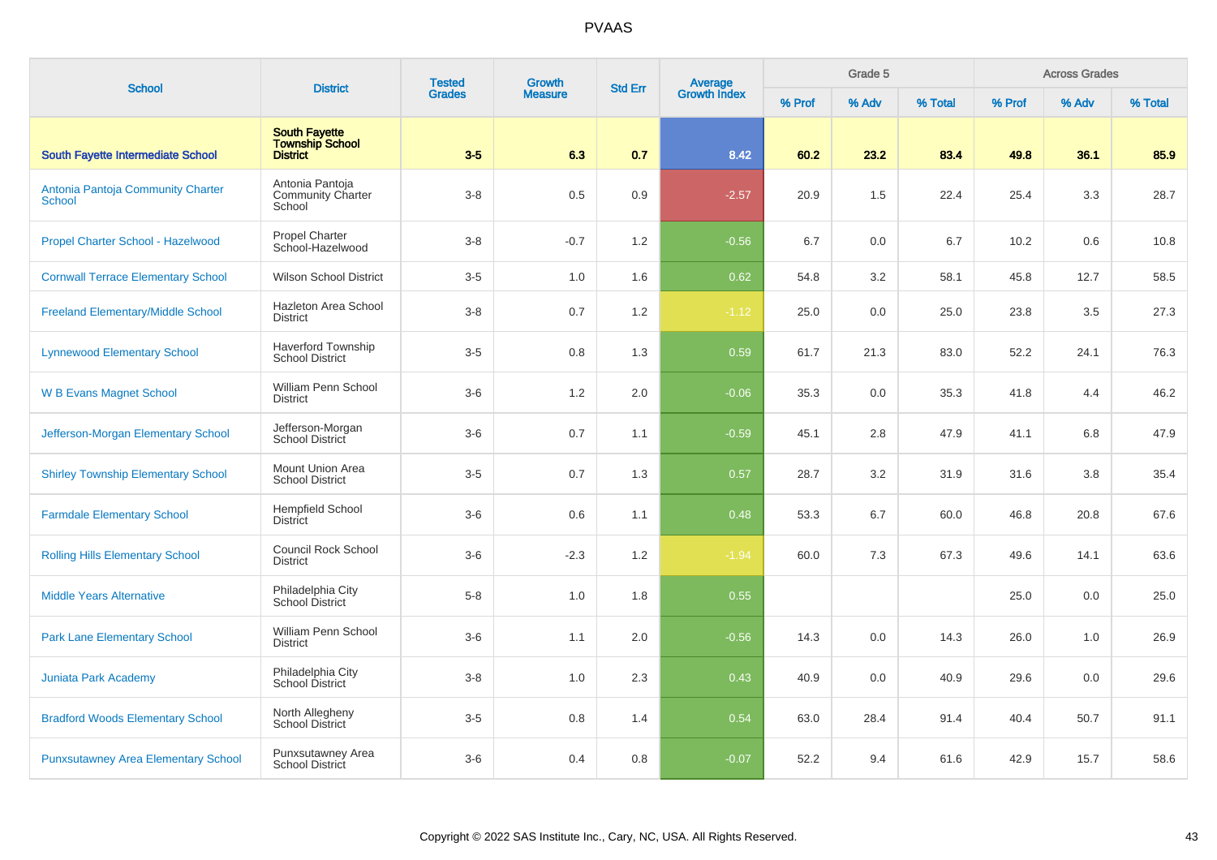# PVAAS

| School | District | Tested Grades | Growth Measure | Std Err | Average Growth Index | Grade 5 | | | Across Grades | | |
|---|---|---|---|---|---|---|---|---|---|---|---|
| | | | | | | % Prof | % Adv | % Total | % Prof | % Adv | % Total |
| **South Fayette Intermediate School** | **South Fayette Township School District** | **3-5** | **6.3** | **0.7** | **8.42** | **60.2** | **23.2** | **83.4** | **49.8** | **36.1** | **85.9** |
| Antonia Pantoja Community Charter School | Antonia Pantoja Community Charter School | 3-8 | 0.5 | 0.9 | -2.57 | 20.9 | 1.5 | 22.4 | 25.4 | 3.3 | 28.7 |
| Propel Charter School - Hazelwood | Propel Charter School-Hazelwood | 3-8 | -0.7 | 1.2 | -0.56 | 6.7 | 0.0 | 6.7 | 10.2 | 0.6 | 10.8 |
| Cornwall Terrace Elementary School | Wilson School District | 3-5 | 1.0 | 1.6 | 0.62 | 54.8 | 3.2 | 58.1 | 45.8 | 12.7 | 58.5 |
| Freeland Elementary/Middle School | Hazleton Area School District | 3-8 | 0.7 | 1.2 | -1.12 | 25.0 | 0.0 | 25.0 | 23.8 | 3.5 | 27.3 |
| Lynnewood Elementary School | Haverford Township School District | 3-5 | 0.8 | 1.3 | 0.59 | 61.7 | 21.3 | 83.0 | 52.2 | 24.1 | 76.3 |
| W B Evans Magnet School | William Penn School District | 3-6 | 1.2 | 2.0 | -0.06 | 35.3 | 0.0 | 35.3 | 41.8 | 4.4 | 46.2 |
| Jefferson-Morgan Elementary School | Jefferson-Morgan School District | 3-6 | 0.7 | 1.1 | -0.59 | 45.1 | 2.8 | 47.9 | 41.1 | 6.8 | 47.9 |
| Shirley Township Elementary School | Mount Union Area School District | 3-5 | 0.7 | 1.3 | 0.57 | 28.7 | 3.2 | 31.9 | 31.6 | 3.8 | 35.4 |
| Farmdale Elementary School | Hempfield School District | 3-6 | 0.6 | 1.1 | 0.48 | 53.3 | 6.7 | 60.0 | 46.8 | 20.8 | 67.6 |
| Rolling Hills Elementary School | Council Rock School District | 3-6 | -2.3 | 1.2 | -1.94 | 60.0 | 7.3 | 67.3 | 49.6 | 14.1 | 63.6 |
| Middle Years Alternative | Philadelphia City School District | 5-8 | 1.0 | 1.8 | 0.55 | | | | 25.0 | 0.0 | 25.0 |
| Park Lane Elementary School | William Penn School District | 3-6 | 1.1 | 2.0 | -0.56 | 14.3 | 0.0 | 14.3 | 26.0 | 1.0 | 26.9 |
| Juniata Park Academy | Philadelphia City School District | 3-8 | 1.0 | 2.3 | 0.43 | 40.9 | 0.0 | 40.9 | 29.6 | 0.0 | 29.6 |
| Bradford Woods Elementary School | North Allegheny School District | 3-5 | 0.8 | 1.4 | 0.54 | 63.0 | 28.4 | 91.4 | 40.4 | 50.7 | 91.1 |
| Punxsutawney Area Elementary School | Punxsutawney Area School District | 3-6 | 0.4 | 0.8 | -0.07 | 52.2 | 9.4 | 61.6 | 42.9 | 15.7 | 58.6 |

Copyright © 2022 SAS Institute Inc., Cary, NC, USA. All Rights Reserved.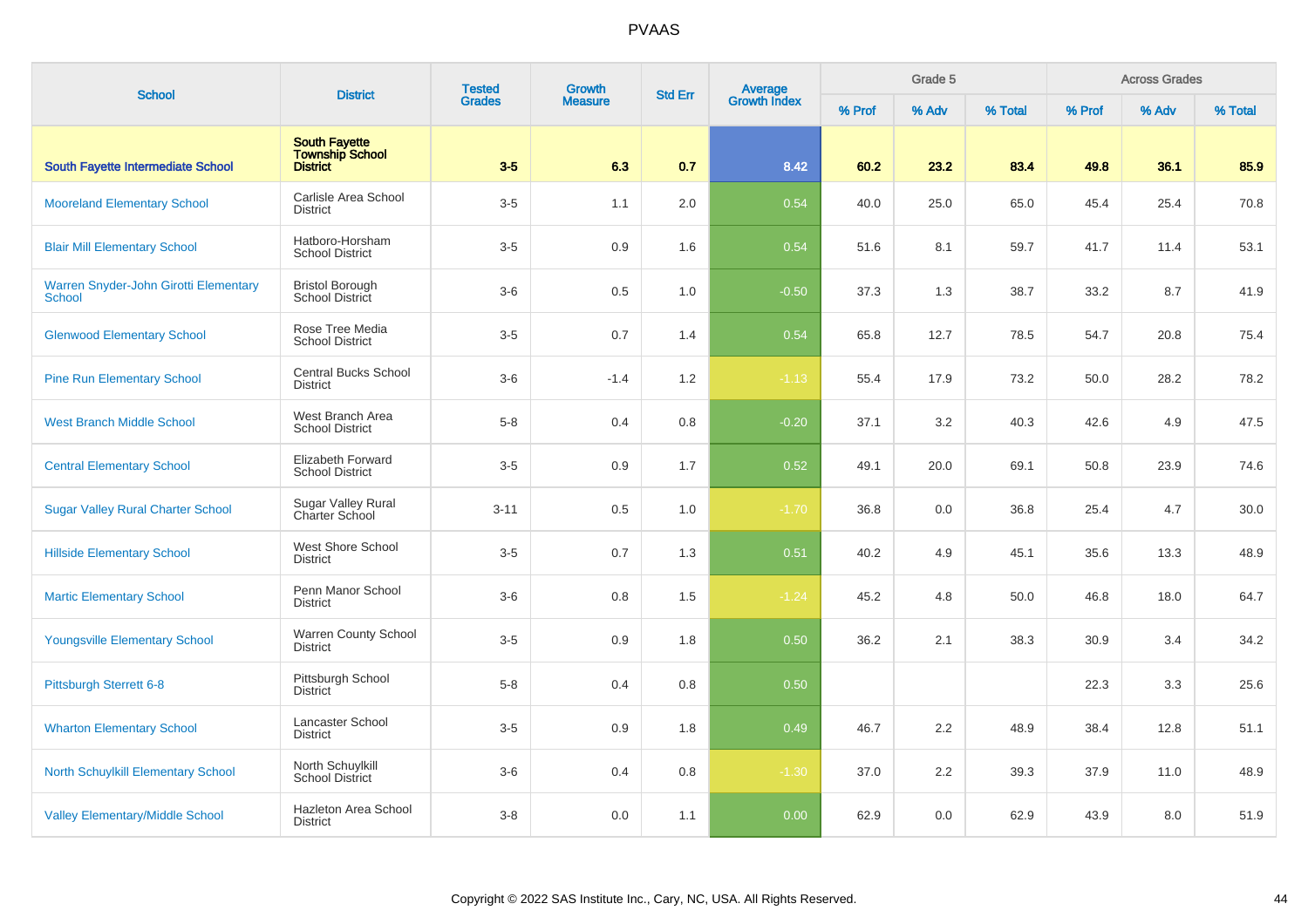# PVAAS

| School | District | Tested Grades | Growth Measure | Std Err | Average Growth Index | Grade 5 | | | Across Grades | | |
|---|---|---|---|---|---|---|---|---|---|---|---|
| | | | | | | % Prof | % Adv | % Total | % Prof | % Adv | % Total |
| **South Fayette Intermediate School** | **South Fayette Township School District** | **3-5** | **6.3** | **0.7** | **8.42** | **60.2** | **23.2** | **83.4** | **49.8** | **36.1** | **85.9** |
| Mooreland Elementary School | Carlisle Area School District | 3-5 | 1.1 | 2.0 | 0.54 | 40.0 | 25.0 | 65.0 | 45.4 | 25.4 | 70.8 |
| Blair Mill Elementary School | Hatboro-Horsham School District | 3-5 | 0.9 | 1.6 | 0.54 | 51.6 | 8.1 | 59.7 | 41.7 | 11.4 | 53.1 |
| Warren Snyder-John Girotti Elementary School | Bristol Borough School District | 3-6 | 0.5 | 1.0 | -0.50 | 37.3 | 1.3 | 38.7 | 33.2 | 8.7 | 41.9 |
| Glenwood Elementary School | Rose Tree Media School District | 3-5 | 0.7 | 1.4 | 0.54 | 65.8 | 12.7 | 78.5 | 54.7 | 20.8 | 75.4 |
| Pine Run Elementary School | Central Bucks School District | 3-6 | -1.4 | 1.2 | -1.13 | 55.4 | 17.9 | 73.2 | 50.0 | 28.2 | 78.2 |
| West Branch Middle School | West Branch Area School District | 5-8 | 0.4 | 0.8 | -0.20 | 37.1 | 3.2 | 40.3 | 42.6 | 4.9 | 47.5 |
| Central Elementary School | Elizabeth Forward School District | 3-5 | 0.9 | 1.7 | 0.52 | 49.1 | 20.0 | 69.1 | 50.8 | 23.9 | 74.6 |
| Sugar Valley Rural Charter School | Sugar Valley Rural Charter School | 3-11 | 0.5 | 1.0 | -1.70 | 36.8 | 0.0 | 36.8 | 25.4 | 4.7 | 30.0 |
| Hillside Elementary School | West Shore School District | 3-5 | 0.7 | 1.3 | 0.51 | 40.2 | 4.9 | 45.1 | 35.6 | 13.3 | 48.9 |
| Martic Elementary School | Penn Manor School District | 3-6 | 0.8 | 1.5 | -1.24 | 45.2 | 4.8 | 50.0 | 46.8 | 18.0 | 64.7 |
| Youngsville Elementary School | Warren County School District | 3-5 | 0.9 | 1.8 | 0.50 | 36.2 | 2.1 | 38.3 | 30.9 | 3.4 | 34.2 |
| Pittsburgh Sterrett 6-8 | Pittsburgh School District | 5-8 | 0.4 | 0.8 | 0.50 | | | | 22.3 | 3.3 | 25.6 |
| Wharton Elementary School | Lancaster School District | 3-5 | 0.9 | 1.8 | 0.49 | 46.7 | 2.2 | 48.9 | 38.4 | 12.8 | 51.1 |
| North Schuylkill Elementary School | North Schuylkill School District | 3-6 | 0.4 | 0.8 | -1.30 | 37.0 | 2.2 | 39.3 | 37.9 | 11.0 | 48.9 |
| Valley Elementary/Middle School | Hazleton Area School District | 3-8 | 0.0 | 1.1 | 0.00 | 62.9 | 0.0 | 62.9 | 43.9 | 8.0 | 51.9 |

Copyright © 2022 SAS Institute Inc., Cary, NC, USA. All Rights Reserved.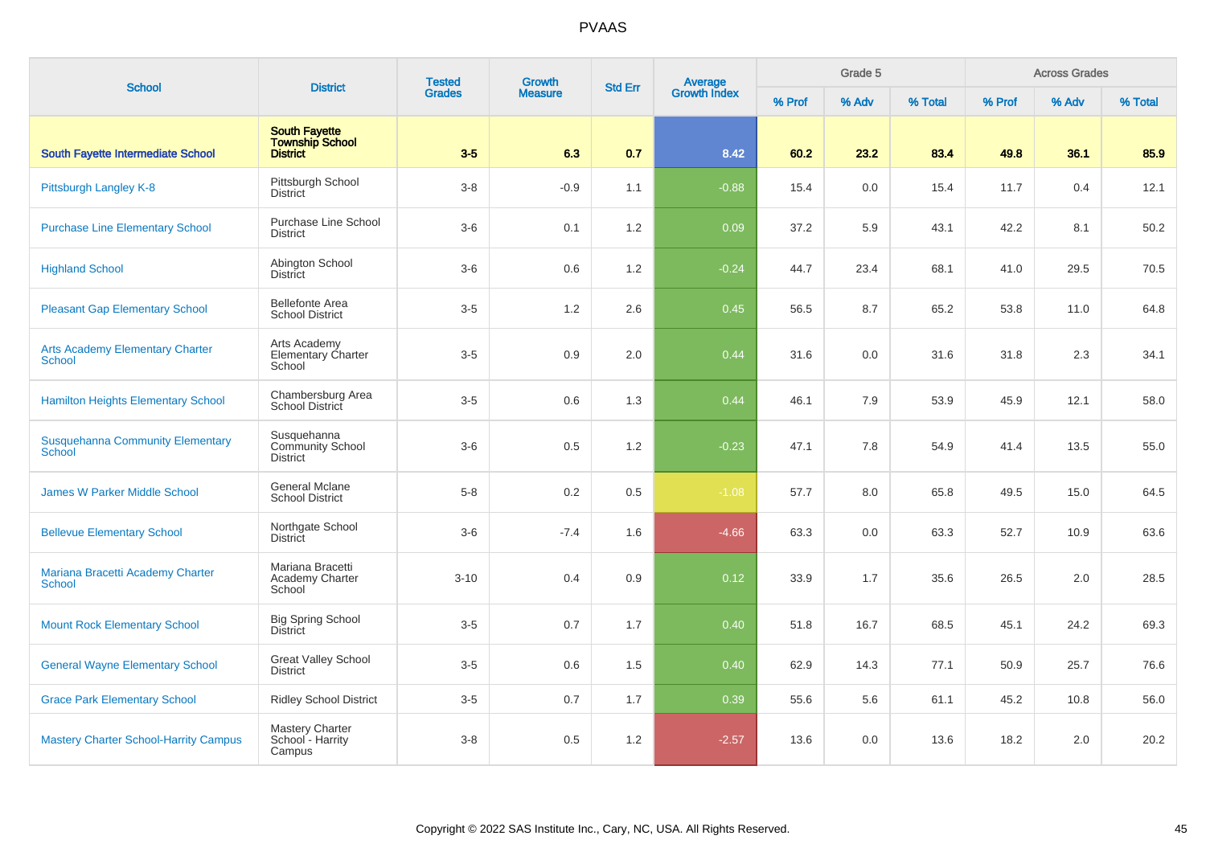# PVAAS

| School | District | Tested Grades | Growth Measure | Std Err | Average Growth Index | Grade 5 | | | Across Grades | | |
|---|---|---|---|---|---|---|---|---|---|---|---|
| | | | | | | % Prof | % Adv | % Total | % Prof | % Adv | % Total |
| **South Fayette Intermediate School** | **South Fayette Township School District** | **3-5** | **6.3** | **0.7** | **8.42** | **60.2** | **23.2** | **83.4** | **49.8** | **36.1** | **85.9** |
| Pittsburgh Langley K-8 | Pittsburgh School District | 3-8 | -0.9 | 1.1 | -0.88 | 15.4 | 0.0 | 15.4 | 11.7 | 0.4 | 12.1 |
| Purchase Line Elementary School | Purchase Line School District | 3-6 | 0.1 | 1.2 | 0.09 | 37.2 | 5.9 | 43.1 | 42.2 | 8.1 | 50.2 |
| Highland School | Abington School District | 3-6 | 0.6 | 1.2 | -0.24 | 44.7 | 23.4 | 68.1 | 41.0 | 29.5 | 70.5 |
| Pleasant Gap Elementary School | Bellefonte Area School District | 3-5 | 1.2 | 2.6 | 0.45 | 56.5 | 8.7 | 65.2 | 53.8 | 11.0 | 64.8 |
| Arts Academy Elementary Charter School | Arts Academy Elementary Charter School | 3-5 | 0.9 | 2.0 | 0.44 | 31.6 | 0.0 | 31.6 | 31.8 | 2.3 | 34.1 |
| Hamilton Heights Elementary School | Chambersburg Area School District | 3-5 | 0.6 | 1.3 | 0.44 | 46.1 | 7.9 | 53.9 | 45.9 | 12.1 | 58.0 |
| Susquehanna Community Elementary School | Susquehanna Community School District | 3-6 | 0.5 | 1.2 | -0.23 | 47.1 | 7.8 | 54.9 | 41.4 | 13.5 | 55.0 |
| James W Parker Middle School | General Mclane School District | 5-8 | 0.2 | 0.5 | -1.08 | 57.7 | 8.0 | 65.8 | 49.5 | 15.0 | 64.5 |
| Bellevue Elementary School | Northgate School District | 3-6 | -7.4 | 1.6 | -4.66 | 63.3 | 0.0 | 63.3 | 52.7 | 10.9 | 63.6 |
| Mariana Bracetti Academy Charter School | Mariana Bracetti Academy Charter School | 3-10 | 0.4 | 0.9 | 0.12 | 33.9 | 1.7 | 35.6 | 26.5 | 2.0 | 28.5 |
| Mount Rock Elementary School | Big Spring School District | 3-5 | 0.7 | 1.7 | 0.40 | 51.8 | 16.7 | 68.5 | 45.1 | 24.2 | 69.3 |
| General Wayne Elementary School | Great Valley School District | 3-5 | 0.6 | 1.5 | 0.40 | 62.9 | 14.3 | 77.1 | 50.9 | 25.7 | 76.6 |
| Grace Park Elementary School | Ridley School District | 3-5 | 0.7 | 1.7 | 0.39 | 55.6 | 5.6 | 61.1 | 45.2 | 10.8 | 56.0 |
| Mastery Charter School-Harrity Campus | Mastery Charter School - Harrity Campus | 3-8 | 0.5 | 1.2 | -2.57 | 13.6 | 0.0 | 13.6 | 18.2 | 2.0 | 20.2 |

Copyright © 2022 SAS Institute Inc., Cary, NC, USA. All Rights Reserved.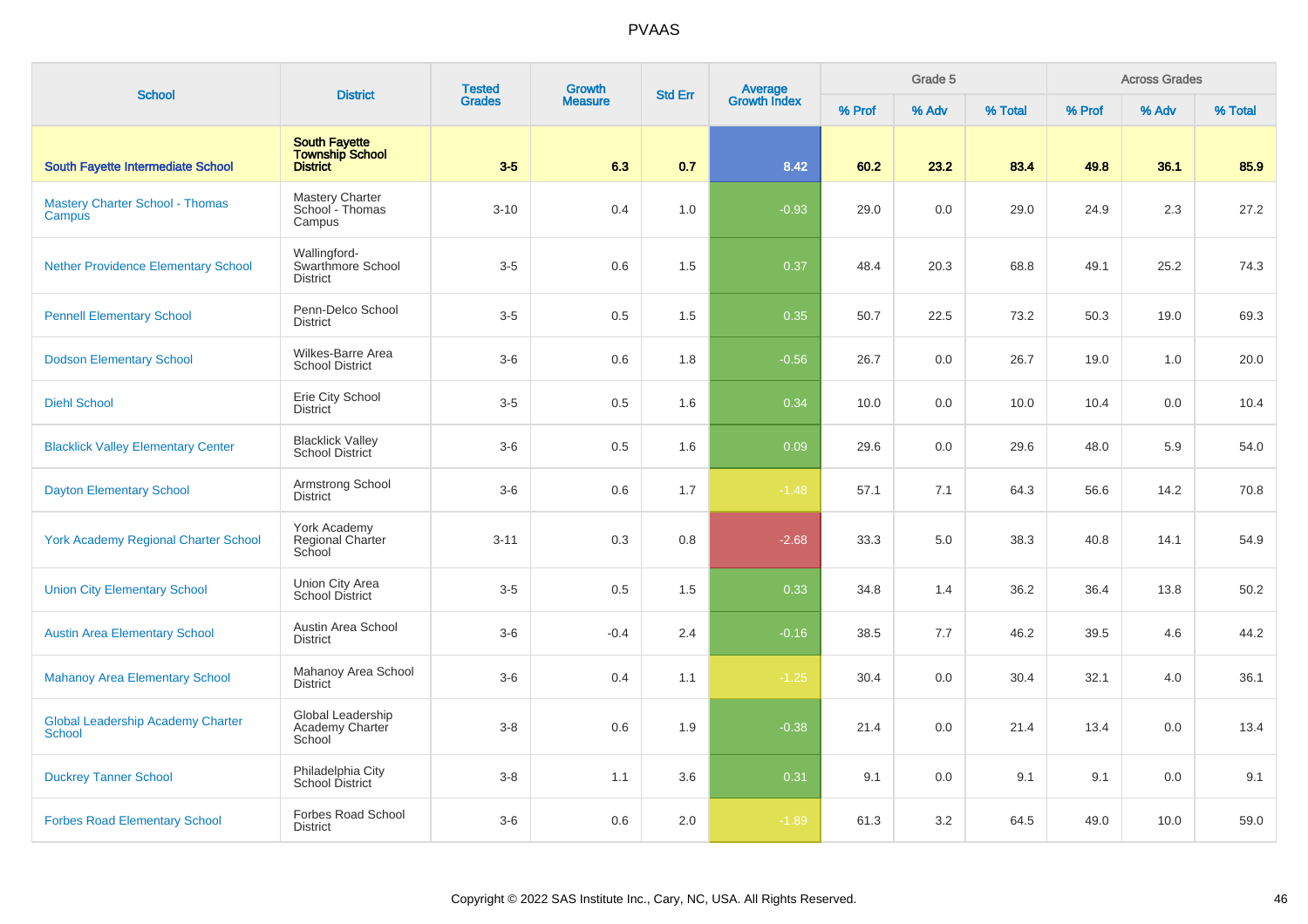# PVAAS

| School | District | Tested Grades | Growth Measure | Std Err | Average Growth Index | Grade 5 | | | Across Grades | | |
|---|---|---|---|---|---|---|---|---|---|---|---|
| | | | | | | % Prof | % Adv | % Total | % Prof | % Adv | % Total |
| **South Fayette Intermediate School** | **South Fayette Township School District** | **3-5** | **6.3** | **0.7** | **8.42** | **60.2** | **23.2** | **83.4** | **49.8** | **36.1** | **85.9** |
| Mastery Charter School - Thomas Campus | Mastery Charter School - Thomas Campus | 3-10 | 0.4 | 1.0 | -0.93 | 29.0 | 0.0 | 29.0 | 24.9 | 2.3 | 27.2 |
| Nether Providence Elementary School | Wallingford-Swarthmore School District | 3-5 | 0.6 | 1.5 | 0.37 | 48.4 | 20.3 | 68.8 | 49.1 | 25.2 | 74.3 |
| Pennell Elementary School | Penn-Delco School District | 3-5 | 0.5 | 1.5 | 0.35 | 50.7 | 22.5 | 73.2 | 50.3 | 19.0 | 69.3 |
| Dodson Elementary School | Wilkes-Barre Area School District | 3-6 | 0.6 | 1.8 | -0.56 | 26.7 | 0.0 | 26.7 | 19.0 | 1.0 | 20.0 |
| Diehl School | Erie City School District | 3-5 | 0.5 | 1.6 | 0.34 | 10.0 | 0.0 | 10.0 | 10.4 | 0.0 | 10.4 |
| Blacklick Valley Elementary Center | Blacklick Valley School District | 3-6 | 0.5 | 1.6 | 0.09 | 29.6 | 0.0 | 29.6 | 48.0 | 5.9 | 54.0 |
| Dayton Elementary School | Armstrong School District | 3-6 | 0.6 | 1.7 | -1.48 | 57.1 | 7.1 | 64.3 | 56.6 | 14.2 | 70.8 |
| York Academy Regional Charter School | York Academy Regional Charter School | 3-11 | 0.3 | 0.8 | -2.68 | 33.3 | 5.0 | 38.3 | 40.8 | 14.1 | 54.9 |
| Union City Elementary School | Union City Area School District | 3-5 | 0.5 | 1.5 | 0.33 | 34.8 | 1.4 | 36.2 | 36.4 | 13.8 | 50.2 |
| Austin Area Elementary School | Austin Area School District | 3-6 | -0.4 | 2.4 | -0.16 | 38.5 | 7.7 | 46.2 | 39.5 | 4.6 | 44.2 |
| Mahanoy Area Elementary School | Mahanoy Area School District | 3-6 | 0.4 | 1.1 | -1.25 | 30.4 | 0.0 | 30.4 | 32.1 | 4.0 | 36.1 |
| Global Leadership Academy Charter School | Global Leadership Academy Charter School | 3-8 | 0.6 | 1.9 | -0.38 | 21.4 | 0.0 | 21.4 | 13.4 | 0.0 | 13.4 |
| Duckrey Tanner School | Philadelphia City School District | 3-8 | 1.1 | 3.6 | 0.31 | 9.1 | 0.0 | 9.1 | 9.1 | 0.0 | 9.1 |
| Forbes Road Elementary School | Forbes Road School District | 3-6 | 0.6 | 2.0 | -1.89 | 61.3 | 3.2 | 64.5 | 49.0 | 10.0 | 59.0 |

Copyright © 2022 SAS Institute Inc., Cary, NC, USA. All Rights Reserved.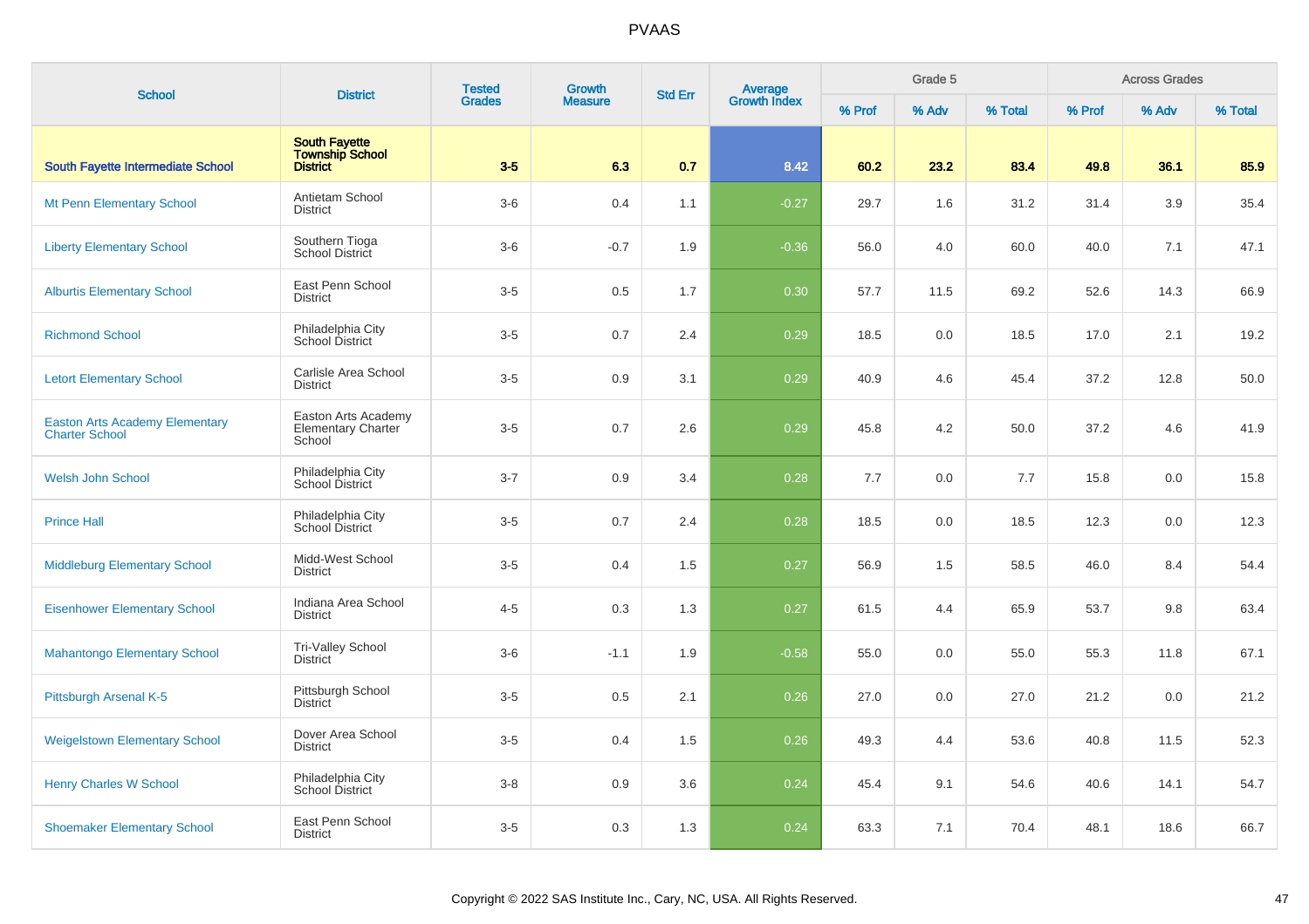# PVAAS

| School | District | Tested Grades | Growth Measure | Std Err | Average Growth Index | Grade 5 | | | Across Grades | | |
|---|---|---|---|---|---|---|---|---|---|---|---|
| | | | | | | % Prof | % Adv | % Total | % Prof | % Adv | % Total |
| **South Fayette Intermediate School** | **South Fayette Township School District** | **3-5** | **6.3** | **0.7** | **8.42** | **60.2** | **23.2** | **83.4** | **49.8** | **36.1** | **85.9** |
| Mt Penn Elementary School | Antietam School District | 3-6 | 0.4 | 1.1 | -0.27 | 29.7 | 1.6 | 31.2 | 31.4 | 3.9 | 35.4 |
| Liberty Elementary School | Southern Tioga School District | 3-6 | -0.7 | 1.9 | -0.36 | 56.0 | 4.0 | 60.0 | 40.0 | 7.1 | 47.1 |
| Alburtis Elementary School | East Penn School District | 3-5 | 0.5 | 1.7 | 0.30 | 57.7 | 11.5 | 69.2 | 52.6 | 14.3 | 66.9 |
| Richmond School | Philadelphia City School District | 3-5 | 0.7 | 2.4 | 0.29 | 18.5 | 0.0 | 18.5 | 17.0 | 2.1 | 19.2 |
| Letort Elementary School | Carlisle Area School District | 3-5 | 0.9 | 3.1 | 0.29 | 40.9 | 4.6 | 45.4 | 37.2 | 12.8 | 50.0 |
| Easton Arts Academy Elementary Charter School | Easton Arts Academy Elementary Charter School | 3-5 | 0.7 | 2.6 | 0.29 | 45.8 | 4.2 | 50.0 | 37.2 | 4.6 | 41.9 |
| Welsh John School | Philadelphia City School District | 3-7 | 0.9 | 3.4 | 0.28 | 7.7 | 0.0 | 7.7 | 15.8 | 0.0 | 15.8 |
| Prince Hall | Philadelphia City School District | 3-5 | 0.7 | 2.4 | 0.28 | 18.5 | 0.0 | 18.5 | 12.3 | 0.0 | 12.3 |
| Middleburg Elementary School | Midd-West School District | 3-5 | 0.4 | 1.5 | 0.27 | 56.9 | 1.5 | 58.5 | 46.0 | 8.4 | 54.4 |
| Eisenhower Elementary School | Indiana Area School District | 4-5 | 0.3 | 1.3 | 0.27 | 61.5 | 4.4 | 65.9 | 53.7 | 9.8 | 63.4 |
| Mahantongo Elementary School | Tri-Valley School District | 3-6 | -1.1 | 1.9 | -0.58 | 55.0 | 0.0 | 55.0 | 55.3 | 11.8 | 67.1 |
| Pittsburgh Arsenal K-5 | Pittsburgh School District | 3-5 | 0.5 | 2.1 | 0.26 | 27.0 | 0.0 | 27.0 | 21.2 | 0.0 | 21.2 |
| Weigelstown Elementary School | Dover Area School District | 3-5 | 0.4 | 1.5 | 0.26 | 49.3 | 4.4 | 53.6 | 40.8 | 11.5 | 52.3 |
| Henry Charles W School | Philadelphia City School District | 3-8 | 0.9 | 3.6 | 0.24 | 45.4 | 9.1 | 54.6 | 40.6 | 14.1 | 54.7 |
| Shoemaker Elementary School | East Penn School District | 3-5 | 0.3 | 1.3 | 0.24 | 63.3 | 7.1 | 70.4 | 48.1 | 18.6 | 66.7 |

Copyright © 2022 SAS Institute Inc., Cary, NC, USA. All Rights Reserved.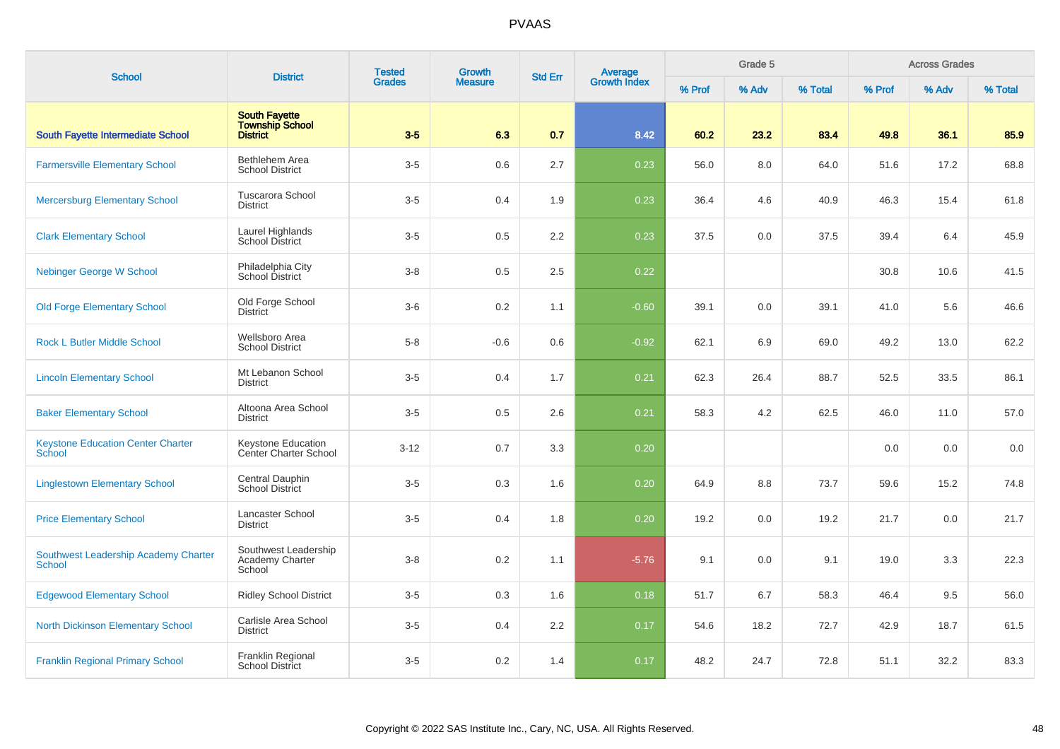| School | District | Tested Grades | Growth Measure | Std Err | Average Growth Index | Grade 5 | | | Across Grades | | |
|---|---|---|---|---|---|---|---|---|---|---|---|
| | | | | | | % Prof | % Adv | % Total | % Prof | % Adv | % Total |
| **South Fayette Intermediate School** | **South Fayette Township School District** | **3-5** | **6.3** | **0.7** | **8.42** | **60.2** | **23.2** | **83.4** | **49.8** | **36.1** | **85.9** |
| Farmersville Elementary School | Bethlehem Area School District | 3-5 | 0.6 | 2.7 | 0.23 | 56.0 | 8.0 | 64.0 | 51.6 | 17.2 | 68.8 |
| Mercersburg Elementary School | Tuscarora School District | 3-5 | 0.4 | 1.9 | 0.23 | 36.4 | 4.6 | 40.9 | 46.3 | 15.4 | 61.8 |
| Clark Elementary School | Laurel Highlands School District | 3-5 | 0.5 | 2.2 | 0.23 | 37.5 | 0.0 | 37.5 | 39.4 | 6.4 | 45.9 |
| Nebinger George W School | Philadelphia City School District | 3-8 | 0.5 | 2.5 | 0.22 | | | | 30.8 | 10.6 | 41.5 |
| Old Forge Elementary School | Old Forge School District | 3-6 | 0.2 | 1.1 | -0.60 | 39.1 | 0.0 | 39.1 | 41.0 | 5.6 | 46.6 |
| Rock L Butler Middle School | Wellsboro Area School District | 5-8 | -0.6 | 0.6 | -0.92 | 62.1 | 6.9 | 69.0 | 49.2 | 13.0 | 62.2 |
| Lincoln Elementary School | Mt Lebanon School District | 3-5 | 0.4 | 1.7 | 0.21 | 62.3 | 26.4 | 88.7 | 52.5 | 33.5 | 86.1 |
| Baker Elementary School | Altoona Area School District | 3-5 | 0.5 | 2.6 | 0.21 | 58.3 | 4.2 | 62.5 | 46.0 | 11.0 | 57.0 |
| Keystone Education Center Charter School | Keystone Education Center Charter School | 3-12 | 0.7 | 3.3 | 0.20 | | | | 0.0 | 0.0 | 0.0 |
| Linglestown Elementary School | Central Dauphin School District | 3-5 | 0.3 | 1.6 | 0.20 | 64.9 | 8.8 | 73.7 | 59.6 | 15.2 | 74.8 |
| Price Elementary School | Lancaster School District | 3-5 | 0.4 | 1.8 | 0.20 | 19.2 | 0.0 | 19.2 | 21.7 | 0.0 | 21.7 |
| Southwest Leadership Academy Charter School | Southwest Leadership Academy Charter School | 3-8 | 0.2 | 1.1 | -5.76 | 9.1 | 0.0 | 9.1 | 19.0 | 3.3 | 22.3 |
| Edgewood Elementary School | Ridley School District | 3-5 | 0.3 | 1.6 | 0.18 | 51.7 | 6.7 | 58.3 | 46.4 | 9.5 | 56.0 |
| North Dickinson Elementary School | Carlisle Area School District | 3-5 | 0.4 | 2.2 | 0.17 | 54.6 | 18.2 | 72.7 | 42.9 | 18.7 | 61.5 |
| Franklin Regional Primary School | Franklin Regional School District | 3-5 | 0.2 | 1.4 | 0.17 | 48.2 | 24.7 | 72.8 | 51.1 | 32.2 | 83.3 |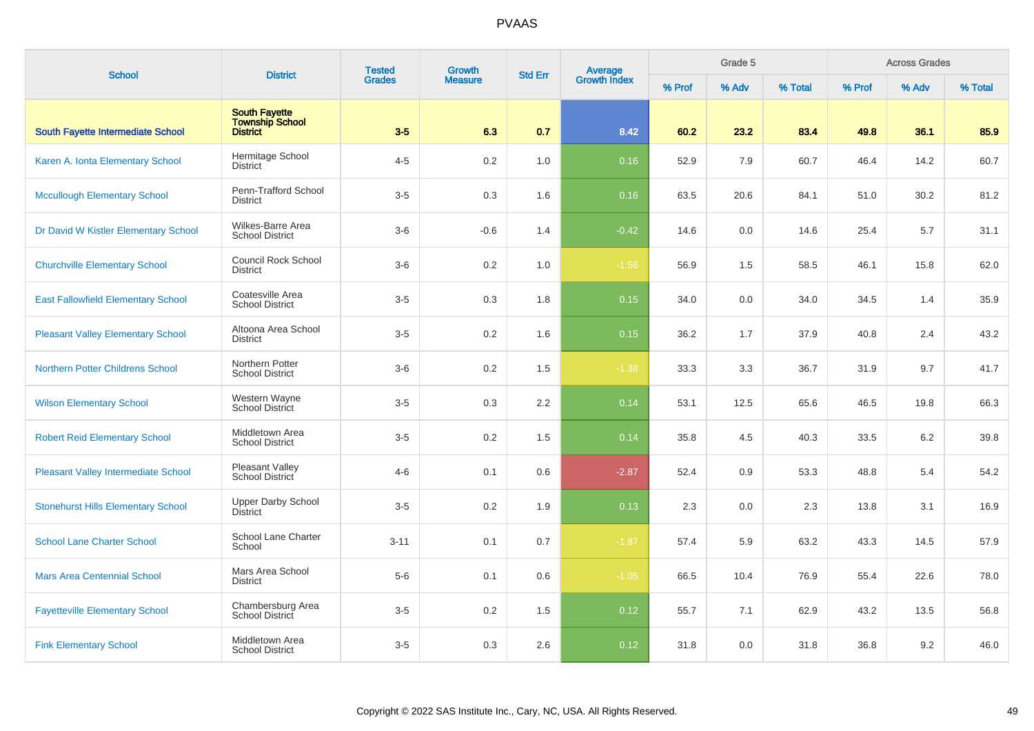# PVAAS

| School | District | Tested Grades | Growth Measure | Std Err | Average Growth Index | Grade 5 | | | Across Grades | | |
|---|---|---|---|---|---|---|---|---|---|---|---|
| | | | | | | % Prof | % Adv | % Total | % Prof | % Adv | % Total |
| **South Fayette Intermediate School** | **South Fayette Township School District** | **3-5** | **6.3** | **0.7** | **8.42** | **60.2** | **23.2** | **83.4** | **49.8** | **36.1** | **85.9** |
| Karen A. Ionta Elementary School | Hermitage School District | 4-5 | 0.2 | 1.0 | 0.16 | 52.9 | 7.9 | 60.7 | 46.4 | 14.2 | 60.7 |
| Mccullough Elementary School | Penn-Trafford School District | 3-5 | 0.3 | 1.6 | 0.16 | 63.5 | 20.6 | 84.1 | 51.0 | 30.2 | 81.2 |
| Dr David W Kistler Elementary School | Wilkes-Barre Area School District | 3-6 | -0.6 | 1.4 | -0.42 | 14.6 | 0.0 | 14.6 | 25.4 | 5.7 | 31.1 |
| Churchville Elementary School | Council Rock School District | 3-6 | 0.2 | 1.0 | -1.56 | 56.9 | 1.5 | 58.5 | 46.1 | 15.8 | 62.0 |
| East Fallowfield Elementary School | Coatesville Area School District | 3-5 | 0.3 | 1.8 | 0.15 | 34.0 | 0.0 | 34.0 | 34.5 | 1.4 | 35.9 |
| Pleasant Valley Elementary School | Altoona Area School District | 3-5 | 0.2 | 1.6 | 0.15 | 36.2 | 1.7 | 37.9 | 40.8 | 2.4 | 43.2 |
| Northern Potter Childrens School | Northern Potter School District | 3-6 | 0.2 | 1.5 | -1.38 | 33.3 | 3.3 | 36.7 | 31.9 | 9.7 | 41.7 |
| Wilson Elementary School | Western Wayne School District | 3-5 | 0.3 | 2.2 | 0.14 | 53.1 | 12.5 | 65.6 | 46.5 | 19.8 | 66.3 |
| Robert Reid Elementary School | Middletown Area School District | 3-5 | 0.2 | 1.5 | 0.14 | 35.8 | 4.5 | 40.3 | 33.5 | 6.2 | 39.8 |
| Pleasant Valley Intermediate School | Pleasant Valley School District | 4-6 | 0.1 | 0.6 | -2.87 | 52.4 | 0.9 | 53.3 | 48.8 | 5.4 | 54.2 |
| Stonehurst Hills Elementary School | Upper Darby School District | 3-5 | 0.2 | 1.9 | 0.13 | 2.3 | 0.0 | 2.3 | 13.8 | 3.1 | 16.9 |
| School Lane Charter School | School Lane Charter School | 3-11 | 0.1 | 0.7 | -1.87 | 57.4 | 5.9 | 63.2 | 43.3 | 14.5 | 57.9 |
| Mars Area Centennial School | Mars Area School District | 5-6 | 0.1 | 0.6 | -1.05 | 66.5 | 10.4 | 76.9 | 55.4 | 22.6 | 78.0 |
| Fayetteville Elementary School | Chambersburg Area School District | 3-5 | 0.2 | 1.5 | 0.12 | 55.7 | 7.1 | 62.9 | 43.2 | 13.5 | 56.8 |
| Fink Elementary School | Middletown Area School District | 3-5 | 0.3 | 2.6 | 0.12 | 31.8 | 0.0 | 31.8 | 36.8 | 9.2 | 46.0 |

Copyright © 2022 SAS Institute Inc., Cary, NC, USA. All Rights Reserved.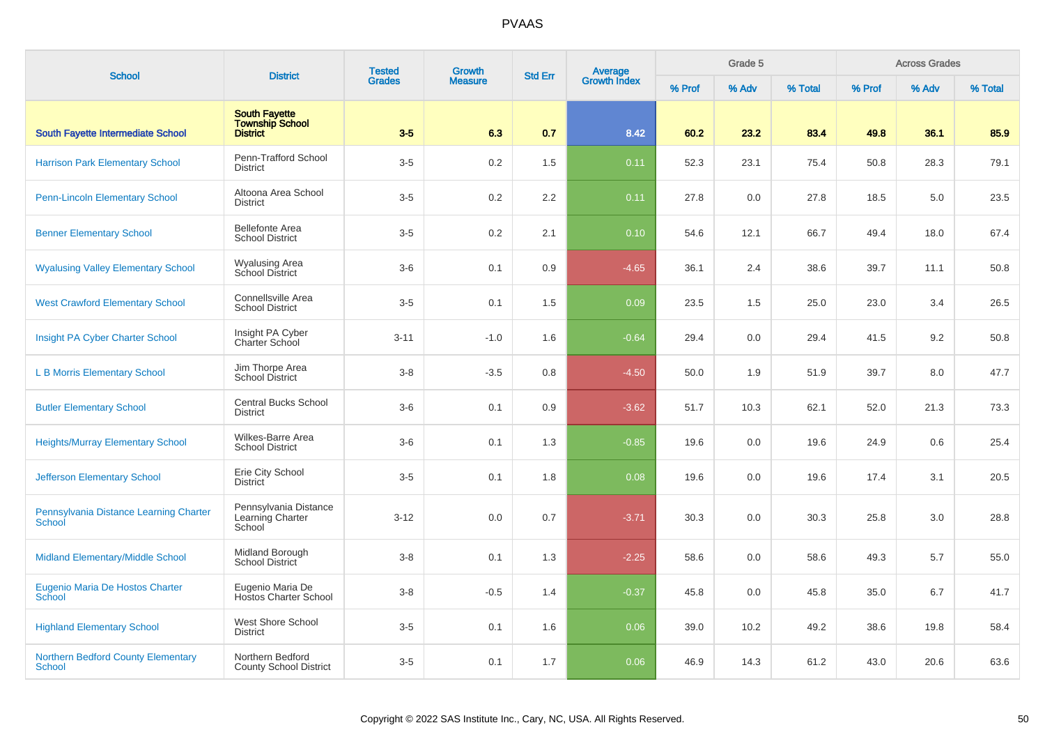# PVAAS

| School | District | Tested Grades | Growth Measure | Std Err | Average Growth Index | Grade 5 | | | Across Grades | | |
|---|---|---|---|---|---|---|---|---|---|---|---|
| | | | | | | % Prof | % Adv | % Total | % Prof | % Adv | % Total |
| **South Fayette Intermediate School** | **South Fayette Township School District** | **3-5** | **6.3** | **0.7** | **8.42** | **60.2** | **23.2** | **83.4** | **49.8** | **36.1** | **85.9** |
| Harrison Park Elementary School | Penn-Trafford School District | 3-5 | 0.2 | 1.5 | 0.11 | 52.3 | 23.1 | 75.4 | 50.8 | 28.3 | 79.1 |
| Penn-Lincoln Elementary School | Altoona Area School District | 3-5 | 0.2 | 2.2 | 0.11 | 27.8 | 0.0 | 27.8 | 18.5 | 5.0 | 23.5 |
| Benner Elementary School | Bellefonte Area School District | 3-5 | 0.2 | 2.1 | 0.10 | 54.6 | 12.1 | 66.7 | 49.4 | 18.0 | 67.4 |
| Wyalusing Valley Elementary School | Wyalusing Area School District | 3-6 | 0.1 | 0.9 | -4.65 | 36.1 | 2.4 | 38.6 | 39.7 | 11.1 | 50.8 |
| West Crawford Elementary School | Connellsville Area School District | 3-5 | 0.1 | 1.5 | 0.09 | 23.5 | 1.5 | 25.0 | 23.0 | 3.4 | 26.5 |
| Insight PA Cyber Charter School | Insight PA Cyber Charter School | 3-11 | -1.0 | 1.6 | -0.64 | 29.4 | 0.0 | 29.4 | 41.5 | 9.2 | 50.8 |
| L B Morris Elementary School | Jim Thorpe Area School District | 3-8 | -3.5 | 0.8 | -4.50 | 50.0 | 1.9 | 51.9 | 39.7 | 8.0 | 47.7 |
| Butler Elementary School | Central Bucks School District | 3-6 | 0.1 | 0.9 | -3.62 | 51.7 | 10.3 | 62.1 | 52.0 | 21.3 | 73.3 |
| Heights/Murray Elementary School | Wilkes-Barre Area School District | 3-6 | 0.1 | 1.3 | -0.85 | 19.6 | 0.0 | 19.6 | 24.9 | 0.6 | 25.4 |
| Jefferson Elementary School | Erie City School District | 3-5 | 0.1 | 1.8 | 0.08 | 19.6 | 0.0 | 19.6 | 17.4 | 3.1 | 20.5 |
| Pennsylvania Distance Learning Charter School | Pennsylvania Distance Learning Charter School | 3-12 | 0.0 | 0.7 | -3.71 | 30.3 | 0.0 | 30.3 | 25.8 | 3.0 | 28.8 |
| Midland Elementary/Middle School | Midland Borough School District | 3-8 | 0.1 | 1.3 | -2.25 | 58.6 | 0.0 | 58.6 | 49.3 | 5.7 | 55.0 |
| Eugenio Maria De Hostos Charter School | Eugenio Maria De Hostos Charter School | 3-8 | -0.5 | 1.4 | -0.37 | 45.8 | 0.0 | 45.8 | 35.0 | 6.7 | 41.7 |
| Highland Elementary School | West Shore School District | 3-5 | 0.1 | 1.6 | 0.06 | 39.0 | 10.2 | 49.2 | 38.6 | 19.8 | 58.4 |
| Northern Bedford County Elementary School | Northern Bedford County School District | 3-5 | 0.1 | 1.7 | 0.06 | 46.9 | 14.3 | 61.2 | 43.0 | 20.6 | 63.6 |

Copyright © 2022 SAS Institute Inc., Cary, NC, USA. All Rights Reserved.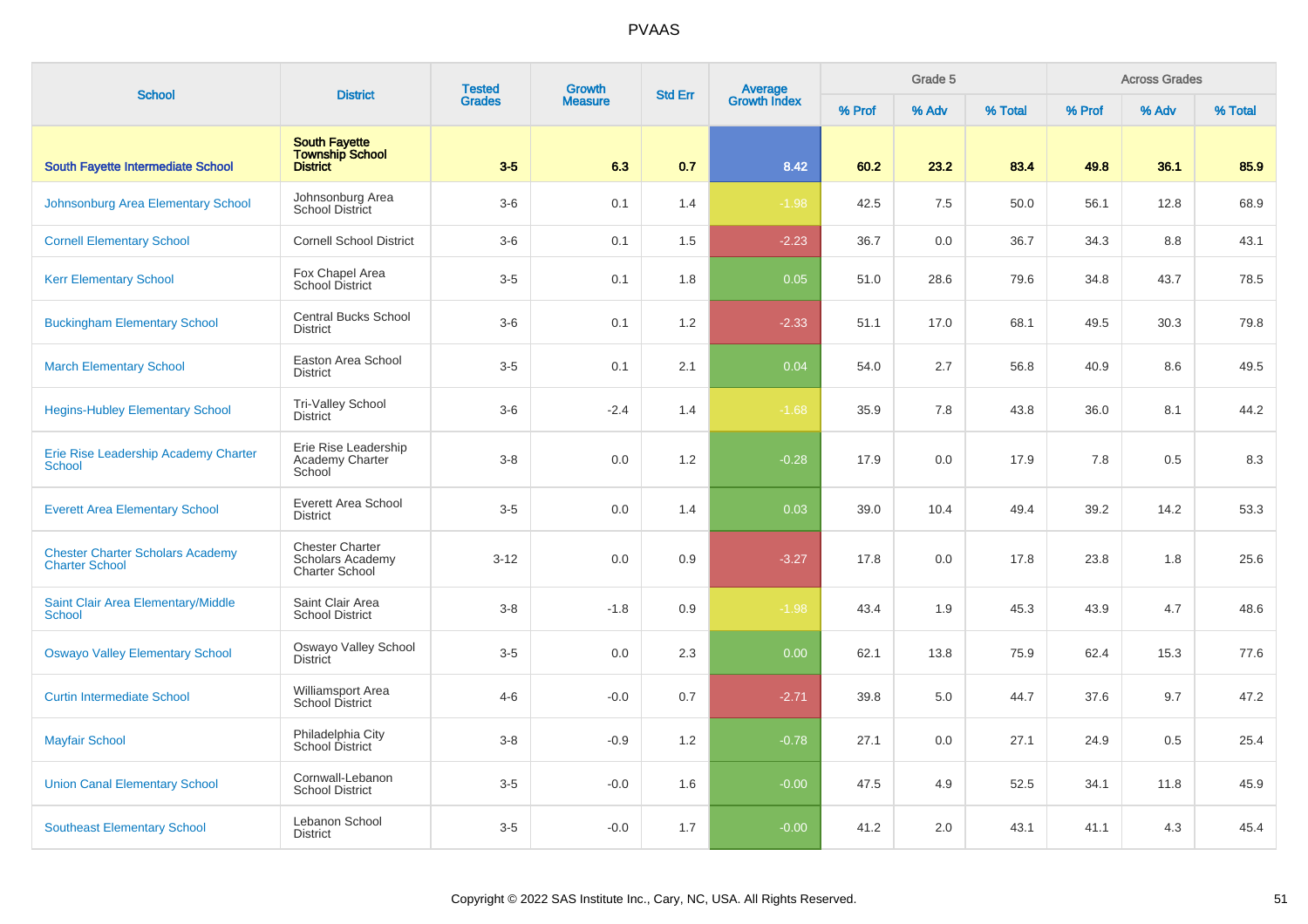| School | District | Tested Grades | Growth Measure | Std Err | Average Growth Index | Grade 5 | | | Across Grades | | |
|---|---|---|---|---|---|---|---|---|---|---|---|
| | | | | | | % Prof | % Adv | % Total | % Prof | % Adv | % Total |
| **South Fayette Intermediate School** | **South Fayette Township School District** | **3-5** | **6.3** | **0.7** | **8.42** | **60.2** | **23.2** | **83.4** | **49.8** | **36.1** | **85.9** |
| Johnsonburg Area Elementary School | Johnsonburg Area School District | 3-6 | 0.1 | 1.4 | -1.98 | 42.5 | 7.5 | 50.0 | 56.1 | 12.8 | 68.9 |
| Cornell Elementary School | Cornell School District | 3-6 | 0.1 | 1.5 | -2.23 | 36.7 | 0.0 | 36.7 | 34.3 | 8.8 | 43.1 |
| Kerr Elementary School | Fox Chapel Area School District | 3-5 | 0.1 | 1.8 | 0.05 | 51.0 | 28.6 | 79.6 | 34.8 | 43.7 | 78.5 |
| Buckingham Elementary School | Central Bucks School District | 3-6 | 0.1 | 1.2 | -2.33 | 51.1 | 17.0 | 68.1 | 49.5 | 30.3 | 79.8 |
| March Elementary School | Easton Area School District | 3-5 | 0.1 | 2.1 | 0.04 | 54.0 | 2.7 | 56.8 | 40.9 | 8.6 | 49.5 |
| Hegins-Hubley Elementary School | Tri-Valley School District | 3-6 | -2.4 | 1.4 | -1.68 | 35.9 | 7.8 | 43.8 | 36.0 | 8.1 | 44.2 |
| Erie Rise Leadership Academy Charter School | Erie Rise Leadership Academy Charter School | 3-8 | 0.0 | 1.2 | -0.28 | 17.9 | 0.0 | 17.9 | 7.8 | 0.5 | 8.3 |
| Everett Area Elementary School | Everett Area School District | 3-5 | 0.0 | 1.4 | 0.03 | 39.0 | 10.4 | 49.4 | 39.2 | 14.2 | 53.3 |
| Chester Charter Scholars Academy Charter School | Chester Charter Scholars Academy Charter School | 3-12 | 0.0 | 0.9 | -3.27 | 17.8 | 0.0 | 17.8 | 23.8 | 1.8 | 25.6 |
| Saint Clair Area Elementary/Middle School | Saint Clair Area School District | 3-8 | -1.8 | 0.9 | -1.98 | 43.4 | 1.9 | 45.3 | 43.9 | 4.7 | 48.6 |
| Oswayo Valley Elementary School | Oswayo Valley School District | 3-5 | 0.0 | 2.3 | 0.00 | 62.1 | 13.8 | 75.9 | 62.4 | 15.3 | 77.6 |
| Curtin Intermediate School | Williamsport Area School District | 4-6 | -0.0 | 0.7 | -2.71 | 39.8 | 5.0 | 44.7 | 37.6 | 9.7 | 47.2 |
| Mayfair School | Philadelphia City School District | 3-8 | -0.9 | 1.2 | -0.78 | 27.1 | 0.0 | 27.1 | 24.9 | 0.5 | 25.4 |
| Union Canal Elementary School | Cornwall-Lebanon School District | 3-5 | -0.0 | 1.6 | -0.00 | 47.5 | 4.9 | 52.5 | 34.1 | 11.8 | 45.9 |
| Southeast Elementary School | Lebanon School District | 3-5 | -0.0 | 1.7 | -0.00 | 41.2 | 2.0 | 43.1 | 41.1 | 4.3 | 45.4 |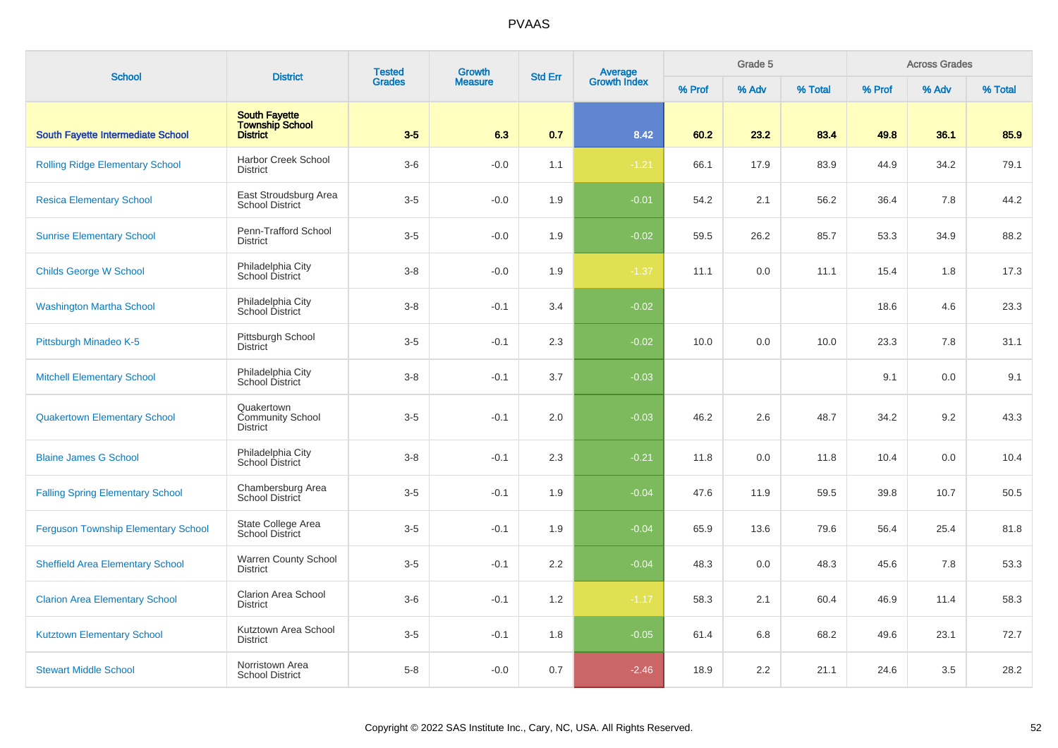# PVAAS

| School | District | Tested Grades | Growth Measure | Std Err | Average Growth Index | Grade 5 | | | Across Grades | | |
|---|---|---|---|---|---|---|---|---|---|---|---|
| | | | | | | % Prof | % Adv | % Total | % Prof | % Adv | % Total |
| **South Fayette Intermediate School** | **South Fayette Township School District** | **3-5** | **6.3** | **0.7** | **8.42** | **60.2** | **23.2** | **83.4** | **49.8** | **36.1** | **85.9** |
| Rolling Ridge Elementary School | Harbor Creek School District | 3-6 | -0.0 | 1.1 | -1.21 | 66.1 | 17.9 | 83.9 | 44.9 | 34.2 | 79.1 |
| Resica Elementary School | East Stroudsburg Area School District | 3-5 | -0.0 | 1.9 | -0.01 | 54.2 | 2.1 | 56.2 | 36.4 | 7.8 | 44.2 |
| Sunrise Elementary School | Penn-Trafford School District | 3-5 | -0.0 | 1.9 | -0.02 | 59.5 | 26.2 | 85.7 | 53.3 | 34.9 | 88.2 |
| Childs George W School | Philadelphia City School District | 3-8 | -0.0 | 1.9 | -1.37 | 11.1 | 0.0 | 11.1 | 15.4 | 1.8 | 17.3 |
| Washington Martha School | Philadelphia City School District | 3-8 | -0.1 | 3.4 | -0.02 | | | | 18.6 | 4.6 | 23.3 |
| Pittsburgh Minadeo K-5 | Pittsburgh School District | 3-5 | -0.1 | 2.3 | -0.02 | 10.0 | 0.0 | 10.0 | 23.3 | 7.8 | 31.1 |
| Mitchell Elementary School | Philadelphia City School District | 3-8 | -0.1 | 3.7 | -0.03 | | | | 9.1 | 0.0 | 9.1 |
| Quakertown Elementary School | Quakertown Community School District | 3-5 | -0.1 | 2.0 | -0.03 | 46.2 | 2.6 | 48.7 | 34.2 | 9.2 | 43.3 |
| Blaine James G School | Philadelphia City School District | 3-8 | -0.1 | 2.3 | -0.21 | 11.8 | 0.0 | 11.8 | 10.4 | 0.0 | 10.4 |
| Falling Spring Elementary School | Chambersburg Area School District | 3-5 | -0.1 | 1.9 | -0.04 | 47.6 | 11.9 | 59.5 | 39.8 | 10.7 | 50.5 |
| Ferguson Township Elementary School | State College Area School District | 3-5 | -0.1 | 1.9 | -0.04 | 65.9 | 13.6 | 79.6 | 56.4 | 25.4 | 81.8 |
| Sheffield Area Elementary School | Warren County School District | 3-5 | -0.1 | 2.2 | -0.04 | 48.3 | 0.0 | 48.3 | 45.6 | 7.8 | 53.3 |
| Clarion Area Elementary School | Clarion Area School District | 3-6 | -0.1 | 1.2 | -1.17 | 58.3 | 2.1 | 60.4 | 46.9 | 11.4 | 58.3 |
| Kutztown Elementary School | Kutztown Area School District | 3-5 | -0.1 | 1.8 | -0.05 | 61.4 | 6.8 | 68.2 | 49.6 | 23.1 | 72.7 |
| Stewart Middle School | Norristown Area School District | 5-8 | -0.0 | 0.7 | -2.46 | 18.9 | 2.2 | 21.1 | 24.6 | 3.5 | 28.2 |

Copyright © 2022 SAS Institute Inc., Cary, NC, USA. All Rights Reserved.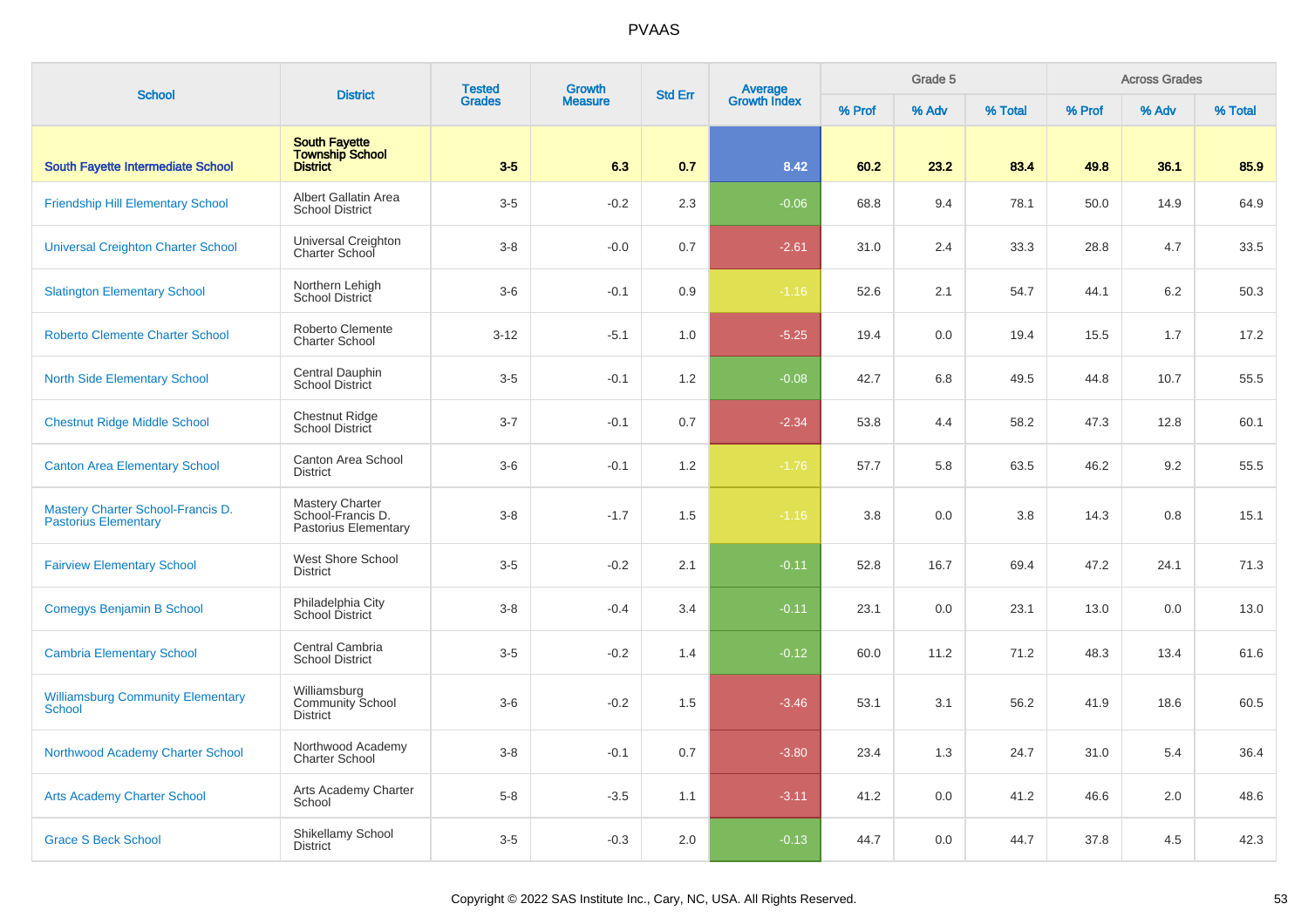| School | District | Tested Grades | Growth Measure | Std Err | Average Growth Index | Grade 5 | | | Across Grades | | |
|---|---|---|---|---|---|---|---|---|---|---|---|
| | | | | | | % Prof | % Adv | % Total | % Prof | % Adv | % Total |
| **South Fayette Intermediate School** | **South Fayette Township School District** | **3-5** | **6.3** | **0.7** | **8.42** | **60.2** | **23.2** | **83.4** | **49.8** | **36.1** | **85.9** |
| Friendship Hill Elementary School | Albert Gallatin Area School District | 3-5 | -0.2 | 2.3 | -0.06 | 68.8 | 9.4 | 78.1 | 50.0 | 14.9 | 64.9 |
| Universal Creighton Charter School | Universal Creighton Charter School | 3-8 | -0.0 | 0.7 | -2.61 | 31.0 | 2.4 | 33.3 | 28.8 | 4.7 | 33.5 |
| Slatington Elementary School | Northern Lehigh School District | 3-6 | -0.1 | 0.9 | -1.16 | 52.6 | 2.1 | 54.7 | 44.1 | 6.2 | 50.3 |
| Roberto Clemente Charter School | Roberto Clemente Charter School | 3-12 | -5.1 | 1.0 | -5.25 | 19.4 | 0.0 | 19.4 | 15.5 | 1.7 | 17.2 |
| North Side Elementary School | Central Dauphin School District | 3-5 | -0.1 | 1.2 | -0.08 | 42.7 | 6.8 | 49.5 | 44.8 | 10.7 | 55.5 |
| Chestnut Ridge Middle School | Chestnut Ridge School District | 3-7 | -0.1 | 0.7 | -2.34 | 53.8 | 4.4 | 58.2 | 47.3 | 12.8 | 60.1 |
| Canton Area Elementary School | Canton Area School District | 3-6 | -0.1 | 1.2 | -1.76 | 57.7 | 5.8 | 63.5 | 46.2 | 9.2 | 55.5 |
| Mastery Charter School-Francis D. Pastorius Elementary | Mastery Charter School-Francis D. Pastorius Elementary | 3-8 | -1.7 | 1.5 | -1.16 | 3.8 | 0.0 | 3.8 | 14.3 | 0.8 | 15.1 |
| Fairview Elementary School | West Shore School District | 3-5 | -0.2 | 2.1 | -0.11 | 52.8 | 16.7 | 69.4 | 47.2 | 24.1 | 71.3 |
| Comegys Benjamin B School | Philadelphia City School District | 3-8 | -0.4 | 3.4 | -0.11 | 23.1 | 0.0 | 23.1 | 13.0 | 0.0 | 13.0 |
| Cambria Elementary School | Central Cambria School District | 3-5 | -0.2 | 1.4 | -0.12 | 60.0 | 11.2 | 71.2 | 48.3 | 13.4 | 61.6 |
| Williamsburg Community Elementary School | Williamsburg Community School District | 3-6 | -0.2 | 1.5 | -3.46 | 53.1 | 3.1 | 56.2 | 41.9 | 18.6 | 60.5 |
| Northwood Academy Charter School | Northwood Academy Charter School | 3-8 | -0.1 | 0.7 | -3.80 | 23.4 | 1.3 | 24.7 | 31.0 | 5.4 | 36.4 |
| Arts Academy Charter School | Arts Academy Charter School | 5-8 | -3.5 | 1.1 | -3.11 | 41.2 | 0.0 | 41.2 | 46.6 | 2.0 | 48.6 |
| Grace S Beck School | Shikellamy School District | 3-5 | -0.3 | 2.0 | -0.13 | 44.7 | 0.0 | 44.7 | 37.8 | 4.5 | 42.3 |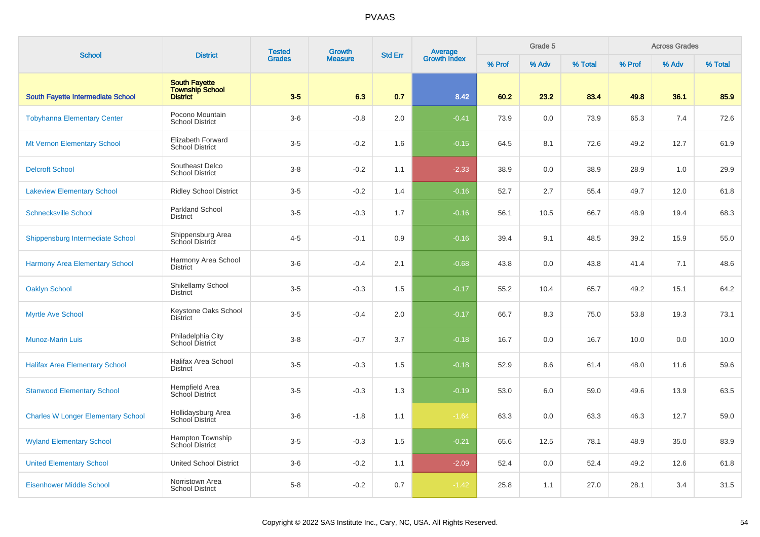| School | District | Tested Grades | Growth Measure | Std Err | Average Growth Index | Grade 5 | | | Across Grades | | |
|---|---|---|---|---|---|---|---|---|---|---|---|
| | | | | | | % Prof | % Adv | % Total | % Prof | % Adv | % Total |
| **South Fayette Intermediate School** | **South Fayette Township School District** | **3-5** | **6.3** | **0.7** | **8.42** | **60.2** | **23.2** | **83.4** | **49.8** | **36.1** | **85.9** |
| Tobyhanna Elementary Center | Pocono Mountain School District | 3-6 | -0.8 | 2.0 | -0.41 | 73.9 | 0.0 | 73.9 | 65.3 | 7.4 | 72.6 |
| Mt Vernon Elementary School | Elizabeth Forward School District | 3-5 | -0.2 | 1.6 | -0.15 | 64.5 | 8.1 | 72.6 | 49.2 | 12.7 | 61.9 |
| Delcroft School | Southeast Delco School District | 3-8 | -0.2 | 1.1 | -2.33 | 38.9 | 0.0 | 38.9 | 28.9 | 1.0 | 29.9 |
| Lakeview Elementary School | Ridley School District | 3-5 | -0.2 | 1.4 | -0.16 | 52.7 | 2.7 | 55.4 | 49.7 | 12.0 | 61.8 |
| Schnecksville School | Parkland School District | 3-5 | -0.3 | 1.7 | -0.16 | 56.1 | 10.5 | 66.7 | 48.9 | 19.4 | 68.3 |
| Shippensburg Intermediate School | Shippensburg Area School District | 4-5 | -0.1 | 0.9 | -0.16 | 39.4 | 9.1 | 48.5 | 39.2 | 15.9 | 55.0 |
| Harmony Area Elementary School | Harmony Area School District | 3-6 | -0.4 | 2.1 | -0.68 | 43.8 | 0.0 | 43.8 | 41.4 | 7.1 | 48.6 |
| Oaklyn School | Shikellamy School District | 3-5 | -0.3 | 1.5 | -0.17 | 55.2 | 10.4 | 65.7 | 49.2 | 15.1 | 64.2 |
| Myrtle Ave School | Keystone Oaks School District | 3-5 | -0.4 | 2.0 | -0.17 | 66.7 | 8.3 | 75.0 | 53.8 | 19.3 | 73.1 |
| Munoz-Marin Luis | Philadelphia City School District | 3-8 | -0.7 | 3.7 | -0.18 | 16.7 | 0.0 | 16.7 | 10.0 | 0.0 | 10.0 |
| Halifax Area Elementary School | Halifax Area School District | 3-5 | -0.3 | 1.5 | -0.18 | 52.9 | 8.6 | 61.4 | 48.0 | 11.6 | 59.6 |
| Stanwood Elementary School | Hempfield Area School District | 3-5 | -0.3 | 1.3 | -0.19 | 53.0 | 6.0 | 59.0 | 49.6 | 13.9 | 63.5 |
| Charles W Longer Elementary School | Hollidaysburg Area School District | 3-6 | -1.8 | 1.1 | -1.64 | 63.3 | 0.0 | 63.3 | 46.3 | 12.7 | 59.0 |
| Wyland Elementary School | Hampton Township School District | 3-5 | -0.3 | 1.5 | -0.21 | 65.6 | 12.5 | 78.1 | 48.9 | 35.0 | 83.9 |
| United Elementary School | United School District | 3-6 | -0.2 | 1.1 | -2.09 | 52.4 | 0.0 | 52.4 | 49.2 | 12.6 | 61.8 |
| Eisenhower Middle School | Norristown Area School District | 5-8 | -0.2 | 0.7 | -1.42 | 25.8 | 1.1 | 27.0 | 28.1 | 3.4 | 31.5 |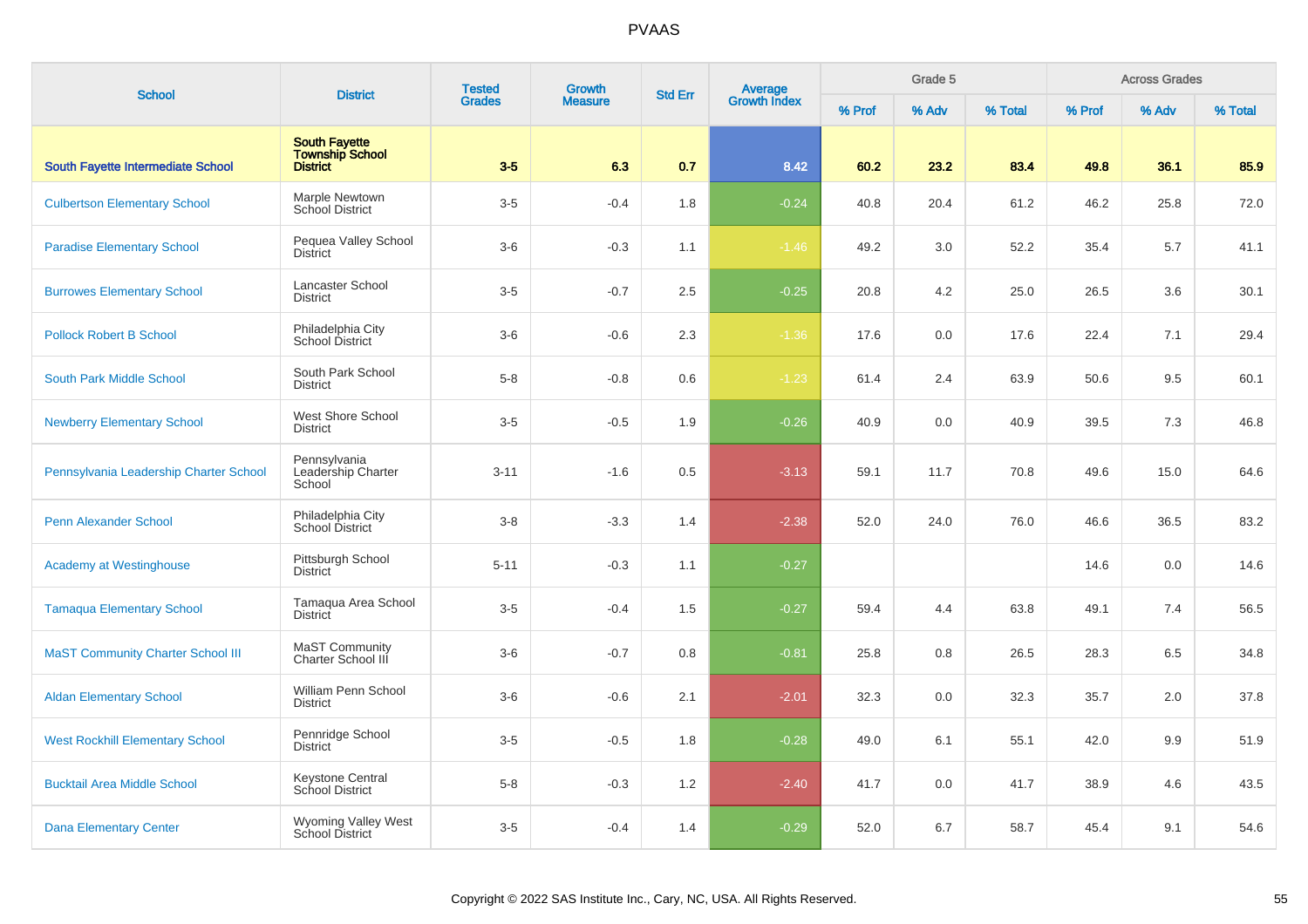# PVAAS

| School | District | Tested Grades | Growth Measure | Std Err | Average Growth Index | Grade 5 | | | Across Grades | | |
|---|---|---|---|---|---|---|---|---|---|---|---|
| | | | | | | % Prof | % Adv | % Total | % Prof | % Adv | % Total |
| **South Fayette Intermediate School** | **South Fayette Township School District** | **3-5** | **6.3** | **0.7** | **8.42** | **60.2** | **23.2** | **83.4** | **49.8** | **36.1** | **85.9** |
| Culbertson Elementary School | Marple Newtown School District | 3-5 | -0.4 | 1.8 | -0.24 | 40.8 | 20.4 | 61.2 | 46.2 | 25.8 | 72.0 |
| Paradise Elementary School | Pequea Valley School District | 3-6 | -0.3 | 1.1 | -1.46 | 49.2 | 3.0 | 52.2 | 35.4 | 5.7 | 41.1 |
| Burrowes Elementary School | Lancaster School District | 3-5 | -0.7 | 2.5 | -0.25 | 20.8 | 4.2 | 25.0 | 26.5 | 3.6 | 30.1 |
| Pollock Robert B School | Philadelphia City School District | 3-6 | -0.6 | 2.3 | -1.36 | 17.6 | 0.0 | 17.6 | 22.4 | 7.1 | 29.4 |
| South Park Middle School | South Park School District | 5-8 | -0.8 | 0.6 | -1.23 | 61.4 | 2.4 | 63.9 | 50.6 | 9.5 | 60.1 |
| Newberry Elementary School | West Shore School District | 3-5 | -0.5 | 1.9 | -0.26 | 40.9 | 0.0 | 40.9 | 39.5 | 7.3 | 46.8 |
| Pennsylvania Leadership Charter School | Pennsylvania Leadership Charter School | 3-11 | -1.6 | 0.5 | -3.13 | 59.1 | 11.7 | 70.8 | 49.6 | 15.0 | 64.6 |
| Penn Alexander School | Philadelphia City School District | 3-8 | -3.3 | 1.4 | -2.38 | 52.0 | 24.0 | 76.0 | 46.6 | 36.5 | 83.2 |
| Academy at Westinghouse | Pittsburgh School District | 5-11 | -0.3 | 1.1 | -0.27 | | | | 14.6 | 0.0 | 14.6 |
| Tamaqua Elementary School | Tamaqua Area School District | 3-5 | -0.4 | 1.5 | -0.27 | 59.4 | 4.4 | 63.8 | 49.1 | 7.4 | 56.5 |
| MaST Community Charter School III | MaST Community Charter School III | 3-6 | -0.7 | 0.8 | -0.81 | 25.8 | 0.8 | 26.5 | 28.3 | 6.5 | 34.8 |
| Aldan Elementary School | William Penn School District | 3-6 | -0.6 | 2.1 | -2.01 | 32.3 | 0.0 | 32.3 | 35.7 | 2.0 | 37.8 |
| West Rockhill Elementary School | Pennridge School District | 3-5 | -0.5 | 1.8 | -0.28 | 49.0 | 6.1 | 55.1 | 42.0 | 9.9 | 51.9 |
| Bucktail Area Middle School | Keystone Central School District | 5-8 | -0.3 | 1.2 | -2.40 | 41.7 | 0.0 | 41.7 | 38.9 | 4.6 | 43.5 |
| Dana Elementary Center | Wyoming Valley West School District | 3-5 | -0.4 | 1.4 | -0.29 | 52.0 | 6.7 | 58.7 | 45.4 | 9.1 | 54.6 |

Copyright © 2022 SAS Institute Inc., Cary, NC, USA. All Rights Reserved.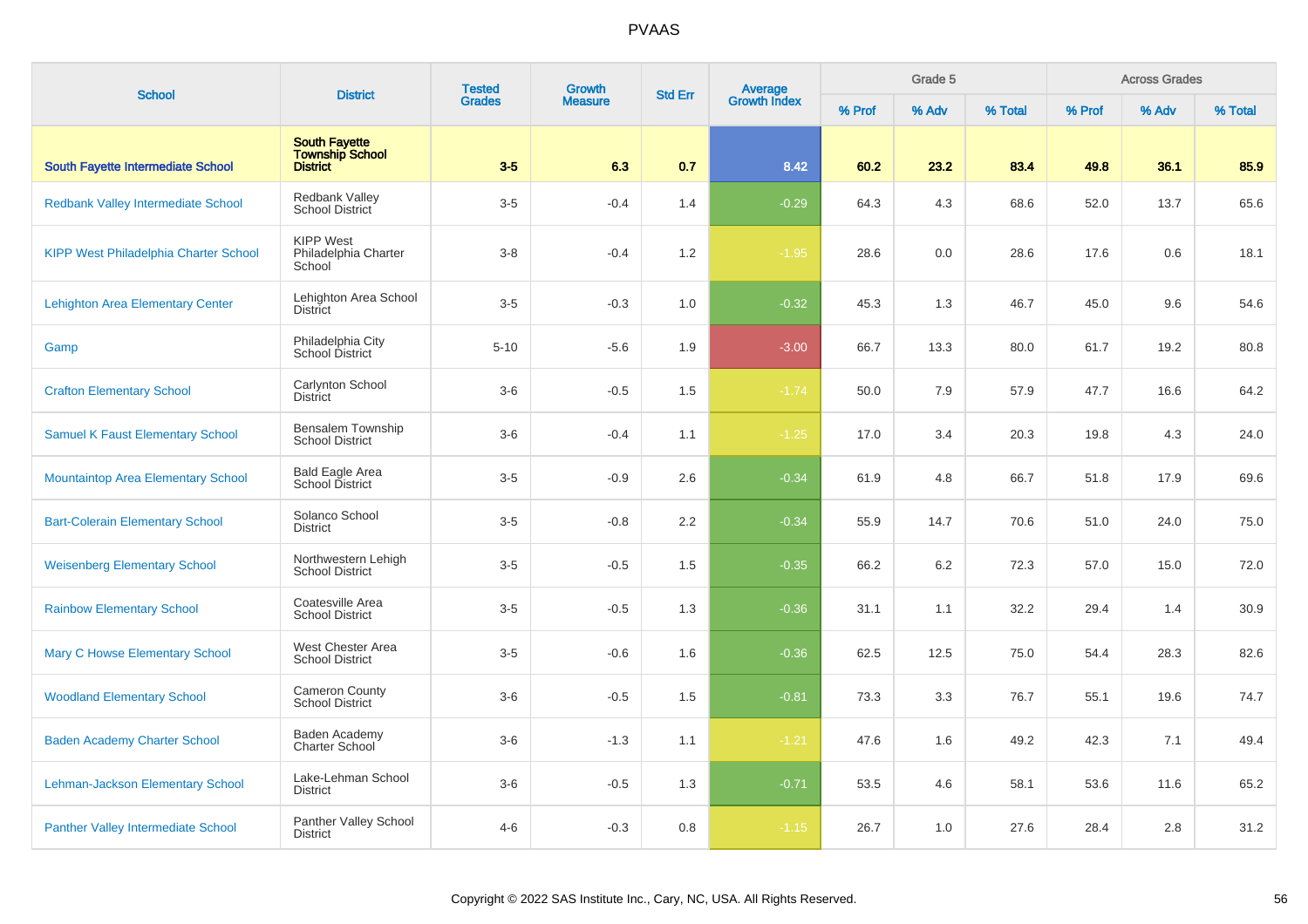# PVAAS

| School | District | Tested Grades | Growth Measure | Std Err | Average Growth Index | Grade 5 | | | Across Grades | | |
|---|---|---|---|---|---|---|---|---|---|---|---|
| | | | | | | % Prof | % Adv | % Total | % Prof | % Adv | % Total |
| **South Fayette Intermediate School** | **South Fayette Township School District** | **3-5** | **6.3** | **0.7** | **8.42** | **60.2** | **23.2** | **83.4** | **49.8** | **36.1** | **85.9** |
| Redbank Valley Intermediate School | Redbank Valley School District | 3-5 | -0.4 | 1.4 | -0.29 | 64.3 | 4.3 | 68.6 | 52.0 | 13.7 | 65.6 |
| KIPP West Philadelphia Charter School | KIPP West Philadelphia Charter School | 3-8 | -0.4 | 1.2 | -1.95 | 28.6 | 0.0 | 28.6 | 17.6 | 0.6 | 18.1 |
| Lehighton Area Elementary Center | Lehighton Area School District | 3-5 | -0.3 | 1.0 | -0.32 | 45.3 | 1.3 | 46.7 | 45.0 | 9.6 | 54.6 |
| Gamp | Philadelphia City School District | 5-10 | -5.6 | 1.9 | -3.00 | 66.7 | 13.3 | 80.0 | 61.7 | 19.2 | 80.8 |
| Crafton Elementary School | Carlynton School District | 3-6 | -0.5 | 1.5 | -1.74 | 50.0 | 7.9 | 57.9 | 47.7 | 16.6 | 64.2 |
| Samuel K Faust Elementary School | Bensalem Township School District | 3-6 | -0.4 | 1.1 | -1.25 | 17.0 | 3.4 | 20.3 | 19.8 | 4.3 | 24.0 |
| Mountaintop Area Elementary School | Bald Eagle Area School District | 3-5 | -0.9 | 2.6 | -0.34 | 61.9 | 4.8 | 66.7 | 51.8 | 17.9 | 69.6 |
| Bart-Colerain Elementary School | Solanco School District | 3-5 | -0.8 | 2.2 | -0.34 | 55.9 | 14.7 | 70.6 | 51.0 | 24.0 | 75.0 |
| Weisenberg Elementary School | Northwestern Lehigh School District | 3-5 | -0.5 | 1.5 | -0.35 | 66.2 | 6.2 | 72.3 | 57.0 | 15.0 | 72.0 |
| Rainbow Elementary School | Coatesville Area School District | 3-5 | -0.5 | 1.3 | -0.36 | 31.1 | 1.1 | 32.2 | 29.4 | 1.4 | 30.9 |
| Mary C Howse Elementary School | West Chester Area School District | 3-5 | -0.6 | 1.6 | -0.36 | 62.5 | 12.5 | 75.0 | 54.4 | 28.3 | 82.6 |
| Woodland Elementary School | Cameron County School District | 3-6 | -0.5 | 1.5 | -0.81 | 73.3 | 3.3 | 76.7 | 55.1 | 19.6 | 74.7 |
| Baden Academy Charter School | Baden Academy Charter School | 3-6 | -1.3 | 1.1 | -1.21 | 47.6 | 1.6 | 49.2 | 42.3 | 7.1 | 49.4 |
| Lehman-Jackson Elementary School | Lake-Lehman School District | 3-6 | -0.5 | 1.3 | -0.71 | 53.5 | 4.6 | 58.1 | 53.6 | 11.6 | 65.2 |
| Panther Valley Intermediate School | Panther Valley School District | 4-6 | -0.3 | 0.8 | -1.15 | 26.7 | 1.0 | 27.6 | 28.4 | 2.8 | 31.2 |

Copyright © 2022 SAS Institute Inc., Cary, NC, USA. All Rights Reserved.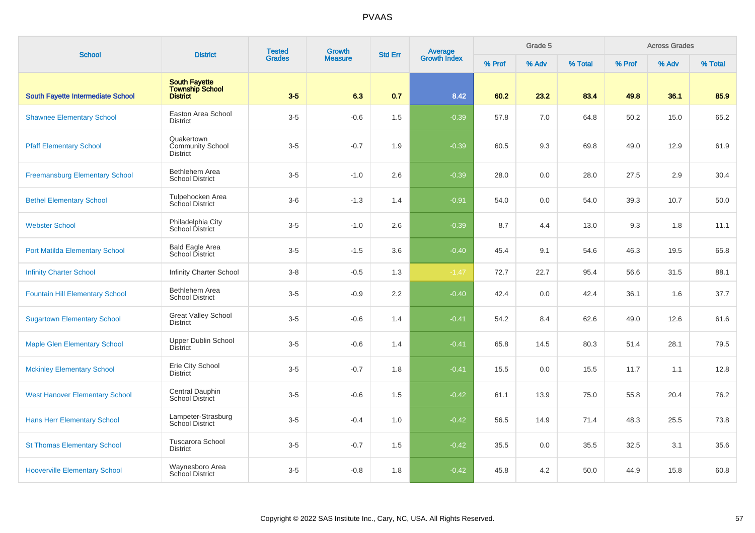# PVAAS

| School | District | Tested Grades | Growth Measure | Std Err | Average Growth Index | Grade 5 | | | Across Grades | | |
|---|---|---|---|---|---|---|---|---|---|---|---|
| | | | | | | % Prof | % Adv | % Total | % Prof | % Adv | % Total |
| **South Fayette Intermediate School** | **South Fayette Township School District** | **3-5** | **6.3** | **0.7** | **8.42** | **60.2** | **23.2** | **83.4** | **49.8** | **36.1** | **85.9** |
| Shawnee Elementary School | Easton Area School District | 3-5 | -0.6 | 1.5 | -0.39 | 57.8 | 7.0 | 64.8 | 50.2 | 15.0 | 65.2 |
| Pfaff Elementary School | Quakertown Community School District | 3-5 | -0.7 | 1.9 | -0.39 | 60.5 | 9.3 | 69.8 | 49.0 | 12.9 | 61.9 |
| Freemansburg Elementary School | Bethlehem Area School District | 3-5 | -1.0 | 2.6 | -0.39 | 28.0 | 0.0 | 28.0 | 27.5 | 2.9 | 30.4 |
| Bethel Elementary School | Tulpehocken Area School District | 3-6 | -1.3 | 1.4 | -0.91 | 54.0 | 0.0 | 54.0 | 39.3 | 10.7 | 50.0 |
| Webster School | Philadelphia City School District | 3-5 | -1.0 | 2.6 | -0.39 | 8.7 | 4.4 | 13.0 | 9.3 | 1.8 | 11.1 |
| Port Matilda Elementary School | Bald Eagle Area School District | 3-5 | -1.5 | 3.6 | -0.40 | 45.4 | 9.1 | 54.6 | 46.3 | 19.5 | 65.8 |
| Infinity Charter School | Infinity Charter School | 3-8 | -0.5 | 1.3 | -1.47 | 72.7 | 22.7 | 95.4 | 56.6 | 31.5 | 88.1 |
| Fountain Hill Elementary School | Bethlehem Area School District | 3-5 | -0.9 | 2.2 | -0.40 | 42.4 | 0.0 | 42.4 | 36.1 | 1.6 | 37.7 |
| Sugartown Elementary School | Great Valley School District | 3-5 | -0.6 | 1.4 | -0.41 | 54.2 | 8.4 | 62.6 | 49.0 | 12.6 | 61.6 |
| Maple Glen Elementary School | Upper Dublin School District | 3-5 | -0.6 | 1.4 | -0.41 | 65.8 | 14.5 | 80.3 | 51.4 | 28.1 | 79.5 |
| Mckinley Elementary School | Erie City School District | 3-5 | -0.7 | 1.8 | -0.41 | 15.5 | 0.0 | 15.5 | 11.7 | 1.1 | 12.8 |
| West Hanover Elementary School | Central Dauphin School District | 3-5 | -0.6 | 1.5 | -0.42 | 61.1 | 13.9 | 75.0 | 55.8 | 20.4 | 76.2 |
| Hans Herr Elementary School | Lampeter-Strasburg School District | 3-5 | -0.4 | 1.0 | -0.42 | 56.5 | 14.9 | 71.4 | 48.3 | 25.5 | 73.8 |
| St Thomas Elementary School | Tuscarora School District | 3-5 | -0.7 | 1.5 | -0.42 | 35.5 | 0.0 | 35.5 | 32.5 | 3.1 | 35.6 |
| Hooverville Elementary School | Waynesboro Area School District | 3-5 | -0.8 | 1.8 | -0.42 | 45.8 | 4.2 | 50.0 | 44.9 | 15.8 | 60.8 |

Copyright © 2022 SAS Institute Inc., Cary, NC, USA. All Rights Reserved.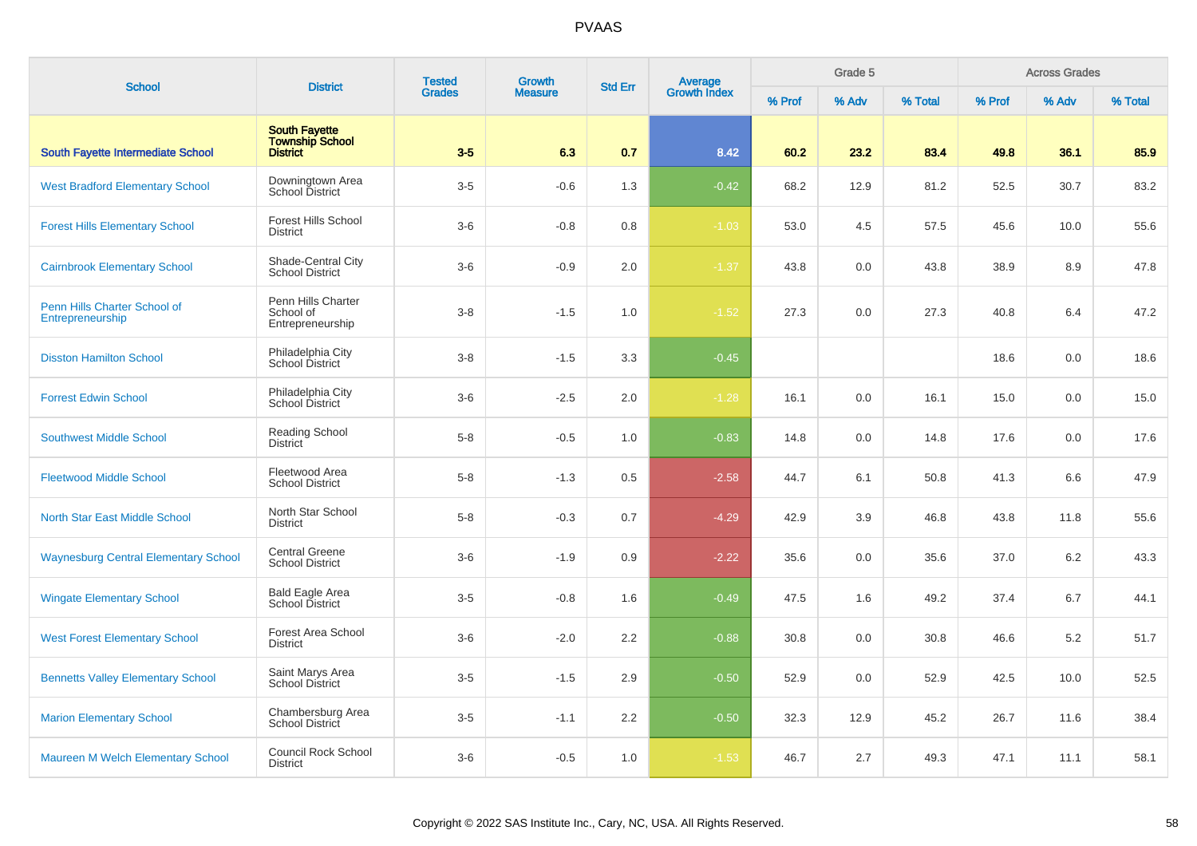# PVAAS

| School | District | Tested Grades | Growth Measure | Std Err | Average Growth Index | Grade 5 | | | Across Grades | | |
|---|---|---|---|---|---|---|---|---|---|---|---|
| | | | | | | % Prof | % Adv | % Total | % Prof | % Adv | % Total |
| **South Fayette Intermediate School** | **South Fayette Township School District** | **3-5** | **6.3** | **0.7** | **8.42** | **60.2** | **23.2** | **83.4** | **49.8** | **36.1** | **85.9** |
| West Bradford Elementary School | Downingtown Area School District | 3-5 | -0.6 | 1.3 | -0.42 | 68.2 | 12.9 | 81.2 | 52.5 | 30.7 | 83.2 |
| Forest Hills Elementary School | Forest Hills School District | 3-6 | -0.8 | 0.8 | -1.03 | 53.0 | 4.5 | 57.5 | 45.6 | 10.0 | 55.6 |
| Cairnbrook Elementary School | Shade-Central City School District | 3-6 | -0.9 | 2.0 | -1.37 | 43.8 | 0.0 | 43.8 | 38.9 | 8.9 | 47.8 |
| Penn Hills Charter School of Entrepreneurship | Penn Hills Charter School of Entrepreneurship | 3-8 | -1.5 | 1.0 | -1.52 | 27.3 | 0.0 | 27.3 | 40.8 | 6.4 | 47.2 |
| Disston Hamilton School | Philadelphia City School District | 3-8 | -1.5 | 3.3 | -0.45 | | | | 18.6 | 0.0 | 18.6 |
| Forrest Edwin School | Philadelphia City School District | 3-6 | -2.5 | 2.0 | -1.28 | 16.1 | 0.0 | 16.1 | 15.0 | 0.0 | 15.0 |
| Southwest Middle School | Reading School District | 5-8 | -0.5 | 1.0 | -0.83 | 14.8 | 0.0 | 14.8 | 17.6 | 0.0 | 17.6 |
| Fleetwood Middle School | Fleetwood Area School District | 5-8 | -1.3 | 0.5 | -2.58 | 44.7 | 6.1 | 50.8 | 41.3 | 6.6 | 47.9 |
| North Star East Middle School | North Star School District | 5-8 | -0.3 | 0.7 | -4.29 | 42.9 | 3.9 | 46.8 | 43.8 | 11.8 | 55.6 |
| Waynesburg Central Elementary School | Central Greene School District | 3-6 | -1.9 | 0.9 | -2.22 | 35.6 | 0.0 | 35.6 | 37.0 | 6.2 | 43.3 |
| Wingate Elementary School | Bald Eagle Area School District | 3-5 | -0.8 | 1.6 | -0.49 | 47.5 | 1.6 | 49.2 | 37.4 | 6.7 | 44.1 |
| West Forest Elementary School | Forest Area School District | 3-6 | -2.0 | 2.2 | -0.88 | 30.8 | 0.0 | 30.8 | 46.6 | 5.2 | 51.7 |
| Bennetts Valley Elementary School | Saint Marys Area School District | 3-5 | -1.5 | 2.9 | -0.50 | 52.9 | 0.0 | 52.9 | 42.5 | 10.0 | 52.5 |
| Marion Elementary School | Chambersburg Area School District | 3-5 | -1.1 | 2.2 | -0.50 | 32.3 | 12.9 | 45.2 | 26.7 | 11.6 | 38.4 |
| Maureen M Welch Elementary School | Council Rock School District | 3-6 | -0.5 | 1.0 | -1.53 | 46.7 | 2.7 | 49.3 | 47.1 | 11.1 | 58.1 |

Copyright © 2022 SAS Institute Inc., Cary, NC, USA. All Rights Reserved.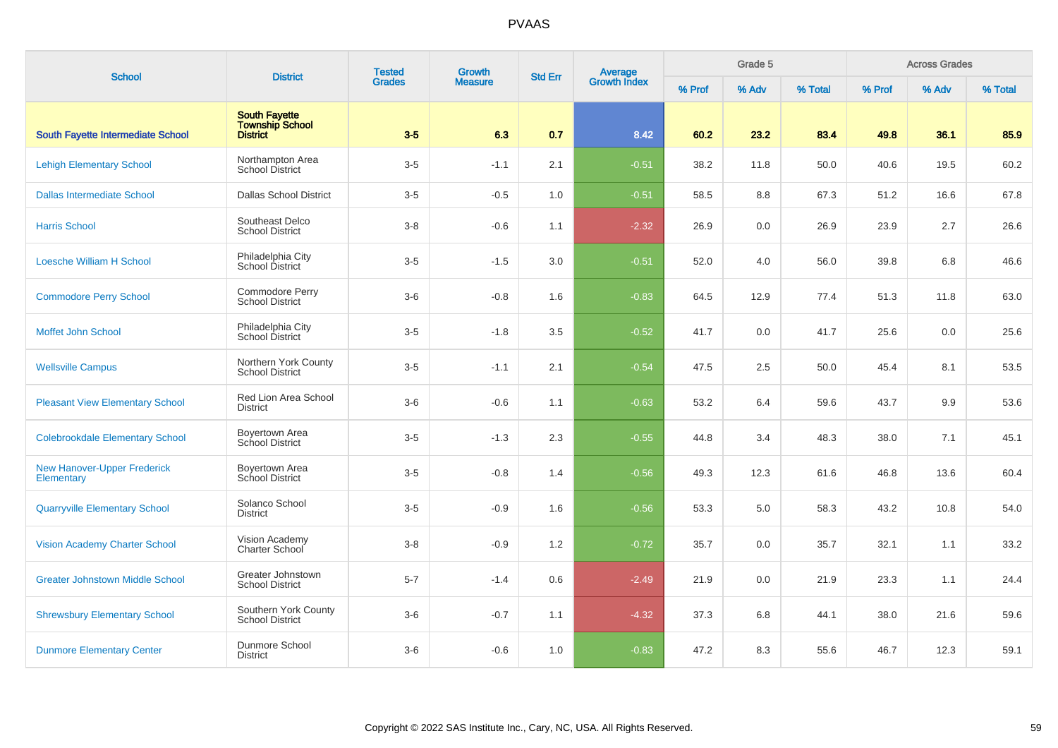# PVAAS

| School | District | Tested Grades | Growth Measure | Std Err | Average Growth Index | Grade 5 | | | Across Grades | | |
|---|---|---|---|---|---|---|---|---|---|---|---|
| | | | | | | % Prof | % Adv | % Total | % Prof | % Adv | % Total |
| **South Fayette Intermediate School** | **South Fayette Township School District** | **3-5** | **6.3** | **0.7** | **8.42** | **60.2** | **23.2** | **83.4** | **49.8** | **36.1** | **85.9** |
| Lehigh Elementary School | Northampton Area School District | 3-5 | -1.1 | 2.1 | -0.51 | 38.2 | 11.8 | 50.0 | 40.6 | 19.5 | 60.2 |
| Dallas Intermediate School | Dallas School District | 3-5 | -0.5 | 1.0 | -0.51 | 58.5 | 8.8 | 67.3 | 51.2 | 16.6 | 67.8 |
| Harris School | Southeast Delco School District | 3-8 | -0.6 | 1.1 | -2.32 | 26.9 | 0.0 | 26.9 | 23.9 | 2.7 | 26.6 |
| Loesche William H School | Philadelphia City School District | 3-5 | -1.5 | 3.0 | -0.51 | 52.0 | 4.0 | 56.0 | 39.8 | 6.8 | 46.6 |
| Commodore Perry School | Commodore Perry School District | 3-6 | -0.8 | 1.6 | -0.83 | 64.5 | 12.9 | 77.4 | 51.3 | 11.8 | 63.0 |
| Moffet John School | Philadelphia City School District | 3-5 | -1.8 | 3.5 | -0.52 | 41.7 | 0.0 | 41.7 | 25.6 | 0.0 | 25.6 |
| Wellsville Campus | Northern York County School District | 3-5 | -1.1 | 2.1 | -0.54 | 47.5 | 2.5 | 50.0 | 45.4 | 8.1 | 53.5 |
| Pleasant View Elementary School | Red Lion Area School District | 3-6 | -0.6 | 1.1 | -0.63 | 53.2 | 6.4 | 59.6 | 43.7 | 9.9 | 53.6 |
| Colebrookdale Elementary School | Boyertown Area School District | 3-5 | -1.3 | 2.3 | -0.55 | 44.8 | 3.4 | 48.3 | 38.0 | 7.1 | 45.1 |
| New Hanover-Upper Frederick Elementary | Boyertown Area School District | 3-5 | -0.8 | 1.4 | -0.56 | 49.3 | 12.3 | 61.6 | 46.8 | 13.6 | 60.4 |
| Quarryville Elementary School | Solanco School District | 3-5 | -0.9 | 1.6 | -0.56 | 53.3 | 5.0 | 58.3 | 43.2 | 10.8 | 54.0 |
| Vision Academy Charter School | Vision Academy Charter School | 3-8 | -0.9 | 1.2 | -0.72 | 35.7 | 0.0 | 35.7 | 32.1 | 1.1 | 33.2 |
| Greater Johnstown Middle School | Greater Johnstown School District | 5-7 | -1.4 | 0.6 | -2.49 | 21.9 | 0.0 | 21.9 | 23.3 | 1.1 | 24.4 |
| Shrewsbury Elementary School | Southern York County School District | 3-6 | -0.7 | 1.1 | -4.32 | 37.3 | 6.8 | 44.1 | 38.0 | 21.6 | 59.6 |
| Dunmore Elementary Center | Dunmore School District | 3-6 | -0.6 | 1.0 | -0.83 | 47.2 | 8.3 | 55.6 | 46.7 | 12.3 | 59.1 |

Copyright © 2022 SAS Institute Inc., Cary, NC, USA. All Rights Reserved.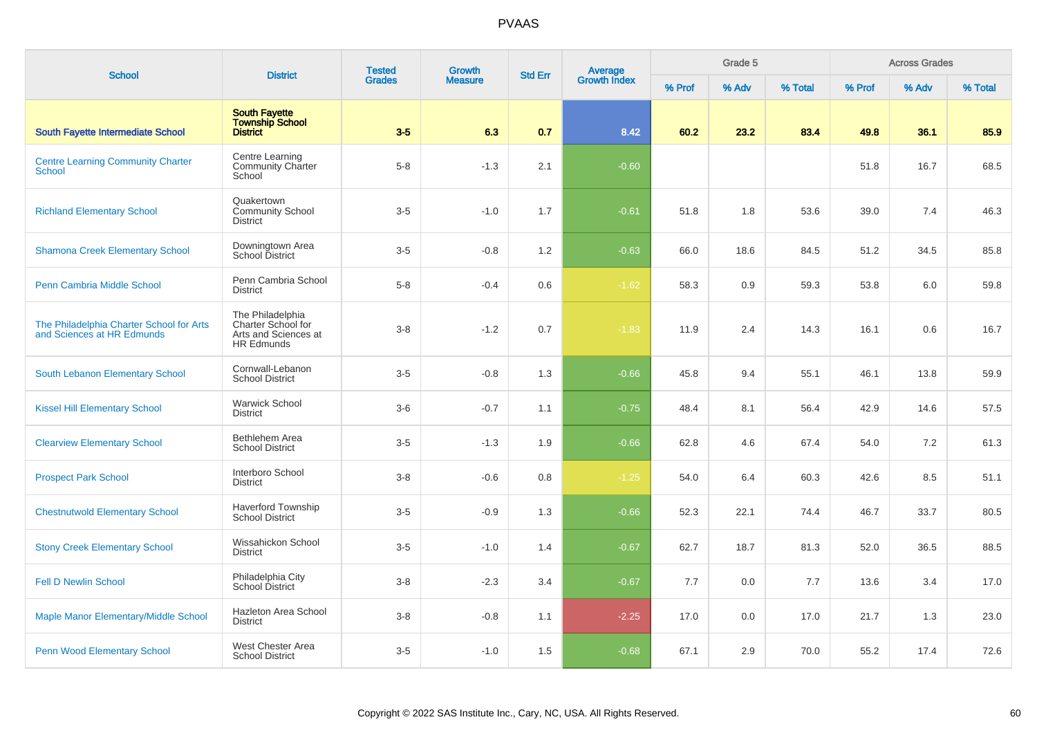| School | District | Tested Grades | Growth Measure | Std Err | Average Growth Index | Grade 5 | | | Across Grades | | |
|---|---|---|---|---|---|---|---|---|---|---|---|
| | | | | | | % Prof | % Adv | % Total | % Prof | % Adv | % Total |
| **South Fayette Intermediate School** | **South Fayette Township School District** | **3-5** | **6.3** | **0.7** | **8.42** | **60.2** | **23.2** | **83.4** | **49.8** | **36.1** | **85.9** |
| Centre Learning Community Charter School | Centre Learning Community Charter School | 5-8 | -1.3 | 2.1 | -0.60 | | | | 51.8 | 16.7 | 68.5 |
| Richland Elementary School | Quakertown Community School District | 3-5 | -1.0 | 1.7 | -0.61 | 51.8 | 1.8 | 53.6 | 39.0 | 7.4 | 46.3 |
| Shamona Creek Elementary School | Downingtown Area School District | 3-5 | -0.8 | 1.2 | -0.63 | 66.0 | 18.6 | 84.5 | 51.2 | 34.5 | 85.8 |
| Penn Cambria Middle School | Penn Cambria School District | 5-8 | -0.4 | 0.6 | -1.62 | 58.3 | 0.9 | 59.3 | 53.8 | 6.0 | 59.8 |
| The Philadelphia Charter School for Arts and Sciences at HR Edmunds | The Philadelphia Charter School for Arts and Sciences at HR Edmunds | 3-8 | -1.2 | 0.7 | -1.83 | 11.9 | 2.4 | 14.3 | 16.1 | 0.6 | 16.7 |
| South Lebanon Elementary School | Cornwall-Lebanon School District | 3-5 | -0.8 | 1.3 | -0.66 | 45.8 | 9.4 | 55.1 | 46.1 | 13.8 | 59.9 |
| Kissel Hill Elementary School | Warwick School District | 3-6 | -0.7 | 1.1 | -0.75 | 48.4 | 8.1 | 56.4 | 42.9 | 14.6 | 57.5 |
| Clearview Elementary School | Bethlehem Area School District | 3-5 | -1.3 | 1.9 | -0.66 | 62.8 | 4.6 | 67.4 | 54.0 | 7.2 | 61.3 |
| Prospect Park School | Interboro School District | 3-8 | -0.6 | 0.8 | -1.25 | 54.0 | 6.4 | 60.3 | 42.6 | 8.5 | 51.1 |
| Chestnutwold Elementary School | Haverford Township School District | 3-5 | -0.9 | 1.3 | -0.66 | 52.3 | 22.1 | 74.4 | 46.7 | 33.7 | 80.5 |
| Stony Creek Elementary School | Wissahickon School District | 3-5 | -1.0 | 1.4 | -0.67 | 62.7 | 18.7 | 81.3 | 52.0 | 36.5 | 88.5 |
| Fell D Newlin School | Philadelphia City School District | 3-8 | -2.3 | 3.4 | -0.67 | 7.7 | 0.0 | 7.7 | 13.6 | 3.4 | 17.0 |
| Maple Manor Elementary/Middle School | Hazleton Area School District | 3-8 | -0.8 | 1.1 | -2.25 | 17.0 | 0.0 | 17.0 | 21.7 | 1.3 | 23.0 |
| Penn Wood Elementary School | West Chester Area School District | 3-5 | -1.0 | 1.5 | -0.68 | 67.1 | 2.9 | 70.0 | 55.2 | 17.4 | 72.6 |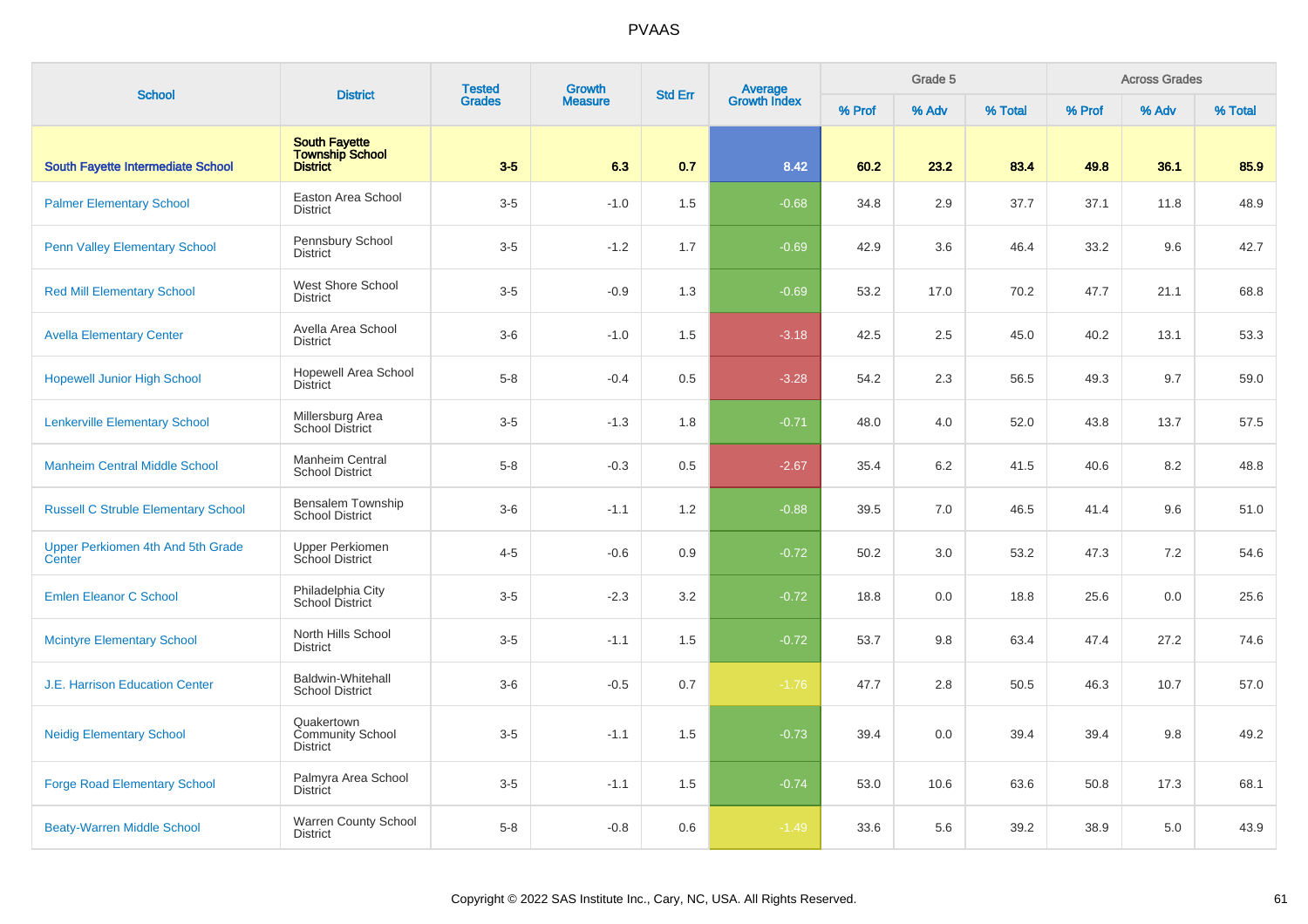# PVAAS

| School | District | Tested Grades | Growth Measure | Std Err | Average Growth Index | Grade 5 | | | Across Grades | | |
|---|---|---|---|---|---|---|---|---|---|---|---|
| | | | | | | % Prof | % Adv | % Total | % Prof | % Adv | % Total |
| **South Fayette Intermediate School** | **South Fayette Township School District** | **3-5** | **6.3** | **0.7** | **8.42** | **60.2** | **23.2** | **83.4** | **49.8** | **36.1** | **85.9** |
| Palmer Elementary School | Easton Area School District | 3-5 | -1.0 | 1.5 | -0.68 | 34.8 | 2.9 | 37.7 | 37.1 | 11.8 | 48.9 |
| Penn Valley Elementary School | Pennsbury School District | 3-5 | -1.2 | 1.7 | -0.69 | 42.9 | 3.6 | 46.4 | 33.2 | 9.6 | 42.7 |
| Red Mill Elementary School | West Shore School District | 3-5 | -0.9 | 1.3 | -0.69 | 53.2 | 17.0 | 70.2 | 47.7 | 21.1 | 68.8 |
| Avella Elementary Center | Avella Area School District | 3-6 | -1.0 | 1.5 | -3.18 | 42.5 | 2.5 | 45.0 | 40.2 | 13.1 | 53.3 |
| Hopewell Junior High School | Hopewell Area School District | 5-8 | -0.4 | 0.5 | -3.28 | 54.2 | 2.3 | 56.5 | 49.3 | 9.7 | 59.0 |
| Lenkerville Elementary School | Millersburg Area School District | 3-5 | -1.3 | 1.8 | -0.71 | 48.0 | 4.0 | 52.0 | 43.8 | 13.7 | 57.5 |
| Manheim Central Middle School | Manheim Central School District | 5-8 | -0.3 | 0.5 | -2.67 | 35.4 | 6.2 | 41.5 | 40.6 | 8.2 | 48.8 |
| Russell C Struble Elementary School | Bensalem Township School District | 3-6 | -1.1 | 1.2 | -0.88 | 39.5 | 7.0 | 46.5 | 41.4 | 9.6 | 51.0 |
| Upper Perkiomen 4th And 5th Grade Center | Upper Perkiomen School District | 4-5 | -0.6 | 0.9 | -0.72 | 50.2 | 3.0 | 53.2 | 47.3 | 7.2 | 54.6 |
| Emlen Eleanor C School | Philadelphia City School District | 3-5 | -2.3 | 3.2 | -0.72 | 18.8 | 0.0 | 18.8 | 25.6 | 0.0 | 25.6 |
| Mcintyre Elementary School | North Hills School District | 3-5 | -1.1 | 1.5 | -0.72 | 53.7 | 9.8 | 63.4 | 47.4 | 27.2 | 74.6 |
| J.E. Harrison Education Center | Baldwin-Whitehall School District | 3-6 | -0.5 | 0.7 | -1.76 | 47.7 | 2.8 | 50.5 | 46.3 | 10.7 | 57.0 |
| Neidig Elementary School | Quakertown Community School District | 3-5 | -1.1 | 1.5 | -0.73 | 39.4 | 0.0 | 39.4 | 39.4 | 9.8 | 49.2 |
| Forge Road Elementary School | Palmyra Area School District | 3-5 | -1.1 | 1.5 | -0.74 | 53.0 | 10.6 | 63.6 | 50.8 | 17.3 | 68.1 |
| Beaty-Warren Middle School | Warren County School District | 5-8 | -0.8 | 0.6 | -1.49 | 33.6 | 5.6 | 39.2 | 38.9 | 5.0 | 43.9 |

Copyright © 2022 SAS Institute Inc., Cary, NC, USA. All Rights Reserved.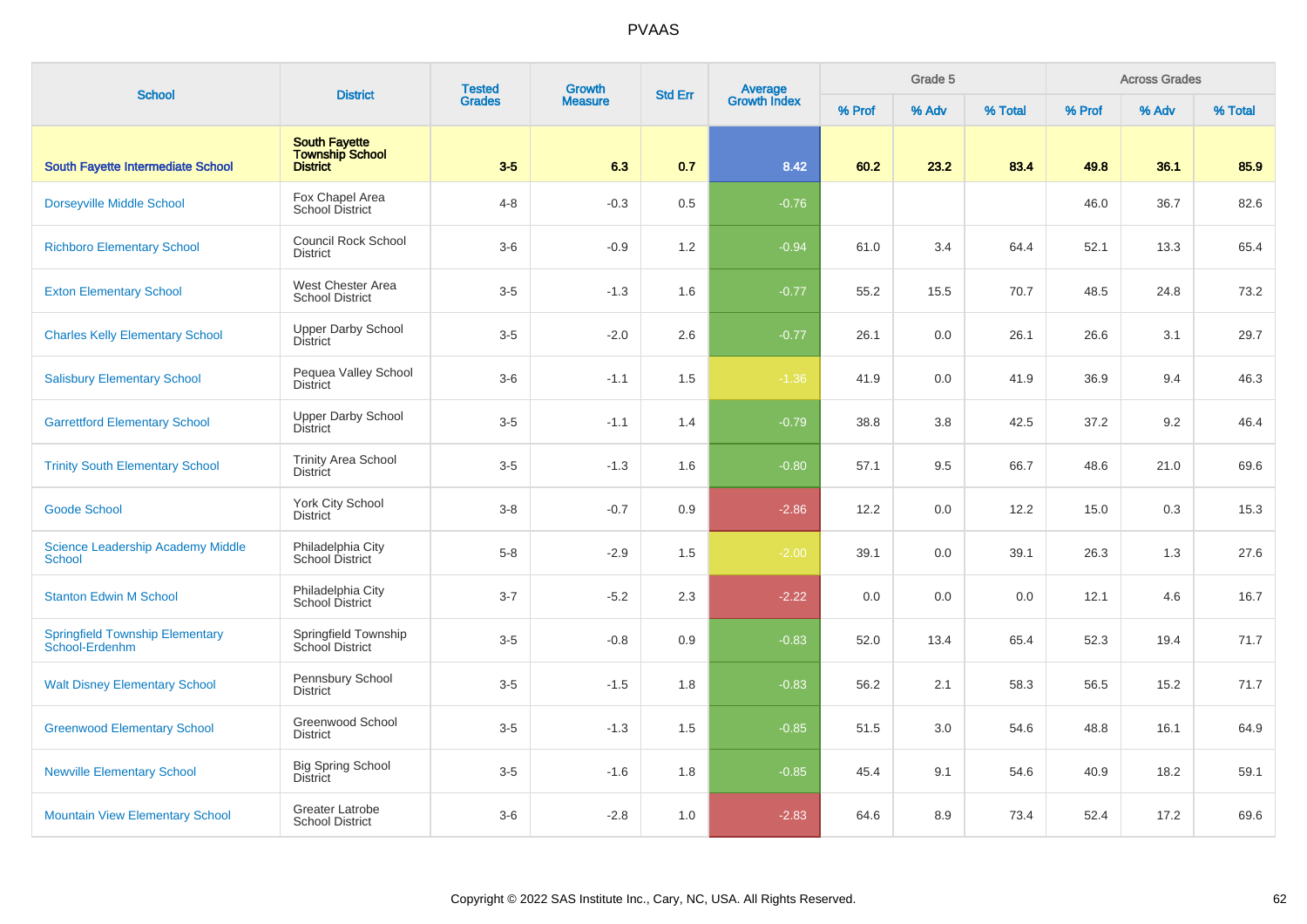PVAAS

| School | District | Tested Grades | Growth Measure | Std Err | Average Growth Index | Grade 5 | | | Across Grades | | |
|---|---|---|---|---|---|---|---|---|---|---|---|
| | | | | | | % Prof | % Adv | % Total | % Prof | % Adv | % Total |
| **South Fayette Intermediate School** | **South Fayette Township School District** | **3-5** | **6.3** | **0.7** | **8.42** | **60.2** | **23.2** | **83.4** | **49.8** | **36.1** | **85.9** |
| Dorseyville Middle School | Fox Chapel Area School District | 4-8 | -0.3 | 0.5 | -0.76 | | | | 46.0 | 36.7 | 82.6 |
| Richboro Elementary School | Council Rock School District | 3-6 | -0.9 | 1.2 | -0.94 | 61.0 | 3.4 | 64.4 | 52.1 | 13.3 | 65.4 |
| Exton Elementary School | West Chester Area School District | 3-5 | -1.3 | 1.6 | -0.77 | 55.2 | 15.5 | 70.7 | 48.5 | 24.8 | 73.2 |
| Charles Kelly Elementary School | Upper Darby School District | 3-5 | -2.0 | 2.6 | -0.77 | 26.1 | 0.0 | 26.1 | 26.6 | 3.1 | 29.7 |
| Salisbury Elementary School | Pequea Valley School District | 3-6 | -1.1 | 1.5 | -1.36 | 41.9 | 0.0 | 41.9 | 36.9 | 9.4 | 46.3 |
| Garrettford Elementary School | Upper Darby School District | 3-5 | -1.1 | 1.4 | -0.79 | 38.8 | 3.8 | 42.5 | 37.2 | 9.2 | 46.4 |
| Trinity South Elementary School | Trinity Area School District | 3-5 | -1.3 | 1.6 | -0.80 | 57.1 | 9.5 | 66.7 | 48.6 | 21.0 | 69.6 |
| Goode School | York City School District | 3-8 | -0.7 | 0.9 | -2.86 | 12.2 | 0.0 | 12.2 | 15.0 | 0.3 | 15.3 |
| Science Leadership Academy Middle School | Philadelphia City School District | 5-8 | -2.9 | 1.5 | -2.00 | 39.1 | 0.0 | 39.1 | 26.3 | 1.3 | 27.6 |
| Stanton Edwin M School | Philadelphia City School District | 3-7 | -5.2 | 2.3 | -2.22 | 0.0 | 0.0 | 0.0 | 12.1 | 4.6 | 16.7 |
| Springfield Township Elementary School-Erdenhm | Springfield Township School District | 3-5 | -0.8 | 0.9 | -0.83 | 52.0 | 13.4 | 65.4 | 52.3 | 19.4 | 71.7 |
| Walt Disney Elementary School | Pennsbury School District | 3-5 | -1.5 | 1.8 | -0.83 | 56.2 | 2.1 | 58.3 | 56.5 | 15.2 | 71.7 |
| Greenwood Elementary School | Greenwood School District | 3-5 | -1.3 | 1.5 | -0.85 | 51.5 | 3.0 | 54.6 | 48.8 | 16.1 | 64.9 |
| Newville Elementary School | Big Spring School District | 3-5 | -1.6 | 1.8 | -0.85 | 45.4 | 9.1 | 54.6 | 40.9 | 18.2 | 59.1 |
| Mountain View Elementary School | Greater Latrobe School District | 3-6 | -2.8 | 1.0 | -2.83 | 64.6 | 8.9 | 73.4 | 52.4 | 17.2 | 69.6 |

Copyright © 2022 SAS Institute Inc., Cary, NC, USA. All Rights Reserved.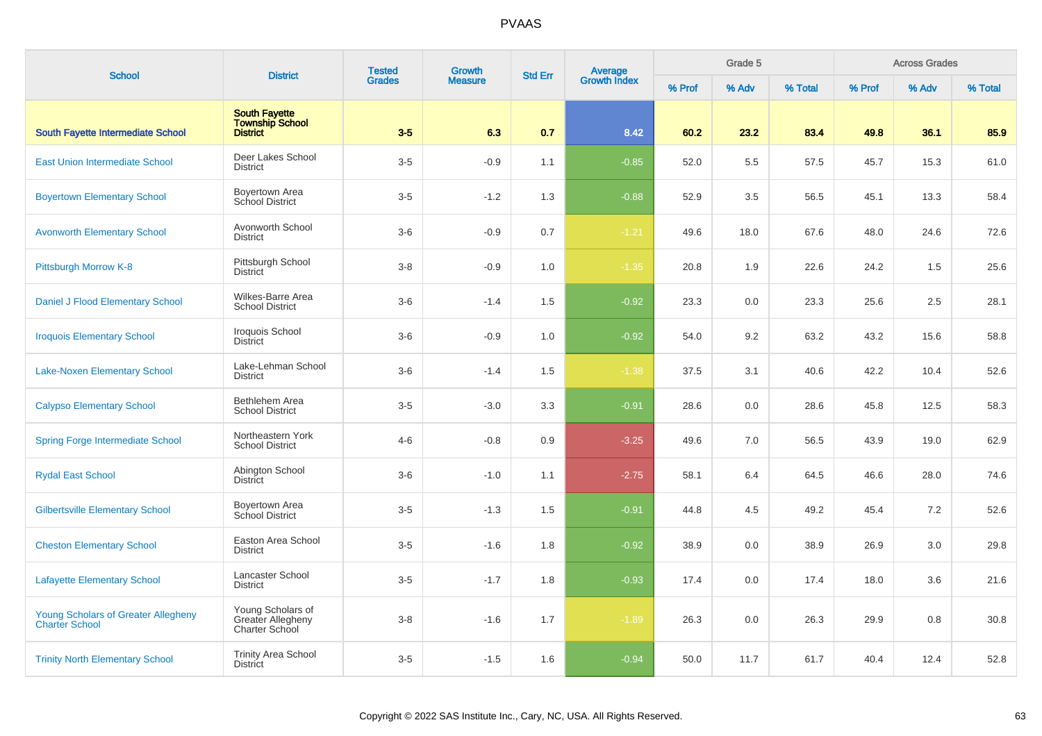# PVAAS

| School | District | Tested Grades | Growth Measure | Std Err | Average Growth Index | Grade 5 | | | Across Grades | | |
|---|---|---|---|---|---|---|---|---|---|---|---|
| | | | | | | % Prof | % Adv | % Total | % Prof | % Adv | % Total |
| **South Fayette Intermediate School** | **South Fayette Township School District** | **3-5** | **6.3** | **0.7** | **8.42** | **60.2** | **23.2** | **83.4** | **49.8** | **36.1** | **85.9** |
| East Union Intermediate School | Deer Lakes School District | 3-5 | -0.9 | 1.1 | -0.85 | 52.0 | 5.5 | 57.5 | 45.7 | 15.3 | 61.0 |
| Boyertown Elementary School | Boyertown Area School District | 3-5 | -1.2 | 1.3 | -0.88 | 52.9 | 3.5 | 56.5 | 45.1 | 13.3 | 58.4 |
| Avonworth Elementary School | Avonworth School District | 3-6 | -0.9 | 0.7 | -1.21 | 49.6 | 18.0 | 67.6 | 48.0 | 24.6 | 72.6 |
| Pittsburgh Morrow K-8 | Pittsburgh School District | 3-8 | -0.9 | 1.0 | -1.35 | 20.8 | 1.9 | 22.6 | 24.2 | 1.5 | 25.6 |
| Daniel J Flood Elementary School | Wilkes-Barre Area School District | 3-6 | -1.4 | 1.5 | -0.92 | 23.3 | 0.0 | 23.3 | 25.6 | 2.5 | 28.1 |
| Iroquois Elementary School | Iroquois School District | 3-6 | -0.9 | 1.0 | -0.92 | 54.0 | 9.2 | 63.2 | 43.2 | 15.6 | 58.8 |
| Lake-Noxen Elementary School | Lake-Lehman School District | 3-6 | -1.4 | 1.5 | -1.38 | 37.5 | 3.1 | 40.6 | 42.2 | 10.4 | 52.6 |
| Calypso Elementary School | Bethlehem Area School District | 3-5 | -3.0 | 3.3 | -0.91 | 28.6 | 0.0 | 28.6 | 45.8 | 12.5 | 58.3 |
| Spring Forge Intermediate School | Northeastern York School District | 4-6 | -0.8 | 0.9 | -3.25 | 49.6 | 7.0 | 56.5 | 43.9 | 19.0 | 62.9 |
| Rydal East School | Abington School District | 3-6 | -1.0 | 1.1 | -2.75 | 58.1 | 6.4 | 64.5 | 46.6 | 28.0 | 74.6 |
| Gilbertsville Elementary School | Boyertown Area School District | 3-5 | -1.3 | 1.5 | -0.91 | 44.8 | 4.5 | 49.2 | 45.4 | 7.2 | 52.6 |
| Cheston Elementary School | Easton Area School District | 3-5 | -1.6 | 1.8 | -0.92 | 38.9 | 0.0 | 38.9 | 26.9 | 3.0 | 29.8 |
| Lafayette Elementary School | Lancaster School District | 3-5 | -1.7 | 1.8 | -0.93 | 17.4 | 0.0 | 17.4 | 18.0 | 3.6 | 21.6 |
| Young Scholars of Greater Allegheny Charter School | Young Scholars of Greater Allegheny Charter School | 3-8 | -1.6 | 1.7 | -1.89 | 26.3 | 0.0 | 26.3 | 29.9 | 0.8 | 30.8 |
| Trinity North Elementary School | Trinity Area School District | 3-5 | -1.5 | 1.6 | -0.94 | 50.0 | 11.7 | 61.7 | 40.4 | 12.4 | 52.8 |

Copyright © 2022 SAS Institute Inc., Cary, NC, USA. All Rights Reserved.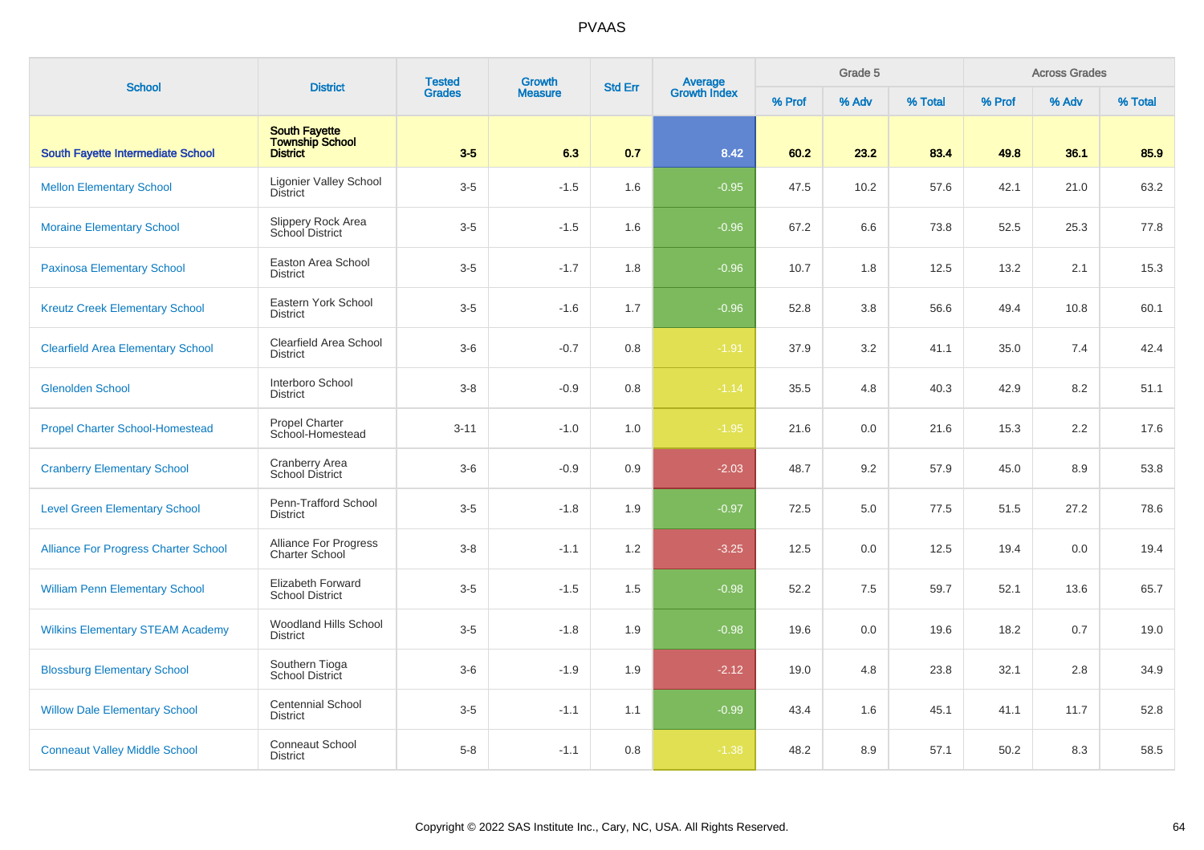# PVAAS

| School | District | Tested Grades | Growth Measure | Std Err | Average Growth Index | Grade 5 | | | Across Grades | | |
|---|---|---|---|---|---|---|---|---|---|---|---|
| | | | | | | % Prof | % Adv | % Total | % Prof | % Adv | % Total |
| **South Fayette Intermediate School** | **South Fayette Township School District** | **3-5** | **6.3** | **0.7** | **8.42** | **60.2** | **23.2** | **83.4** | **49.8** | **36.1** | **85.9** |
| Mellon Elementary School | Ligonier Valley School District | 3-5 | -1.5 | 1.6 | -0.95 | 47.5 | 10.2 | 57.6 | 42.1 | 21.0 | 63.2 |
| Moraine Elementary School | Slippery Rock Area School District | 3-5 | -1.5 | 1.6 | -0.96 | 67.2 | 6.6 | 73.8 | 52.5 | 25.3 | 77.8 |
| Paxinosa Elementary School | Easton Area School District | 3-5 | -1.7 | 1.8 | -0.96 | 10.7 | 1.8 | 12.5 | 13.2 | 2.1 | 15.3 |
| Kreutz Creek Elementary School | Eastern York School District | 3-5 | -1.6 | 1.7 | -0.96 | 52.8 | 3.8 | 56.6 | 49.4 | 10.8 | 60.1 |
| Clearfield Area Elementary School | Clearfield Area School District | 3-6 | -0.7 | 0.8 | -1.91 | 37.9 | 3.2 | 41.1 | 35.0 | 7.4 | 42.4 |
| Glenolden School | Interboro School District | 3-8 | -0.9 | 0.8 | -1.14 | 35.5 | 4.8 | 40.3 | 42.9 | 8.2 | 51.1 |
| Propel Charter School-Homestead | Propel Charter School-Homestead | 3-11 | -1.0 | 1.0 | -1.95 | 21.6 | 0.0 | 21.6 | 15.3 | 2.2 | 17.6 |
| Cranberry Elementary School | Cranberry Area School District | 3-6 | -0.9 | 0.9 | -2.03 | 48.7 | 9.2 | 57.9 | 45.0 | 8.9 | 53.8 |
| Level Green Elementary School | Penn-Trafford School District | 3-5 | -1.8 | 1.9 | -0.97 | 72.5 | 5.0 | 77.5 | 51.5 | 27.2 | 78.6 |
| Alliance For Progress Charter School | Alliance For Progress Charter School | 3-8 | -1.1 | 1.2 | -3.25 | 12.5 | 0.0 | 12.5 | 19.4 | 0.0 | 19.4 |
| William Penn Elementary School | Elizabeth Forward School District | 3-5 | -1.5 | 1.5 | -0.98 | 52.2 | 7.5 | 59.7 | 52.1 | 13.6 | 65.7 |
| Wilkins Elementary STEAM Academy | Woodland Hills School District | 3-5 | -1.8 | 1.9 | -0.98 | 19.6 | 0.0 | 19.6 | 18.2 | 0.7 | 19.0 |
| Blossburg Elementary School | Southern Tioga School District | 3-6 | -1.9 | 1.9 | -2.12 | 19.0 | 4.8 | 23.8 | 32.1 | 2.8 | 34.9 |
| Willow Dale Elementary School | Centennial School District | 3-5 | -1.1 | 1.1 | -0.99 | 43.4 | 1.6 | 45.1 | 41.1 | 11.7 | 52.8 |
| Conneaut Valley Middle School | Conneaut School District | 5-8 | -1.1 | 0.8 | -1.38 | 48.2 | 8.9 | 57.1 | 50.2 | 8.3 | 58.5 |

Copyright © 2022 SAS Institute Inc., Cary, NC, USA. All Rights Reserved.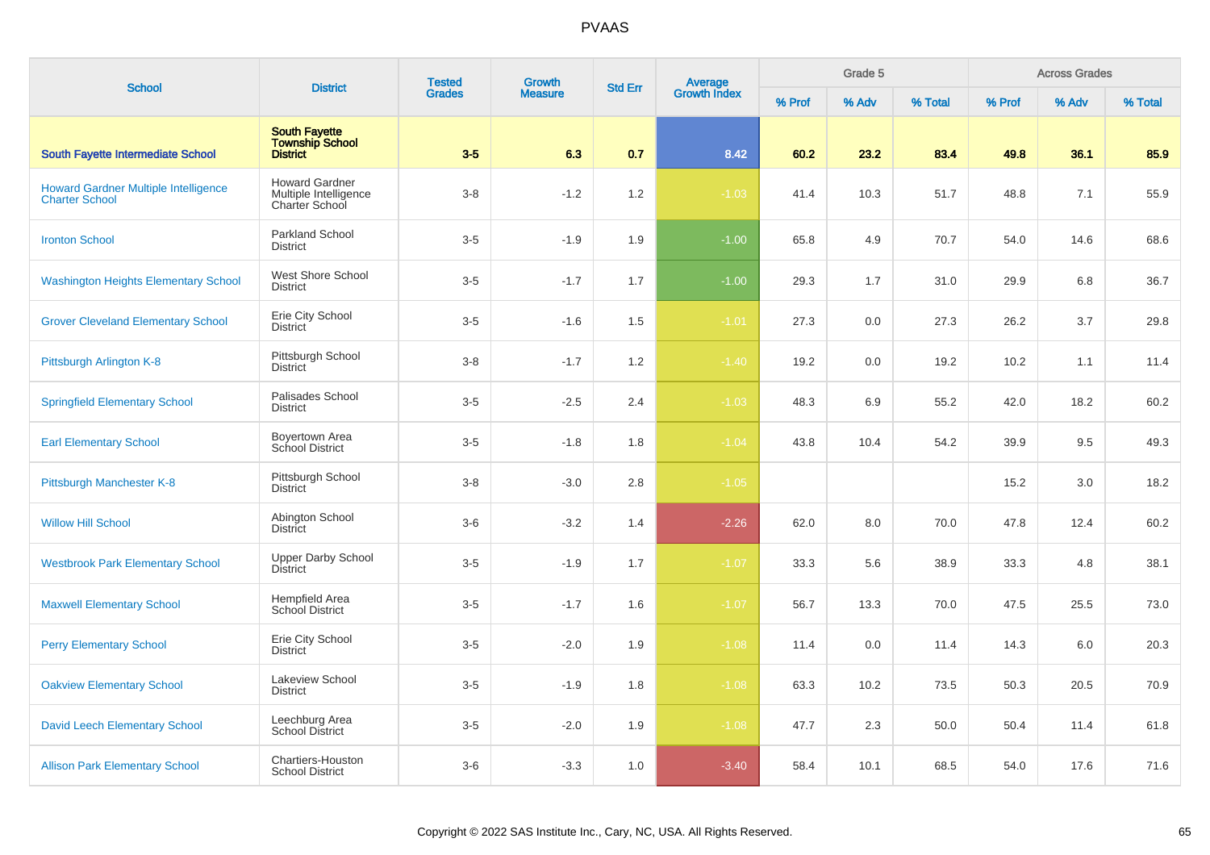# PVAAS

| School | District | Tested Grades | Growth Measure | Std Err | Average Growth Index | Grade 5 | | | Across Grades | | |
|---|---|---|---|---|---|---|---|---|---|---|---|
| | | | | | | % Prof | % Adv | % Total | % Prof | % Adv | % Total |
| **South Fayette Intermediate School** | **South Fayette Township School District** | **3-5** | **6.3** | **0.7** | **8.42** | **60.2** | **23.2** | **83.4** | **49.8** | **36.1** | **85.9** |
| Howard Gardner Multiple Intelligence Charter School | Howard Gardner Multiple Intelligence Charter School | 3-8 | -1.2 | 1.2 | -1.03 | 41.4 | 10.3 | 51.7 | 48.8 | 7.1 | 55.9 |
| Ironton School | Parkland School District | 3-5 | -1.9 | 1.9 | -1.00 | 65.8 | 4.9 | 70.7 | 54.0 | 14.6 | 68.6 |
| Washington Heights Elementary School | West Shore School District | 3-5 | -1.7 | 1.7 | -1.00 | 29.3 | 1.7 | 31.0 | 29.9 | 6.8 | 36.7 |
| Grover Cleveland Elementary School | Erie City School District | 3-5 | -1.6 | 1.5 | -1.01 | 27.3 | 0.0 | 27.3 | 26.2 | 3.7 | 29.8 |
| Pittsburgh Arlington K-8 | Pittsburgh School District | 3-8 | -1.7 | 1.2 | -1.40 | 19.2 | 0.0 | 19.2 | 10.2 | 1.1 | 11.4 |
| Springfield Elementary School | Palisades School District | 3-5 | -2.5 | 2.4 | -1.03 | 48.3 | 6.9 | 55.2 | 42.0 | 18.2 | 60.2 |
| Earl Elementary School | Boyertown Area School District | 3-5 | -1.8 | 1.8 | -1.04 | 43.8 | 10.4 | 54.2 | 39.9 | 9.5 | 49.3 |
| Pittsburgh Manchester K-8 | Pittsburgh School District | 3-8 | -3.0 | 2.8 | -1.05 | | | | 15.2 | 3.0 | 18.2 |
| Willow Hill School | Abington School District | 3-6 | -3.2 | 1.4 | -2.26 | 62.0 | 8.0 | 70.0 | 47.8 | 12.4 | 60.2 |
| Westbrook Park Elementary School | Upper Darby School District | 3-5 | -1.9 | 1.7 | -1.07 | 33.3 | 5.6 | 38.9 | 33.3 | 4.8 | 38.1 |
| Maxwell Elementary School | Hempfield Area School District | 3-5 | -1.7 | 1.6 | -1.07 | 56.7 | 13.3 | 70.0 | 47.5 | 25.5 | 73.0 |
| Perry Elementary School | Erie City School District | 3-5 | -2.0 | 1.9 | -1.08 | 11.4 | 0.0 | 11.4 | 14.3 | 6.0 | 20.3 |
| Oakview Elementary School | Lakeview School District | 3-5 | -1.9 | 1.8 | -1.08 | 63.3 | 10.2 | 73.5 | 50.3 | 20.5 | 70.9 |
| David Leech Elementary School | Leechburg Area School District | 3-5 | -2.0 | 1.9 | -1.08 | 47.7 | 2.3 | 50.0 | 50.4 | 11.4 | 61.8 |
| Allison Park Elementary School | Chartiers-Houston School District | 3-6 | -3.3 | 1.0 | -3.40 | 58.4 | 10.1 | 68.5 | 54.0 | 17.6 | 71.6 |

Copyright © 2022 SAS Institute Inc., Cary, NC, USA. All Rights Reserved.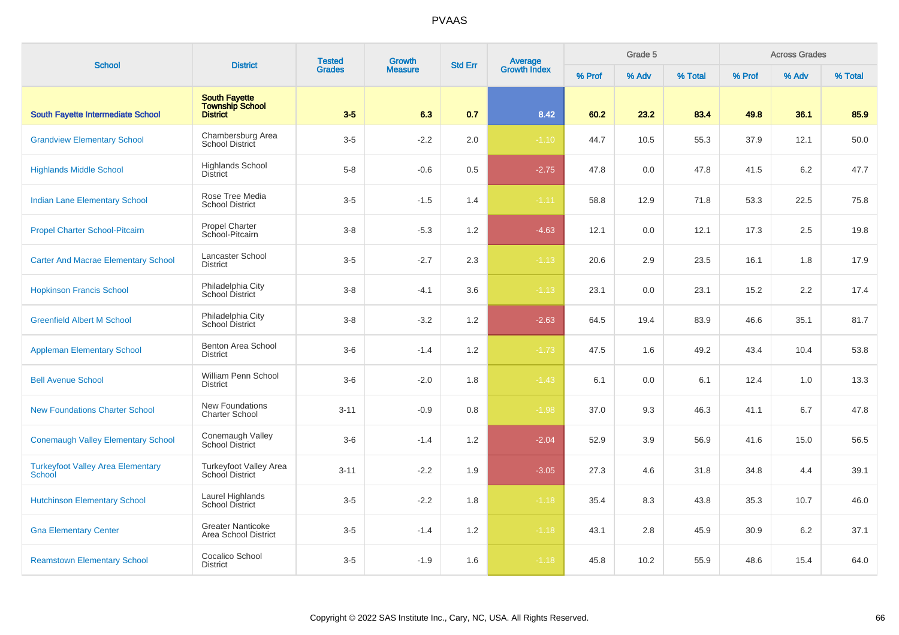# PVAAS

| School | District | Tested Grades | Growth Measure | Std Err | Average Growth Index | Grade 5 | | | Across Grades | | |
|---|---|---|---|---|---|---|---|---|---|---|---|
| | | | | | | % Prof | % Adv | % Total | % Prof | % Adv | % Total |
| **South Fayette Intermediate School** | **South Fayette Township School District** | **3-5** | **6.3** | **0.7** | **8.42** | **60.2** | **23.2** | **83.4** | **49.8** | **36.1** | **85.9** |
| Grandview Elementary School | Chambersburg Area School District | 3-5 | -2.2 | 2.0 | -1.10 | 44.7 | 10.5 | 55.3 | 37.9 | 12.1 | 50.0 |
| Highlands Middle School | Highlands School District | 5-8 | -0.6 | 0.5 | -2.75 | 47.8 | 0.0 | 47.8 | 41.5 | 6.2 | 47.7 |
| Indian Lane Elementary School | Rose Tree Media School District | 3-5 | -1.5 | 1.4 | -1.11 | 58.8 | 12.9 | 71.8 | 53.3 | 22.5 | 75.8 |
| Propel Charter School-Pitcairn | Propel Charter School-Pitcairn | 3-8 | -5.3 | 1.2 | -4.63 | 12.1 | 0.0 | 12.1 | 17.3 | 2.5 | 19.8 |
| Carter And Macrae Elementary School | Lancaster School District | 3-5 | -2.7 | 2.3 | -1.13 | 20.6 | 2.9 | 23.5 | 16.1 | 1.8 | 17.9 |
| Hopkinson Francis School | Philadelphia City School District | 3-8 | -4.1 | 3.6 | -1.13 | 23.1 | 0.0 | 23.1 | 15.2 | 2.2 | 17.4 |
| Greenfield Albert M School | Philadelphia City School District | 3-8 | -3.2 | 1.2 | -2.63 | 64.5 | 19.4 | 83.9 | 46.6 | 35.1 | 81.7 |
| Appleman Elementary School | Benton Area School District | 3-6 | -1.4 | 1.2 | -1.73 | 47.5 | 1.6 | 49.2 | 43.4 | 10.4 | 53.8 |
| Bell Avenue School | William Penn School District | 3-6 | -2.0 | 1.8 | -1.43 | 6.1 | 0.0 | 6.1 | 12.4 | 1.0 | 13.3 |
| New Foundations Charter School | New Foundations Charter School | 3-11 | -0.9 | 0.8 | -1.98 | 37.0 | 9.3 | 46.3 | 41.1 | 6.7 | 47.8 |
| Conemaugh Valley Elementary School | Conemaugh Valley School District | 3-6 | -1.4 | 1.2 | -2.04 | 52.9 | 3.9 | 56.9 | 41.6 | 15.0 | 56.5 |
| Turkeyfoot Valley Area Elementary School | Turkeyfoot Valley Area School District | 3-11 | -2.2 | 1.9 | -3.05 | 27.3 | 4.6 | 31.8 | 34.8 | 4.4 | 39.1 |
| Hutchinson Elementary School | Laurel Highlands School District | 3-5 | -2.2 | 1.8 | -1.18 | 35.4 | 8.3 | 43.8 | 35.3 | 10.7 | 46.0 |
| Gna Elementary Center | Greater Nanticoke Area School District | 3-5 | -1.4 | 1.2 | -1.18 | 43.1 | 2.8 | 45.9 | 30.9 | 6.2 | 37.1 |
| Reamstown Elementary School | Cocalico School District | 3-5 | -1.9 | 1.6 | -1.18 | 45.8 | 10.2 | 55.9 | 48.6 | 15.4 | 64.0 |

Copyright © 2022 SAS Institute Inc., Cary, NC, USA. All Rights Reserved.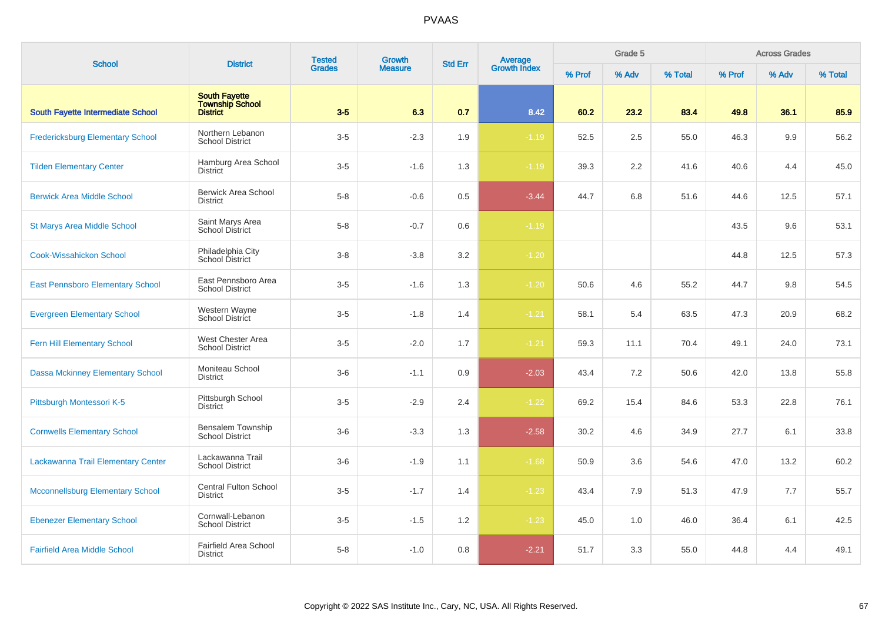# PVAAS

| School | District | Tested Grades | Growth Measure | Std Err | Average Growth Index | Grade 5 | | | Across Grades | | |
|---|---|---|---|---|---|---|---|---|---|---|---|
| | | | | | | % Prof | % Adv | % Total | % Prof | % Adv | % Total |
| **South Fayette Intermediate School** | **South Fayette Township School District** | **3-5** | **6.3** | **0.7** | **8.42** | **60.2** | **23.2** | **83.4** | **49.8** | **36.1** | **85.9** |
| Fredericksburg Elementary School | Northern Lebanon School District | 3-5 | -2.3 | 1.9 | -1.19 | 52.5 | 2.5 | 55.0 | 46.3 | 9.9 | 56.2 |
| Tilden Elementary Center | Hamburg Area School District | 3-5 | -1.6 | 1.3 | -1.19 | 39.3 | 2.2 | 41.6 | 40.6 | 4.4 | 45.0 |
| Berwick Area Middle School | Berwick Area School District | 5-8 | -0.6 | 0.5 | -3.44 | 44.7 | 6.8 | 51.6 | 44.6 | 12.5 | 57.1 |
| St Marys Area Middle School | Saint Marys Area School District | 5-8 | -0.7 | 0.6 | -1.19 | | | | 43.5 | 9.6 | 53.1 |
| Cook-Wissahickon School | Philadelphia City School District | 3-8 | -3.8 | 3.2 | -1.20 | | | | 44.8 | 12.5 | 57.3 |
| East Pennsboro Elementary School | East Pennsboro Area School District | 3-5 | -1.6 | 1.3 | -1.20 | 50.6 | 4.6 | 55.2 | 44.7 | 9.8 | 54.5 |
| Evergreen Elementary School | Western Wayne School District | 3-5 | -1.8 | 1.4 | -1.21 | 58.1 | 5.4 | 63.5 | 47.3 | 20.9 | 68.2 |
| Fern Hill Elementary School | West Chester Area School District | 3-5 | -2.0 | 1.7 | -1.21 | 59.3 | 11.1 | 70.4 | 49.1 | 24.0 | 73.1 |
| Dassa Mckinney Elementary School | Moniteau School District | 3-6 | -1.1 | 0.9 | -2.03 | 43.4 | 7.2 | 50.6 | 42.0 | 13.8 | 55.8 |
| Pittsburgh Montessori K-5 | Pittsburgh School District | 3-5 | -2.9 | 2.4 | -1.22 | 69.2 | 15.4 | 84.6 | 53.3 | 22.8 | 76.1 |
| Cornwells Elementary School | Bensalem Township School District | 3-6 | -3.3 | 1.3 | -2.58 | 30.2 | 4.6 | 34.9 | 27.7 | 6.1 | 33.8 |
| Lackawanna Trail Elementary Center | Lackawanna Trail School District | 3-6 | -1.9 | 1.1 | -1.68 | 50.9 | 3.6 | 54.6 | 47.0 | 13.2 | 60.2 |
| Mcconnellsburg Elementary School | Central Fulton School District | 3-5 | -1.7 | 1.4 | -1.23 | 43.4 | 7.9 | 51.3 | 47.9 | 7.7 | 55.7 |
| Ebenezer Elementary School | Cornwall-Lebanon School District | 3-5 | -1.5 | 1.2 | -1.23 | 45.0 | 1.0 | 46.0 | 36.4 | 6.1 | 42.5 |
| Fairfield Area Middle School | Fairfield Area School District | 5-8 | -1.0 | 0.8 | -2.21 | 51.7 | 3.3 | 55.0 | 44.8 | 4.4 | 49.1 |

Copyright © 2022 SAS Institute Inc., Cary, NC, USA. All Rights Reserved.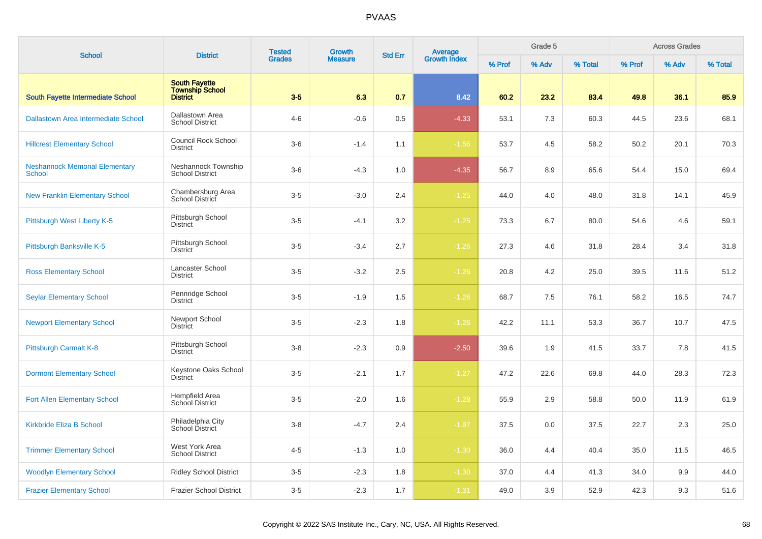# PVAAS

| School | District | Tested Grades | Growth Measure | Std Err | Average Growth Index | Grade 5 | | | Across Grades | | |
|---|---|---|---|---|---|---|---|---|---|---|---|
| | | | | | | % Prof | % Adv | % Total | % Prof | % Adv | % Total |
| **South Fayette Intermediate School** | **South Fayette Township School District** | **3-5** | **6.3** | **0.7** | **8.42** | **60.2** | **23.2** | **83.4** | **49.8** | **36.1** | **85.9** |
| Dallastown Area Intermediate School | Dallastown Area School District | 4-6 | -0.6 | 0.5 | -4.33 | 53.1 | 7.3 | 60.3 | 44.5 | 23.6 | 68.1 |
| Hillcrest Elementary School | Council Rock School District | 3-6 | -1.4 | 1.1 | -1.56 | 53.7 | 4.5 | 58.2 | 50.2 | 20.1 | 70.3 |
| Neshannock Memorial Elementary School | Neshannock Township School District | 3-6 | -4.3 | 1.0 | -4.35 | 56.7 | 8.9 | 65.6 | 54.4 | 15.0 | 69.4 |
| New Franklin Elementary School | Chambersburg Area School District | 3-5 | -3.0 | 2.4 | -1.25 | 44.0 | 4.0 | 48.0 | 31.8 | 14.1 | 45.9 |
| Pittsburgh West Liberty K-5 | Pittsburgh School District | 3-5 | -4.1 | 3.2 | -1.25 | 73.3 | 6.7 | 80.0 | 54.6 | 4.6 | 59.1 |
| Pittsburgh Banksville K-5 | Pittsburgh School District | 3-5 | -3.4 | 2.7 | -1.26 | 27.3 | 4.6 | 31.8 | 28.4 | 3.4 | 31.8 |
| Ross Elementary School | Lancaster School District | 3-5 | -3.2 | 2.5 | -1.26 | 20.8 | 4.2 | 25.0 | 39.5 | 11.6 | 51.2 |
| Seylar Elementary School | Pennridge School District | 3-5 | -1.9 | 1.5 | -1.26 | 68.7 | 7.5 | 76.1 | 58.2 | 16.5 | 74.7 |
| Newport Elementary School | Newport School District | 3-5 | -2.3 | 1.8 | -1.26 | 42.2 | 11.1 | 53.3 | 36.7 | 10.7 | 47.5 |
| Pittsburgh Carmalt K-8 | Pittsburgh School District | 3-8 | -2.3 | 0.9 | -2.50 | 39.6 | 1.9 | 41.5 | 33.7 | 7.8 | 41.5 |
| Dormont Elementary School | Keystone Oaks School District | 3-5 | -2.1 | 1.7 | -1.27 | 47.2 | 22.6 | 69.8 | 44.0 | 28.3 | 72.3 |
| Fort Allen Elementary School | Hempfield Area School District | 3-5 | -2.0 | 1.6 | -1.28 | 55.9 | 2.9 | 58.8 | 50.0 | 11.9 | 61.9 |
| Kirkbride Eliza B School | Philadelphia City School District | 3-8 | -4.7 | 2.4 | -1.97 | 37.5 | 0.0 | 37.5 | 22.7 | 2.3 | 25.0 |
| Trimmer Elementary School | West York Area School District | 4-5 | -1.3 | 1.0 | -1.30 | 36.0 | 4.4 | 40.4 | 35.0 | 11.5 | 46.5 |
| Woodlyn Elementary School | Ridley School District | 3-5 | -2.3 | 1.8 | -1.30 | 37.0 | 4.4 | 41.3 | 34.0 | 9.9 | 44.0 |
| Frazier Elementary School | Frazier School District | 3-5 | -2.3 | 1.7 | -1.31 | 49.0 | 3.9 | 52.9 | 42.3 | 9.3 | 51.6 |

Copyright © 2022 SAS Institute Inc., Cary, NC, USA. All Rights Reserved.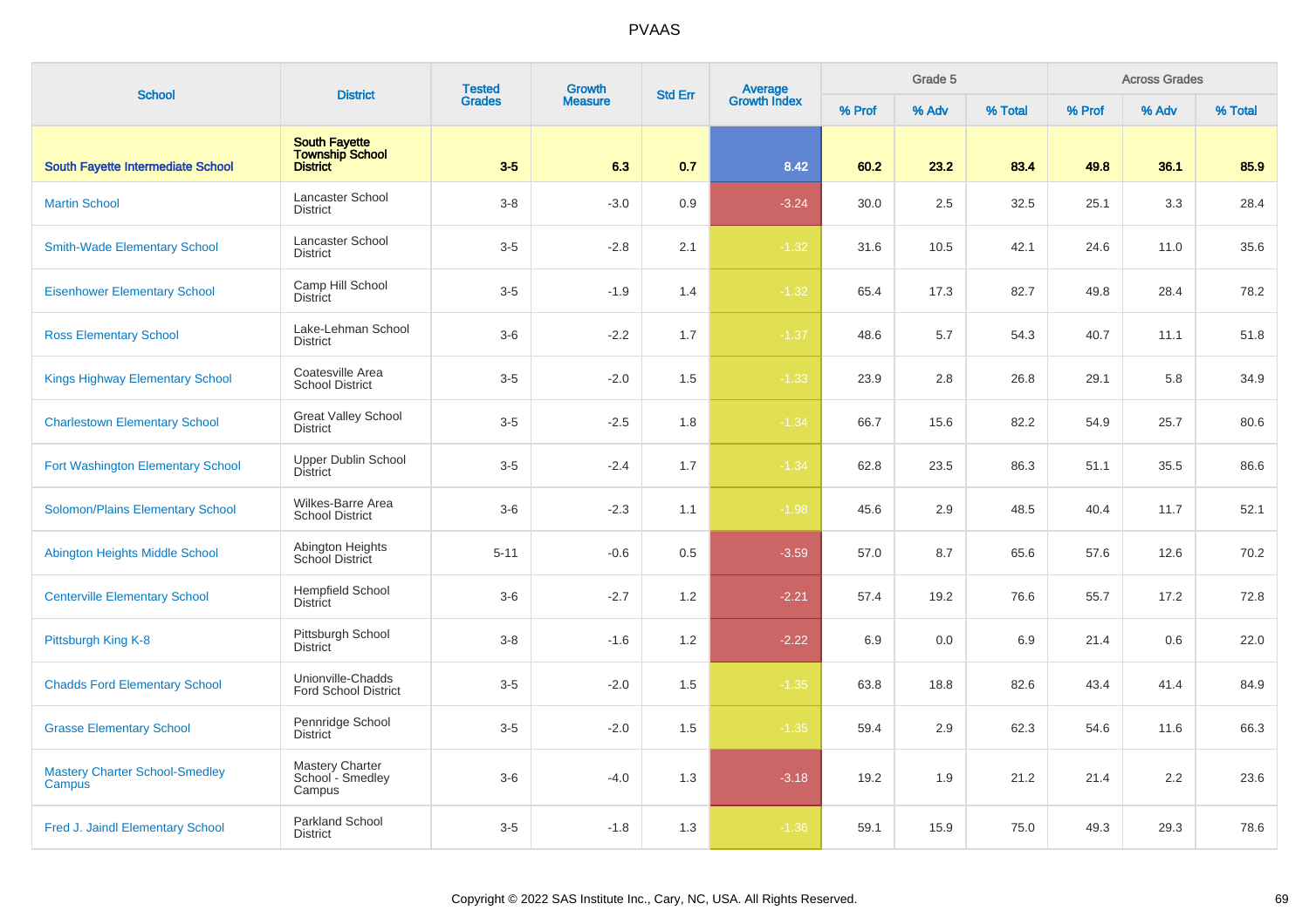# PVAAS

| School | District | Tested Grades | Growth Measure | Std Err | Average Growth Index | Grade 5 | | | Across Grades | | |
|---|---|---|---|---|---|---|---|---|---|---|---|
| | | | | | | % Prof | % Adv | % Total | % Prof | % Adv | % Total |
| **South Fayette Intermediate School** | **South Fayette Township School District** | **3-5** | **6.3** | **0.7** | **8.42** | **60.2** | **23.2** | **83.4** | **49.8** | **36.1** | **85.9** |
| Martin School | Lancaster School District | 3-8 | -3.0 | 0.9 | -3.24 | 30.0 | 2.5 | 32.5 | 25.1 | 3.3 | 28.4 |
| Smith-Wade Elementary School | Lancaster School District | 3-5 | -2.8 | 2.1 | -1.32 | 31.6 | 10.5 | 42.1 | 24.6 | 11.0 | 35.6 |
| Eisenhower Elementary School | Camp Hill School District | 3-5 | -1.9 | 1.4 | -1.32 | 65.4 | 17.3 | 82.7 | 49.8 | 28.4 | 78.2 |
| Ross Elementary School | Lake-Lehman School District | 3-6 | -2.2 | 1.7 | -1.37 | 48.6 | 5.7 | 54.3 | 40.7 | 11.1 | 51.8 |
| Kings Highway Elementary School | Coatesville Area School District | 3-5 | -2.0 | 1.5 | -1.33 | 23.9 | 2.8 | 26.8 | 29.1 | 5.8 | 34.9 |
| Charlestown Elementary School | Great Valley School District | 3-5 | -2.5 | 1.8 | -1.34 | 66.7 | 15.6 | 82.2 | 54.9 | 25.7 | 80.6 |
| Fort Washington Elementary School | Upper Dublin School District | 3-5 | -2.4 | 1.7 | -1.34 | 62.8 | 23.5 | 86.3 | 51.1 | 35.5 | 86.6 |
| Solomon/Plains Elementary School | Wilkes-Barre Area School District | 3-6 | -2.3 | 1.1 | -1.98 | 45.6 | 2.9 | 48.5 | 40.4 | 11.7 | 52.1 |
| Abington Heights Middle School | Abington Heights School District | 5-11 | -0.6 | 0.5 | -3.59 | 57.0 | 8.7 | 65.6 | 57.6 | 12.6 | 70.2 |
| Centerville Elementary School | Hempfield School District | 3-6 | -2.7 | 1.2 | -2.21 | 57.4 | 19.2 | 76.6 | 55.7 | 17.2 | 72.8 |
| Pittsburgh King K-8 | Pittsburgh School District | 3-8 | -1.6 | 1.2 | -2.22 | 6.9 | 0.0 | 6.9 | 21.4 | 0.6 | 22.0 |
| Chadds Ford Elementary School | Unionville-Chadds Ford School District | 3-5 | -2.0 | 1.5 | -1.35 | 63.8 | 18.8 | 82.6 | 43.4 | 41.4 | 84.9 |
| Grasse Elementary School | Pennridge School District | 3-5 | -2.0 | 1.5 | -1.35 | 59.4 | 2.9 | 62.3 | 54.6 | 11.6 | 66.3 |
| Mastery Charter School-Smedley Campus | Mastery Charter School - Smedley Campus | 3-6 | -4.0 | 1.3 | -3.18 | 19.2 | 1.9 | 21.2 | 21.4 | 2.2 | 23.6 |
| Fred J. Jaindl Elementary School | Parkland School District | 3-5 | -1.8 | 1.3 | -1.36 | 59.1 | 15.9 | 75.0 | 49.3 | 29.3 | 78.6 |

Copyright © 2022 SAS Institute Inc., Cary, NC, USA. All Rights Reserved.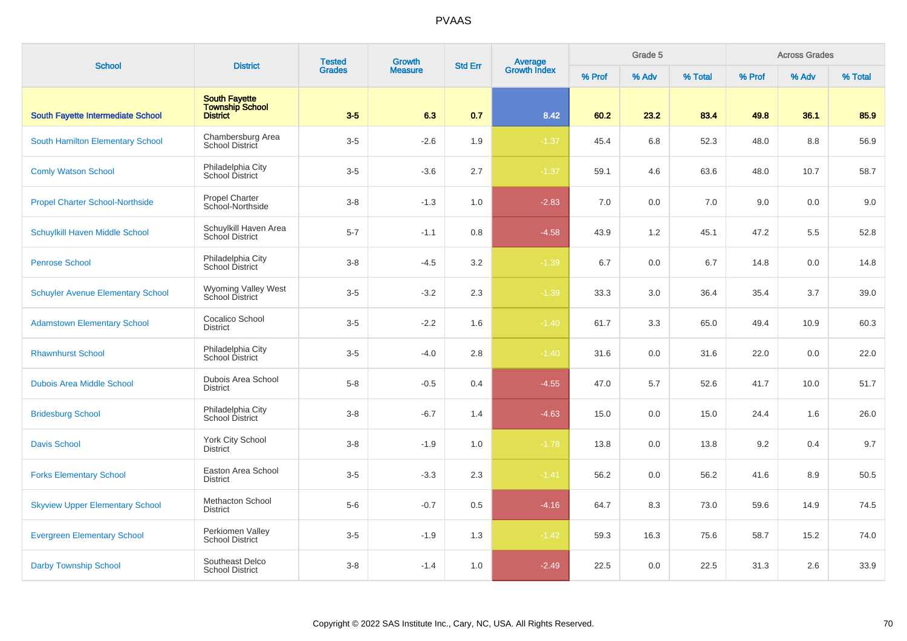# PVAAS

| School | District | Tested Grades | Growth Measure | Std Err | Average Growth Index | Grade 5 | | | Across Grades | | |
|---|---|---|---|---|---|---|---|---|---|---|---|
| | | | | | | % Prof | % Adv | % Total | % Prof | % Adv | % Total |
| **South Fayette Intermediate School** | **South Fayette Township School District** | **3-5** | **6.3** | **0.7** | **8.42** | **60.2** | **23.2** | **83.4** | **49.8** | **36.1** | **85.9** |
| South Hamilton Elementary School | Chambersburg Area School District | 3-5 | -2.6 | 1.9 | -1.37 | 45.4 | 6.8 | 52.3 | 48.0 | 8.8 | 56.9 |
| Comly Watson School | Philadelphia City School District | 3-5 | -3.6 | 2.7 | -1.37 | 59.1 | 4.6 | 63.6 | 48.0 | 10.7 | 58.7 |
| Propel Charter School-Northside | Propel Charter School-Northside | 3-8 | -1.3 | 1.0 | -2.83 | 7.0 | 0.0 | 7.0 | 9.0 | 0.0 | 9.0 |
| Schuylkill Haven Middle School | Schuylkill Haven Area School District | 5-7 | -1.1 | 0.8 | -4.58 | 43.9 | 1.2 | 45.1 | 47.2 | 5.5 | 52.8 |
| Penrose School | Philadelphia City School District | 3-8 | -4.5 | 3.2 | -1.39 | 6.7 | 0.0 | 6.7 | 14.8 | 0.0 | 14.8 |
| Schuyler Avenue Elementary School | Wyoming Valley West School District | 3-5 | -3.2 | 2.3 | -1.39 | 33.3 | 3.0 | 36.4 | 35.4 | 3.7 | 39.0 |
| Adamstown Elementary School | Cocalico School District | 3-5 | -2.2 | 1.6 | -1.40 | 61.7 | 3.3 | 65.0 | 49.4 | 10.9 | 60.3 |
| Rhawnhurst School | Philadelphia City School District | 3-5 | -4.0 | 2.8 | -1.40 | 31.6 | 0.0 | 31.6 | 22.0 | 0.0 | 22.0 |
| Dubois Area Middle School | Dubois Area School District | 5-8 | -0.5 | 0.4 | -4.55 | 47.0 | 5.7 | 52.6 | 41.7 | 10.0 | 51.7 |
| Bridesburg School | Philadelphia City School District | 3-8 | -6.7 | 1.4 | -4.63 | 15.0 | 0.0 | 15.0 | 24.4 | 1.6 | 26.0 |
| Davis School | York City School District | 3-8 | -1.9 | 1.0 | -1.78 | 13.8 | 0.0 | 13.8 | 9.2 | 0.4 | 9.7 |
| Forks Elementary School | Easton Area School District | 3-5 | -3.3 | 2.3 | -1.41 | 56.2 | 0.0 | 56.2 | 41.6 | 8.9 | 50.5 |
| Skyview Upper Elementary School | Methacton School District | 5-6 | -0.7 | 0.5 | -4.16 | 64.7 | 8.3 | 73.0 | 59.6 | 14.9 | 74.5 |
| Evergreen Elementary School | Perkiomen Valley School District | 3-5 | -1.9 | 1.3 | -1.42 | 59.3 | 16.3 | 75.6 | 58.7 | 15.2 | 74.0 |
| Darby Township School | Southeast Delco School District | 3-8 | -1.4 | 1.0 | -2.49 | 22.5 | 0.0 | 22.5 | 31.3 | 2.6 | 33.9 |

Copyright © 2022 SAS Institute Inc., Cary, NC, USA. All Rights Reserved.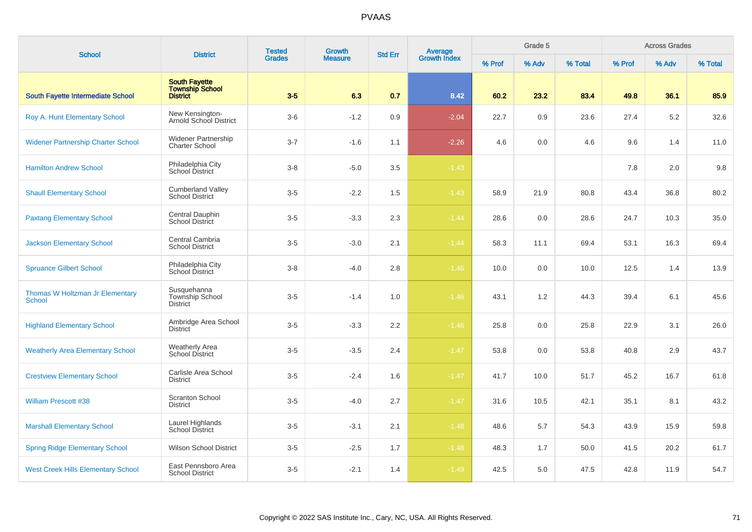# PVAAS

| School | District | Tested Grades | Growth Measure | Std Err | Average Growth Index | Grade 5 | | | Across Grades | | |
|---|---|---|---|---|---|---|---|---|---|---|---|
| | | | | | | % Prof | % Adv | % Total | % Prof | % Adv | % Total |
| **South Fayette Intermediate School** | **South Fayette Township School District** | **3-5** | **6.3** | **0.7** | **8.42** | **60.2** | **23.2** | **83.4** | **49.8** | **36.1** | **85.9** |
| Roy A. Hunt Elementary School | New Kensington-Arnold School District | 3-6 | -1.2 | 0.9 | -2.04 | 22.7 | 0.9 | 23.6 | 27.4 | 5.2 | 32.6 |
| Widener Partnership Charter School | Widener Partnership Charter School | 3-7 | -1.6 | 1.1 | -2.26 | 4.6 | 0.0 | 4.6 | 9.6 | 1.4 | 11.0 |
| Hamilton Andrew School | Philadelphia City School District | 3-8 | -5.0 | 3.5 | -1.43 | | | | 7.8 | 2.0 | 9.8 |
| Shaull Elementary School | Cumberland Valley School District | 3-5 | -2.2 | 1.5 | -1.43 | 58.9 | 21.9 | 80.8 | 43.4 | 36.8 | 80.2 |
| Paxtang Elementary School | Central Dauphin School District | 3-5 | -3.3 | 2.3 | -1.44 | 28.6 | 0.0 | 28.6 | 24.7 | 10.3 | 35.0 |
| Jackson Elementary School | Central Cambria School District | 3-5 | -3.0 | 2.1 | -1.44 | 58.3 | 11.1 | 69.4 | 53.1 | 16.3 | 69.4 |
| Spruance Gilbert School | Philadelphia City School District | 3-8 | -4.0 | 2.8 | -1.46 | 10.0 | 0.0 | 10.0 | 12.5 | 1.4 | 13.9 |
| Thomas W Holtzman Jr Elementary School | Susquehanna Township School District | 3-5 | -1.4 | 1.0 | -1.46 | 43.1 | 1.2 | 44.3 | 39.4 | 6.1 | 45.6 |
| Highland Elementary School | Ambridge Area School District | 3-5 | -3.3 | 2.2 | -1.46 | 25.8 | 0.0 | 25.8 | 22.9 | 3.1 | 26.0 |
| Weatherly Area Elementary School | Weatherly Area School District | 3-5 | -3.5 | 2.4 | -1.47 | 53.8 | 0.0 | 53.8 | 40.8 | 2.9 | 43.7 |
| Crestview Elementary School | Carlisle Area School District | 3-5 | -2.4 | 1.6 | -1.47 | 41.7 | 10.0 | 51.7 | 45.2 | 16.7 | 61.8 |
| William Prescott #38 | Scranton School District | 3-5 | -4.0 | 2.7 | -1.47 | 31.6 | 10.5 | 42.1 | 35.1 | 8.1 | 43.2 |
| Marshall Elementary School | Laurel Highlands School District | 3-5 | -3.1 | 2.1 | -1.48 | 48.6 | 5.7 | 54.3 | 43.9 | 15.9 | 59.8 |
| Spring Ridge Elementary School | Wilson School District | 3-5 | -2.5 | 1.7 | -1.48 | 48.3 | 1.7 | 50.0 | 41.5 | 20.2 | 61.7 |
| West Creek Hills Elementary School | East Pennsboro Area School District | 3-5 | -2.1 | 1.4 | -1.49 | 42.5 | 5.0 | 47.5 | 42.8 | 11.9 | 54.7 |

Copyright © 2022 SAS Institute Inc., Cary, NC, USA. All Rights Reserved.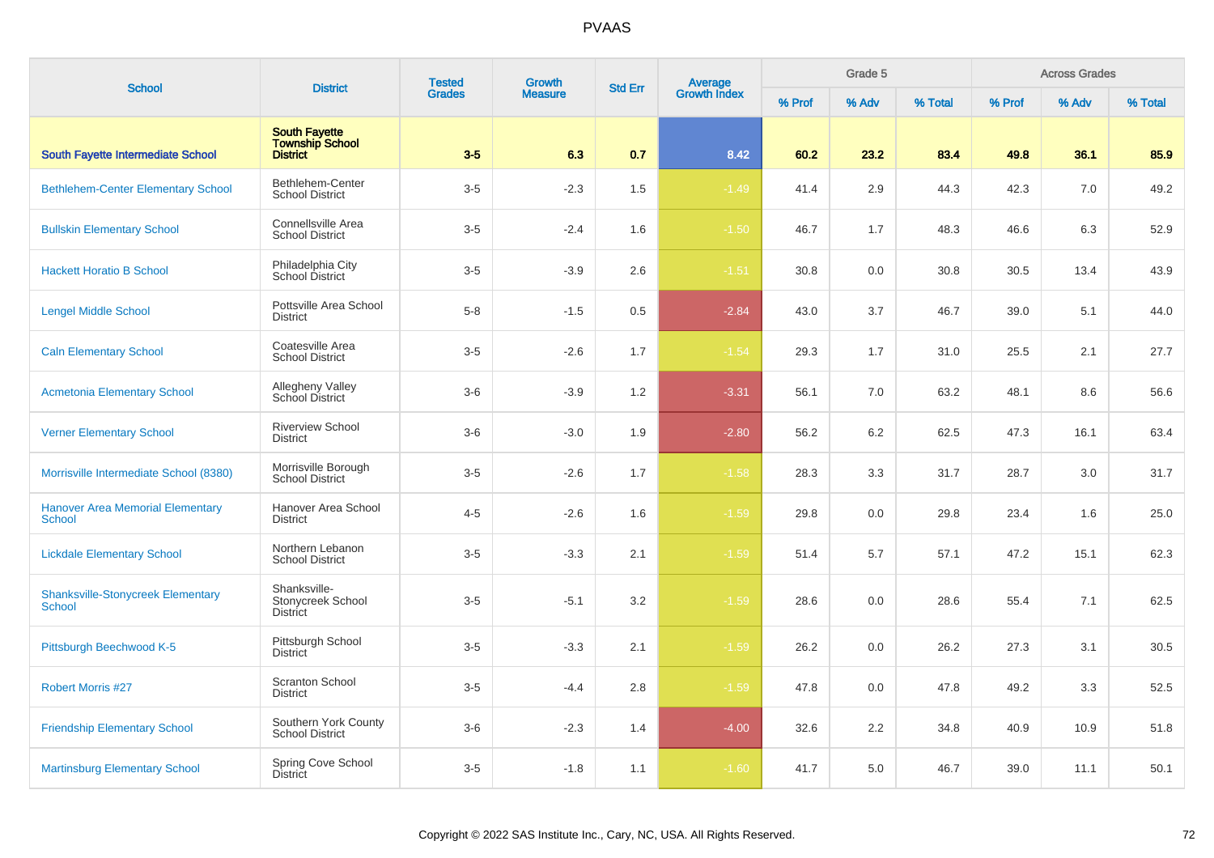# PVAAS

| School | District | Tested Grades | Growth Measure | Std Err | Average Growth Index | Grade 5 | | | Across Grades | | |
|---|---|---|---|---|---|---|---|---|---|---|---|
| | | | | | | % Prof | % Adv | % Total | % Prof | % Adv | % Total |
| **South Fayette Intermediate School** | **South Fayette Township School District** | **3-5** | **6.3** | **0.7** | **8.42** | **60.2** | **23.2** | **83.4** | **49.8** | **36.1** | **85.9** |
| Bethlehem-Center Elementary School | Bethlehem-Center School District | 3-5 | -2.3 | 1.5 | -1.49 | 41.4 | 2.9 | 44.3 | 42.3 | 7.0 | 49.2 |
| Bullskin Elementary School | Connellsville Area School District | 3-5 | -2.4 | 1.6 | -1.50 | 46.7 | 1.7 | 48.3 | 46.6 | 6.3 | 52.9 |
| Hackett Horatio B School | Philadelphia City School District | 3-5 | -3.9 | 2.6 | -1.51 | 30.8 | 0.0 | 30.8 | 30.5 | 13.4 | 43.9 |
| Lengel Middle School | Pottsville Area School District | 5-8 | -1.5 | 0.5 | -2.84 | 43.0 | 3.7 | 46.7 | 39.0 | 5.1 | 44.0 |
| Caln Elementary School | Coatesville Area School District | 3-5 | -2.6 | 1.7 | -1.54 | 29.3 | 1.7 | 31.0 | 25.5 | 2.1 | 27.7 |
| Acmetonia Elementary School | Allegheny Valley School District | 3-6 | -3.9 | 1.2 | -3.31 | 56.1 | 7.0 | 63.2 | 48.1 | 8.6 | 56.6 |
| Verner Elementary School | Riverview School District | 3-6 | -3.0 | 1.9 | -2.80 | 56.2 | 6.2 | 62.5 | 47.3 | 16.1 | 63.4 |
| Morrisville Intermediate School (8380) | Morrisville Borough School District | 3-5 | -2.6 | 1.7 | -1.58 | 28.3 | 3.3 | 31.7 | 28.7 | 3.0 | 31.7 |
| Hanover Area Memorial Elementary School | Hanover Area School District | 4-5 | -2.6 | 1.6 | -1.59 | 29.8 | 0.0 | 29.8 | 23.4 | 1.6 | 25.0 |
| Lickdale Elementary School | Northern Lebanon School District | 3-5 | -3.3 | 2.1 | -1.59 | 51.4 | 5.7 | 57.1 | 47.2 | 15.1 | 62.3 |
| Shanksville-Stonycreek Elementary School | Shanksville-Stonycreek School District | 3-5 | -5.1 | 3.2 | -1.59 | 28.6 | 0.0 | 28.6 | 55.4 | 7.1 | 62.5 |
| Pittsburgh Beechwood K-5 | Pittsburgh School District | 3-5 | -3.3 | 2.1 | -1.59 | 26.2 | 0.0 | 26.2 | 27.3 | 3.1 | 30.5 |
| Robert Morris #27 | Scranton School District | 3-5 | -4.4 | 2.8 | -1.59 | 47.8 | 0.0 | 47.8 | 49.2 | 3.3 | 52.5 |
| Friendship Elementary School | Southern York County School District | 3-6 | -2.3 | 1.4 | -4.00 | 32.6 | 2.2 | 34.8 | 40.9 | 10.9 | 51.8 |
| Martinsburg Elementary School | Spring Cove School District | 3-5 | -1.8 | 1.1 | -1.60 | 41.7 | 5.0 | 46.7 | 39.0 | 11.1 | 50.1 |

Copyright © 2022 SAS Institute Inc., Cary, NC, USA. All Rights Reserved.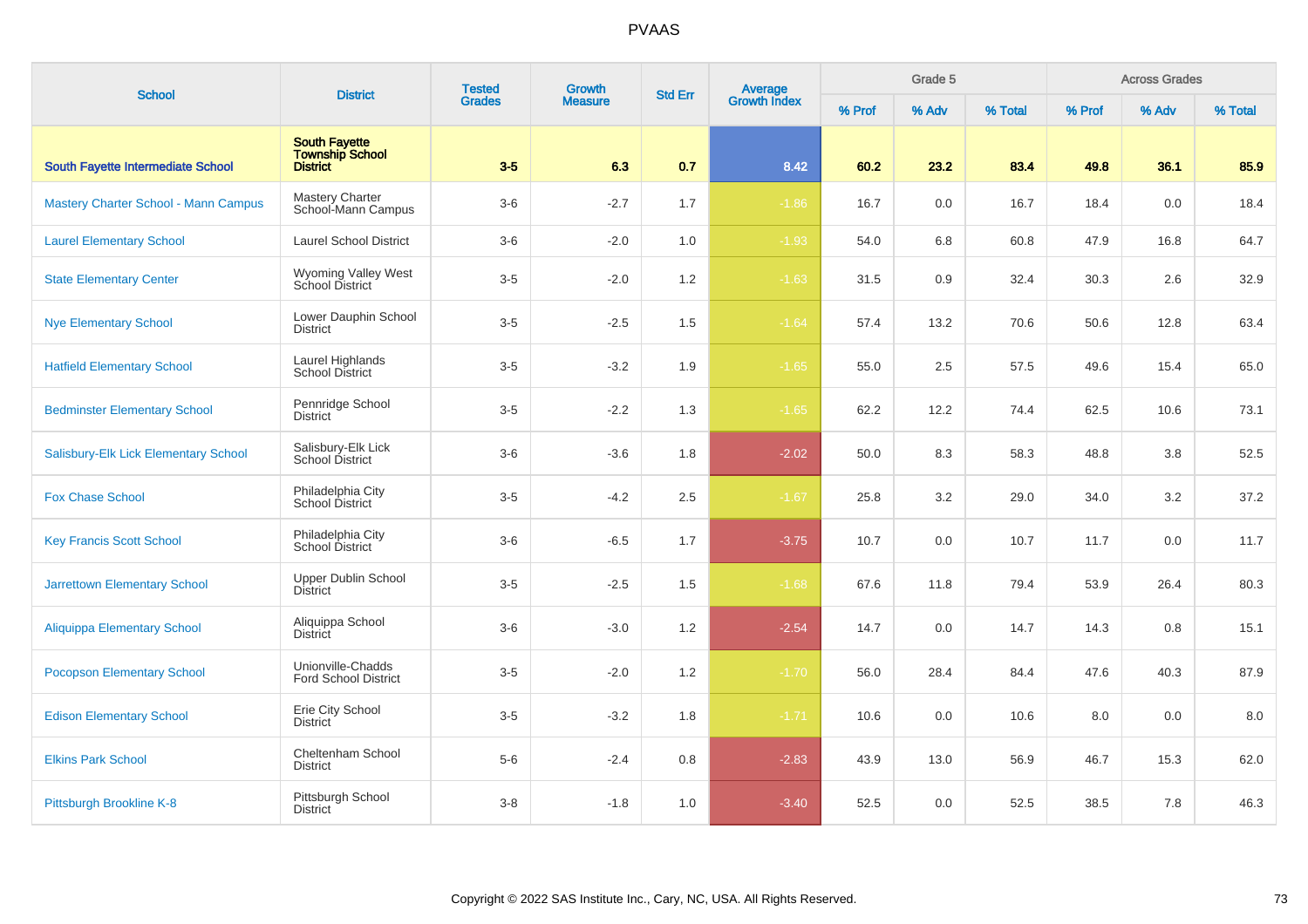# PVAAS

| School | District | Tested Grades | Growth Measure | Std Err | Average Growth Index | Grade 5 | | | Across Grades | | |
|---|---|---|---|---|---|---|---|---|---|---|---|
| | | | | | | % Prof | % Adv | % Total | % Prof | % Adv | % Total |
| **South Fayette Intermediate School** | **South Fayette Township School District** | **3-5** | **6.3** | **0.7** | **8.42** | **60.2** | **23.2** | **83.4** | **49.8** | **36.1** | **85.9** |
| Mastery Charter School - Mann Campus | Mastery Charter School-Mann Campus | 3-6 | -2.7 | 1.7 | -1.86 | 16.7 | 0.0 | 16.7 | 18.4 | 0.0 | 18.4 |
| Laurel Elementary School | Laurel School District | 3-6 | -2.0 | 1.0 | -1.93 | 54.0 | 6.8 | 60.8 | 47.9 | 16.8 | 64.7 |
| State Elementary Center | Wyoming Valley West School District | 3-5 | -2.0 | 1.2 | -1.63 | 31.5 | 0.9 | 32.4 | 30.3 | 2.6 | 32.9 |
| Nye Elementary School | Lower Dauphin School District | 3-5 | -2.5 | 1.5 | -1.64 | 57.4 | 13.2 | 70.6 | 50.6 | 12.8 | 63.4 |
| Hatfield Elementary School | Laurel Highlands School District | 3-5 | -3.2 | 1.9 | -1.65 | 55.0 | 2.5 | 57.5 | 49.6 | 15.4 | 65.0 |
| Bedminster Elementary School | Pennridge School District | 3-5 | -2.2 | 1.3 | -1.65 | 62.2 | 12.2 | 74.4 | 62.5 | 10.6 | 73.1 |
| Salisbury-Elk Lick Elementary School | Salisbury-Elk Lick School District | 3-6 | -3.6 | 1.8 | -2.02 | 50.0 | 8.3 | 58.3 | 48.8 | 3.8 | 52.5 |
| Fox Chase School | Philadelphia City School District | 3-5 | -4.2 | 2.5 | -1.67 | 25.8 | 3.2 | 29.0 | 34.0 | 3.2 | 37.2 |
| Key Francis Scott School | Philadelphia City School District | 3-6 | -6.5 | 1.7 | -3.75 | 10.7 | 0.0 | 10.7 | 11.7 | 0.0 | 11.7 |
| Jarrettown Elementary School | Upper Dublin School District | 3-5 | -2.5 | 1.5 | -1.68 | 67.6 | 11.8 | 79.4 | 53.9 | 26.4 | 80.3 |
| Aliquippa Elementary School | Aliquippa School District | 3-6 | -3.0 | 1.2 | -2.54 | 14.7 | 0.0 | 14.7 | 14.3 | 0.8 | 15.1 |
| Pocopson Elementary School | Unionville-Chadds Ford School District | 3-5 | -2.0 | 1.2 | -1.70 | 56.0 | 28.4 | 84.4 | 47.6 | 40.3 | 87.9 |
| Edison Elementary School | Erie City School District | 3-5 | -3.2 | 1.8 | -1.71 | 10.6 | 0.0 | 10.6 | 8.0 | 0.0 | 8.0 |
| Elkins Park School | Cheltenham School District | 5-6 | -2.4 | 0.8 | -2.83 | 43.9 | 13.0 | 56.9 | 46.7 | 15.3 | 62.0 |
| Pittsburgh Brookline K-8 | Pittsburgh School District | 3-8 | -1.8 | 1.0 | -3.40 | 52.5 | 0.0 | 52.5 | 38.5 | 7.8 | 46.3 |

Copyright © 2022 SAS Institute Inc., Cary, NC, USA. All Rights Reserved.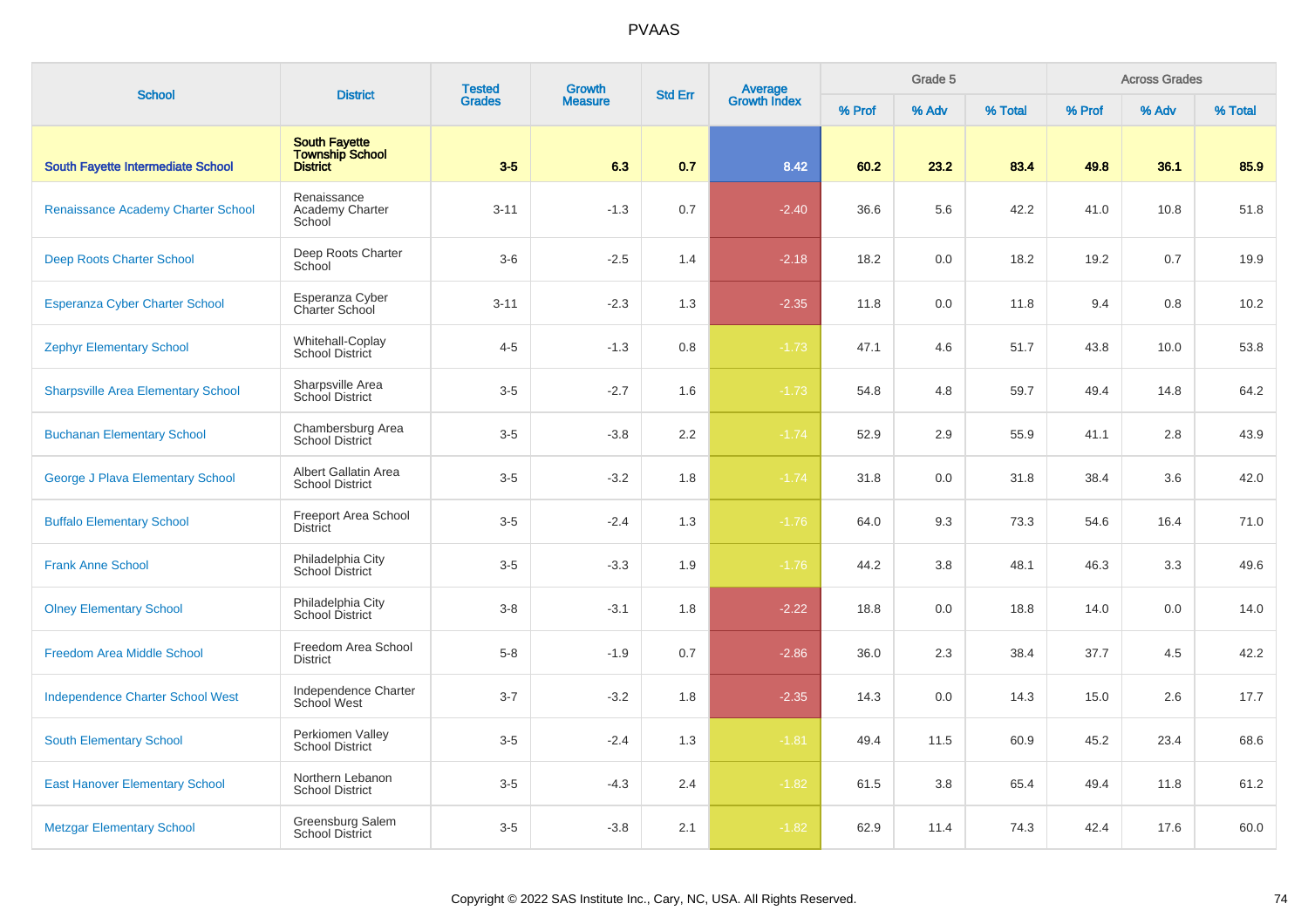# PVAAS

| School | District | Tested Grades | Growth Measure | Std Err | Average Growth Index | Grade 5 | | | Across Grades | | |
|---|---|---|---|---|---|---|---|---|---|---|---|
| | | | | | | % Prof | % Adv | % Total | % Prof | % Adv | % Total |
| **South Fayette Intermediate School** | **South Fayette Township School District** | **3-5** | **6.3** | **0.7** | **8.42** | **60.2** | **23.2** | **83.4** | **49.8** | **36.1** | **85.9** |
| Renaissance Academy Charter School | Renaissance Academy Charter School | 3-11 | -1.3 | 0.7 | -2.40 | 36.6 | 5.6 | 42.2 | 41.0 | 10.8 | 51.8 |
| Deep Roots Charter School | Deep Roots Charter School | 3-6 | -2.5 | 1.4 | -2.18 | 18.2 | 0.0 | 18.2 | 19.2 | 0.7 | 19.9 |
| Esperanza Cyber Charter School | Esperanza Cyber Charter School | 3-11 | -2.3 | 1.3 | -2.35 | 11.8 | 0.0 | 11.8 | 9.4 | 0.8 | 10.2 |
| Zephyr Elementary School | Whitehall-Coplay School District | 4-5 | -1.3 | 0.8 | -1.73 | 47.1 | 4.6 | 51.7 | 43.8 | 10.0 | 53.8 |
| Sharpsville Area Elementary School | Sharpsville Area School District | 3-5 | -2.7 | 1.6 | -1.73 | 54.8 | 4.8 | 59.7 | 49.4 | 14.8 | 64.2 |
| Buchanan Elementary School | Chambersburg Area School District | 3-5 | -3.8 | 2.2 | -1.74 | 52.9 | 2.9 | 55.9 | 41.1 | 2.8 | 43.9 |
| George J Plava Elementary School | Albert Gallatin Area School District | 3-5 | -3.2 | 1.8 | -1.74 | 31.8 | 0.0 | 31.8 | 38.4 | 3.6 | 42.0 |
| Buffalo Elementary School | Freeport Area School District | 3-5 | -2.4 | 1.3 | -1.76 | 64.0 | 9.3 | 73.3 | 54.6 | 16.4 | 71.0 |
| Frank Anne School | Philadelphia City School District | 3-5 | -3.3 | 1.9 | -1.76 | 44.2 | 3.8 | 48.1 | 46.3 | 3.3 | 49.6 |
| Olney Elementary School | Philadelphia City School District | 3-8 | -3.1 | 1.8 | -2.22 | 18.8 | 0.0 | 18.8 | 14.0 | 0.0 | 14.0 |
| Freedom Area Middle School | Freedom Area School District | 5-8 | -1.9 | 0.7 | -2.86 | 36.0 | 2.3 | 38.4 | 37.7 | 4.5 | 42.2 |
| Independence Charter School West | Independence Charter School West | 3-7 | -3.2 | 1.8 | -2.35 | 14.3 | 0.0 | 14.3 | 15.0 | 2.6 | 17.7 |
| South Elementary School | Perkiomen Valley School District | 3-5 | -2.4 | 1.3 | -1.81 | 49.4 | 11.5 | 60.9 | 45.2 | 23.4 | 68.6 |
| East Hanover Elementary School | Northern Lebanon School District | 3-5 | -4.3 | 2.4 | -1.82 | 61.5 | 3.8 | 65.4 | 49.4 | 11.8 | 61.2 |
| Metzgar Elementary School | Greensburg Salem School District | 3-5 | -3.8 | 2.1 | -1.82 | 62.9 | 11.4 | 74.3 | 42.4 | 17.6 | 60.0 |

Copyright © 2022 SAS Institute Inc., Cary, NC, USA. All Rights Reserved.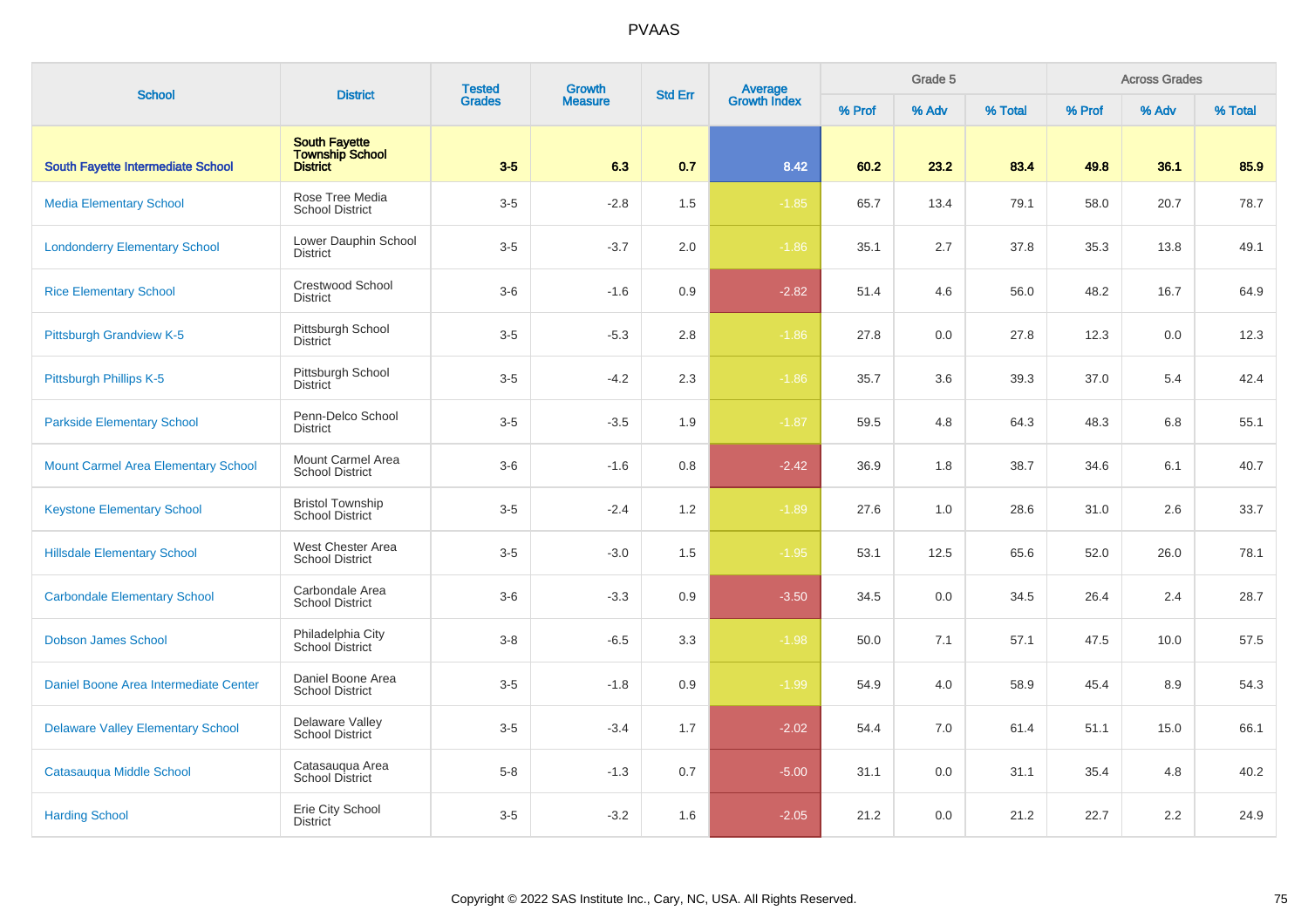| School | District | Tested Grades | Growth Measure | Std Err | Average Growth Index | Grade 5 | | | Across Grades | | |
|---|---|---|---|---|---|---|---|---|---|---|---|
| | | | | | | % Prof | % Adv | % Total | % Prof | % Adv | % Total |
| **South Fayette Intermediate School** | **South Fayette Township School District** | **3-5** | **6.3** | **0.7** | **8.42** | **60.2** | **23.2** | **83.4** | **49.8** | **36.1** | **85.9** |
| Media Elementary School | Rose Tree Media School District | 3-5 | -2.8 | 1.5 | -1.85 | 65.7 | 13.4 | 79.1 | 58.0 | 20.7 | 78.7 |
| Londonderry Elementary School | Lower Dauphin School District | 3-5 | -3.7 | 2.0 | -1.86 | 35.1 | 2.7 | 37.8 | 35.3 | 13.8 | 49.1 |
| Rice Elementary School | Crestwood School District | 3-6 | -1.6 | 0.9 | -2.82 | 51.4 | 4.6 | 56.0 | 48.2 | 16.7 | 64.9 |
| Pittsburgh Grandview K-5 | Pittsburgh School District | 3-5 | -5.3 | 2.8 | -1.86 | 27.8 | 0.0 | 27.8 | 12.3 | 0.0 | 12.3 |
| Pittsburgh Phillips K-5 | Pittsburgh School District | 3-5 | -4.2 | 2.3 | -1.86 | 35.7 | 3.6 | 39.3 | 37.0 | 5.4 | 42.4 |
| Parkside Elementary School | Penn-Delco School District | 3-5 | -3.5 | 1.9 | -1.87 | 59.5 | 4.8 | 64.3 | 48.3 | 6.8 | 55.1 |
| Mount Carmel Area Elementary School | Mount Carmel Area School District | 3-6 | -1.6 | 0.8 | -2.42 | 36.9 | 1.8 | 38.7 | 34.6 | 6.1 | 40.7 |
| Keystone Elementary School | Bristol Township School District | 3-5 | -2.4 | 1.2 | -1.89 | 27.6 | 1.0 | 28.6 | 31.0 | 2.6 | 33.7 |
| Hillsdale Elementary School | West Chester Area School District | 3-5 | -3.0 | 1.5 | -1.95 | 53.1 | 12.5 | 65.6 | 52.0 | 26.0 | 78.1 |
| Carbondale Elementary School | Carbondale Area School District | 3-6 | -3.3 | 0.9 | -3.50 | 34.5 | 0.0 | 34.5 | 26.4 | 2.4 | 28.7 |
| Dobson James School | Philadelphia City School District | 3-8 | -6.5 | 3.3 | -1.98 | 50.0 | 7.1 | 57.1 | 47.5 | 10.0 | 57.5 |
| Daniel Boone Area Intermediate Center | Daniel Boone Area School District | 3-5 | -1.8 | 0.9 | -1.99 | 54.9 | 4.0 | 58.9 | 45.4 | 8.9 | 54.3 |
| Delaware Valley Elementary School | Delaware Valley School District | 3-5 | -3.4 | 1.7 | -2.02 | 54.4 | 7.0 | 61.4 | 51.1 | 15.0 | 66.1 |
| Catasauqua Middle School | Catasauqua Area School District | 5-8 | -1.3 | 0.7 | -5.00 | 31.1 | 0.0 | 31.1 | 35.4 | 4.8 | 40.2 |
| Harding School | Erie City School District | 3-5 | -3.2 | 1.6 | -2.05 | 21.2 | 0.0 | 21.2 | 22.7 | 2.2 | 24.9 |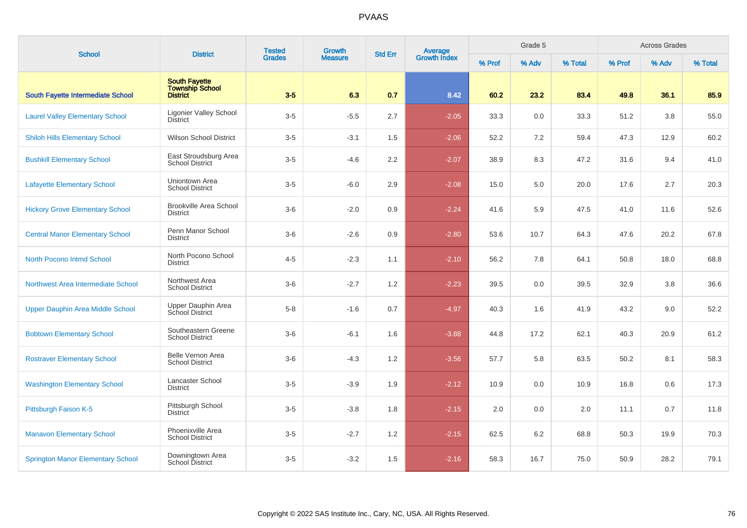# PVAAS

| School | District | Tested Grades | Growth Measure | Std Err | Average Growth Index | Grade 5 | | | Across Grades | | |
|---|---|---|---|---|---|---|---|---|---|---|---|
| | | | | | | % Prof | % Adv | % Total | % Prof | % Adv | % Total |
| **South Fayette Intermediate School** | **South Fayette Township School District** | **3-5** | **6.3** | **0.7** | **8.42** | **60.2** | **23.2** | **83.4** | **49.8** | **36.1** | **85.9** |
| Laurel Valley Elementary School | Ligonier Valley School District | 3-5 | -5.5 | 2.7 | -2.05 | 33.3 | 0.0 | 33.3 | 51.2 | 3.8 | 55.0 |
| Shiloh Hills Elementary School | Wilson School District | 3-5 | -3.1 | 1.5 | -2.06 | 52.2 | 7.2 | 59.4 | 47.3 | 12.9 | 60.2 |
| Bushkill Elementary School | East Stroudsburg Area School District | 3-5 | -4.6 | 2.2 | -2.07 | 38.9 | 8.3 | 47.2 | 31.6 | 9.4 | 41.0 |
| Lafayette Elementary School | Uniontown Area School District | 3-5 | -6.0 | 2.9 | -2.08 | 15.0 | 5.0 | 20.0 | 17.6 | 2.7 | 20.3 |
| Hickory Grove Elementary School | Brookville Area School District | 3-6 | -2.0 | 0.9 | -2.24 | 41.6 | 5.9 | 47.5 | 41.0 | 11.6 | 52.6 |
| Central Manor Elementary School | Penn Manor School District | 3-6 | -2.6 | 0.9 | -2.80 | 53.6 | 10.7 | 64.3 | 47.6 | 20.2 | 67.8 |
| North Pocono Intmd School | North Pocono School District | 4-5 | -2.3 | 1.1 | -2.10 | 56.2 | 7.8 | 64.1 | 50.8 | 18.0 | 68.8 |
| Northwest Area Intermediate School | Northwest Area School District | 3-6 | -2.7 | 1.2 | -2.23 | 39.5 | 0.0 | 39.5 | 32.9 | 3.8 | 36.6 |
| Upper Dauphin Area Middle School | Upper Dauphin Area School District | 5-8 | -1.6 | 0.7 | -4.97 | 40.3 | 1.6 | 41.9 | 43.2 | 9.0 | 52.2 |
| Bobtown Elementary School | Southeastern Greene School District | 3-6 | -6.1 | 1.6 | -3.88 | 44.8 | 17.2 | 62.1 | 40.3 | 20.9 | 61.2 |
| Rostraver Elementary School | Belle Vernon Area School District | 3-6 | -4.3 | 1.2 | -3.56 | 57.7 | 5.8 | 63.5 | 50.2 | 8.1 | 58.3 |
| Washington Elementary School | Lancaster School District | 3-5 | -3.9 | 1.9 | -2.12 | 10.9 | 0.0 | 10.9 | 16.8 | 0.6 | 17.3 |
| Pittsburgh Faison K-5 | Pittsburgh School District | 3-5 | -3.8 | 1.8 | -2.15 | 2.0 | 0.0 | 2.0 | 11.1 | 0.7 | 11.8 |
| Manavon Elementary School | Phoenixville Area School District | 3-5 | -2.7 | 1.2 | -2.15 | 62.5 | 6.2 | 68.8 | 50.3 | 19.9 | 70.3 |
| Springton Manor Elementary School | Downingtown Area School District | 3-5 | -3.2 | 1.5 | -2.16 | 58.3 | 16.7 | 75.0 | 50.9 | 28.2 | 79.1 |

Copyright © 2022 SAS Institute Inc., Cary, NC, USA. All Rights Reserved.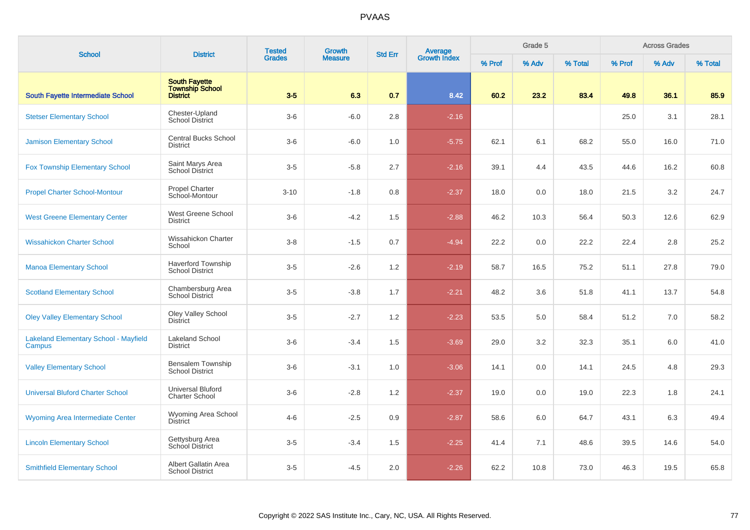| School | District | Tested Grades | Growth Measure | Std Err | Average Growth Index | Grade 5 | | | Across Grades | | |
|---|---|---|---|---|---|---|---|---|---|---|---|
| | | | | | | % Prof | % Adv | % Total | % Prof | % Adv | % Total |
| **South Fayette Intermediate School** | **South Fayette Township School District** | **3-5** | **6.3** | **0.7** | **8.42** | **60.2** | **23.2** | **83.4** | **49.8** | **36.1** | **85.9** |
| Stetser Elementary School | Chester-Upland School District | 3-6 | -6.0 | 2.8 | -2.16 | | | | 25.0 | 3.1 | 28.1 |
| Jamison Elementary School | Central Bucks School District | 3-6 | -6.0 | 1.0 | -5.75 | 62.1 | 6.1 | 68.2 | 55.0 | 16.0 | 71.0 |
| Fox Township Elementary School | Saint Marys Area School District | 3-5 | -5.8 | 2.7 | -2.16 | 39.1 | 4.4 | 43.5 | 44.6 | 16.2 | 60.8 |
| Propel Charter School-Montour | Propel Charter School-Montour | 3-10 | -1.8 | 0.8 | -2.37 | 18.0 | 0.0 | 18.0 | 21.5 | 3.2 | 24.7 |
| West Greene Elementary Center | West Greene School District | 3-6 | -4.2 | 1.5 | -2.88 | 46.2 | 10.3 | 56.4 | 50.3 | 12.6 | 62.9 |
| Wissahickon Charter School | Wissahickon Charter School | 3-8 | -1.5 | 0.7 | -4.94 | 22.2 | 0.0 | 22.2 | 22.4 | 2.8 | 25.2 |
| Manoa Elementary School | Haverford Township School District | 3-5 | -2.6 | 1.2 | -2.19 | 58.7 | 16.5 | 75.2 | 51.1 | 27.8 | 79.0 |
| Scotland Elementary School | Chambersburg Area School District | 3-5 | -3.8 | 1.7 | -2.21 | 48.2 | 3.6 | 51.8 | 41.1 | 13.7 | 54.8 |
| Oley Valley Elementary School | Oley Valley School District | 3-5 | -2.7 | 1.2 | -2.23 | 53.5 | 5.0 | 58.4 | 51.2 | 7.0 | 58.2 |
| Lakeland Elementary School - Mayfield Campus | Lakeland School District | 3-6 | -3.4 | 1.5 | -3.69 | 29.0 | 3.2 | 32.3 | 35.1 | 6.0 | 41.0 |
| Valley Elementary School | Bensalem Township School District | 3-6 | -3.1 | 1.0 | -3.06 | 14.1 | 0.0 | 14.1 | 24.5 | 4.8 | 29.3 |
| Universal Bluford Charter School | Universal Bluford Charter School | 3-6 | -2.8 | 1.2 | -2.37 | 19.0 | 0.0 | 19.0 | 22.3 | 1.8 | 24.1 |
| Wyoming Area Intermediate Center | Wyoming Area School District | 4-6 | -2.5 | 0.9 | -2.87 | 58.6 | 6.0 | 64.7 | 43.1 | 6.3 | 49.4 |
| Lincoln Elementary School | Gettysburg Area School District | 3-5 | -3.4 | 1.5 | -2.25 | 41.4 | 7.1 | 48.6 | 39.5 | 14.6 | 54.0 |
| Smithfield Elementary School | Albert Gallatin Area School District | 3-5 | -4.5 | 2.0 | -2.26 | 62.2 | 10.8 | 73.0 | 46.3 | 19.5 | 65.8 |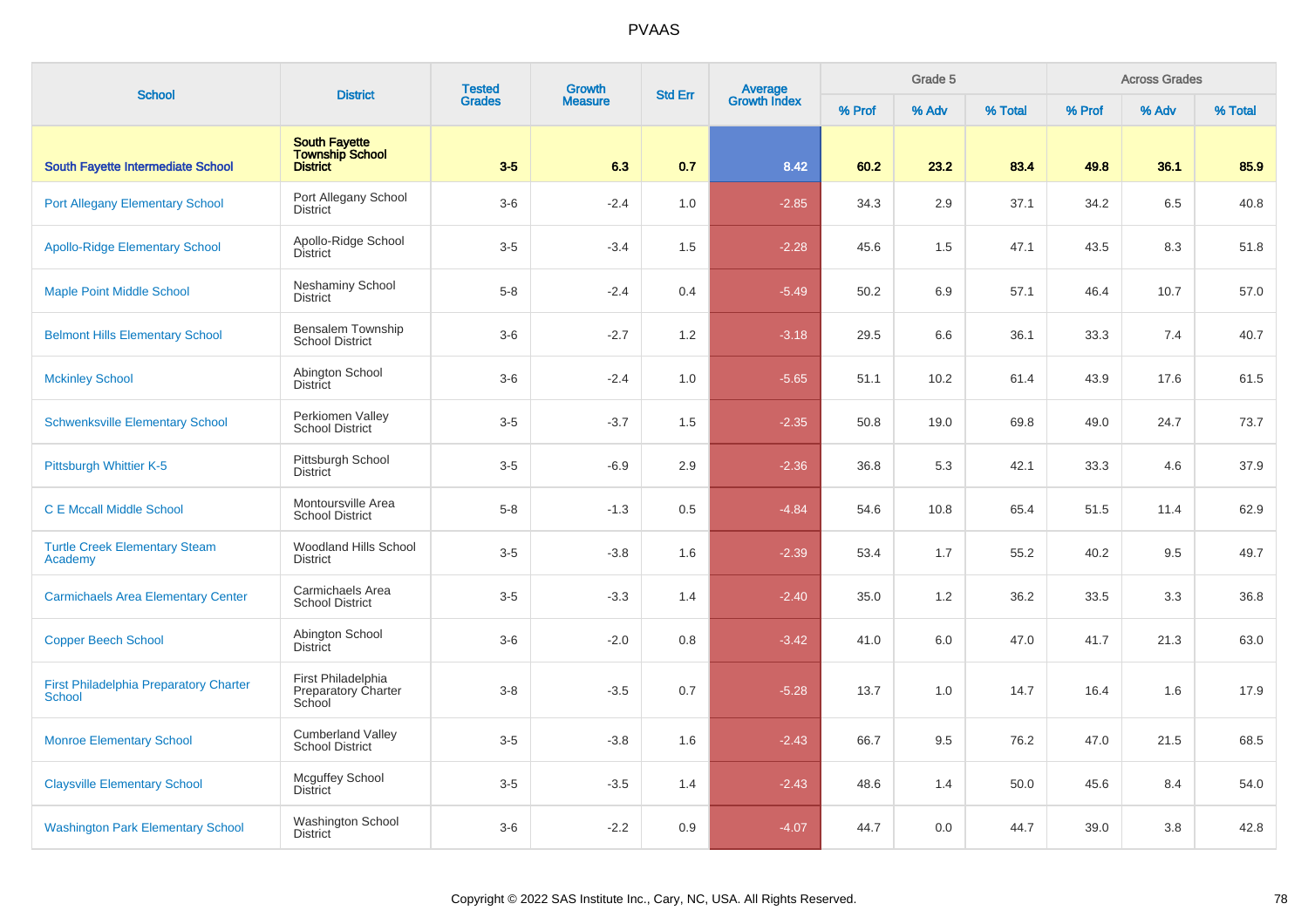# PVAAS

| School | District | Tested Grades | Growth Measure | Std Err | Average Growth Index | Grade 5 | | | Across Grades | | |
|---|---|---|---|---|---|---|---|---|---|---|---|
| | | | | | | % Prof | % Adv | % Total | % Prof | % Adv | % Total |
| **South Fayette Intermediate School** | **South Fayette Township School District** | **3-5** | **6.3** | **0.7** | **8.42** | **60.2** | **23.2** | **83.4** | **49.8** | **36.1** | **85.9** |
| Port Allegany Elementary School | Port Allegany School District | 3-6 | -2.4 | 1.0 | -2.85 | 34.3 | 2.9 | 37.1 | 34.2 | 6.5 | 40.8 |
| Apollo-Ridge Elementary School | Apollo-Ridge School District | 3-5 | -3.4 | 1.5 | -2.28 | 45.6 | 1.5 | 47.1 | 43.5 | 8.3 | 51.8 |
| Maple Point Middle School | Neshaminy School District | 5-8 | -2.4 | 0.4 | -5.49 | 50.2 | 6.9 | 57.1 | 46.4 | 10.7 | 57.0 |
| Belmont Hills Elementary School | Bensalem Township School District | 3-6 | -2.7 | 1.2 | -3.18 | 29.5 | 6.6 | 36.1 | 33.3 | 7.4 | 40.7 |
| Mckinley School | Abington School District | 3-6 | -2.4 | 1.0 | -5.65 | 51.1 | 10.2 | 61.4 | 43.9 | 17.6 | 61.5 |
| Schwenksville Elementary School | Perkiomen Valley School District | 3-5 | -3.7 | 1.5 | -2.35 | 50.8 | 19.0 | 69.8 | 49.0 | 24.7 | 73.7 |
| Pittsburgh Whittier K-5 | Pittsburgh School District | 3-5 | -6.9 | 2.9 | -2.36 | 36.8 | 5.3 | 42.1 | 33.3 | 4.6 | 37.9 |
| C E Mccall Middle School | Montoursville Area School District | 5-8 | -1.3 | 0.5 | -4.84 | 54.6 | 10.8 | 65.4 | 51.5 | 11.4 | 62.9 |
| Turtle Creek Elementary Steam Academy | Woodland Hills School District | 3-5 | -3.8 | 1.6 | -2.39 | 53.4 | 1.7 | 55.2 | 40.2 | 9.5 | 49.7 |
| Carmichaels Area Elementary Center | Carmichaels Area School District | 3-5 | -3.3 | 1.4 | -2.40 | 35.0 | 1.2 | 36.2 | 33.5 | 3.3 | 36.8 |
| Copper Beech School | Abington School District | 3-6 | -2.0 | 0.8 | -3.42 | 41.0 | 6.0 | 47.0 | 41.7 | 21.3 | 63.0 |
| First Philadelphia Preparatory Charter School | First Philadelphia Preparatory Charter School | 3-8 | -3.5 | 0.7 | -5.28 | 13.7 | 1.0 | 14.7 | 16.4 | 1.6 | 17.9 |
| Monroe Elementary School | Cumberland Valley School District | 3-5 | -3.8 | 1.6 | -2.43 | 66.7 | 9.5 | 76.2 | 47.0 | 21.5 | 68.5 |
| Claysville Elementary School | Mcguffey School District | 3-5 | -3.5 | 1.4 | -2.43 | 48.6 | 1.4 | 50.0 | 45.6 | 8.4 | 54.0 |
| Washington Park Elementary School | Washington School District | 3-6 | -2.2 | 0.9 | -4.07 | 44.7 | 0.0 | 44.7 | 39.0 | 3.8 | 42.8 |

Copyright © 2022 SAS Institute Inc., Cary, NC, USA. All Rights Reserved.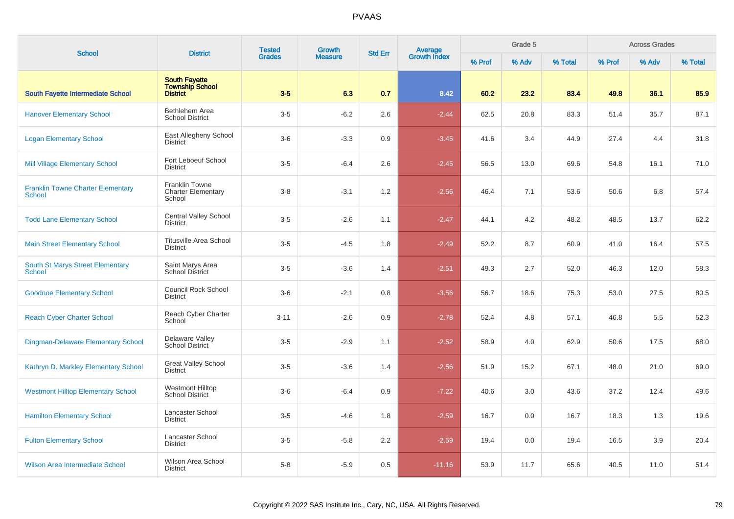# PVAAS

| School | District | Tested Grades | Growth Measure | Std Err | Average Growth Index | Grade 5 | | | Across Grades | | |
|---|---|---|---|---|---|---|---|---|---|---|---|
| | | | | | | % Prof | % Adv | % Total | % Prof | % Adv | % Total |
| **South Fayette Intermediate School** | **South Fayette Township School District** | **3-5** | **6.3** | **0.7** | **8.42** | **60.2** | **23.2** | **83.4** | **49.8** | **36.1** | **85.9** |
| Hanover Elementary School | Bethlehem Area School District | 3-5 | -6.2 | 2.6 | -2.44 | 62.5 | 20.8 | 83.3 | 51.4 | 35.7 | 87.1 |
| Logan Elementary School | East Allegheny School District | 3-6 | -3.3 | 0.9 | -3.45 | 41.6 | 3.4 | 44.9 | 27.4 | 4.4 | 31.8 |
| Mill Village Elementary School | Fort Leboeuf School District | 3-5 | -6.4 | 2.6 | -2.45 | 56.5 | 13.0 | 69.6 | 54.8 | 16.1 | 71.0 |
| Franklin Towne Charter Elementary School | Franklin Towne Charter Elementary School | 3-8 | -3.1 | 1.2 | -2.56 | 46.4 | 7.1 | 53.6 | 50.6 | 6.8 | 57.4 |
| Todd Lane Elementary School | Central Valley School District | 3-5 | -2.6 | 1.1 | -2.47 | 44.1 | 4.2 | 48.2 | 48.5 | 13.7 | 62.2 |
| Main Street Elementary School | Titusville Area School District | 3-5 | -4.5 | 1.8 | -2.49 | 52.2 | 8.7 | 60.9 | 41.0 | 16.4 | 57.5 |
| South St Marys Street Elementary School | Saint Marys Area School District | 3-5 | -3.6 | 1.4 | -2.51 | 49.3 | 2.7 | 52.0 | 46.3 | 12.0 | 58.3 |
| Goodnoe Elementary School | Council Rock School District | 3-6 | -2.1 | 0.8 | -3.56 | 56.7 | 18.6 | 75.3 | 53.0 | 27.5 | 80.5 |
| Reach Cyber Charter School | Reach Cyber Charter School | 3-11 | -2.6 | 0.9 | -2.78 | 52.4 | 4.8 | 57.1 | 46.8 | 5.5 | 52.3 |
| Dingman-Delaware Elementary School | Delaware Valley School District | 3-5 | -2.9 | 1.1 | -2.52 | 58.9 | 4.0 | 62.9 | 50.6 | 17.5 | 68.0 |
| Kathryn D. Markley Elementary School | Great Valley School District | 3-5 | -3.6 | 1.4 | -2.56 | 51.9 | 15.2 | 67.1 | 48.0 | 21.0 | 69.0 |
| Westmont Hilltop Elementary School | Westmont Hilltop School District | 3-6 | -6.4 | 0.9 | -7.22 | 40.6 | 3.0 | 43.6 | 37.2 | 12.4 | 49.6 |
| Hamilton Elementary School | Lancaster School District | 3-5 | -4.6 | 1.8 | -2.59 | 16.7 | 0.0 | 16.7 | 18.3 | 1.3 | 19.6 |
| Fulton Elementary School | Lancaster School District | 3-5 | -5.8 | 2.2 | -2.59 | 19.4 | 0.0 | 19.4 | 16.5 | 3.9 | 20.4 |
| Wilson Area Intermediate School | Wilson Area School District | 5-8 | -5.9 | 0.5 | -11.16 | 53.9 | 11.7 | 65.6 | 40.5 | 11.0 | 51.4 |

Copyright © 2022 SAS Institute Inc., Cary, NC, USA. All Rights Reserved.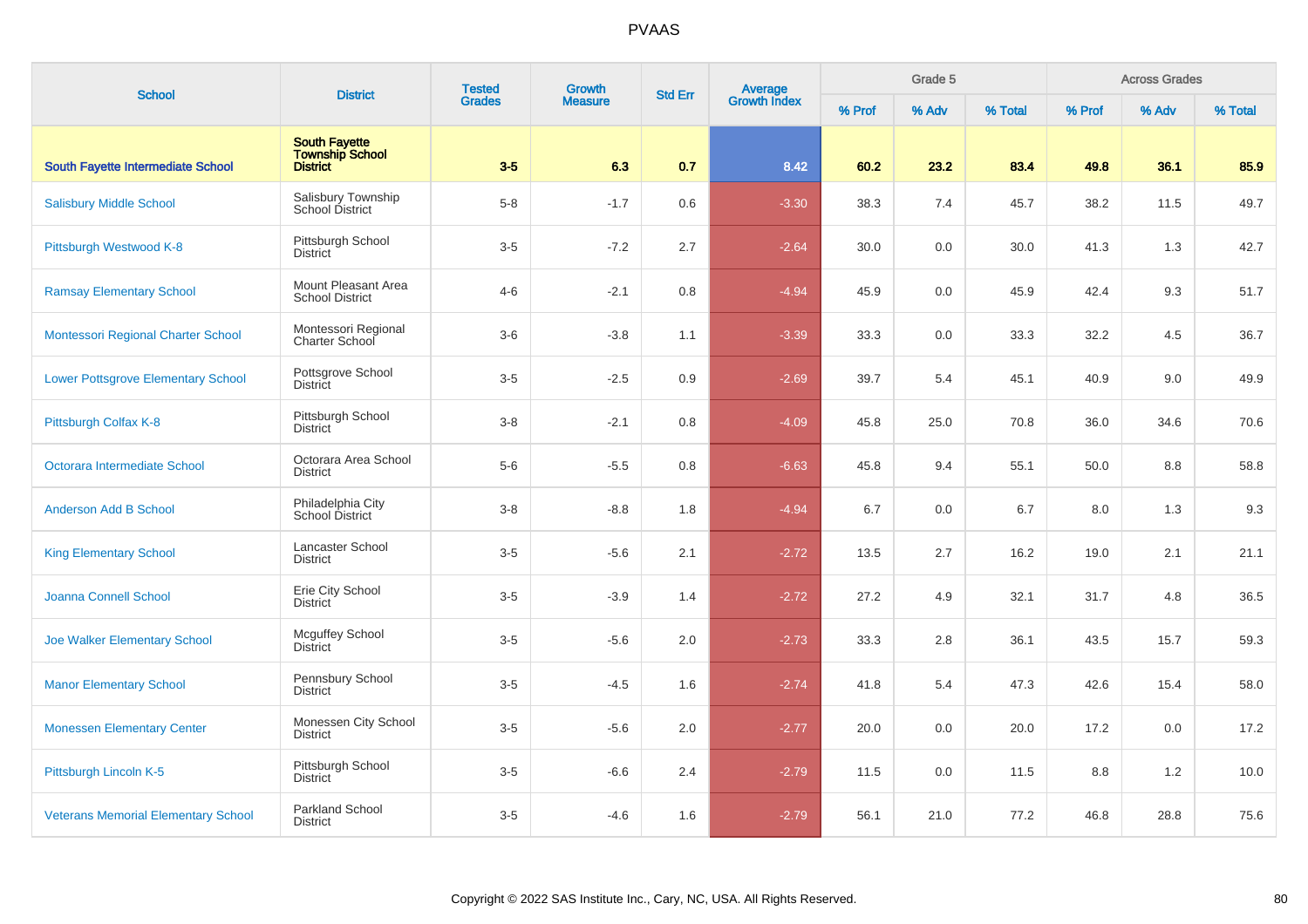# PVAAS

| School | District | Tested Grades | Growth Measure | Std Err | Average Growth Index | Grade 5 | | | Across Grades | | |
|---|---|---|---|---|---|---|---|---|---|---|---|
| | | | | | | % Prof | % Adv | % Total | % Prof | % Adv | % Total |
| **South Fayette Intermediate School** | **South Fayette Township School District** | **3-5** | **6.3** | **0.7** | **8.42** | **60.2** | **23.2** | **83.4** | **49.8** | **36.1** | **85.9** |
| Salisbury Middle School | Salisbury Township School District | 5-8 | -1.7 | 0.6 | -3.30 | 38.3 | 7.4 | 45.7 | 38.2 | 11.5 | 49.7 |
| Pittsburgh Westwood K-8 | Pittsburgh School District | 3-5 | -7.2 | 2.7 | -2.64 | 30.0 | 0.0 | 30.0 | 41.3 | 1.3 | 42.7 |
| Ramsay Elementary School | Mount Pleasant Area School District | 4-6 | -2.1 | 0.8 | -4.94 | 45.9 | 0.0 | 45.9 | 42.4 | 9.3 | 51.7 |
| Montessori Regional Charter School | Montessori Regional Charter School | 3-6 | -3.8 | 1.1 | -3.39 | 33.3 | 0.0 | 33.3 | 32.2 | 4.5 | 36.7 |
| Lower Pottsgrove Elementary School | Pottsgrove School District | 3-5 | -2.5 | 0.9 | -2.69 | 39.7 | 5.4 | 45.1 | 40.9 | 9.0 | 49.9 |
| Pittsburgh Colfax K-8 | Pittsburgh School District | 3-8 | -2.1 | 0.8 | -4.09 | 45.8 | 25.0 | 70.8 | 36.0 | 34.6 | 70.6 |
| Octorara Intermediate School | Octorara Area School District | 5-6 | -5.5 | 0.8 | -6.63 | 45.8 | 9.4 | 55.1 | 50.0 | 8.8 | 58.8 |
| Anderson Add B School | Philadelphia City School District | 3-8 | -8.8 | 1.8 | -4.94 | 6.7 | 0.0 | 6.7 | 8.0 | 1.3 | 9.3 |
| King Elementary School | Lancaster School District | 3-5 | -5.6 | 2.1 | -2.72 | 13.5 | 2.7 | 16.2 | 19.0 | 2.1 | 21.1 |
| Joanna Connell School | Erie City School District | 3-5 | -3.9 | 1.4 | -2.72 | 27.2 | 4.9 | 32.1 | 31.7 | 4.8 | 36.5 |
| Joe Walker Elementary School | Mcguffey School District | 3-5 | -5.6 | 2.0 | -2.73 | 33.3 | 2.8 | 36.1 | 43.5 | 15.7 | 59.3 |
| Manor Elementary School | Pennsbury School District | 3-5 | -4.5 | 1.6 | -2.74 | 41.8 | 5.4 | 47.3 | 42.6 | 15.4 | 58.0 |
| Monessen Elementary Center | Monessen City School District | 3-5 | -5.6 | 2.0 | -2.77 | 20.0 | 0.0 | 20.0 | 17.2 | 0.0 | 17.2 |
| Pittsburgh Lincoln K-5 | Pittsburgh School District | 3-5 | -6.6 | 2.4 | -2.79 | 11.5 | 0.0 | 11.5 | 8.8 | 1.2 | 10.0 |
| Veterans Memorial Elementary School | Parkland School District | 3-5 | -4.6 | 1.6 | -2.79 | 56.1 | 21.0 | 77.2 | 46.8 | 28.8 | 75.6 |

Copyright © 2022 SAS Institute Inc., Cary, NC, USA. All Rights Reserved.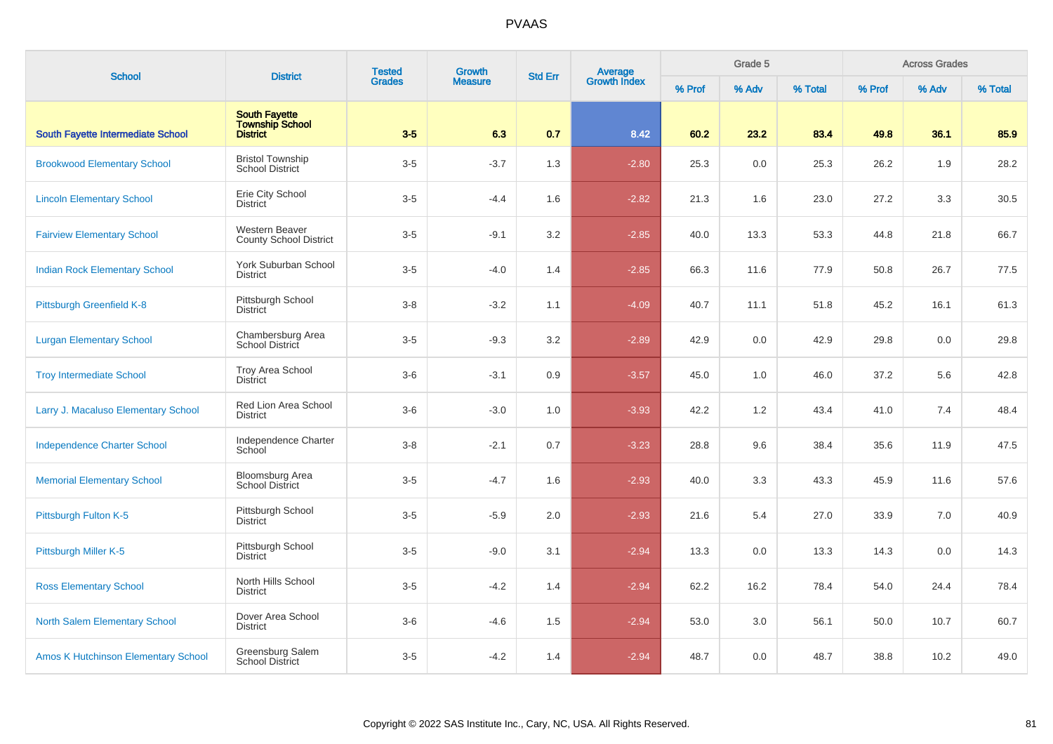# PVAAS

| School | District | Tested Grades | Growth Measure | Std Err | Average Growth Index | Grade 5 | | | Across Grades | | |
|---|---|---|---|---|---|---|---|---|---|---|---|
| | | | | | | % Prof | % Adv | % Total | % Prof | % Adv | % Total |
| **South Fayette Intermediate School** | **South Fayette Township School District** | **3-5** | **6.3** | **0.7** | **8.42** | **60.2** | **23.2** | **83.4** | **49.8** | **36.1** | **85.9** |
| Brookwood Elementary School | Bristol Township School District | 3-5 | -3.7 | 1.3 | -2.80 | 25.3 | 0.0 | 25.3 | 26.2 | 1.9 | 28.2 |
| Lincoln Elementary School | Erie City School District | 3-5 | -4.4 | 1.6 | -2.82 | 21.3 | 1.6 | 23.0 | 27.2 | 3.3 | 30.5 |
| Fairview Elementary School | Western Beaver County School District | 3-5 | -9.1 | 3.2 | -2.85 | 40.0 | 13.3 | 53.3 | 44.8 | 21.8 | 66.7 |
| Indian Rock Elementary School | York Suburban School District | 3-5 | -4.0 | 1.4 | -2.85 | 66.3 | 11.6 | 77.9 | 50.8 | 26.7 | 77.5 |
| Pittsburgh Greenfield K-8 | Pittsburgh School District | 3-8 | -3.2 | 1.1 | -4.09 | 40.7 | 11.1 | 51.8 | 45.2 | 16.1 | 61.3 |
| Lurgan Elementary School | Chambersburg Area School District | 3-5 | -9.3 | 3.2 | -2.89 | 42.9 | 0.0 | 42.9 | 29.8 | 0.0 | 29.8 |
| Troy Intermediate School | Troy Area School District | 3-6 | -3.1 | 0.9 | -3.57 | 45.0 | 1.0 | 46.0 | 37.2 | 5.6 | 42.8 |
| Larry J. Macaluso Elementary School | Red Lion Area School District | 3-6 | -3.0 | 1.0 | -3.93 | 42.2 | 1.2 | 43.4 | 41.0 | 7.4 | 48.4 |
| Independence Charter School | Independence Charter School | 3-8 | -2.1 | 0.7 | -3.23 | 28.8 | 9.6 | 38.4 | 35.6 | 11.9 | 47.5 |
| Memorial Elementary School | Bloomsburg Area School District | 3-5 | -4.7 | 1.6 | -2.93 | 40.0 | 3.3 | 43.3 | 45.9 | 11.6 | 57.6 |
| Pittsburgh Fulton K-5 | Pittsburgh School District | 3-5 | -5.9 | 2.0 | -2.93 | 21.6 | 5.4 | 27.0 | 33.9 | 7.0 | 40.9 |
| Pittsburgh Miller K-5 | Pittsburgh School District | 3-5 | -9.0 | 3.1 | -2.94 | 13.3 | 0.0 | 13.3 | 14.3 | 0.0 | 14.3 |
| Ross Elementary School | North Hills School District | 3-5 | -4.2 | 1.4 | -2.94 | 62.2 | 16.2 | 78.4 | 54.0 | 24.4 | 78.4 |
| North Salem Elementary School | Dover Area School District | 3-6 | -4.6 | 1.5 | -2.94 | 53.0 | 3.0 | 56.1 | 50.0 | 10.7 | 60.7 |
| Amos K Hutchinson Elementary School | Greensburg Salem School District | 3-5 | -4.2 | 1.4 | -2.94 | 48.7 | 0.0 | 48.7 | 38.8 | 10.2 | 49.0 |

Copyright © 2022 SAS Institute Inc., Cary, NC, USA. All Rights Reserved.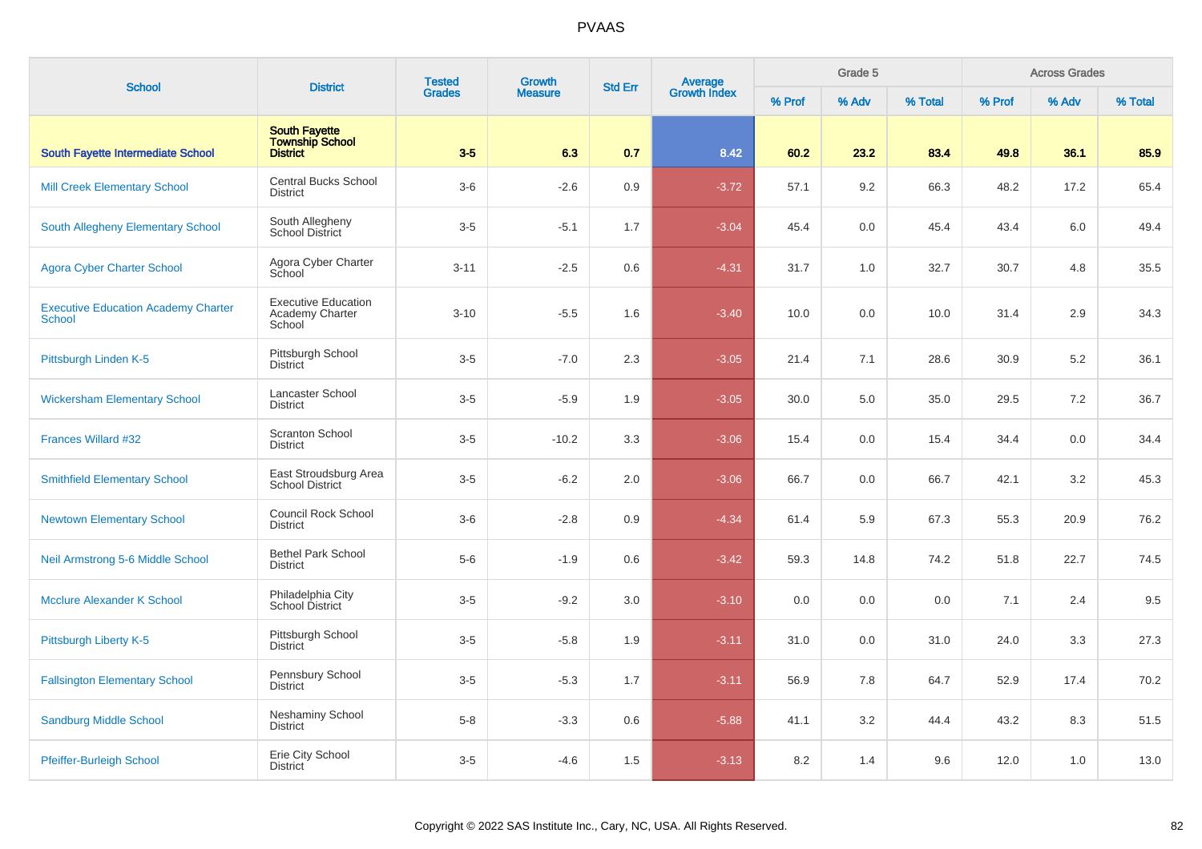# PVAAS

| School | District | Tested Grades | Growth Measure | Std Err | Average Growth Index | Grade 5 | | | Across Grades | | |
|---|---|---|---|---|---|---|---|---|---|---|---|
| | | | | | | % Prof | % Adv | % Total | % Prof | % Adv | % Total |
| **South Fayette Intermediate School** | **South Fayette Township School District** | **3-5** | **6.3** | **0.7** | **8.42** | **60.2** | **23.2** | **83.4** | **49.8** | **36.1** | **85.9** |
| Mill Creek Elementary School | Central Bucks School District | 3-6 | -2.6 | 0.9 | -3.72 | 57.1 | 9.2 | 66.3 | 48.2 | 17.2 | 65.4 |
| South Allegheny Elementary School | South Allegheny School District | 3-5 | -5.1 | 1.7 | -3.04 | 45.4 | 0.0 | 45.4 | 43.4 | 6.0 | 49.4 |
| Agora Cyber Charter School | Agora Cyber Charter School | 3-11 | -2.5 | 0.6 | -4.31 | 31.7 | 1.0 | 32.7 | 30.7 | 4.8 | 35.5 |
| Executive Education Academy Charter School | Executive Education Academy Charter School | 3-10 | -5.5 | 1.6 | -3.40 | 10.0 | 0.0 | 10.0 | 31.4 | 2.9 | 34.3 |
| Pittsburgh Linden K-5 | Pittsburgh School District | 3-5 | -7.0 | 2.3 | -3.05 | 21.4 | 7.1 | 28.6 | 30.9 | 5.2 | 36.1 |
| Wickersham Elementary School | Lancaster School District | 3-5 | -5.9 | 1.9 | -3.05 | 30.0 | 5.0 | 35.0 | 29.5 | 7.2 | 36.7 |
| Frances Willard #32 | Scranton School District | 3-5 | -10.2 | 3.3 | -3.06 | 15.4 | 0.0 | 15.4 | 34.4 | 0.0 | 34.4 |
| Smithfield Elementary School | East Stroudsburg Area School District | 3-5 | -6.2 | 2.0 | -3.06 | 66.7 | 0.0 | 66.7 | 42.1 | 3.2 | 45.3 |
| Newtown Elementary School | Council Rock School District | 3-6 | -2.8 | 0.9 | -4.34 | 61.4 | 5.9 | 67.3 | 55.3 | 20.9 | 76.2 |
| Neil Armstrong 5-6 Middle School | Bethel Park School District | 5-6 | -1.9 | 0.6 | -3.42 | 59.3 | 14.8 | 74.2 | 51.8 | 22.7 | 74.5 |
| Mcclure Alexander K School | Philadelphia City School District | 3-5 | -9.2 | 3.0 | -3.10 | 0.0 | 0.0 | 0.0 | 7.1 | 2.4 | 9.5 |
| Pittsburgh Liberty K-5 | Pittsburgh School District | 3-5 | -5.8 | 1.9 | -3.11 | 31.0 | 0.0 | 31.0 | 24.0 | 3.3 | 27.3 |
| Fallsington Elementary School | Pennsbury School District | 3-5 | -5.3 | 1.7 | -3.11 | 56.9 | 7.8 | 64.7 | 52.9 | 17.4 | 70.2 |
| Sandburg Middle School | Neshaminy School District | 5-8 | -3.3 | 0.6 | -5.88 | 41.1 | 3.2 | 44.4 | 43.2 | 8.3 | 51.5 |
| Pfeiffer-Burleigh School | Erie City School District | 3-5 | -4.6 | 1.5 | -3.13 | 8.2 | 1.4 | 9.6 | 12.0 | 1.0 | 13.0 |

Copyright © 2022 SAS Institute Inc., Cary, NC, USA. All Rights Reserved.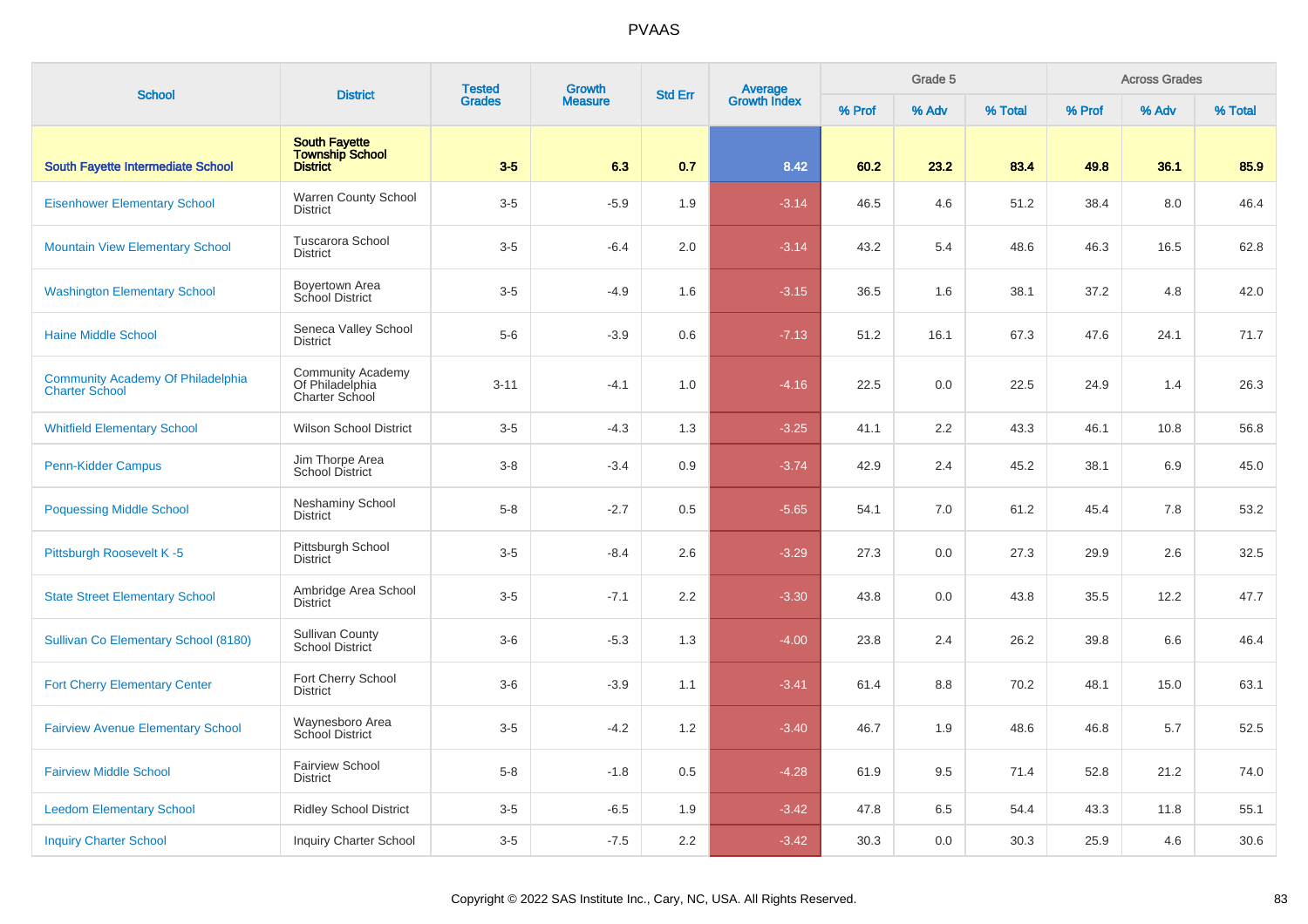# PVAAS

| School | District | Tested Grades | Growth Measure | Std Err | Average Growth Index | Grade 5 | | | Across Grades | | |
|---|---|---|---|---|---|---|---|---|---|---|---|
| | | | | | | % Prof | % Adv | % Total | % Prof | % Adv | % Total |
| **South Fayette Intermediate School** | **South Fayette Township School District** | **3-5** | **6.3** | **0.7** | **8.42** | **60.2** | **23.2** | **83.4** | **49.8** | **36.1** | **85.9** |
| Eisenhower Elementary School | Warren County School District | 3-5 | -5.9 | 1.9 | -3.14 | 46.5 | 4.6 | 51.2 | 38.4 | 8.0 | 46.4 |
| Mountain View Elementary School | Tuscarora School District | 3-5 | -6.4 | 2.0 | -3.14 | 43.2 | 5.4 | 48.6 | 46.3 | 16.5 | 62.8 |
| Washington Elementary School | Boyertown Area School District | 3-5 | -4.9 | 1.6 | -3.15 | 36.5 | 1.6 | 38.1 | 37.2 | 4.8 | 42.0 |
| Haine Middle School | Seneca Valley School District | 5-6 | -3.9 | 0.6 | -7.13 | 51.2 | 16.1 | 67.3 | 47.6 | 24.1 | 71.7 |
| Community Academy Of Philadelphia Charter School | Community Academy Of Philadelphia Charter School | 3-11 | -4.1 | 1.0 | -4.16 | 22.5 | 0.0 | 22.5 | 24.9 | 1.4 | 26.3 |
| Whitfield Elementary School | Wilson School District | 3-5 | -4.3 | 1.3 | -3.25 | 41.1 | 2.2 | 43.3 | 46.1 | 10.8 | 56.8 |
| Penn-Kidder Campus | Jim Thorpe Area School District | 3-8 | -3.4 | 0.9 | -3.74 | 42.9 | 2.4 | 45.2 | 38.1 | 6.9 | 45.0 |
| Poquessing Middle School | Neshaminy School District | 5-8 | -2.7 | 0.5 | -5.65 | 54.1 | 7.0 | 61.2 | 45.4 | 7.8 | 53.2 |
| Pittsburgh Roosevelt K -5 | Pittsburgh School District | 3-5 | -8.4 | 2.6 | -3.29 | 27.3 | 0.0 | 27.3 | 29.9 | 2.6 | 32.5 |
| State Street Elementary School | Ambridge Area School District | 3-5 | -7.1 | 2.2 | -3.30 | 43.8 | 0.0 | 43.8 | 35.5 | 12.2 | 47.7 |
| Sullivan Co Elementary School (8180) | Sullivan County School District | 3-6 | -5.3 | 1.3 | -4.00 | 23.8 | 2.4 | 26.2 | 39.8 | 6.6 | 46.4 |
| Fort Cherry Elementary Center | Fort Cherry School District | 3-6 | -3.9 | 1.1 | -3.41 | 61.4 | 8.8 | 70.2 | 48.1 | 15.0 | 63.1 |
| Fairview Avenue Elementary School | Waynesboro Area School District | 3-5 | -4.2 | 1.2 | -3.40 | 46.7 | 1.9 | 48.6 | 46.8 | 5.7 | 52.5 |
| Fairview Middle School | Fairview School District | 5-8 | -1.8 | 0.5 | -4.28 | 61.9 | 9.5 | 71.4 | 52.8 | 21.2 | 74.0 |
| Leedom Elementary School | Ridley School District | 3-5 | -6.5 | 1.9 | -3.42 | 47.8 | 6.5 | 54.4 | 43.3 | 11.8 | 55.1 |
| Inquiry Charter School | Inquiry Charter School | 3-5 | -7.5 | 2.2 | -3.42 | 30.3 | 0.0 | 30.3 | 25.9 | 4.6 | 30.6 |

Copyright © 2022 SAS Institute Inc., Cary, NC, USA. All Rights Reserved.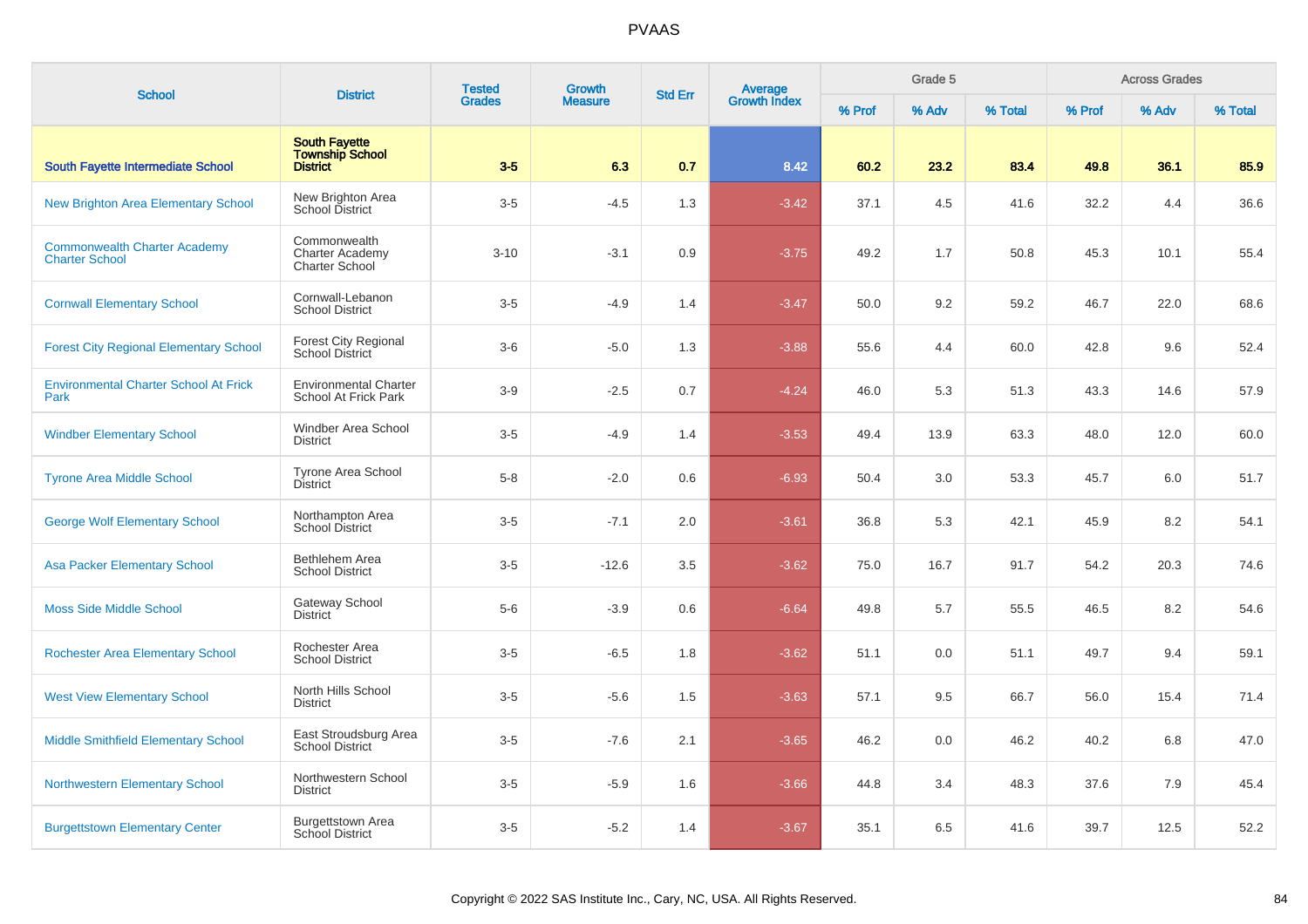# PVAAS

| School | District | Tested Grades | Growth Measure | Std Err | Average Growth Index | Grade 5 | | | Across Grades | | |
|---|---|---|---|---|---|---|---|---|---|---|---|
| | | | | | | % Prof | % Adv | % Total | % Prof | % Adv | % Total |
| **South Fayette Intermediate School** | **South Fayette Township School District** | **3-5** | **6.3** | **0.7** | **8.42** | **60.2** | **23.2** | **83.4** | **49.8** | **36.1** | **85.9** |
| New Brighton Area Elementary School | New Brighton Area School District | 3-5 | -4.5 | 1.3 | -3.42 | 37.1 | 4.5 | 41.6 | 32.2 | 4.4 | 36.6 |
| Commonwealth Charter Academy Charter School | Commonwealth Charter Academy Charter School | 3-10 | -3.1 | 0.9 | -3.75 | 49.2 | 1.7 | 50.8 | 45.3 | 10.1 | 55.4 |
| Cornwall Elementary School | Cornwall-Lebanon School District | 3-5 | -4.9 | 1.4 | -3.47 | 50.0 | 9.2 | 59.2 | 46.7 | 22.0 | 68.6 |
| Forest City Regional Elementary School | Forest City Regional School District | 3-6 | -5.0 | 1.3 | -3.88 | 55.6 | 4.4 | 60.0 | 42.8 | 9.6 | 52.4 |
| Environmental Charter School At Frick Park | Environmental Charter School At Frick Park | 3-9 | -2.5 | 0.7 | -4.24 | 46.0 | 5.3 | 51.3 | 43.3 | 14.6 | 57.9 |
| Windber Elementary School | Windber Area School District | 3-5 | -4.9 | 1.4 | -3.53 | 49.4 | 13.9 | 63.3 | 48.0 | 12.0 | 60.0 |
| Tyrone Area Middle School | Tyrone Area School District | 5-8 | -2.0 | 0.6 | -6.93 | 50.4 | 3.0 | 53.3 | 45.7 | 6.0 | 51.7 |
| George Wolf Elementary School | Northampton Area School District | 3-5 | -7.1 | 2.0 | -3.61 | 36.8 | 5.3 | 42.1 | 45.9 | 8.2 | 54.1 |
| Asa Packer Elementary School | Bethlehem Area School District | 3-5 | -12.6 | 3.5 | -3.62 | 75.0 | 16.7 | 91.7 | 54.2 | 20.3 | 74.6 |
| Moss Side Middle School | Gateway School District | 5-6 | -3.9 | 0.6 | -6.64 | 49.8 | 5.7 | 55.5 | 46.5 | 8.2 | 54.6 |
| Rochester Area Elementary School | Rochester Area School District | 3-5 | -6.5 | 1.8 | -3.62 | 51.1 | 0.0 | 51.1 | 49.7 | 9.4 | 59.1 |
| West View Elementary School | North Hills School District | 3-5 | -5.6 | 1.5 | -3.63 | 57.1 | 9.5 | 66.7 | 56.0 | 15.4 | 71.4 |
| Middle Smithfield Elementary School | East Stroudsburg Area School District | 3-5 | -7.6 | 2.1 | -3.65 | 46.2 | 0.0 | 46.2 | 40.2 | 6.8 | 47.0 |
| Northwestern Elementary School | Northwestern School District | 3-5 | -5.9 | 1.6 | -3.66 | 44.8 | 3.4 | 48.3 | 37.6 | 7.9 | 45.4 |
| Burgettstown Elementary Center | Burgettstown Area School District | 3-5 | -5.2 | 1.4 | -3.67 | 35.1 | 6.5 | 41.6 | 39.7 | 12.5 | 52.2 |

Copyright © 2022 SAS Institute Inc., Cary, NC, USA. All Rights Reserved.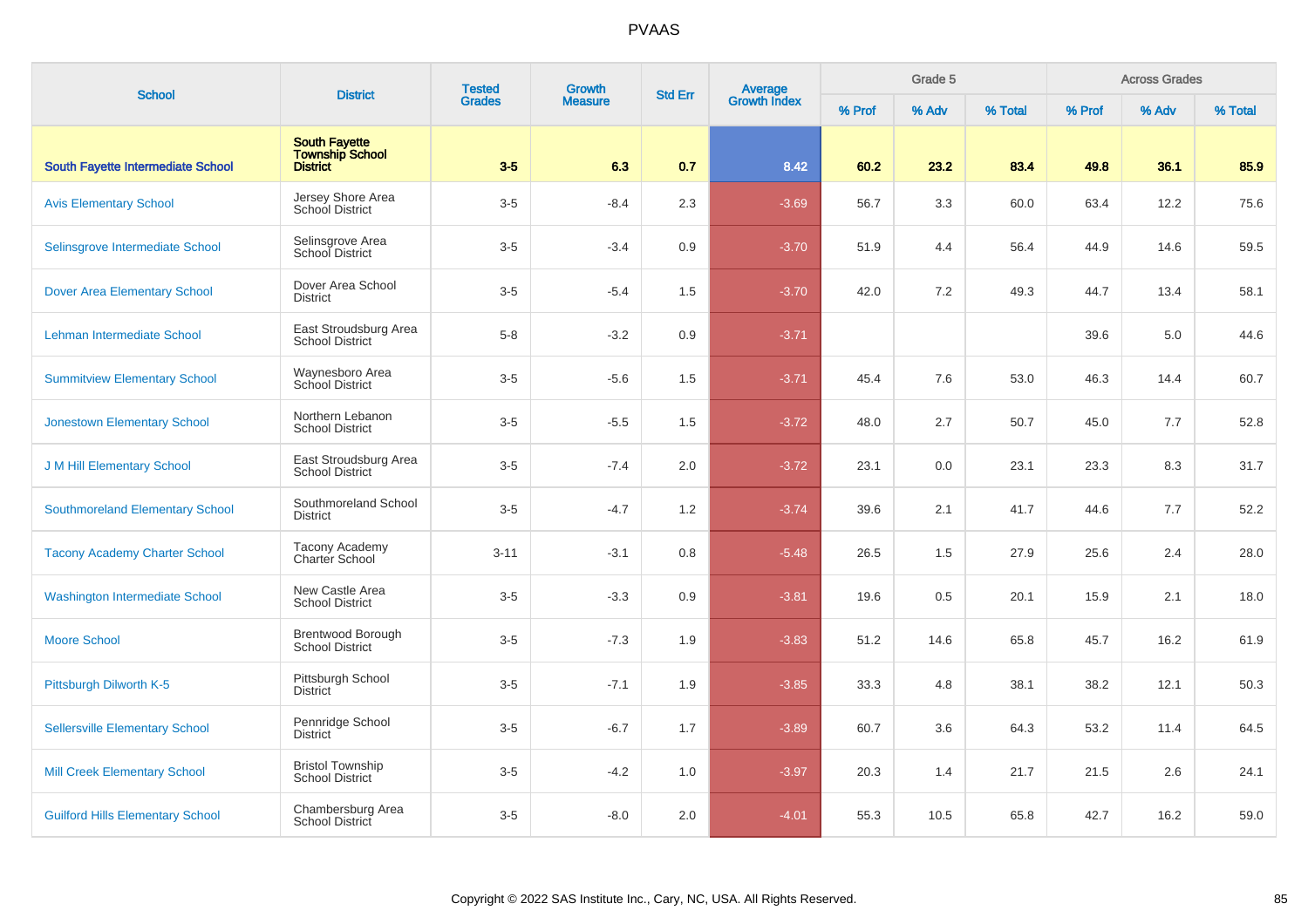# PVAAS

| School | District | Tested Grades | Growth Measure | Std Err | Average Growth Index | Grade 5 | | | Across Grades | | |
|---|---|---|---|---|---|---|---|---|---|---|---|
| | | | | | | % Prof | % Adv | % Total | % Prof | % Adv | % Total |
| **South Fayette Intermediate School** | **South Fayette Township School District** | **3-5** | **6.3** | **0.7** | **8.42** | **60.2** | **23.2** | **83.4** | **49.8** | **36.1** | **85.9** |
| Avis Elementary School | Jersey Shore Area School District | 3-5 | -8.4 | 2.3 | -3.69 | 56.7 | 3.3 | 60.0 | 63.4 | 12.2 | 75.6 |
| Selinsgrove Intermediate School | Selinsgrove Area School District | 3-5 | -3.4 | 0.9 | -3.70 | 51.9 | 4.4 | 56.4 | 44.9 | 14.6 | 59.5 |
| Dover Area Elementary School | Dover Area School District | 3-5 | -5.4 | 1.5 | -3.70 | 42.0 | 7.2 | 49.3 | 44.7 | 13.4 | 58.1 |
| Lehman Intermediate School | East Stroudsburg Area School District | 5-8 | -3.2 | 0.9 | -3.71 | | | | 39.6 | 5.0 | 44.6 |
| Summitview Elementary School | Waynesboro Area School District | 3-5 | -5.6 | 1.5 | -3.71 | 45.4 | 7.6 | 53.0 | 46.3 | 14.4 | 60.7 |
| Jonestown Elementary School | Northern Lebanon School District | 3-5 | -5.5 | 1.5 | -3.72 | 48.0 | 2.7 | 50.7 | 45.0 | 7.7 | 52.8 |
| J M Hill Elementary School | East Stroudsburg Area School District | 3-5 | -7.4 | 2.0 | -3.72 | 23.1 | 0.0 | 23.1 | 23.3 | 8.3 | 31.7 |
| Southmoreland Elementary School | Southmoreland School District | 3-5 | -4.7 | 1.2 | -3.74 | 39.6 | 2.1 | 41.7 | 44.6 | 7.7 | 52.2 |
| Tacony Academy Charter School | Tacony Academy Charter School | 3-11 | -3.1 | 0.8 | -5.48 | 26.5 | 1.5 | 27.9 | 25.6 | 2.4 | 28.0 |
| Washington Intermediate School | New Castle Area School District | 3-5 | -3.3 | 0.9 | -3.81 | 19.6 | 0.5 | 20.1 | 15.9 | 2.1 | 18.0 |
| Moore School | Brentwood Borough School District | 3-5 | -7.3 | 1.9 | -3.83 | 51.2 | 14.6 | 65.8 | 45.7 | 16.2 | 61.9 |
| Pittsburgh Dilworth K-5 | Pittsburgh School District | 3-5 | -7.1 | 1.9 | -3.85 | 33.3 | 4.8 | 38.1 | 38.2 | 12.1 | 50.3 |
| Sellersville Elementary School | Pennridge School District | 3-5 | -6.7 | 1.7 | -3.89 | 60.7 | 3.6 | 64.3 | 53.2 | 11.4 | 64.5 |
| Mill Creek Elementary School | Bristol Township School District | 3-5 | -4.2 | 1.0 | -3.97 | 20.3 | 1.4 | 21.7 | 21.5 | 2.6 | 24.1 |
| Guilford Hills Elementary School | Chambersburg Area School District | 3-5 | -8.0 | 2.0 | -4.01 | 55.3 | 10.5 | 65.8 | 42.7 | 16.2 | 59.0 |

Copyright © 2022 SAS Institute Inc., Cary, NC, USA. All Rights Reserved.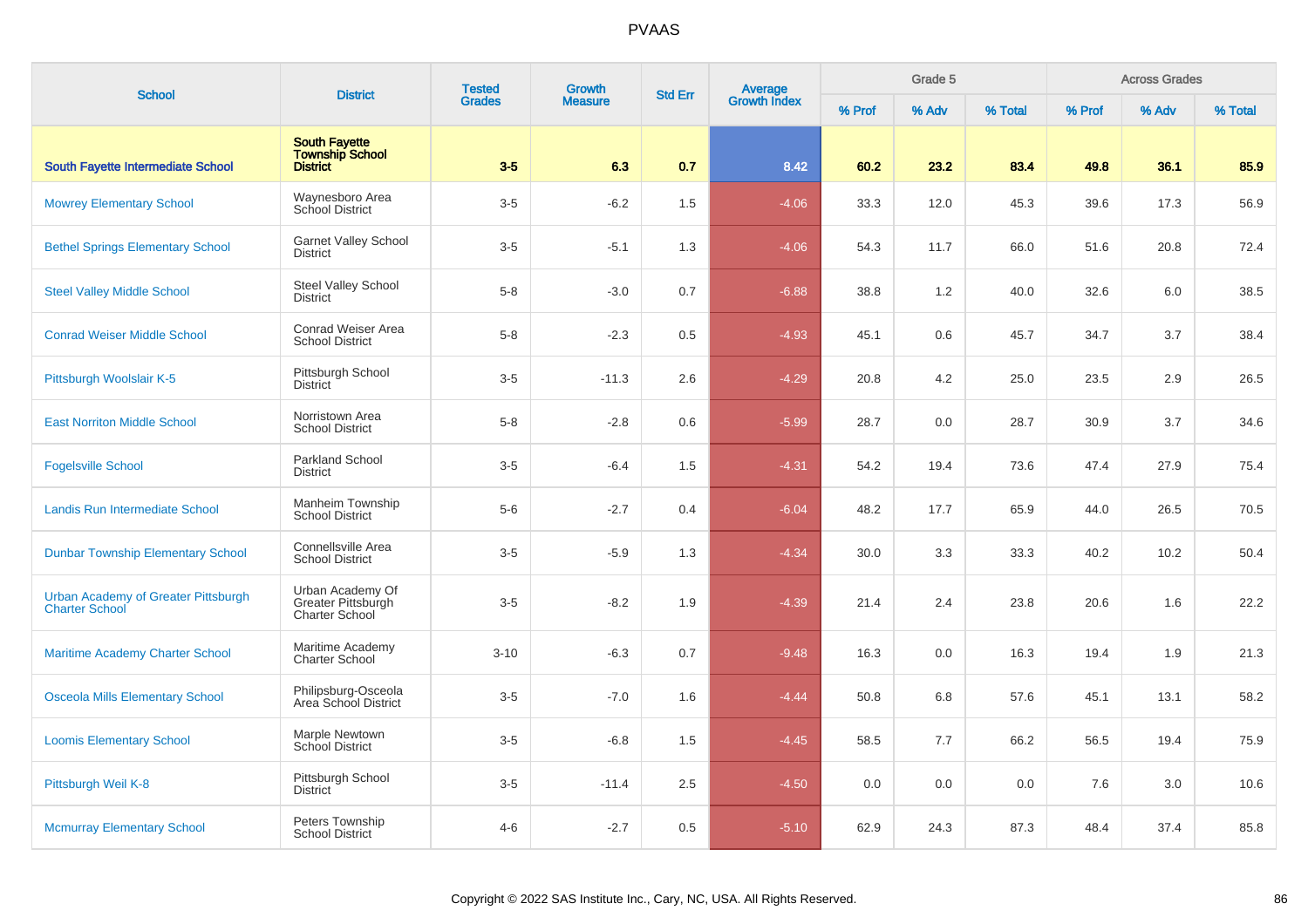# PVAAS

| School | District | Tested Grades | Growth Measure | Std Err | Average Growth Index | Grade 5 | | | Across Grades | | |
|---|---|---|---|---|---|---|---|---|---|---|---|
| | | | | | | % Prof | % Adv | % Total | % Prof | % Adv | % Total |
| **South Fayette Intermediate School** | **South Fayette Township School District** | **3-5** | **6.3** | **0.7** | **8.42** | **60.2** | **23.2** | **83.4** | **49.8** | **36.1** | **85.9** |
| Mowrey Elementary School | Waynesboro Area School District | 3-5 | -6.2 | 1.5 | -4.06 | 33.3 | 12.0 | 45.3 | 39.6 | 17.3 | 56.9 |
| Bethel Springs Elementary School | Garnet Valley School District | 3-5 | -5.1 | 1.3 | -4.06 | 54.3 | 11.7 | 66.0 | 51.6 | 20.8 | 72.4 |
| Steel Valley Middle School | Steel Valley School District | 5-8 | -3.0 | 0.7 | -6.88 | 38.8 | 1.2 | 40.0 | 32.6 | 6.0 | 38.5 |
| Conrad Weiser Middle School | Conrad Weiser Area School District | 5-8 | -2.3 | 0.5 | -4.93 | 45.1 | 0.6 | 45.7 | 34.7 | 3.7 | 38.4 |
| Pittsburgh Woolslair K-5 | Pittsburgh School District | 3-5 | -11.3 | 2.6 | -4.29 | 20.8 | 4.2 | 25.0 | 23.5 | 2.9 | 26.5 |
| East Norriton Middle School | Norristown Area School District | 5-8 | -2.8 | 0.6 | -5.99 | 28.7 | 0.0 | 28.7 | 30.9 | 3.7 | 34.6 |
| Fogelsville School | Parkland School District | 3-5 | -6.4 | 1.5 | -4.31 | 54.2 | 19.4 | 73.6 | 47.4 | 27.9 | 75.4 |
| Landis Run Intermediate School | Manheim Township School District | 5-6 | -2.7 | 0.4 | -6.04 | 48.2 | 17.7 | 65.9 | 44.0 | 26.5 | 70.5 |
| Dunbar Township Elementary School | Connellsville Area School District | 3-5 | -5.9 | 1.3 | -4.34 | 30.0 | 3.3 | 33.3 | 40.2 | 10.2 | 50.4 |
| Urban Academy of Greater Pittsburgh Charter School | Urban Academy Of Greater Pittsburgh Charter School | 3-5 | -8.2 | 1.9 | -4.39 | 21.4 | 2.4 | 23.8 | 20.6 | 1.6 | 22.2 |
| Maritime Academy Charter School | Maritime Academy Charter School | 3-10 | -6.3 | 0.7 | -9.48 | 16.3 | 0.0 | 16.3 | 19.4 | 1.9 | 21.3 |
| Osceola Mills Elementary School | Philipsburg-Osceola Area School District | 3-5 | -7.0 | 1.6 | -4.44 | 50.8 | 6.8 | 57.6 | 45.1 | 13.1 | 58.2 |
| Loomis Elementary School | Marple Newtown School District | 3-5 | -6.8 | 1.5 | -4.45 | 58.5 | 7.7 | 66.2 | 56.5 | 19.4 | 75.9 |
| Pittsburgh Weil K-8 | Pittsburgh School District | 3-5 | -11.4 | 2.5 | -4.50 | 0.0 | 0.0 | 0.0 | 7.6 | 3.0 | 10.6 |
| Mcmurray Elementary School | Peters Township School District | 4-6 | -2.7 | 0.5 | -5.10 | 62.9 | 24.3 | 87.3 | 48.4 | 37.4 | 85.8 |

Copyright © 2022 SAS Institute Inc., Cary, NC, USA. All Rights Reserved.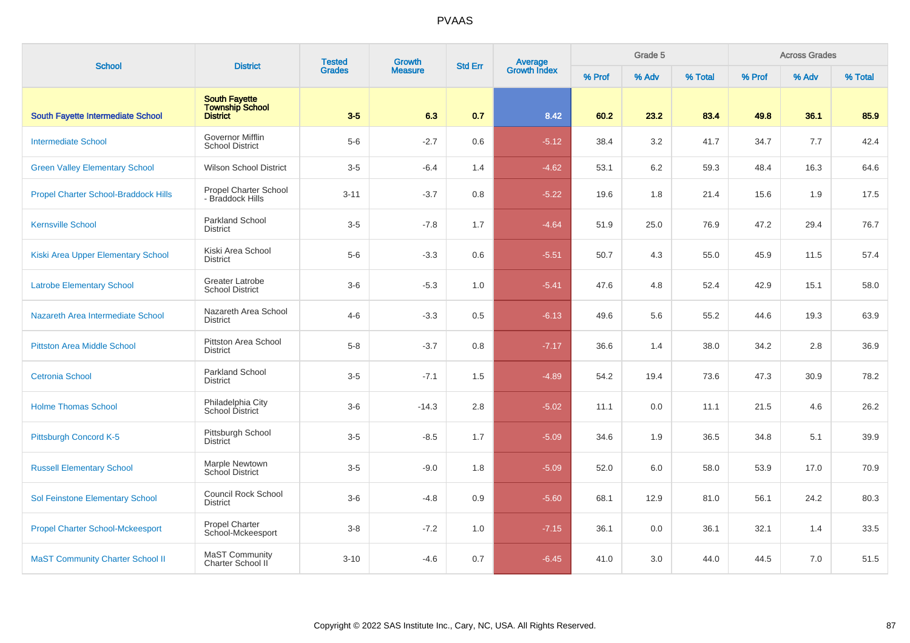# PVAAS

| School | District | Tested Grades | Growth Measure | Std Err | Average Growth Index | Grade 5 | | | Across Grades | | |
|---|---|---|---|---|---|---|---|---|---|---|---|
| | | | | | | % Prof | % Adv | % Total | % Prof | % Adv | % Total |
| **South Fayette Intermediate School** | **South Fayette Township School District** | **3-5** | **6.3** | **0.7** | **8.42** | **60.2** | **23.2** | **83.4** | **49.8** | **36.1** | **85.9** |
| Intermediate School | Governor Mifflin School District | 5-6 | -2.7 | 0.6 | -5.12 | 38.4 | 3.2 | 41.7 | 34.7 | 7.7 | 42.4 |
| Green Valley Elementary School | Wilson School District | 3-5 | -6.4 | 1.4 | -4.62 | 53.1 | 6.2 | 59.3 | 48.4 | 16.3 | 64.6 |
| Propel Charter School-Braddock Hills | Propel Charter School - Braddock Hills | 3-11 | -3.7 | 0.8 | -5.22 | 19.6 | 1.8 | 21.4 | 15.6 | 1.9 | 17.5 |
| Kernsville School | Parkland School District | 3-5 | -7.8 | 1.7 | -4.64 | 51.9 | 25.0 | 76.9 | 47.2 | 29.4 | 76.7 |
| Kiski Area Upper Elementary School | Kiski Area School District | 5-6 | -3.3 | 0.6 | -5.51 | 50.7 | 4.3 | 55.0 | 45.9 | 11.5 | 57.4 |
| Latrobe Elementary School | Greater Latrobe School District | 3-6 | -5.3 | 1.0 | -5.41 | 47.6 | 4.8 | 52.4 | 42.9 | 15.1 | 58.0 |
| Nazareth Area Intermediate School | Nazareth Area School District | 4-6 | -3.3 | 0.5 | -6.13 | 49.6 | 5.6 | 55.2 | 44.6 | 19.3 | 63.9 |
| Pittston Area Middle School | Pittston Area School District | 5-8 | -3.7 | 0.8 | -7.17 | 36.6 | 1.4 | 38.0 | 34.2 | 2.8 | 36.9 |
| Cetronia School | Parkland School District | 3-5 | -7.1 | 1.5 | -4.89 | 54.2 | 19.4 | 73.6 | 47.3 | 30.9 | 78.2 |
| Holme Thomas School | Philadelphia City School District | 3-6 | -14.3 | 2.8 | -5.02 | 11.1 | 0.0 | 11.1 | 21.5 | 4.6 | 26.2 |
| Pittsburgh Concord K-5 | Pittsburgh School District | 3-5 | -8.5 | 1.7 | -5.09 | 34.6 | 1.9 | 36.5 | 34.8 | 5.1 | 39.9 |
| Russell Elementary School | Marple Newtown School District | 3-5 | -9.0 | 1.8 | -5.09 | 52.0 | 6.0 | 58.0 | 53.9 | 17.0 | 70.9 |
| Sol Feinstone Elementary School | Council Rock School District | 3-6 | -4.8 | 0.9 | -5.60 | 68.1 | 12.9 | 81.0 | 56.1 | 24.2 | 80.3 |
| Propel Charter School-Mckeesport | Propel Charter School-Mckeesport | 3-8 | -7.2 | 1.0 | -7.15 | 36.1 | 0.0 | 36.1 | 32.1 | 1.4 | 33.5 |
| MaST Community Charter School II | MaST Community Charter School II | 3-10 | -4.6 | 0.7 | -6.45 | 41.0 | 3.0 | 44.0 | 44.5 | 7.0 | 51.5 |

Copyright © 2022 SAS Institute Inc., Cary, NC, USA. All Rights Reserved.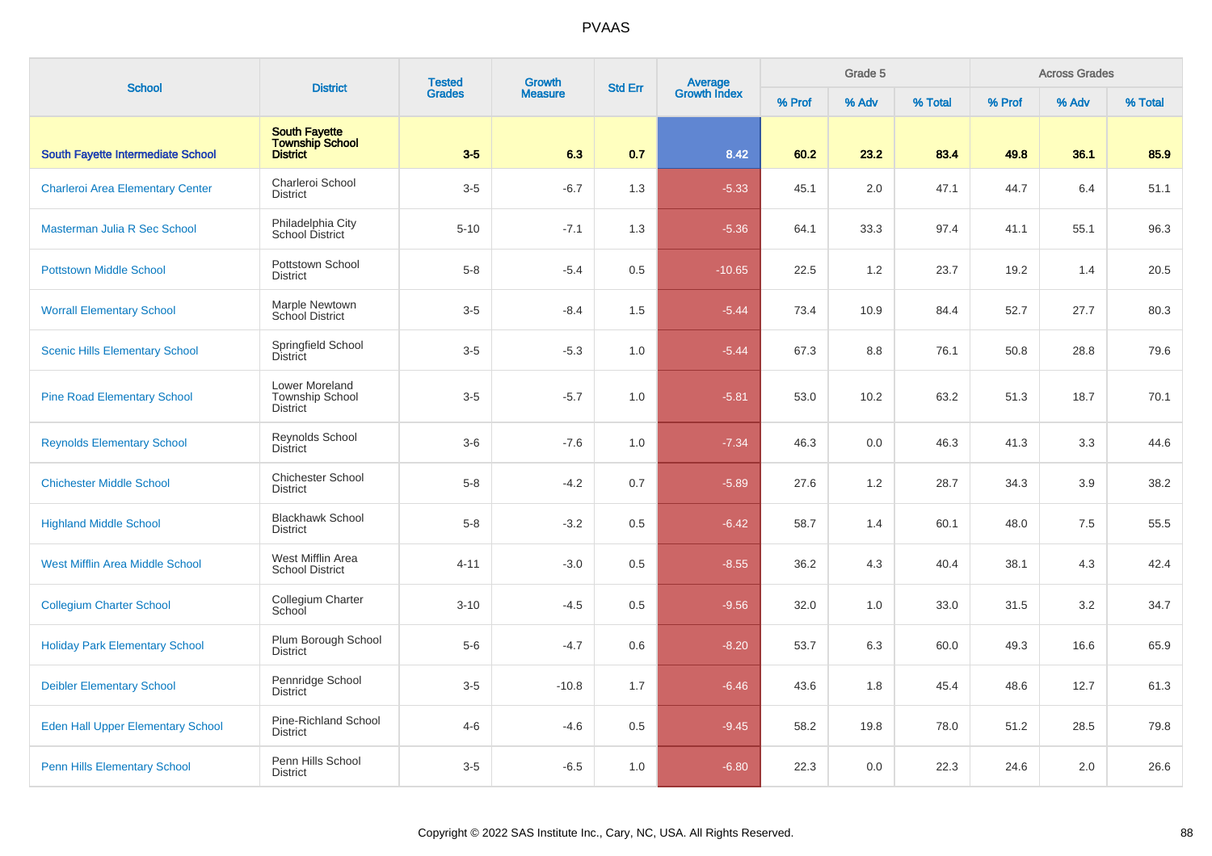# PVAAS

| School | District | Tested Grades | Growth Measure | Std Err | Average Growth Index | Grade 5 | | | Across Grades | | |
|---|---|---|---|---|---|---|---|---|---|---|---|
| | | | | | | % Prof | % Adv | % Total | % Prof | % Adv | % Total |
| **South Fayette Intermediate School** | **South Fayette Township School District** | **3-5** | **6.3** | **0.7** | **8.42** | **60.2** | **23.2** | **83.4** | **49.8** | **36.1** | **85.9** |
| Charleroi Area Elementary Center | Charleroi School District | 3-5 | -6.7 | 1.3 | -5.33 | 45.1 | 2.0 | 47.1 | 44.7 | 6.4 | 51.1 |
| Masterman Julia R Sec School | Philadelphia City School District | 5-10 | -7.1 | 1.3 | -5.36 | 64.1 | 33.3 | 97.4 | 41.1 | 55.1 | 96.3 |
| Pottstown Middle School | Pottstown School District | 5-8 | -5.4 | 0.5 | -10.65 | 22.5 | 1.2 | 23.7 | 19.2 | 1.4 | 20.5 |
| Worrall Elementary School | Marple Newtown School District | 3-5 | -8.4 | 1.5 | -5.44 | 73.4 | 10.9 | 84.4 | 52.7 | 27.7 | 80.3 |
| Scenic Hills Elementary School | Springfield School District | 3-5 | -5.3 | 1.0 | -5.44 | 67.3 | 8.8 | 76.1 | 50.8 | 28.8 | 79.6 |
| Pine Road Elementary School | Lower Moreland Township School District | 3-5 | -5.7 | 1.0 | -5.81 | 53.0 | 10.2 | 63.2 | 51.3 | 18.7 | 70.1 |
| Reynolds Elementary School | Reynolds School District | 3-6 | -7.6 | 1.0 | -7.34 | 46.3 | 0.0 | 46.3 | 41.3 | 3.3 | 44.6 |
| Chichester Middle School | Chichester School District | 5-8 | -4.2 | 0.7 | -5.89 | 27.6 | 1.2 | 28.7 | 34.3 | 3.9 | 38.2 |
| Highland Middle School | Blackhawk School District | 5-8 | -3.2 | 0.5 | -6.42 | 58.7 | 1.4 | 60.1 | 48.0 | 7.5 | 55.5 |
| West Mifflin Area Middle School | West Mifflin Area School District | 4-11 | -3.0 | 0.5 | -8.55 | 36.2 | 4.3 | 40.4 | 38.1 | 4.3 | 42.4 |
| Collegium Charter School | Collegium Charter School | 3-10 | -4.5 | 0.5 | -9.56 | 32.0 | 1.0 | 33.0 | 31.5 | 3.2 | 34.7 |
| Holiday Park Elementary School | Plum Borough School District | 5-6 | -4.7 | 0.6 | -8.20 | 53.7 | 6.3 | 60.0 | 49.3 | 16.6 | 65.9 |
| Deibler Elementary School | Pennridge School District | 3-5 | -10.8 | 1.7 | -6.46 | 43.6 | 1.8 | 45.4 | 48.6 | 12.7 | 61.3 |
| Eden Hall Upper Elementary School | Pine-Richland School District | 4-6 | -4.6 | 0.5 | -9.45 | 58.2 | 19.8 | 78.0 | 51.2 | 28.5 | 79.8 |
| Penn Hills Elementary School | Penn Hills School District | 3-5 | -6.5 | 1.0 | -6.80 | 22.3 | 0.0 | 22.3 | 24.6 | 2.0 | 26.6 |

Copyright © 2022 SAS Institute Inc., Cary, NC, USA. All Rights Reserved.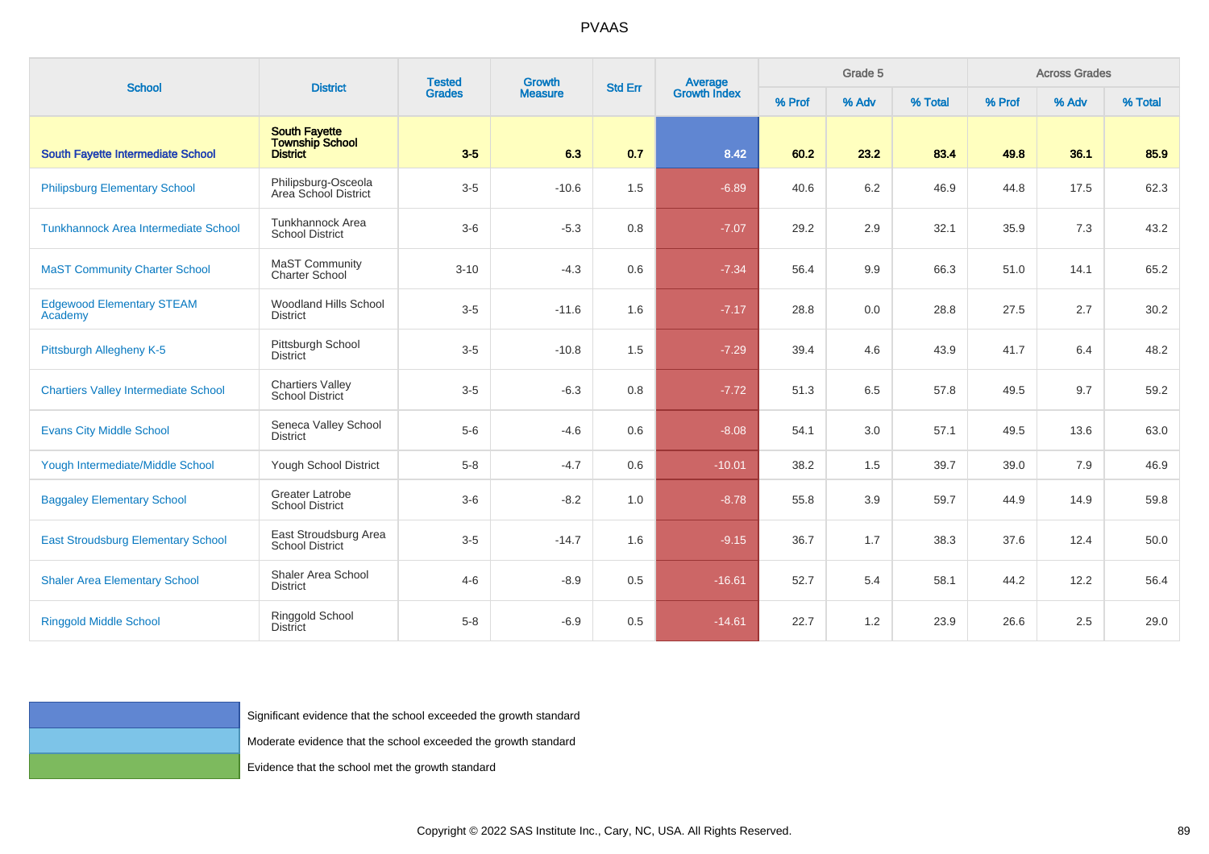# PVAAS

| School | District | Tested Grades | Growth Measure | Std Err | Average Growth Index | Grade 5 | | | Across Grades | | |
|---|---|---|---|---|---|---|---|---|---|---|---|
| | | | | | | % Prof | % Adv | % Total | % Prof | % Adv | % Total |
| **South Fayette Intermediate School** | **South Fayette Township School District** | **3-5** | **6.3** | **0.7** | **8.42** | **60.2** | **23.2** | **83.4** | **49.8** | **36.1** | **85.9** |
| Philipsburg Elementary School | Philipsburg-Osceola Area School District | 3-5 | -10.6 | 1.5 | -6.89 | 40.6 | 6.2 | 46.9 | 44.8 | 17.5 | 62.3 |
| Tunkhannock Area Intermediate School | Tunkhannock Area School District | 3-6 | -5.3 | 0.8 | -7.07 | 29.2 | 2.9 | 32.1 | 35.9 | 7.3 | 43.2 |
| MaST Community Charter School | MaST Community Charter School | 3-10 | -4.3 | 0.6 | -7.34 | 56.4 | 9.9 | 66.3 | 51.0 | 14.1 | 65.2 |
| Edgewood Elementary STEAM Academy | Woodland Hills School District | 3-5 | -11.6 | 1.6 | -7.17 | 28.8 | 0.0 | 28.8 | 27.5 | 2.7 | 30.2 |
| Pittsburgh Allegheny K-5 | Pittsburgh School District | 3-5 | -10.8 | 1.5 | -7.29 | 39.4 | 4.6 | 43.9 | 41.7 | 6.4 | 48.2 |
| Chartiers Valley Intermediate School | Chartiers Valley School District | 3-5 | -6.3 | 0.8 | -7.72 | 51.3 | 6.5 | 57.8 | 49.5 | 9.7 | 59.2 |
| Evans City Middle School | Seneca Valley School District | 5-6 | -4.6 | 0.6 | -8.08 | 54.1 | 3.0 | 57.1 | 49.5 | 13.6 | 63.0 |
| Yough Intermediate/Middle School | Yough School District | 5-8 | -4.7 | 0.6 | -10.01 | 38.2 | 1.5 | 39.7 | 39.0 | 7.9 | 46.9 |
| Baggaley Elementary School | Greater Latrobe School District | 3-6 | -8.2 | 1.0 | -8.78 | 55.8 | 3.9 | 59.7 | 44.9 | 14.9 | 59.8 |
| East Stroudsburg Elementary School | East Stroudsburg Area School District | 3-5 | -14.7 | 1.6 | -9.15 | 36.7 | 1.7 | 38.3 | 37.6 | 12.4 | 50.0 |
| Shaler Area Elementary School | Shaler Area School District | 4-6 | -8.9 | 0.5 | -16.61 | 52.7 | 5.4 | 58.1 | 44.2 | 12.2 | 56.4 |
| Ringgold Middle School | Ringgold School District | 5-8 | -6.9 | 0.5 | -14.61 | 22.7 | 1.2 | 23.9 | 26.6 | 2.5 | 29.0 |

- Significant evidence that the school exceeded the growth standard
- Moderate evidence that the school exceeded the growth standard
- Evidence that the school met the growth standard

Copyright © 2022 SAS Institute Inc., Cary, NC, USA. All Rights Reserved.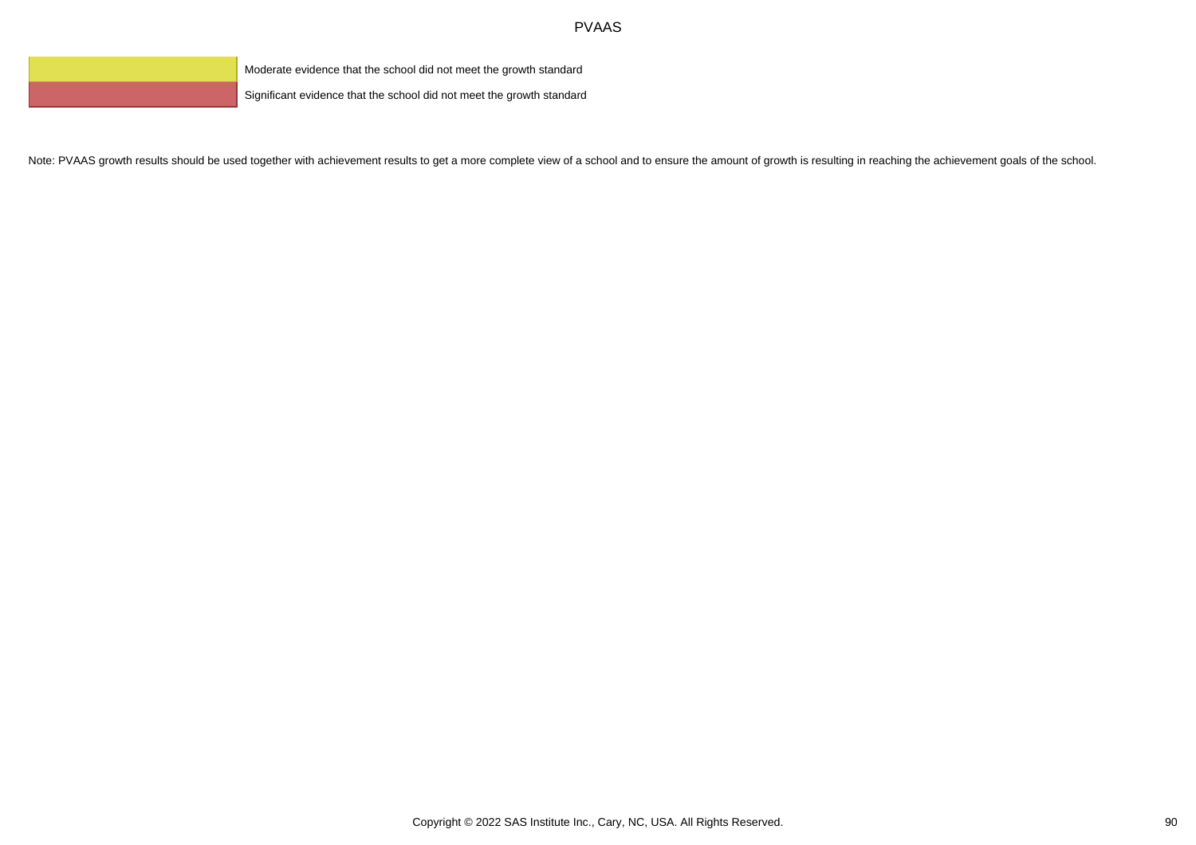Moderate evidence that the school did not meet the growth standard

Significant evidence that the school did not meet the growth standard

Note: PVAAS growth results should be used together with achievement results to get a more complete view of a school and to ensure the amount of growth is resulting in reaching the achievement goals of the school.